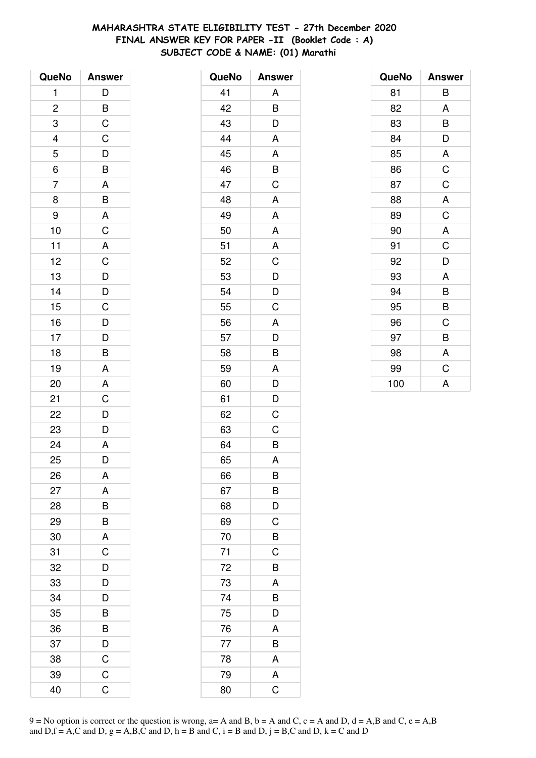# MAHARASHTRA STATE ELIGIBILITY TEST - 27th December 2020
## FINAL ANSWER KEY FOR PAPER -II (Booklet Code : A)
### SUBJECT CODE & NAME: (01) Marathi

| QueNo | Answer |
|---|---|
| 1 | D |
| 2 | B |
| 3 | C |
| 4 | C |
| 5 | D |
| 6 | B |
| 7 | A |
| 8 | B |
| 9 | A |
| 10 | C |
| 11 | A |
| 12 | C |
| 13 | D |
| 14 | D |
| 15 | C |
| 16 | D |
| 17 | D |
| 18 | B |
| 19 | A |
| 20 | A |
| 21 | C |
| 22 | D |
| 23 | D |
| 24 | A |
| 25 | D |
| 26 | A |
| 27 | A |
| 28 | B |
| 29 | B |
| 30 | A |
| 31 | C |
| 32 | D |
| 33 | D |
| 34 | D |
| 35 | B |
| 36 | B |
| 37 | D |
| 38 | C |
| 39 | C |
| 40 | C |

| QueNo | Answer |
|---|---|
| 41 | A |
| 42 | B |
| 43 | D |
| 44 | A |
| 45 | A |
| 46 | B |
| 47 | C |
| 48 | A |
| 49 | A |
| 50 | A |
| 51 | A |
| 52 | C |
| 53 | D |
| 54 | D |
| 55 | C |
| 56 | A |
| 57 | D |
| 58 | B |
| 59 | A |
| 60 | D |
| 61 | D |
| 62 | C |
| 63 | C |
| 64 | B |
| 65 | A |
| 66 | B |
| 67 | B |
| 68 | D |
| 69 | C |
| 70 | B |
| 71 | C |
| 72 | B |
| 73 | A |
| 74 | B |
| 75 | D |
| 76 | A |
| 77 | B |
| 78 | A |
| 79 | A |
| 80 | C |

| QueNo | Answer |
|---|---|
| 81 | B |
| 82 | A |
| 83 | B |
| 84 | D |
| 85 | A |
| 86 | C |
| 87 | C |
| 88 | A |
| 89 | C |
| 90 | A |
| 91 | C |
| 92 | D |
| 93 | A |
| 94 | B |
| 95 | B |
| 96 | C |
| 97 | B |
| 98 | A |
| 99 | C |
| 100 | A |

9 = No option is correct or the question is wrong, a= A and B, b = A and C, c = A and D, d = A,B and C, e = A,B and D,f = A,C and D, g = A,B,C and D, h = B and C, i = B and D, j = B,C and D, k = C and D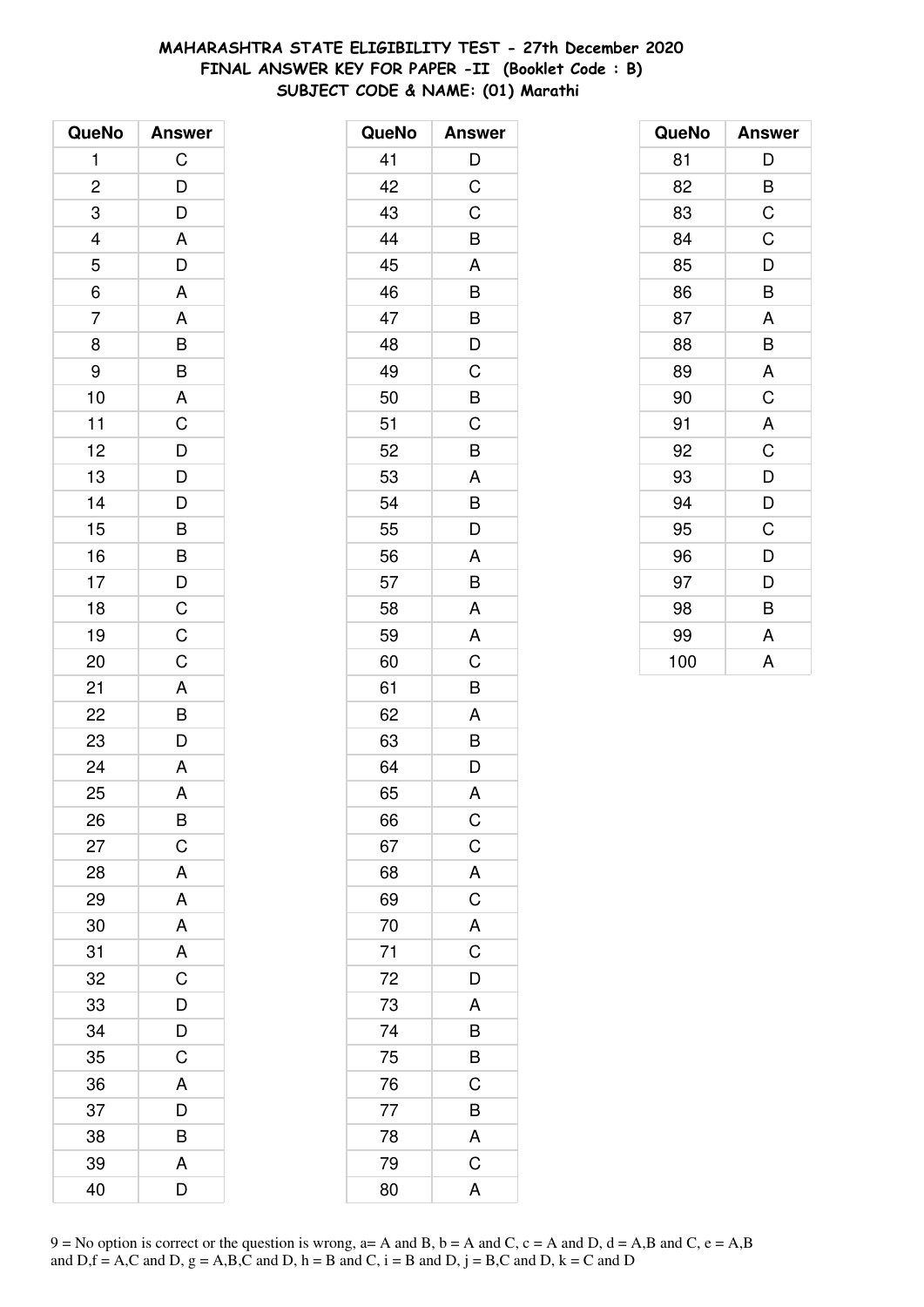# MAHARASHTRA STATE ELIGIBILITY TEST - 27th December 2020
## FINAL ANSWER KEY FOR PAPER -II (Booklet Code : B)
### SUBJECT CODE & NAME: (01) Marathi

| QueNo | Answer |
|---|---|
| 1 | C |
| 2 | D |
| 3 | D |
| 4 | A |
| 5 | D |
| 6 | A |
| 7 | A |
| 8 | B |
| 9 | B |
| 10 | A |
| 11 | C |
| 12 | D |
| 13 | D |
| 14 | D |
| 15 | B |
| 16 | B |
| 17 | D |
| 18 | C |
| 19 | C |
| 20 | C |
| 21 | A |
| 22 | B |
| 23 | D |
| 24 | A |
| 25 | A |
| 26 | B |
| 27 | C |
| 28 | A |
| 29 | A |
| 30 | A |
| 31 | A |
| 32 | C |
| 33 | D |
| 34 | D |
| 35 | C |
| 36 | A |
| 37 | D |
| 38 | B |
| 39 | A |
| 40 | D |

| QueNo | Answer |
|---|---|
| 41 | D |
| 42 | C |
| 43 | C |
| 44 | B |
| 45 | A |
| 46 | B |
| 47 | B |
| 48 | D |
| 49 | C |
| 50 | B |
| 51 | C |
| 52 | B |
| 53 | A |
| 54 | B |
| 55 | D |
| 56 | A |
| 57 | B |
| 58 | A |
| 59 | A |
| 60 | C |
| 61 | B |
| 62 | A |
| 63 | B |
| 64 | D |
| 65 | A |
| 66 | C |
| 67 | C |
| 68 | A |
| 69 | C |
| 70 | A |
| 71 | C |
| 72 | D |
| 73 | A |
| 74 | B |
| 75 | B |
| 76 | C |
| 77 | B |
| 78 | A |
| 79 | C |
| 80 | A |

| QueNo | Answer |
|---|---|
| 81 | D |
| 82 | B |
| 83 | C |
| 84 | C |
| 85 | D |
| 86 | B |
| 87 | A |
| 88 | B |
| 89 | A |
| 90 | C |
| 91 | A |
| 92 | C |
| 93 | D |
| 94 | D |
| 95 | C |
| 96 | D |
| 97 | D |
| 98 | B |
| 99 | A |
| 100 | A |

9 = No option is correct or the question is wrong, a= A and B, b = A and C, c = A and D, d = A,B and C, e = A,B and D,f = A,C and D, g = A,B,C and D, h = B and C, i = B and D, j = B,C and D, k = C and D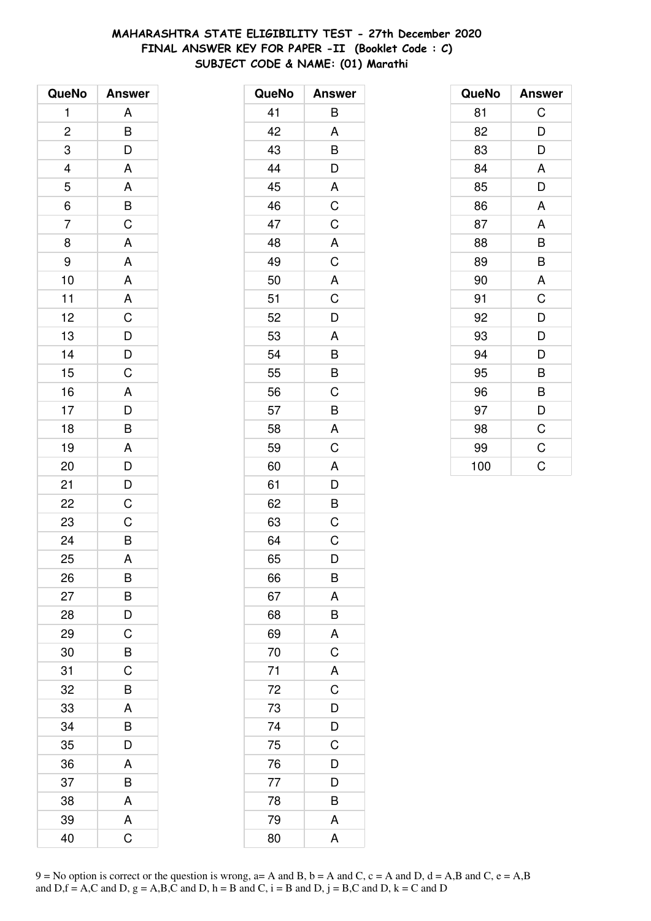# MAHARASHTRA STATE ELIGIBILITY TEST - 27th December 2020
## FINAL ANSWER KEY FOR PAPER -II (Booklet Code : C)
## SUBJECT CODE & NAME: (01) Marathi

| QueNo | Answer |
|---|---|
| 1 | A |
| 2 | B |
| 3 | D |
| 4 | A |
| 5 | A |
| 6 | B |
| 7 | C |
| 8 | A |
| 9 | A |
| 10 | A |
| 11 | A |
| 12 | C |
| 13 | D |
| 14 | D |
| 15 | C |
| 16 | A |
| 17 | D |
| 18 | B |
| 19 | A |
| 20 | D |
| 21 | D |
| 22 | C |
| 23 | C |
| 24 | B |
| 25 | A |
| 26 | B |
| 27 | B |
| 28 | D |
| 29 | C |
| 30 | B |
| 31 | C |
| 32 | B |
| 33 | A |
| 34 | B |
| 35 | D |
| 36 | A |
| 37 | B |
| 38 | A |
| 39 | A |
| 40 | C |
| 41 | B |
| 42 | A |
| 43 | B |
| 44 | D |
| 45 | A |
| 46 | C |
| 47 | C |
| 48 | A |
| 49 | C |
| 50 | A |
| 51 | C |
| 52 | D |
| 53 | A |
| 54 | B |
| 55 | B |
| 56 | C |
| 57 | B |
| 58 | A |
| 59 | C |
| 60 | A |
| 61 | D |
| 62 | B |
| 63 | C |
| 64 | C |
| 65 | D |
| 66 | B |
| 67 | A |
| 68 | B |
| 69 | A |
| 70 | C |
| 71 | A |
| 72 | C |
| 73 | D |
| 74 | D |
| 75 | C |
| 76 | D |
| 77 | D |
| 78 | B |
| 79 | A |
| 80 | A |
| 81 | C |
| 82 | D |
| 83 | D |
| 84 | A |
| 85 | D |
| 86 | A |
| 87 | A |
| 88 | B |
| 89 | B |
| 90 | A |
| 91 | C |
| 92 | D |
| 93 | D |
| 94 | D |
| 95 | B |
| 96 | B |
| 97 | D |
| 98 | C |
| 99 | C |
| 100 | C |

9 = No option is correct or the question is wrong, a= A and B, b = A and C, c = A and D, d = A,B and C, e = A,B and D,f = A,C and D, g = A,B,C and D, h = B and C, i = B and D, j = B,C and D, k = C and D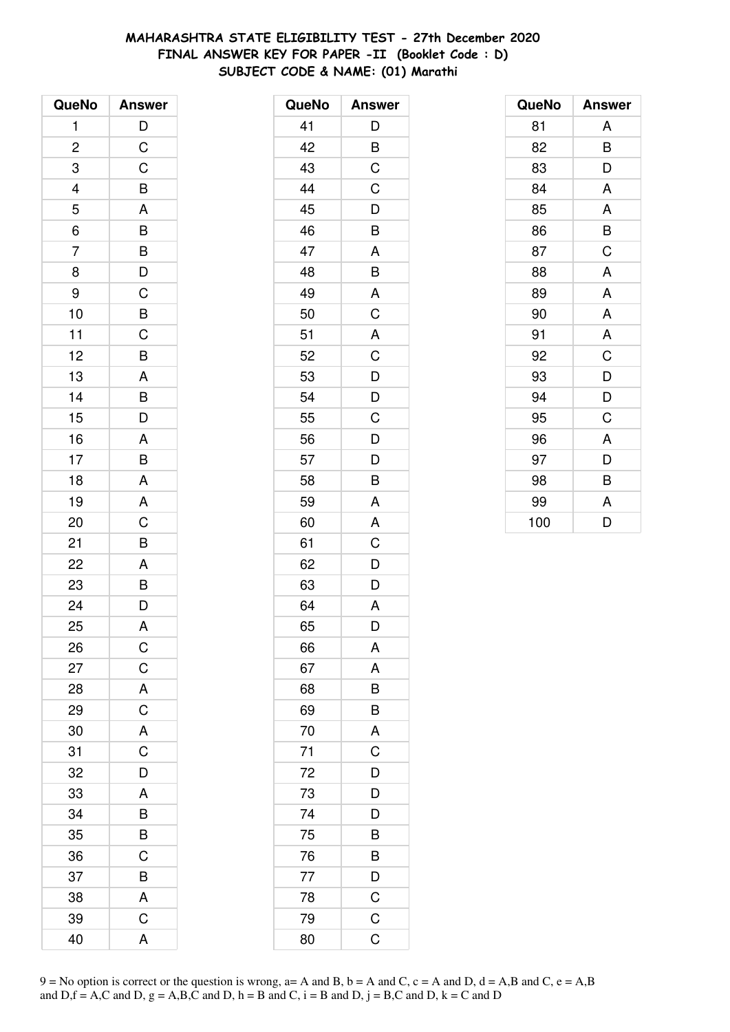# MAHARASHTRA STATE ELIGIBILITY TEST - 27th December 2020
## FINAL ANSWER KEY FOR PAPER -II (Booklet Code : D)
## SUBJECT CODE & NAME: (01) Marathi

| QueNo | Answer |
|---|---|
| 1 | D |
| 2 | C |
| 3 | C |
| 4 | B |
| 5 | A |
| 6 | B |
| 7 | B |
| 8 | D |
| 9 | C |
| 10 | B |
| 11 | C |
| 12 | B |
| 13 | A |
| 14 | B |
| 15 | D |
| 16 | A |
| 17 | B |
| 18 | A |
| 19 | A |
| 20 | C |
| 21 | B |
| 22 | A |
| 23 | B |
| 24 | D |
| 25 | A |
| 26 | C |
| 27 | C |
| 28 | A |
| 29 | C |
| 30 | A |
| 31 | C |
| 32 | D |
| 33 | A |
| 34 | B |
| 35 | B |
| 36 | C |
| 37 | B |
| 38 | A |
| 39 | C |
| 40 | A |

| QueNo | Answer |
|---|---|
| 41 | D |
| 42 | B |
| 43 | C |
| 44 | C |
| 45 | D |
| 46 | B |
| 47 | A |
| 48 | B |
| 49 | A |
| 50 | C |
| 51 | A |
| 52 | C |
| 53 | D |
| 54 | D |
| 55 | C |
| 56 | D |
| 57 | D |
| 58 | B |
| 59 | A |
| 60 | A |
| 61 | C |
| 62 | D |
| 63 | D |
| 64 | A |
| 65 | D |
| 66 | A |
| 67 | A |
| 68 | B |
| 69 | B |
| 70 | A |
| 71 | C |
| 72 | D |
| 73 | D |
| 74 | D |
| 75 | B |
| 76 | B |
| 77 | D |
| 78 | C |
| 79 | C |
| 80 | C |

| QueNo | Answer |
|---|---|
| 81 | A |
| 82 | B |
| 83 | D |
| 84 | A |
| 85 | A |
| 86 | B |
| 87 | C |
| 88 | A |
| 89 | A |
| 90 | A |
| 91 | A |
| 92 | C |
| 93 | D |
| 94 | D |
| 95 | C |
| 96 | A |
| 97 | D |
| 98 | B |
| 99 | A |
| 100 | D |

9 = No option is correct or the question is wrong, a= A and B, b = A and C, c = A and D, d = A,B and C, e = A,B and D,f = A,C and D, g = A,B,C and D, h = B and C, i = B and D, j = B,C and D, k = C and D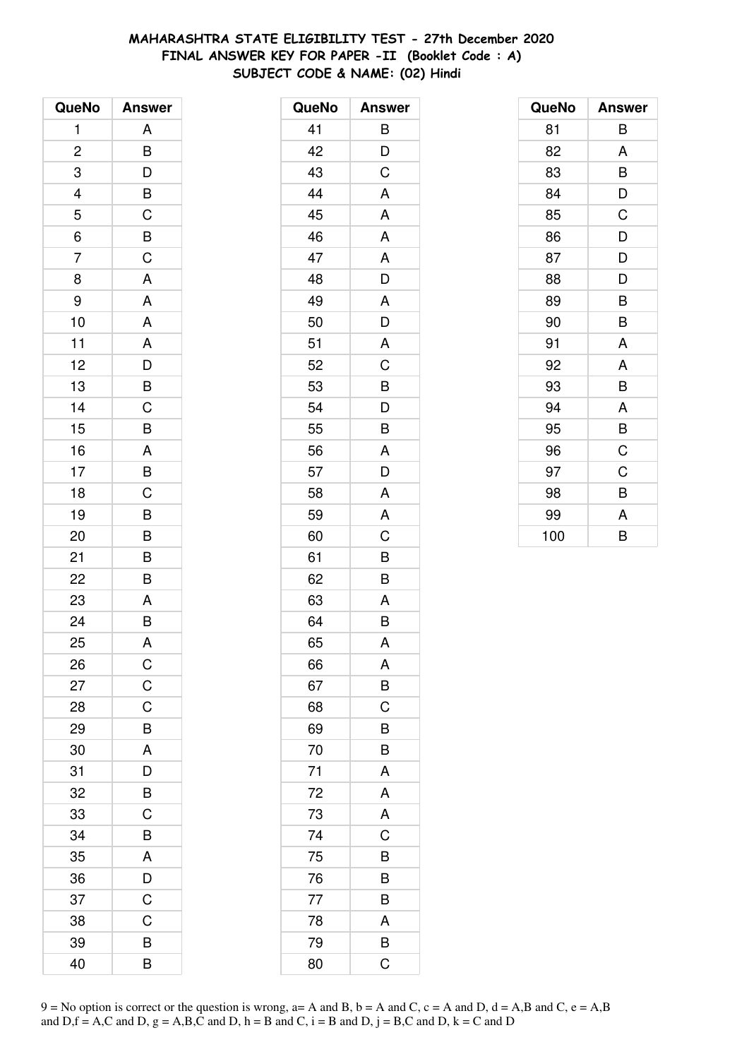# MAHARASHTRA STATE ELIGIBILITY TEST - 27th December 2020
## FINAL ANSWER KEY FOR PAPER -II (Booklet Code : A)
### SUBJECT CODE & NAME: (02) Hindi

| QueNo | Answer |
|---|---|
| 1 | A |
| 2 | B |
| 3 | D |
| 4 | B |
| 5 | C |
| 6 | B |
| 7 | C |
| 8 | A |
| 9 | A |
| 10 | A |
| 11 | A |
| 12 | D |
| 13 | B |
| 14 | C |
| 15 | B |
| 16 | A |
| 17 | B |
| 18 | C |
| 19 | B |
| 20 | B |
| 21 | B |
| 22 | B |
| 23 | A |
| 24 | B |
| 25 | A |
| 26 | C |
| 27 | C |
| 28 | C |
| 29 | B |
| 30 | A |
| 31 | D |
| 32 | B |
| 33 | C |
| 34 | B |
| 35 | A |
| 36 | D |
| 37 | C |
| 38 | C |
| 39 | B |
| 40 | B |

| QueNo | Answer |
|---|---|
| 41 | B |
| 42 | D |
| 43 | C |
| 44 | A |
| 45 | A |
| 46 | A |
| 47 | A |
| 48 | D |
| 49 | A |
| 50 | D |
| 51 | A |
| 52 | C |
| 53 | B |
| 54 | D |
| 55 | B |
| 56 | A |
| 57 | D |
| 58 | A |
| 59 | A |
| 60 | C |
| 61 | B |
| 62 | B |
| 63 | A |
| 64 | B |
| 65 | A |
| 66 | A |
| 67 | B |
| 68 | C |
| 69 | B |
| 70 | B |
| 71 | A |
| 72 | A |
| 73 | A |
| 74 | C |
| 75 | B |
| 76 | B |
| 77 | B |
| 78 | A |
| 79 | B |
| 80 | C |

| QueNo | Answer |
|---|---|
| 81 | B |
| 82 | A |
| 83 | B |
| 84 | D |
| 85 | C |
| 86 | D |
| 87 | D |
| 88 | D |
| 89 | B |
| 90 | B |
| 91 | A |
| 92 | A |
| 93 | B |
| 94 | A |
| 95 | B |
| 96 | C |
| 97 | C |
| 98 | B |
| 99 | A |
| 100 | B |

9 = No option is correct or the question is wrong, a= A and B, b = A and C, c = A and D, d = A,B and C, e = A,B and D,f = A,C and D, g = A,B,C and D, h = B and C, i = B and D, j = B,C and D, k = C and D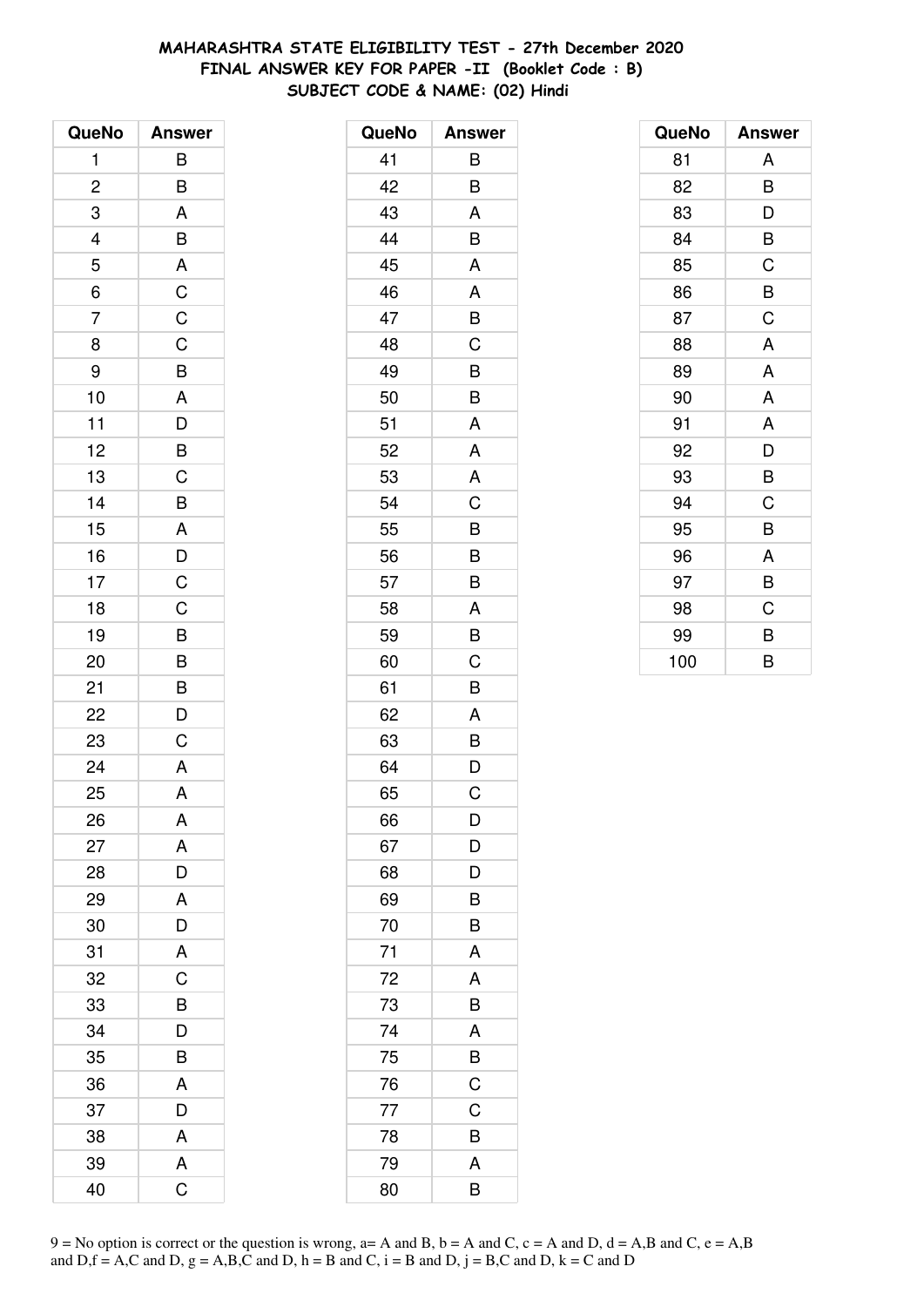**MAHARASHTRA STATE ELIGIBILITY TEST - 27th December 2020**
**FINAL ANSWER KEY FOR PAPER -II (Booklet Code : B)**
**SUBJECT CODE & NAME: (02) Hindi**

| QueNo | Answer |
|---|---|
| 1 | B |
| 2 | B |
| 3 | A |
| 4 | B |
| 5 | A |
| 6 | C |
| 7 | C |
| 8 | C |
| 9 | B |
| 10 | A |
| 11 | D |
| 12 | B |
| 13 | C |
| 14 | B |
| 15 | A |
| 16 | D |
| 17 | C |
| 18 | C |
| 19 | B |
| 20 | B |
| 21 | B |
| 22 | D |
| 23 | C |
| 24 | A |
| 25 | A |
| 26 | A |
| 27 | A |
| 28 | D |
| 29 | A |
| 30 | D |
| 31 | A |
| 32 | C |
| 33 | B |
| 34 | D |
| 35 | B |
| 36 | A |
| 37 | D |
| 38 | A |
| 39 | A |
| 40 | C |

| QueNo | Answer |
|---|---|
| 41 | B |
| 42 | B |
| 43 | A |
| 44 | B |
| 45 | A |
| 46 | A |
| 47 | B |
| 48 | C |
| 49 | B |
| 50 | B |
| 51 | A |
| 52 | A |
| 53 | A |
| 54 | C |
| 55 | B |
| 56 | B |
| 57 | B |
| 58 | A |
| 59 | B |
| 60 | C |
| 61 | B |
| 62 | A |
| 63 | B |
| 64 | D |
| 65 | C |
| 66 | D |
| 67 | D |
| 68 | D |
| 69 | B |
| 70 | B |
| 71 | A |
| 72 | A |
| 73 | B |
| 74 | A |
| 75 | B |
| 76 | C |
| 77 | C |
| 78 | B |
| 79 | A |
| 80 | B |

| QueNo | Answer |
|---|---|
| 81 | A |
| 82 | B |
| 83 | D |
| 84 | B |
| 85 | C |
| 86 | B |
| 87 | C |
| 88 | A |
| 89 | A |
| 90 | A |
| 91 | A |
| 92 | D |
| 93 | B |
| 94 | C |
| 95 | B |
| 96 | A |
| 97 | B |
| 98 | C |
| 99 | B |
| 100 | B |

9 = No option is correct or the question is wrong, a= A and B, b = A and C, c = A and D, d = A,B and C, e = A,B and D,f = A,C and D, g = A,B,C and D, h = B and C, i = B and D, j = B,C and D, k = C and D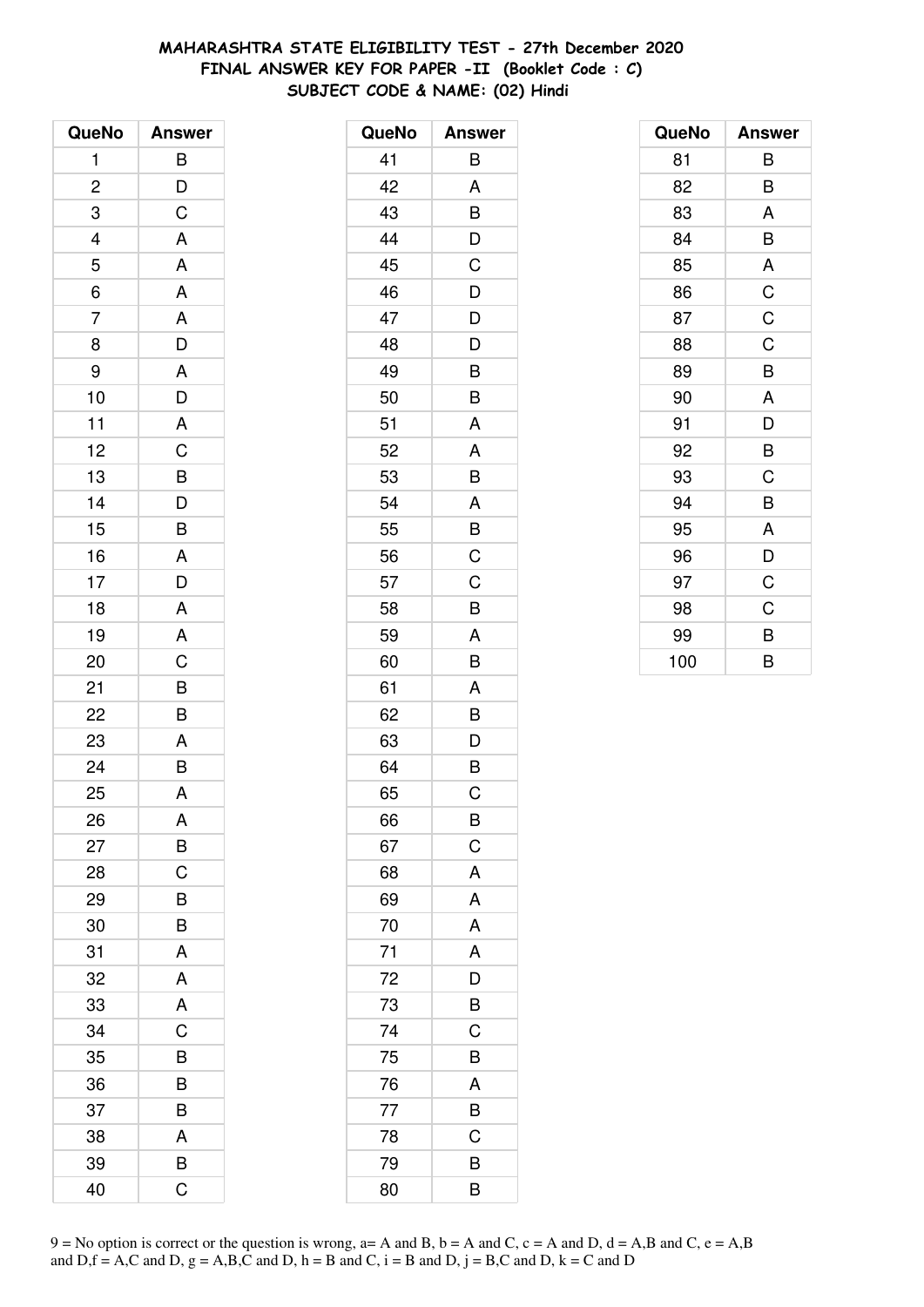# MAHARASHTRA STATE ELIGIBILITY TEST - 27th December 2020
## FINAL ANSWER KEY FOR PAPER -II (Booklet Code : C)
## SUBJECT CODE & NAME: (02) Hindi

| QueNo | Answer |
|---|---|
| 1 | B |
| 2 | D |
| 3 | C |
| 4 | A |
| 5 | A |
| 6 | A |
| 7 | A |
| 8 | D |
| 9 | A |
| 10 | D |
| 11 | A |
| 12 | C |
| 13 | B |
| 14 | D |
| 15 | B |
| 16 | A |
| 17 | D |
| 18 | A |
| 19 | A |
| 20 | C |
| 21 | B |
| 22 | B |
| 23 | A |
| 24 | B |
| 25 | A |
| 26 | A |
| 27 | B |
| 28 | C |
| 29 | B |
| 30 | B |
| 31 | A |
| 32 | A |
| 33 | A |
| 34 | C |
| 35 | B |
| 36 | B |
| 37 | B |
| 38 | A |
| 39 | B |
| 40 | C |

| QueNo | Answer |
|---|---|
| 41 | B |
| 42 | A |
| 43 | B |
| 44 | D |
| 45 | C |
| 46 | D |
| 47 | D |
| 48 | D |
| 49 | B |
| 50 | B |
| 51 | A |
| 52 | A |
| 53 | B |
| 54 | A |
| 55 | B |
| 56 | C |
| 57 | C |
| 58 | B |
| 59 | A |
| 60 | B |
| 61 | A |
| 62 | B |
| 63 | D |
| 64 | B |
| 65 | C |
| 66 | B |
| 67 | C |
| 68 | A |
| 69 | A |
| 70 | A |
| 71 | A |
| 72 | D |
| 73 | B |
| 74 | C |
| 75 | B |
| 76 | A |
| 77 | B |
| 78 | C |
| 79 | B |
| 80 | B |

| QueNo | Answer |
|---|---|
| 81 | B |
| 82 | B |
| 83 | A |
| 84 | B |
| 85 | A |
| 86 | C |
| 87 | C |
| 88 | C |
| 89 | B |
| 90 | A |
| 91 | D |
| 92 | B |
| 93 | C |
| 94 | B |
| 95 | A |
| 96 | D |
| 97 | C |
| 98 | C |
| 99 | B |
| 100 | B |

9 = No option is correct or the question is wrong, a= A and B, b = A and C, c = A and D, d = A,B and C, e = A,B and D,f = A,C and D, g = A,B,C and D, h = B and C, i = B and D, j = B,C and D, k = C and D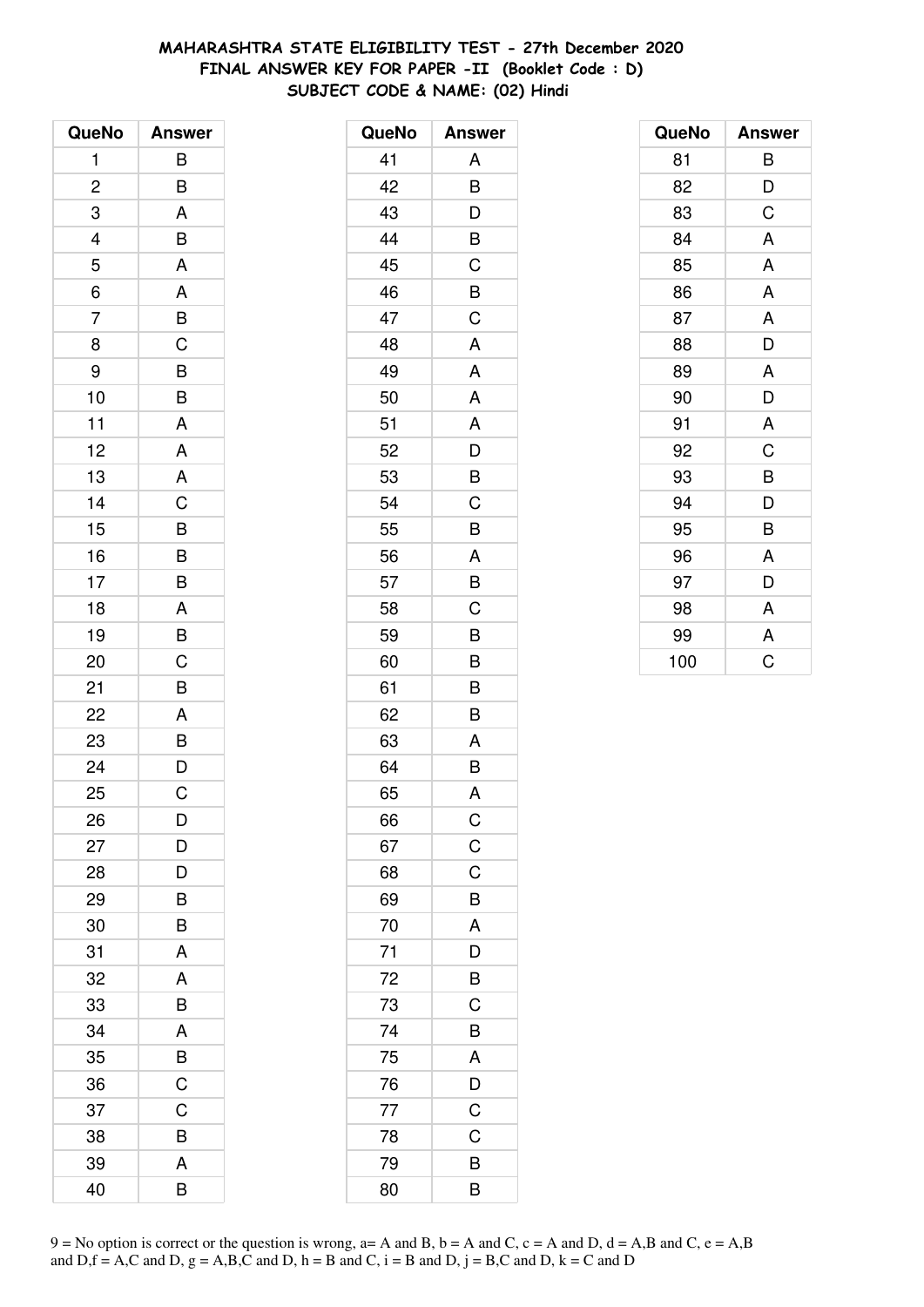# MAHARASHTRA STATE ELIGIBILITY TEST - 27th December 2020
## FINAL ANSWER KEY FOR PAPER -II (Booklet Code : D)
### SUBJECT CODE & NAME: (02) Hindi

| QueNo | Answer |
|---|---|
| 1 | B |
| 2 | B |
| 3 | A |
| 4 | B |
| 5 | A |
| 6 | A |
| 7 | B |
| 8 | C |
| 9 | B |
| 10 | B |
| 11 | A |
| 12 | A |
| 13 | A |
| 14 | C |
| 15 | B |
| 16 | B |
| 17 | B |
| 18 | A |
| 19 | B |
| 20 | C |
| 21 | B |
| 22 | A |
| 23 | B |
| 24 | D |
| 25 | C |
| 26 | D |
| 27 | D |
| 28 | D |
| 29 | B |
| 30 | B |
| 31 | A |
| 32 | A |
| 33 | B |
| 34 | A |
| 35 | B |
| 36 | C |
| 37 | C |
| 38 | B |
| 39 | A |
| 40 | B |

| QueNo | Answer |
|---|---|
| 41 | A |
| 42 | B |
| 43 | D |
| 44 | B |
| 45 | C |
| 46 | B |
| 47 | C |
| 48 | A |
| 49 | A |
| 50 | A |
| 51 | A |
| 52 | D |
| 53 | B |
| 54 | C |
| 55 | B |
| 56 | A |
| 57 | B |
| 58 | C |
| 59 | B |
| 60 | B |
| 61 | B |
| 62 | B |
| 63 | A |
| 64 | B |
| 65 | A |
| 66 | C |
| 67 | C |
| 68 | C |
| 69 | B |
| 70 | A |
| 71 | D |
| 72 | B |
| 73 | C |
| 74 | B |
| 75 | A |
| 76 | D |
| 77 | C |
| 78 | C |
| 79 | B |
| 80 | B |

| QueNo | Answer |
|---|---|
| 81 | B |
| 82 | D |
| 83 | C |
| 84 | A |
| 85 | A |
| 86 | A |
| 87 | A |
| 88 | D |
| 89 | A |
| 90 | D |
| 91 | A |
| 92 | C |
| 93 | B |
| 94 | D |
| 95 | B |
| 96 | A |
| 97 | D |
| 98 | A |
| 99 | A |
| 100 | C |

9 = No option is correct or the question is wrong, a= A and B, b = A and C, c = A and D, d = A,B and C, e = A,B and D,f = A,C and D, g = A,B,C and D, h = B and C, i = B and D, j = B,C and D, k = C and D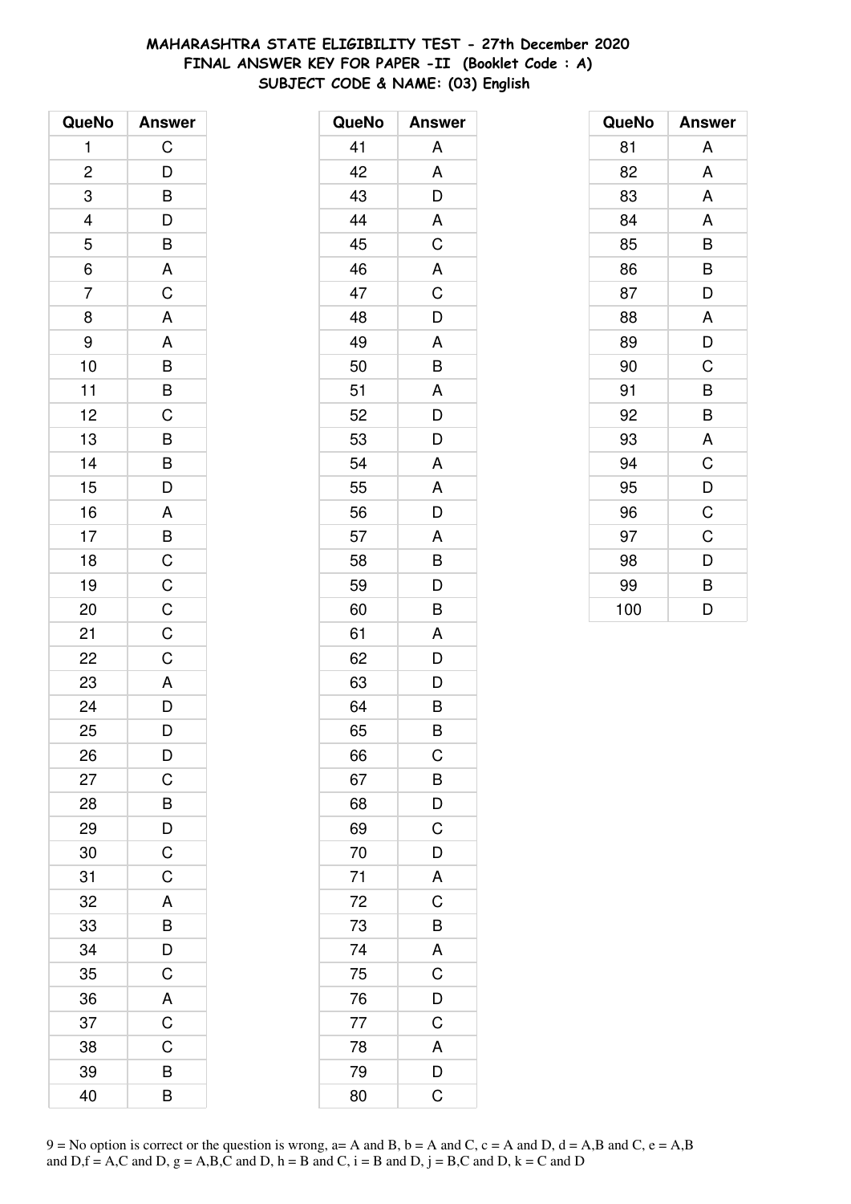# MAHARASHTRA STATE ELIGIBILITY TEST - 27th December 2020
## FINAL ANSWER KEY FOR PAPER -II (Booklet Code : A)
## SUBJECT CODE & NAME: (03) English

| QueNo | Answer |
|---|---|
| 1 | C |
| 2 | D |
| 3 | B |
| 4 | D |
| 5 | B |
| 6 | A |
| 7 | C |
| 8 | A |
| 9 | A |
| 10 | B |
| 11 | B |
| 12 | C |
| 13 | B |
| 14 | B |
| 15 | D |
| 16 | A |
| 17 | B |
| 18 | C |
| 19 | C |
| 20 | C |
| 21 | C |
| 22 | C |
| 23 | A |
| 24 | D |
| 25 | D |
| 26 | D |
| 27 | C |
| 28 | B |
| 29 | D |
| 30 | C |
| 31 | C |
| 32 | A |
| 33 | B |
| 34 | D |
| 35 | C |
| 36 | A |
| 37 | C |
| 38 | C |
| 39 | B |
| 40 | B |

| QueNo | Answer |
|---|---|
| 41 | A |
| 42 | A |
| 43 | D |
| 44 | A |
| 45 | C |
| 46 | A |
| 47 | C |
| 48 | D |
| 49 | A |
| 50 | B |
| 51 | A |
| 52 | D |
| 53 | D |
| 54 | A |
| 55 | A |
| 56 | D |
| 57 | A |
| 58 | B |
| 59 | D |
| 60 | B |
| 61 | A |
| 62 | D |
| 63 | D |
| 64 | B |
| 65 | B |
| 66 | C |
| 67 | B |
| 68 | D |
| 69 | C |
| 70 | D |
| 71 | A |
| 72 | C |
| 73 | B |
| 74 | A |
| 75 | C |
| 76 | D |
| 77 | C |
| 78 | A |
| 79 | D |
| 80 | C |

| QueNo | Answer |
|---|---|
| 81 | A |
| 82 | A |
| 83 | A |
| 84 | A |
| 85 | B |
| 86 | B |
| 87 | D |
| 88 | A |
| 89 | D |
| 90 | C |
| 91 | B |
| 92 | B |
| 93 | A |
| 94 | C |
| 95 | D |
| 96 | C |
| 97 | C |
| 98 | D |
| 99 | B |
| 100 | D |

9 = No option is correct or the question is wrong, a= A and B, b = A and C, c = A and D, d = A,B and C, e = A,B and D,f = A,C and D, g = A,B,C and D, h = B and C, i = B and D, j = B,C and D, k = C and D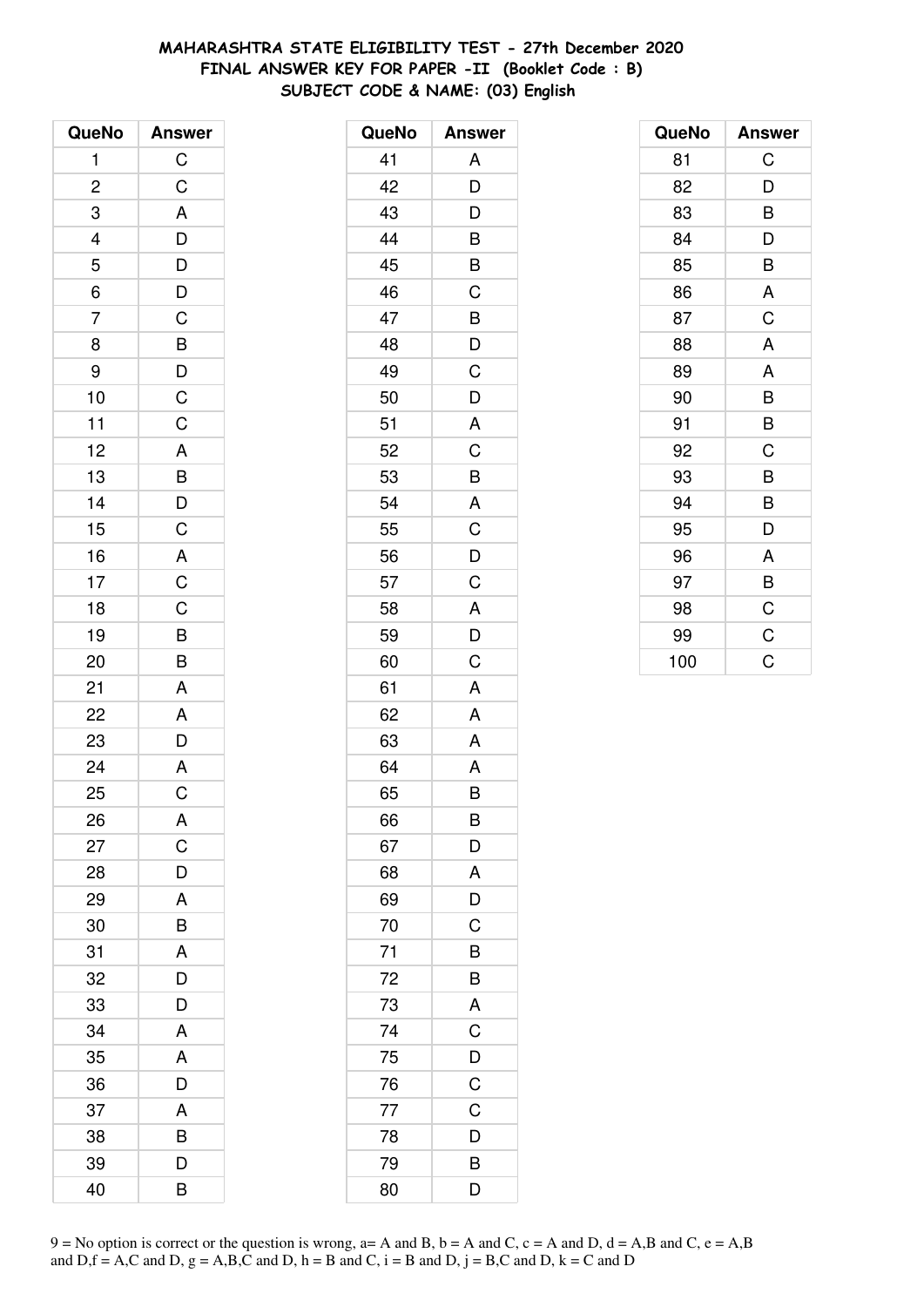# MAHARASHTRA STATE ELIGIBILITY TEST - 27th December 2020
## FINAL ANSWER KEY FOR PAPER -II (Booklet Code : B)
### SUBJECT CODE & NAME: (03) English

| QueNo | Answer |
|---|---|
| 1 | C |
| 2 | C |
| 3 | A |
| 4 | D |
| 5 | D |
| 6 | D |
| 7 | C |
| 8 | B |
| 9 | D |
| 10 | C |
| 11 | C |
| 12 | A |
| 13 | B |
| 14 | D |
| 15 | C |
| 16 | A |
| 17 | C |
| 18 | C |
| 19 | B |
| 20 | B |
| 21 | A |
| 22 | A |
| 23 | D |
| 24 | A |
| 25 | C |
| 26 | A |
| 27 | C |
| 28 | D |
| 29 | A |
| 30 | B |
| 31 | A |
| 32 | D |
| 33 | D |
| 34 | A |
| 35 | A |
| 36 | D |
| 37 | A |
| 38 | B |
| 39 | D |
| 40 | B |

| QueNo | Answer |
|---|---|
| 41 | A |
| 42 | D |
| 43 | D |
| 44 | B |
| 45 | B |
| 46 | C |
| 47 | B |
| 48 | D |
| 49 | C |
| 50 | D |
| 51 | A |
| 52 | C |
| 53 | B |
| 54 | A |
| 55 | C |
| 56 | D |
| 57 | C |
| 58 | A |
| 59 | D |
| 60 | C |
| 61 | A |
| 62 | A |
| 63 | A |
| 64 | A |
| 65 | B |
| 66 | B |
| 67 | D |
| 68 | A |
| 69 | D |
| 70 | C |
| 71 | B |
| 72 | B |
| 73 | A |
| 74 | C |
| 75 | D |
| 76 | C |
| 77 | C |
| 78 | D |
| 79 | B |
| 80 | D |

| QueNo | Answer |
|---|---|
| 81 | C |
| 82 | D |
| 83 | B |
| 84 | D |
| 85 | B |
| 86 | A |
| 87 | C |
| 88 | A |
| 89 | A |
| 90 | B |
| 91 | B |
| 92 | C |
| 93 | B |
| 94 | B |
| 95 | D |
| 96 | A |
| 97 | B |
| 98 | C |
| 99 | C |
| 100 | C |

9 = No option is correct or the question is wrong, a= A and B, b = A and C, c = A and D, d = A,B and C, e = A,B and D,f = A,C and D, g = A,B,C and D, h = B and C, i = B and D, j = B,C and D, k = C and D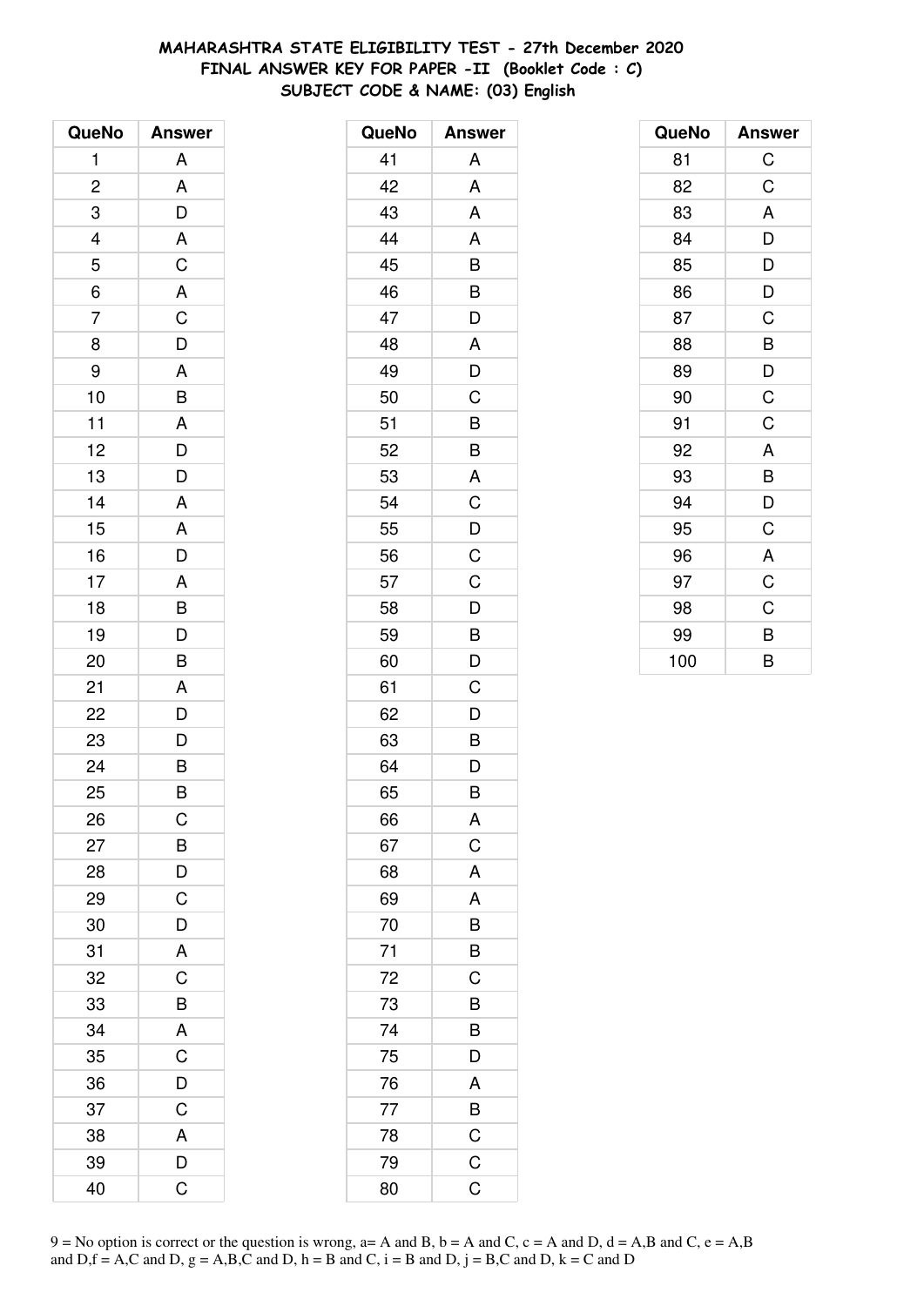**MAHARASHTRA STATE ELIGIBILITY TEST - 27th December 2020**
**FINAL ANSWER KEY FOR PAPER -II (Booklet Code : C)**
**SUBJECT CODE & NAME: (03) English**

| QueNo | Answer |
|---|---|
| 1 | A |
| 2 | A |
| 3 | D |
| 4 | A |
| 5 | C |
| 6 | A |
| 7 | C |
| 8 | D |
| 9 | A |
| 10 | B |
| 11 | A |
| 12 | D |
| 13 | D |
| 14 | A |
| 15 | A |
| 16 | D |
| 17 | A |
| 18 | B |
| 19 | D |
| 20 | B |
| 21 | A |
| 22 | D |
| 23 | D |
| 24 | B |
| 25 | B |
| 26 | C |
| 27 | B |
| 28 | D |
| 29 | C |
| 30 | D |
| 31 | A |
| 32 | C |
| 33 | B |
| 34 | A |
| 35 | C |
| 36 | D |
| 37 | C |
| 38 | A |
| 39 | D |
| 40 | C |

| QueNo | Answer |
|---|---|
| 41 | A |
| 42 | A |
| 43 | A |
| 44 | A |
| 45 | B |
| 46 | B |
| 47 | D |
| 48 | A |
| 49 | D |
| 50 | C |
| 51 | B |
| 52 | B |
| 53 | A |
| 54 | C |
| 55 | D |
| 56 | C |
| 57 | C |
| 58 | D |
| 59 | B |
| 60 | D |
| 61 | C |
| 62 | D |
| 63 | B |
| 64 | D |
| 65 | B |
| 66 | A |
| 67 | C |
| 68 | A |
| 69 | A |
| 70 | B |
| 71 | B |
| 72 | C |
| 73 | B |
| 74 | B |
| 75 | D |
| 76 | A |
| 77 | B |
| 78 | C |
| 79 | C |
| 80 | C |

| QueNo | Answer |
|---|---|
| 81 | C |
| 82 | C |
| 83 | A |
| 84 | D |
| 85 | D |
| 86 | D |
| 87 | C |
| 88 | B |
| 89 | D |
| 90 | C |
| 91 | C |
| 92 | A |
| 93 | B |
| 94 | D |
| 95 | C |
| 96 | A |
| 97 | C |
| 98 | C |
| 99 | B |
| 100 | B |

9 = No option is correct or the question is wrong, a= A and B, b = A and C, c = A and D, d = A,B and C, e = A,B and D,f = A,C and D, g = A,B,C and D, h = B and C, i = B and D, j = B,C and D, k = C and D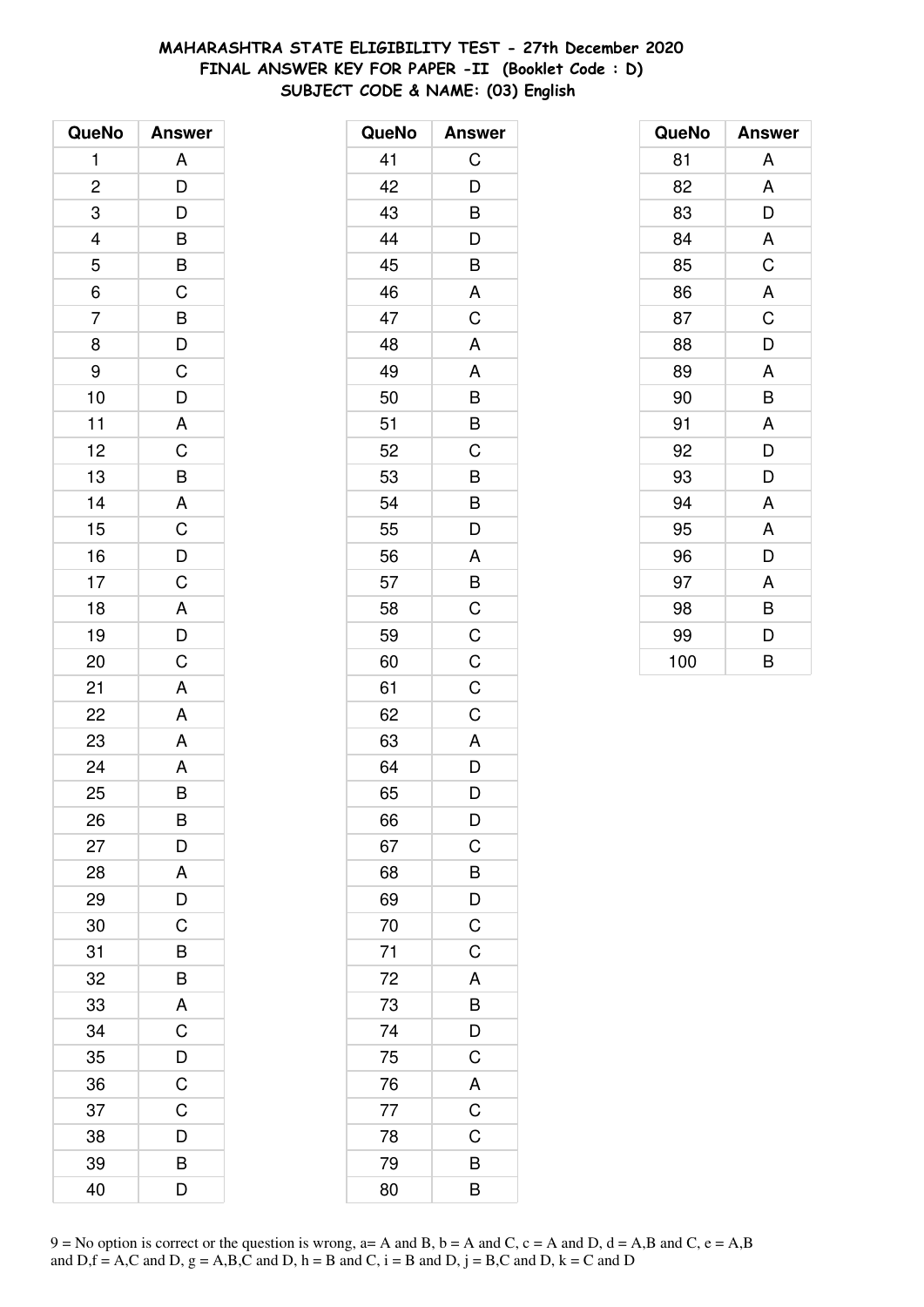**MAHARASHTRA STATE ELIGIBILITY TEST - 27th December 2020**
**FINAL ANSWER KEY FOR PAPER -II (Booklet Code : D)**
**SUBJECT CODE & NAME: (03) English**

| QueNo | Answer |
|---|---|
| 1 | A |
| 2 | D |
| 3 | D |
| 4 | B |
| 5 | B |
| 6 | C |
| 7 | B |
| 8 | D |
| 9 | C |
| 10 | D |
| 11 | A |
| 12 | C |
| 13 | B |
| 14 | A |
| 15 | C |
| 16 | D |
| 17 | C |
| 18 | A |
| 19 | D |
| 20 | C |
| 21 | A |
| 22 | A |
| 23 | A |
| 24 | A |
| 25 | B |
| 26 | B |
| 27 | D |
| 28 | A |
| 29 | D |
| 30 | C |
| 31 | B |
| 32 | B |
| 33 | A |
| 34 | C |
| 35 | D |
| 36 | C |
| 37 | C |
| 38 | D |
| 39 | B |
| 40 | D |

| QueNo | Answer |
|---|---|
| 41 | C |
| 42 | D |
| 43 | B |
| 44 | D |
| 45 | B |
| 46 | A |
| 47 | C |
| 48 | A |
| 49 | A |
| 50 | B |
| 51 | B |
| 52 | C |
| 53 | B |
| 54 | B |
| 55 | D |
| 56 | A |
| 57 | B |
| 58 | C |
| 59 | C |
| 60 | C |
| 61 | C |
| 62 | C |
| 63 | A |
| 64 | D |
| 65 | D |
| 66 | D |
| 67 | C |
| 68 | B |
| 69 | D |
| 70 | C |
| 71 | C |
| 72 | A |
| 73 | B |
| 74 | D |
| 75 | C |
| 76 | A |
| 77 | C |
| 78 | C |
| 79 | B |
| 80 | B |

| QueNo | Answer |
|---|---|
| 81 | A |
| 82 | A |
| 83 | D |
| 84 | A |
| 85 | C |
| 86 | A |
| 87 | C |
| 88 | D |
| 89 | A |
| 90 | B |
| 91 | A |
| 92 | D |
| 93 | D |
| 94 | A |
| 95 | A |
| 96 | D |
| 97 | A |
| 98 | B |
| 99 | D |
| 100 | B |

9 = No option is correct or the question is wrong, a= A and B, b = A and C, c = A and D, d = A,B and C, e = A,B and D,f = A,C and D, g = A,B,C and D, h = B and C, i = B and D, j = B,C and D, k = C and D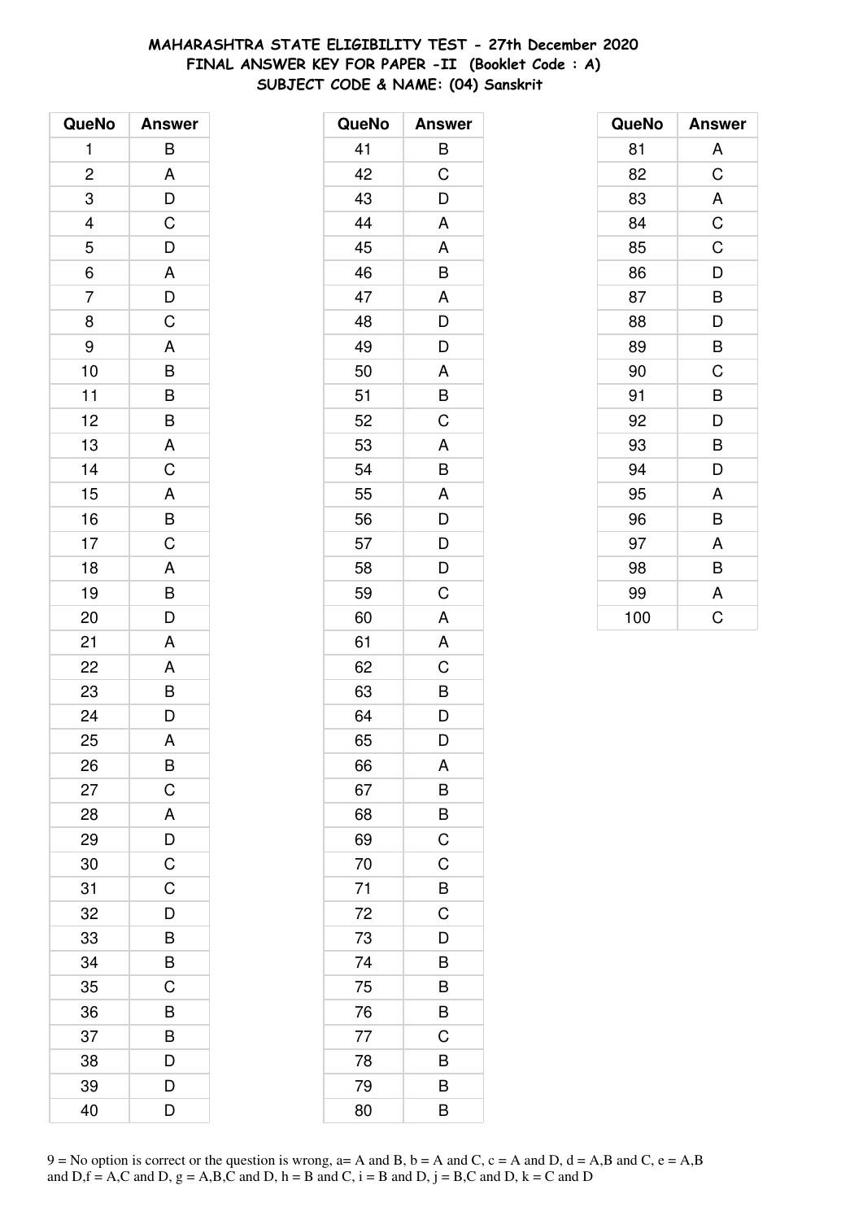**MAHARASHTRA STATE ELIGIBILITY TEST - 27th December 2020**
**FINAL ANSWER KEY FOR PAPER -II (Booklet Code : A)**
**SUBJECT CODE & NAME: (04) Sanskrit**

| QueNo | Answer |
|---|---|
| 1 | B |
| 2 | A |
| 3 | D |
| 4 | C |
| 5 | D |
| 6 | A |
| 7 | D |
| 8 | C |
| 9 | A |
| 10 | B |
| 11 | B |
| 12 | B |
| 13 | A |
| 14 | C |
| 15 | A |
| 16 | B |
| 17 | C |
| 18 | A |
| 19 | B |
| 20 | D |
| 21 | A |
| 22 | A |
| 23 | B |
| 24 | D |
| 25 | A |
| 26 | B |
| 27 | C |
| 28 | A |
| 29 | D |
| 30 | C |
| 31 | C |
| 32 | D |
| 33 | B |
| 34 | B |
| 35 | C |
| 36 | B |
| 37 | B |
| 38 | D |
| 39 | D |
| 40 | D |

| QueNo | Answer |
|---|---|
| 41 | B |
| 42 | C |
| 43 | D |
| 44 | A |
| 45 | A |
| 46 | B |
| 47 | A |
| 48 | D |
| 49 | D |
| 50 | A |
| 51 | B |
| 52 | C |
| 53 | A |
| 54 | B |
| 55 | A |
| 56 | D |
| 57 | D |
| 58 | D |
| 59 | C |
| 60 | A |
| 61 | A |
| 62 | C |
| 63 | B |
| 64 | D |
| 65 | D |
| 66 | A |
| 67 | B |
| 68 | B |
| 69 | C |
| 70 | C |
| 71 | B |
| 72 | C |
| 73 | D |
| 74 | B |
| 75 | B |
| 76 | B |
| 77 | C |
| 78 | B |
| 79 | B |
| 80 | B |

| QueNo | Answer |
|---|---|
| 81 | A |
| 82 | C |
| 83 | A |
| 84 | C |
| 85 | C |
| 86 | D |
| 87 | B |
| 88 | D |
| 89 | B |
| 90 | C |
| 91 | B |
| 92 | D |
| 93 | B |
| 94 | D |
| 95 | A |
| 96 | B |
| 97 | A |
| 98 | B |
| 99 | A |
| 100 | C |

9 = No option is correct or the question is wrong, a= A and B, b = A and C, c = A and D, d = A,B and C, e = A,B and D,f = A,C and D, g = A,B,C and D, h = B and C, i = B and D, j = B,C and D, k = C and D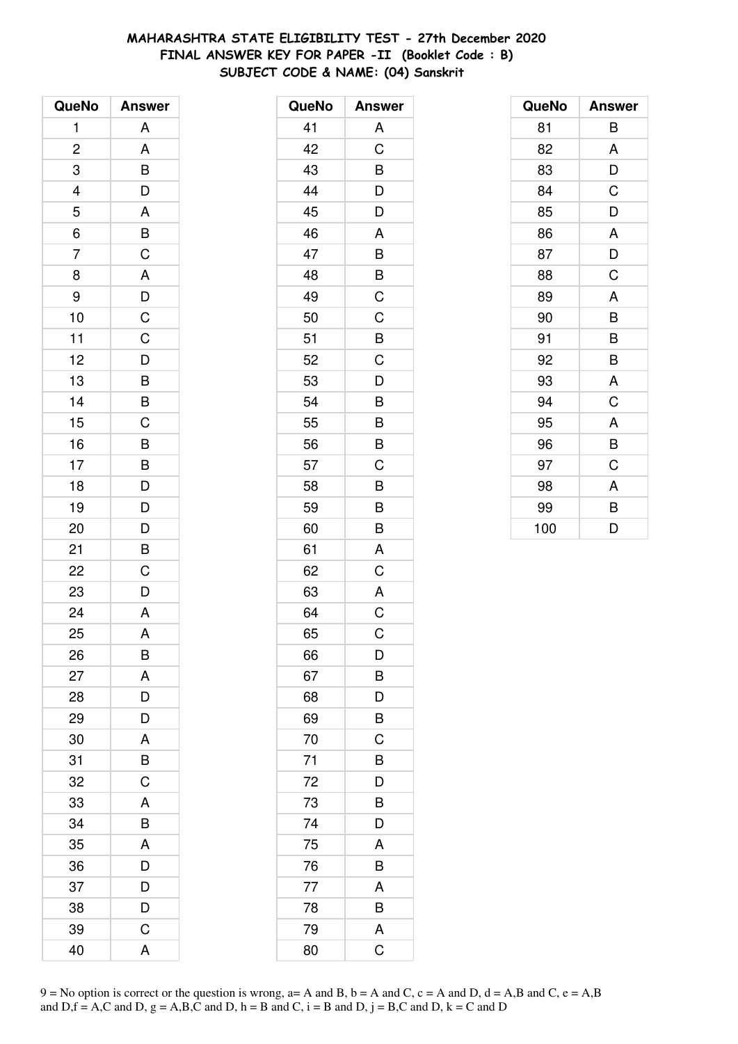# MAHARASHTRA STATE ELIGIBILITY TEST - 27th December 2020
## FINAL ANSWER KEY FOR PAPER -II (Booklet Code : B)
### SUBJECT CODE & NAME: (04) Sanskrit

| QueNo | Answer |
|---|---|
| 1 | A |
| 2 | A |
| 3 | B |
| 4 | D |
| 5 | A |
| 6 | B |
| 7 | C |
| 8 | A |
| 9 | D |
| 10 | C |
| 11 | C |
| 12 | D |
| 13 | B |
| 14 | B |
| 15 | C |
| 16 | B |
| 17 | B |
| 18 | D |
| 19 | D |
| 20 | D |
| 21 | B |
| 22 | C |
| 23 | D |
| 24 | A |
| 25 | A |
| 26 | B |
| 27 | A |
| 28 | D |
| 29 | D |
| 30 | A |
| 31 | B |
| 32 | C |
| 33 | A |
| 34 | B |
| 35 | A |
| 36 | D |
| 37 | D |
| 38 | D |
| 39 | C |
| 40 | A |
| 41 | A |
| 42 | C |
| 43 | B |
| 44 | D |
| 45 | D |
| 46 | A |
| 47 | B |
| 48 | B |
| 49 | C |
| 50 | C |
| 51 | B |
| 52 | C |
| 53 | D |
| 54 | B |
| 55 | B |
| 56 | B |
| 57 | C |
| 58 | B |
| 59 | B |
| 60 | B |
| 61 | A |
| 62 | C |
| 63 | A |
| 64 | C |
| 65 | C |
| 66 | D |
| 67 | B |
| 68 | D |
| 69 | B |
| 70 | C |
| 71 | B |
| 72 | D |
| 73 | B |
| 74 | D |
| 75 | A |
| 76 | B |
| 77 | A |
| 78 | B |
| 79 | A |
| 80 | C |
| 81 | B |
| 82 | A |
| 83 | D |
| 84 | C |
| 85 | D |
| 86 | A |
| 87 | D |
| 88 | C |
| 89 | A |
| 90 | B |
| 91 | B |
| 92 | B |
| 93 | A |
| 94 | C |
| 95 | A |
| 96 | B |
| 97 | C |
| 98 | A |
| 99 | B |
| 100 | D |

9 = No option is correct or the question is wrong, a= A and B, b = A and C, c = A and D, d = A,B and C, e = A,B and D,f = A,C and D, g = A,B,C and D, h = B and C, i = B and D, j = B,C and D, k = C and D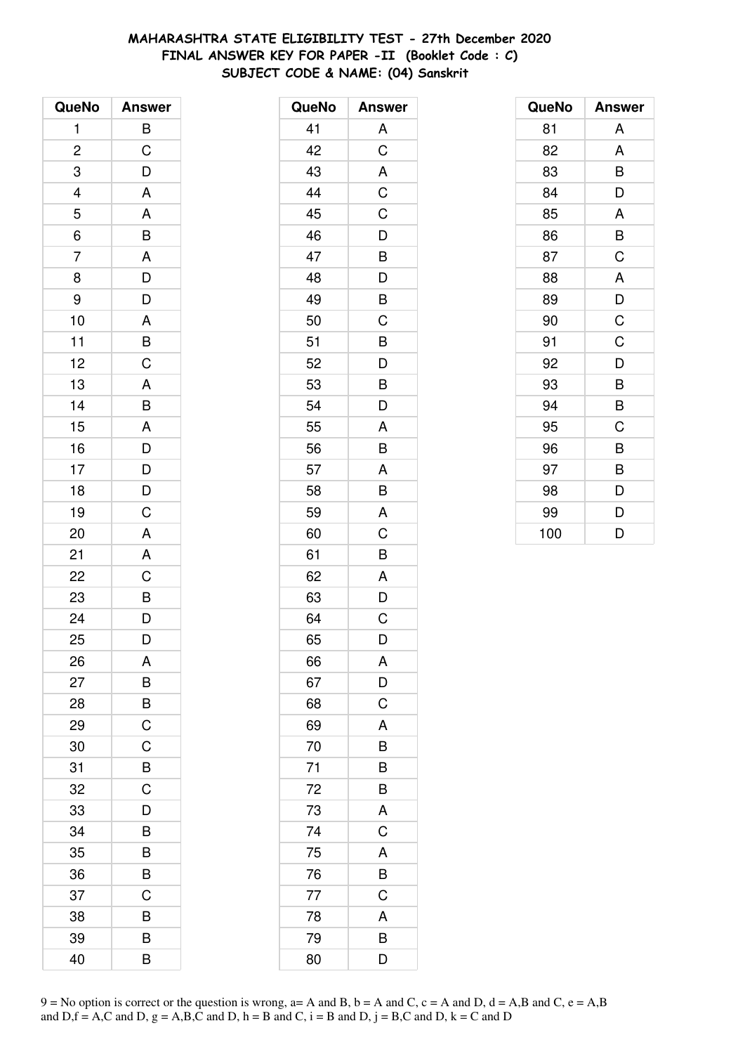# MAHARASHTRA STATE ELIGIBILITY TEST - 27th December 2020
## FINAL ANSWER KEY FOR PAPER -II (Booklet Code : C)
## SUBJECT CODE & NAME: (04) Sanskrit

| QueNo | Answer |
|---|---|
| 1 | B |
| 2 | C |
| 3 | D |
| 4 | A |
| 5 | A |
| 6 | B |
| 7 | A |
| 8 | D |
| 9 | D |
| 10 | A |
| 11 | B |
| 12 | C |
| 13 | A |
| 14 | B |
| 15 | A |
| 16 | D |
| 17 | D |
| 18 | D |
| 19 | C |
| 20 | A |
| 21 | A |
| 22 | C |
| 23 | B |
| 24 | D |
| 25 | D |
| 26 | A |
| 27 | B |
| 28 | B |
| 29 | C |
| 30 | C |
| 31 | B |
| 32 | C |
| 33 | D |
| 34 | B |
| 35 | B |
| 36 | B |
| 37 | C |
| 38 | B |
| 39 | B |
| 40 | B |

| QueNo | Answer |
|---|---|
| 41 | A |
| 42 | C |
| 43 | A |
| 44 | C |
| 45 | C |
| 46 | D |
| 47 | B |
| 48 | D |
| 49 | B |
| 50 | C |
| 51 | B |
| 52 | D |
| 53 | B |
| 54 | D |
| 55 | A |
| 56 | B |
| 57 | A |
| 58 | B |
| 59 | A |
| 60 | C |
| 61 | B |
| 62 | A |
| 63 | D |
| 64 | C |
| 65 | D |
| 66 | A |
| 67 | D |
| 68 | C |
| 69 | A |
| 70 | B |
| 71 | B |
| 72 | B |
| 73 | A |
| 74 | C |
| 75 | A |
| 76 | B |
| 77 | C |
| 78 | A |
| 79 | B |
| 80 | D |

| QueNo | Answer |
|---|---|
| 81 | A |
| 82 | A |
| 83 | B |
| 84 | D |
| 85 | A |
| 86 | B |
| 87 | C |
| 88 | A |
| 89 | D |
| 90 | C |
| 91 | C |
| 92 | D |
| 93 | B |
| 94 | B |
| 95 | C |
| 96 | B |
| 97 | B |
| 98 | D |
| 99 | D |
| 100 | D |

9 = No option is correct or the question is wrong, a= A and B, b = A and C, c = A and D, d = A,B and C, e = A,B and D,f = A,C and D, g = A,B,C and D, h = B and C, i = B and D, j = B,C and D, k = C and D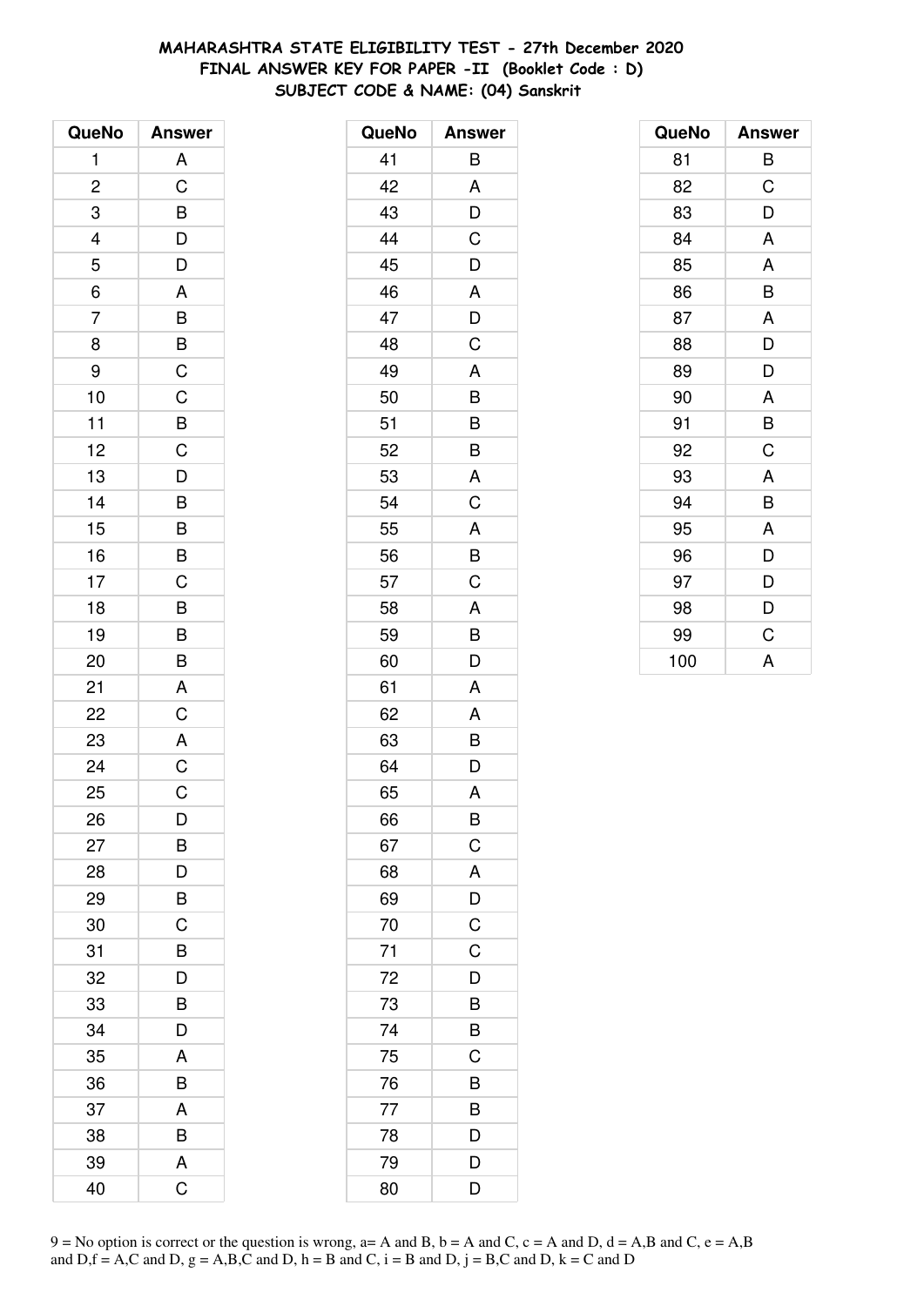**MAHARASHTRA STATE ELIGIBILITY TEST - 27th December 2020**
**FINAL ANSWER KEY FOR PAPER -II (Booklet Code : D)**
**SUBJECT CODE & NAME: (04) Sanskrit**

| QueNo | Answer |
|---|---|
| 1 | A |
| 2 | C |
| 3 | B |
| 4 | D |
| 5 | D |
| 6 | A |
| 7 | B |
| 8 | B |
| 9 | C |
| 10 | C |
| 11 | B |
| 12 | C |
| 13 | D |
| 14 | B |
| 15 | B |
| 16 | B |
| 17 | C |
| 18 | B |
| 19 | B |
| 20 | B |
| 21 | A |
| 22 | C |
| 23 | A |
| 24 | C |
| 25 | C |
| 26 | D |
| 27 | B |
| 28 | D |
| 29 | B |
| 30 | C |
| 31 | B |
| 32 | D |
| 33 | B |
| 34 | D |
| 35 | A |
| 36 | B |
| 37 | A |
| 38 | B |
| 39 | A |
| 40 | C |

| QueNo | Answer |
|---|---|
| 41 | B |
| 42 | A |
| 43 | D |
| 44 | C |
| 45 | D |
| 46 | A |
| 47 | D |
| 48 | C |
| 49 | A |
| 50 | B |
| 51 | B |
| 52 | B |
| 53 | A |
| 54 | C |
| 55 | A |
| 56 | B |
| 57 | C |
| 58 | A |
| 59 | B |
| 60 | D |
| 61 | A |
| 62 | A |
| 63 | B |
| 64 | D |
| 65 | A |
| 66 | B |
| 67 | C |
| 68 | A |
| 69 | D |
| 70 | C |
| 71 | C |
| 72 | D |
| 73 | B |
| 74 | B |
| 75 | C |
| 76 | B |
| 77 | B |
| 78 | D |
| 79 | D |
| 80 | D |

| QueNo | Answer |
|---|---|
| 81 | B |
| 82 | C |
| 83 | D |
| 84 | A |
| 85 | A |
| 86 | B |
| 87 | A |
| 88 | D |
| 89 | D |
| 90 | A |
| 91 | B |
| 92 | C |
| 93 | A |
| 94 | B |
| 95 | A |
| 96 | D |
| 97 | D |
| 98 | D |
| 99 | C |
| 100 | A |

9 = No option is correct or the question is wrong, a= A and B, b = A and C, c = A and D, d = A,B and C, e = A,B and D,f = A,C and D, g = A,B,C and D, h = B and C, i = B and D, j = B,C and D, k = C and D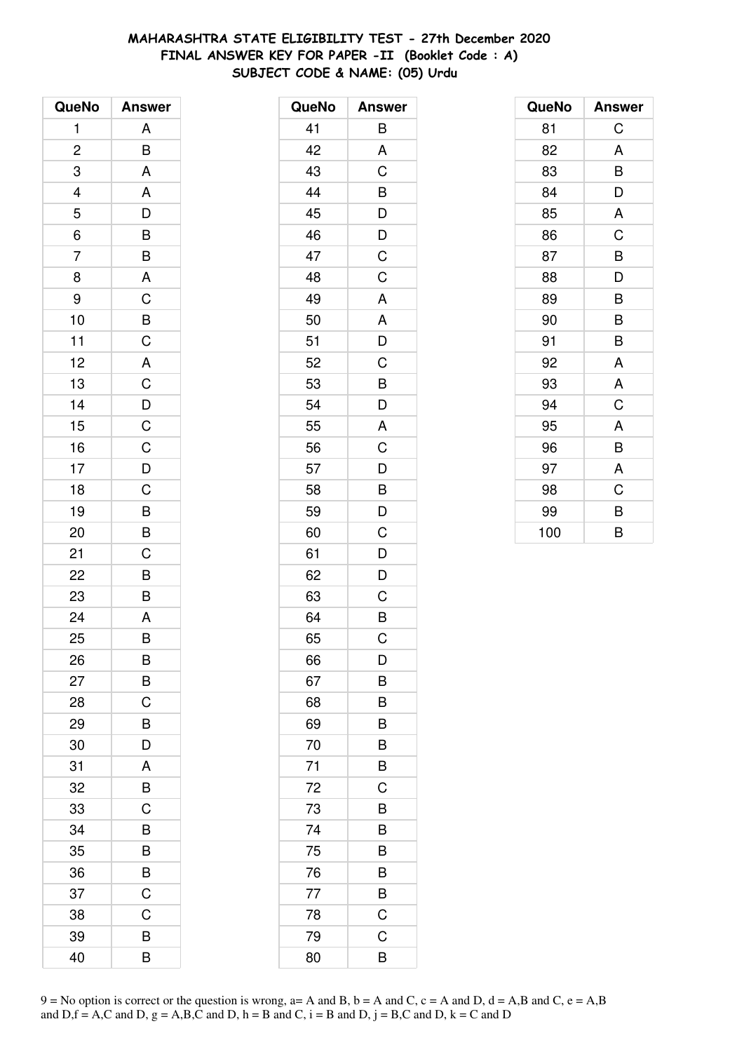**MAHARASHTRA STATE ELIGIBILITY TEST - 27th December 2020**
**FINAL ANSWER KEY FOR PAPER -II (Booklet Code : A)**
**SUBJECT CODE & NAME: (05) Urdu**

| QueNo | Answer |
|---|---|
| 1 | A |
| 2 | B |
| 3 | A |
| 4 | A |
| 5 | D |
| 6 | B |
| 7 | B |
| 8 | A |
| 9 | C |
| 10 | B |
| 11 | C |
| 12 | A |
| 13 | C |
| 14 | D |
| 15 | C |
| 16 | C |
| 17 | D |
| 18 | C |
| 19 | B |
| 20 | B |
| 21 | C |
| 22 | B |
| 23 | B |
| 24 | A |
| 25 | B |
| 26 | B |
| 27 | B |
| 28 | C |
| 29 | B |
| 30 | D |
| 31 | A |
| 32 | B |
| 33 | C |
| 34 | B |
| 35 | B |
| 36 | B |
| 37 | C |
| 38 | C |
| 39 | B |
| 40 | B |

| QueNo | Answer |
|---|---|
| 41 | B |
| 42 | A |
| 43 | C |
| 44 | B |
| 45 | D |
| 46 | D |
| 47 | C |
| 48 | C |
| 49 | A |
| 50 | A |
| 51 | D |
| 52 | C |
| 53 | B |
| 54 | D |
| 55 | A |
| 56 | C |
| 57 | D |
| 58 | B |
| 59 | D |
| 60 | C |
| 61 | D |
| 62 | D |
| 63 | C |
| 64 | B |
| 65 | C |
| 66 | D |
| 67 | B |
| 68 | B |
| 69 | B |
| 70 | B |
| 71 | B |
| 72 | C |
| 73 | B |
| 74 | B |
| 75 | B |
| 76 | B |
| 77 | B |
| 78 | C |
| 79 | C |
| 80 | B |

| QueNo | Answer |
|---|---|
| 81 | C |
| 82 | A |
| 83 | B |
| 84 | D |
| 85 | A |
| 86 | C |
| 87 | B |
| 88 | D |
| 89 | B |
| 90 | B |
| 91 | B |
| 92 | A |
| 93 | A |
| 94 | C |
| 95 | A |
| 96 | B |
| 97 | A |
| 98 | C |
| 99 | B |
| 100 | B |

9 = No option is correct or the question is wrong, a= A and B, b = A and C, c = A and D, d = A,B and C, e = A,B and D,f = A,C and D, g = A,B,C and D, h = B and C, i = B and D, j = B,C and D, k = C and D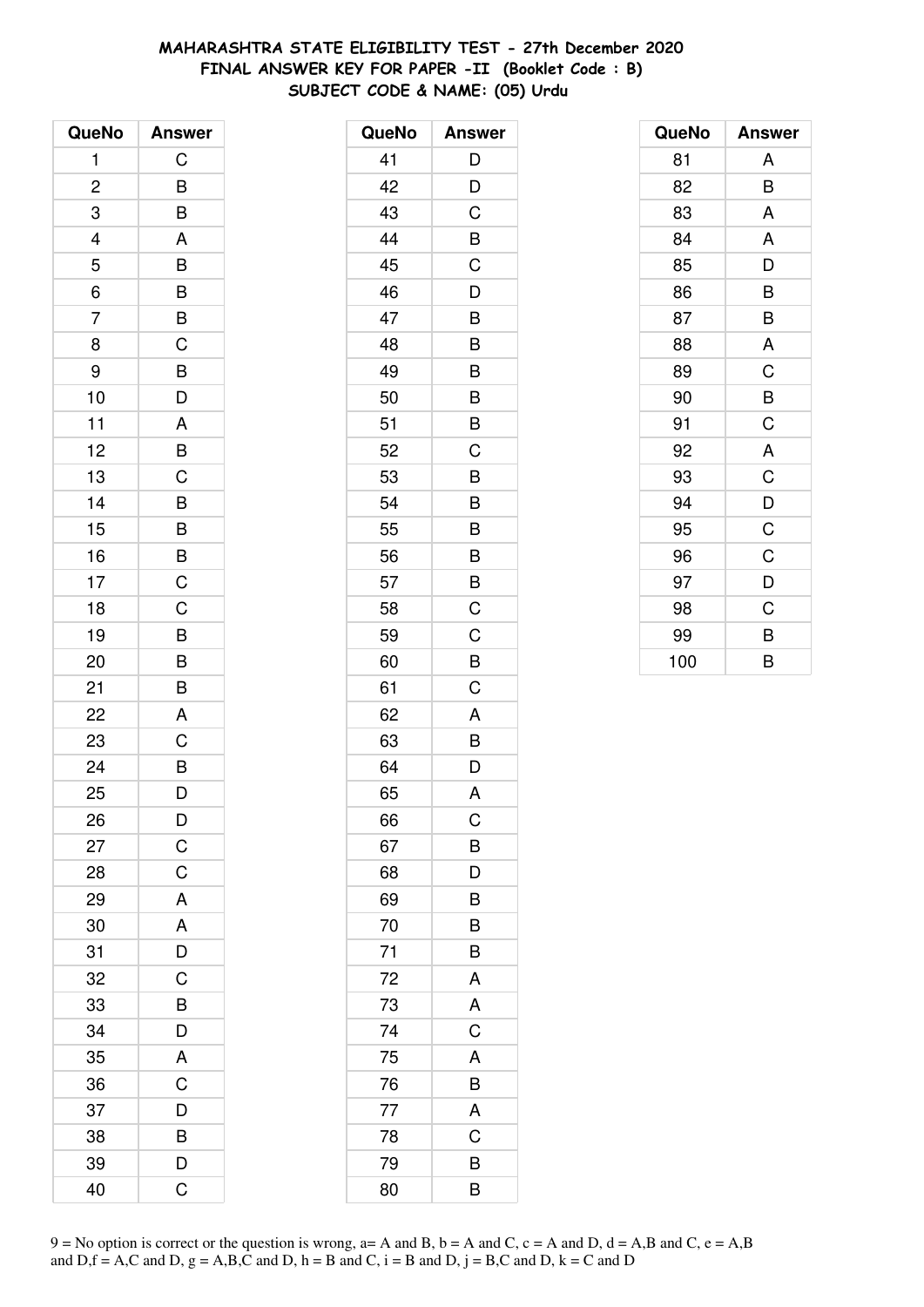# MAHARASHTRA STATE ELIGIBILITY TEST - 27th December 2020
## FINAL ANSWER KEY FOR PAPER -II (Booklet Code : B)
### SUBJECT CODE & NAME: (05) Urdu

| QueNo | Answer |
|---|---|
| 1 | C |
| 2 | B |
| 3 | B |
| 4 | A |
| 5 | B |
| 6 | B |
| 7 | B |
| 8 | C |
| 9 | B |
| 10 | D |
| 11 | A |
| 12 | B |
| 13 | C |
| 14 | B |
| 15 | B |
| 16 | B |
| 17 | C |
| 18 | C |
| 19 | B |
| 20 | B |
| 21 | B |
| 22 | A |
| 23 | C |
| 24 | B |
| 25 | D |
| 26 | D |
| 27 | C |
| 28 | C |
| 29 | A |
| 30 | A |
| 31 | D |
| 32 | C |
| 33 | B |
| 34 | D |
| 35 | A |
| 36 | C |
| 37 | D |
| 38 | B |
| 39 | D |
| 40 | C |

| QueNo | Answer |
|---|---|
| 41 | D |
| 42 | D |
| 43 | C |
| 44 | B |
| 45 | C |
| 46 | D |
| 47 | B |
| 48 | B |
| 49 | B |
| 50 | B |
| 51 | B |
| 52 | C |
| 53 | B |
| 54 | B |
| 55 | B |
| 56 | B |
| 57 | B |
| 58 | C |
| 59 | C |
| 60 | B |
| 61 | C |
| 62 | A |
| 63 | B |
| 64 | D |
| 65 | A |
| 66 | C |
| 67 | B |
| 68 | D |
| 69 | B |
| 70 | B |
| 71 | B |
| 72 | A |
| 73 | A |
| 74 | C |
| 75 | A |
| 76 | B |
| 77 | A |
| 78 | C |
| 79 | B |
| 80 | B |

| QueNo | Answer |
|---|---|
| 81 | A |
| 82 | B |
| 83 | A |
| 84 | A |
| 85 | D |
| 86 | B |
| 87 | B |
| 88 | A |
| 89 | C |
| 90 | B |
| 91 | C |
| 92 | A |
| 93 | C |
| 94 | D |
| 95 | C |
| 96 | C |
| 97 | D |
| 98 | C |
| 99 | B |
| 100 | B |

9 = No option is correct or the question is wrong, a= A and B, b = A and C, c = A and D, d = A,B and C, e = A,B and D,f = A,C and D, g = A,B,C and D, h = B and C, i = B and D, j = B,C and D, k = C and D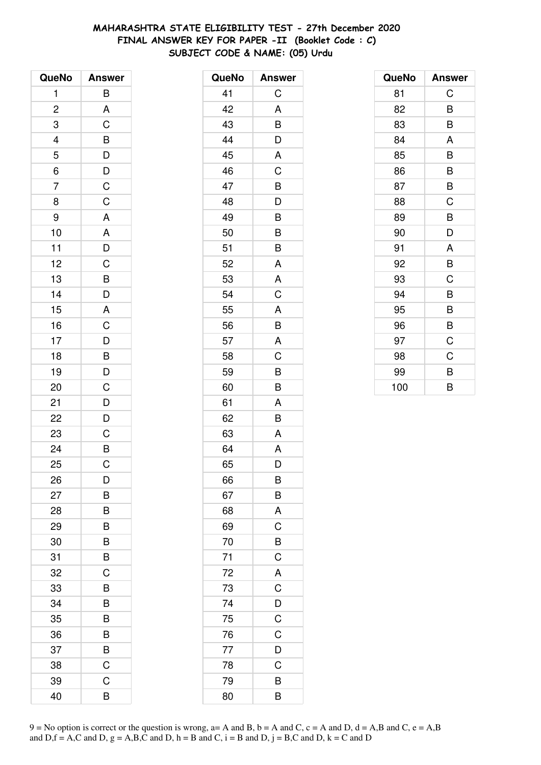# MAHARASHTRA STATE ELIGIBILITY TEST - 27th December 2020
## FINAL ANSWER KEY FOR PAPER -II (Booklet Code : C)
## SUBJECT CODE & NAME: (05) Urdu

| QueNo | Answer |
|---|---|
| 1 | B |
| 2 | A |
| 3 | C |
| 4 | B |
| 5 | D |
| 6 | D |
| 7 | C |
| 8 | C |
| 9 | A |
| 10 | A |
| 11 | D |
| 12 | C |
| 13 | B |
| 14 | D |
| 15 | A |
| 16 | C |
| 17 | D |
| 18 | B |
| 19 | D |
| 20 | C |
| 21 | D |
| 22 | D |
| 23 | C |
| 24 | B |
| 25 | C |
| 26 | D |
| 27 | B |
| 28 | B |
| 29 | B |
| 30 | B |
| 31 | B |
| 32 | C |
| 33 | B |
| 34 | B |
| 35 | B |
| 36 | B |
| 37 | B |
| 38 | C |
| 39 | C |
| 40 | B |

| QueNo | Answer |
|---|---|
| 41 | C |
| 42 | A |
| 43 | B |
| 44 | D |
| 45 | A |
| 46 | C |
| 47 | B |
| 48 | D |
| 49 | B |
| 50 | B |
| 51 | B |
| 52 | A |
| 53 | A |
| 54 | C |
| 55 | A |
| 56 | B |
| 57 | A |
| 58 | C |
| 59 | B |
| 60 | B |
| 61 | A |
| 62 | B |
| 63 | A |
| 64 | A |
| 65 | D |
| 66 | B |
| 67 | B |
| 68 | A |
| 69 | C |
| 70 | B |
| 71 | C |
| 72 | A |
| 73 | C |
| 74 | D |
| 75 | C |
| 76 | C |
| 77 | D |
| 78 | C |
| 79 | B |
| 80 | B |

| QueNo | Answer |
|---|---|
| 81 | C |
| 82 | B |
| 83 | B |
| 84 | A |
| 85 | B |
| 86 | B |
| 87 | B |
| 88 | C |
| 89 | B |
| 90 | D |
| 91 | A |
| 92 | B |
| 93 | C |
| 94 | B |
| 95 | B |
| 96 | B |
| 97 | C |
| 98 | C |
| 99 | B |
| 100 | B |

9 = No option is correct or the question is wrong, a= A and B, b = A and C, c = A and D, d = A,B and C, e = A,B and D,f = A,C and D, g = A,B,C and D, h = B and C, i = B and D, j = B,C and D, k = C and D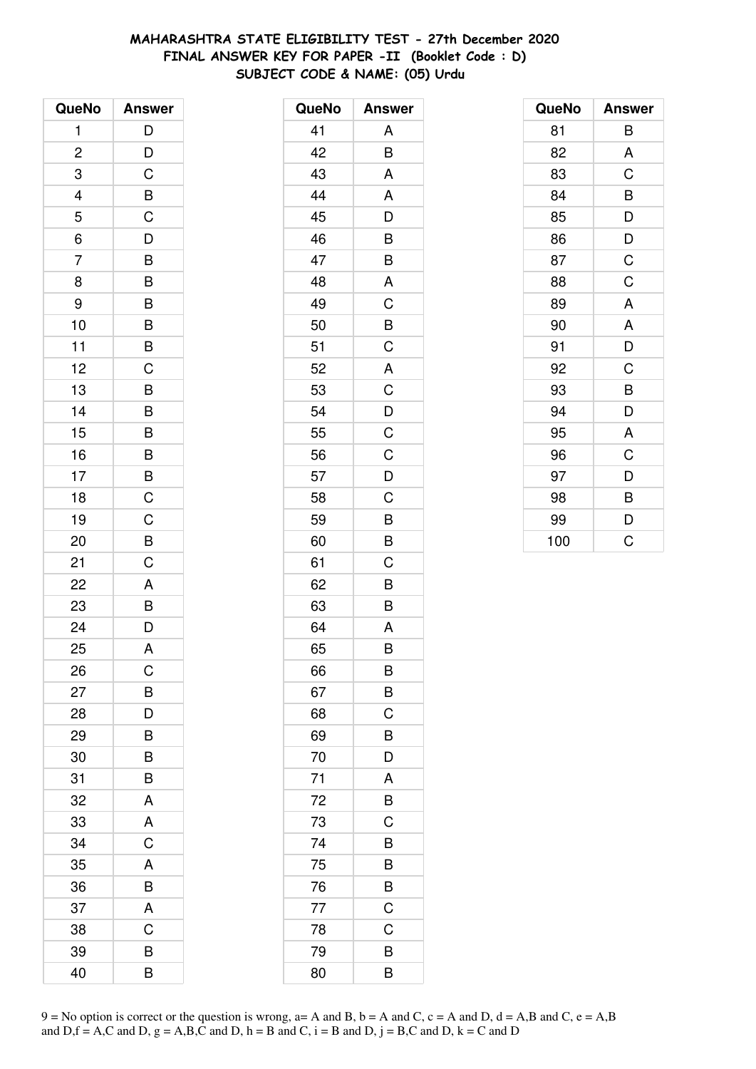**MAHARASHTRA STATE ELIGIBILITY TEST - 27th December 2020**
**FINAL ANSWER KEY FOR PAPER -II (Booklet Code : D)**
**SUBJECT CODE & NAME: (05) Urdu**

| QueNo | Answer |
|---|---|
| 1 | D |
| 2 | D |
| 3 | C |
| 4 | B |
| 5 | C |
| 6 | D |
| 7 | B |
| 8 | B |
| 9 | B |
| 10 | B |
| 11 | B |
| 12 | C |
| 13 | B |
| 14 | B |
| 15 | B |
| 16 | B |
| 17 | B |
| 18 | C |
| 19 | C |
| 20 | B |
| 21 | C |
| 22 | A |
| 23 | B |
| 24 | D |
| 25 | A |
| 26 | C |
| 27 | B |
| 28 | D |
| 29 | B |
| 30 | B |
| 31 | B |
| 32 | A |
| 33 | A |
| 34 | C |
| 35 | A |
| 36 | B |
| 37 | A |
| 38 | C |
| 39 | B |
| 40 | B |

| QueNo | Answer |
|---|---|
| 41 | A |
| 42 | B |
| 43 | A |
| 44 | A |
| 45 | D |
| 46 | B |
| 47 | B |
| 48 | A |
| 49 | C |
| 50 | B |
| 51 | C |
| 52 | A |
| 53 | C |
| 54 | D |
| 55 | C |
| 56 | C |
| 57 | D |
| 58 | C |
| 59 | B |
| 60 | B |
| 61 | C |
| 62 | B |
| 63 | B |
| 64 | A |
| 65 | B |
| 66 | B |
| 67 | B |
| 68 | C |
| 69 | B |
| 70 | D |
| 71 | A |
| 72 | B |
| 73 | C |
| 74 | B |
| 75 | B |
| 76 | B |
| 77 | C |
| 78 | C |
| 79 | B |
| 80 | B |

| QueNo | Answer |
|---|---|
| 81 | B |
| 82 | A |
| 83 | C |
| 84 | B |
| 85 | D |
| 86 | D |
| 87 | C |
| 88 | C |
| 89 | A |
| 90 | A |
| 91 | D |
| 92 | C |
| 93 | B |
| 94 | D |
| 95 | A |
| 96 | C |
| 97 | D |
| 98 | B |
| 99 | D |
| 100 | C |

9 = No option is correct or the question is wrong, a= A and B, b = A and C, c = A and D, d = A,B and C, e = A,B and D,f = A,C and D, g = A,B,C and D, h = B and C, i = B and D, j = B,C and D, k = C and D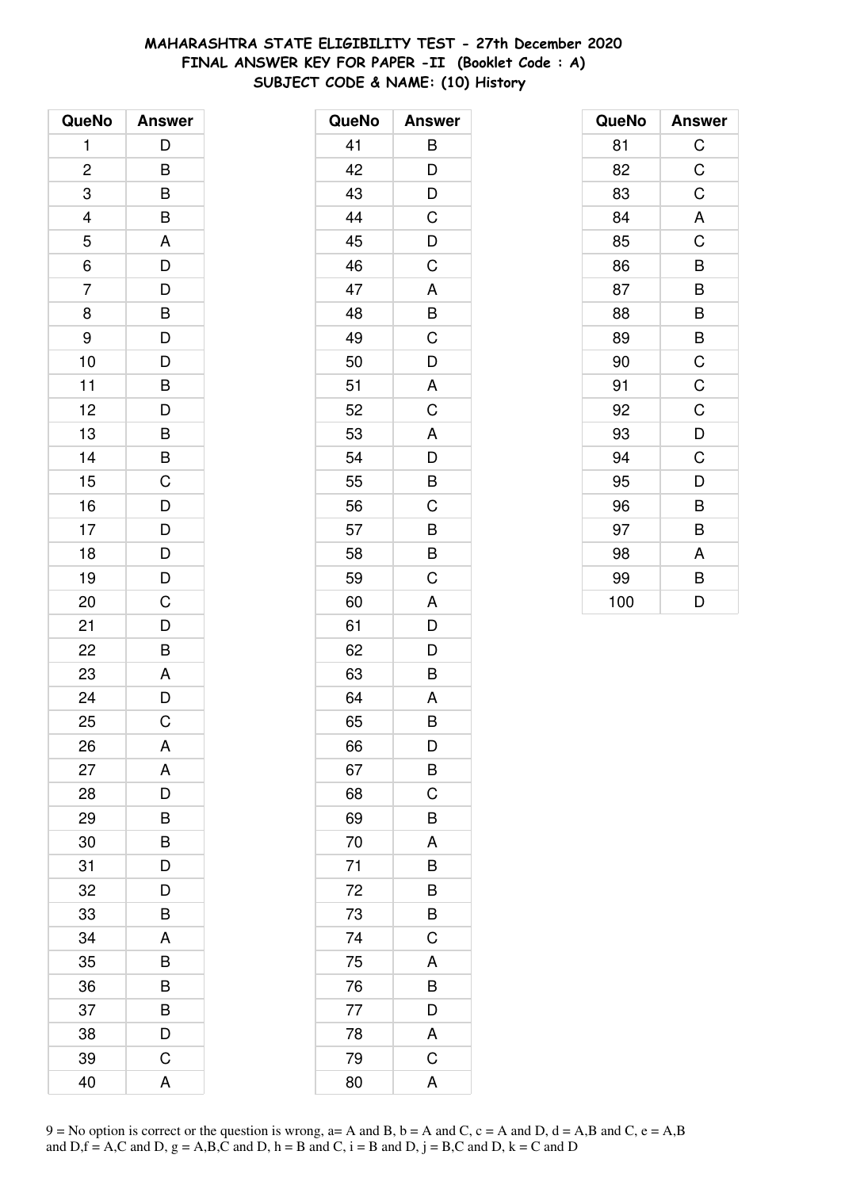**MAHARASHTRA STATE ELIGIBILITY TEST - 27th December 2020**
**FINAL ANSWER KEY FOR PAPER -II (Booklet Code : A)**
**SUBJECT CODE & NAME: (10) History**

| QueNo | Answer |
|---|---|
| 1 | D |
| 2 | B |
| 3 | B |
| 4 | B |
| 5 | A |
| 6 | D |
| 7 | D |
| 8 | B |
| 9 | D |
| 10 | D |
| 11 | B |
| 12 | D |
| 13 | B |
| 14 | B |
| 15 | C |
| 16 | D |
| 17 | D |
| 18 | D |
| 19 | D |
| 20 | C |
| 21 | D |
| 22 | B |
| 23 | A |
| 24 | D |
| 25 | C |
| 26 | A |
| 27 | A |
| 28 | D |
| 29 | B |
| 30 | B |
| 31 | D |
| 32 | D |
| 33 | B |
| 34 | A |
| 35 | B |
| 36 | B |
| 37 | B |
| 38 | D |
| 39 | C |
| 40 | A |

| QueNo | Answer |
|---|---|
| 41 | B |
| 42 | D |
| 43 | D |
| 44 | C |
| 45 | D |
| 46 | C |
| 47 | A |
| 48 | B |
| 49 | C |
| 50 | D |
| 51 | A |
| 52 | C |
| 53 | A |
| 54 | D |
| 55 | B |
| 56 | C |
| 57 | B |
| 58 | B |
| 59 | C |
| 60 | A |
| 61 | D |
| 62 | D |
| 63 | B |
| 64 | A |
| 65 | B |
| 66 | D |
| 67 | B |
| 68 | C |
| 69 | B |
| 70 | A |
| 71 | B |
| 72 | B |
| 73 | B |
| 74 | C |
| 75 | A |
| 76 | B |
| 77 | D |
| 78 | A |
| 79 | C |
| 80 | A |

| QueNo | Answer |
|---|---|
| 81 | C |
| 82 | C |
| 83 | C |
| 84 | A |
| 85 | C |
| 86 | B |
| 87 | B |
| 88 | B |
| 89 | B |
| 90 | C |
| 91 | C |
| 92 | C |
| 93 | D |
| 94 | C |
| 95 | D |
| 96 | B |
| 97 | B |
| 98 | A |
| 99 | B |
| 100 | D |

9 = No option is correct or the question is wrong, a= A and B, b = A and C, c = A and D, d = A,B and C, e = A,B and D,f = A,C and D, g = A,B,C and D, h = B and C, i = B and D, j = B,C and D, k = C and D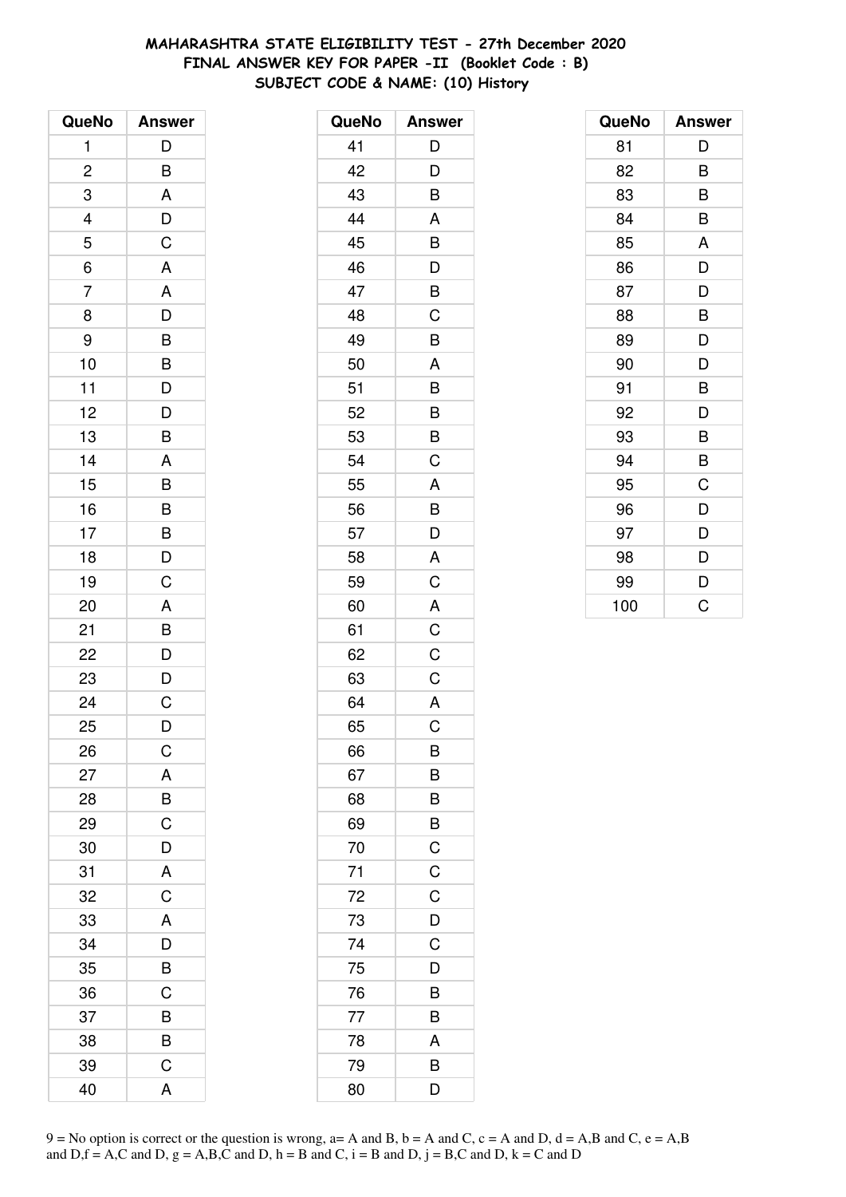**MAHARASHTRA STATE ELIGIBILITY TEST - 27th December 2020**
**FINAL ANSWER KEY FOR PAPER -II (Booklet Code : B)**
**SUBJECT CODE & NAME: (10) History**

| QueNo | Answer |
|---|---|
| 1 | D |
| 2 | B |
| 3 | A |
| 4 | D |
| 5 | C |
| 6 | A |
| 7 | A |
| 8 | D |
| 9 | B |
| 10 | B |
| 11 | D |
| 12 | D |
| 13 | B |
| 14 | A |
| 15 | B |
| 16 | B |
| 17 | B |
| 18 | D |
| 19 | C |
| 20 | A |
| 21 | B |
| 22 | D |
| 23 | D |
| 24 | C |
| 25 | D |
| 26 | C |
| 27 | A |
| 28 | B |
| 29 | C |
| 30 | D |
| 31 | A |
| 32 | C |
| 33 | A |
| 34 | D |
| 35 | B |
| 36 | C |
| 37 | B |
| 38 | B |
| 39 | C |
| 40 | A |

| QueNo | Answer |
|---|---|
| 41 | D |
| 42 | D |
| 43 | B |
| 44 | A |
| 45 | B |
| 46 | D |
| 47 | B |
| 48 | C |
| 49 | B |
| 50 | A |
| 51 | B |
| 52 | B |
| 53 | B |
| 54 | C |
| 55 | A |
| 56 | B |
| 57 | D |
| 58 | A |
| 59 | C |
| 60 | A |
| 61 | C |
| 62 | C |
| 63 | C |
| 64 | A |
| 65 | C |
| 66 | B |
| 67 | B |
| 68 | B |
| 69 | B |
| 70 | C |
| 71 | C |
| 72 | C |
| 73 | D |
| 74 | C |
| 75 | D |
| 76 | B |
| 77 | B |
| 78 | A |
| 79 | B |
| 80 | D |

| QueNo | Answer |
|---|---|
| 81 | D |
| 82 | B |
| 83 | B |
| 84 | B |
| 85 | A |
| 86 | D |
| 87 | D |
| 88 | B |
| 89 | D |
| 90 | D |
| 91 | B |
| 92 | D |
| 93 | B |
| 94 | B |
| 95 | C |
| 96 | D |
| 97 | D |
| 98 | D |
| 99 | D |
| 100 | C |

9 = No option is correct or the question is wrong, a= A and B, b = A and C, c = A and D, d = A,B and C, e = A,B and D,f = A,C and D, g = A,B,C and D, h = B and C, i = B and D, j = B,C and D, k = C and D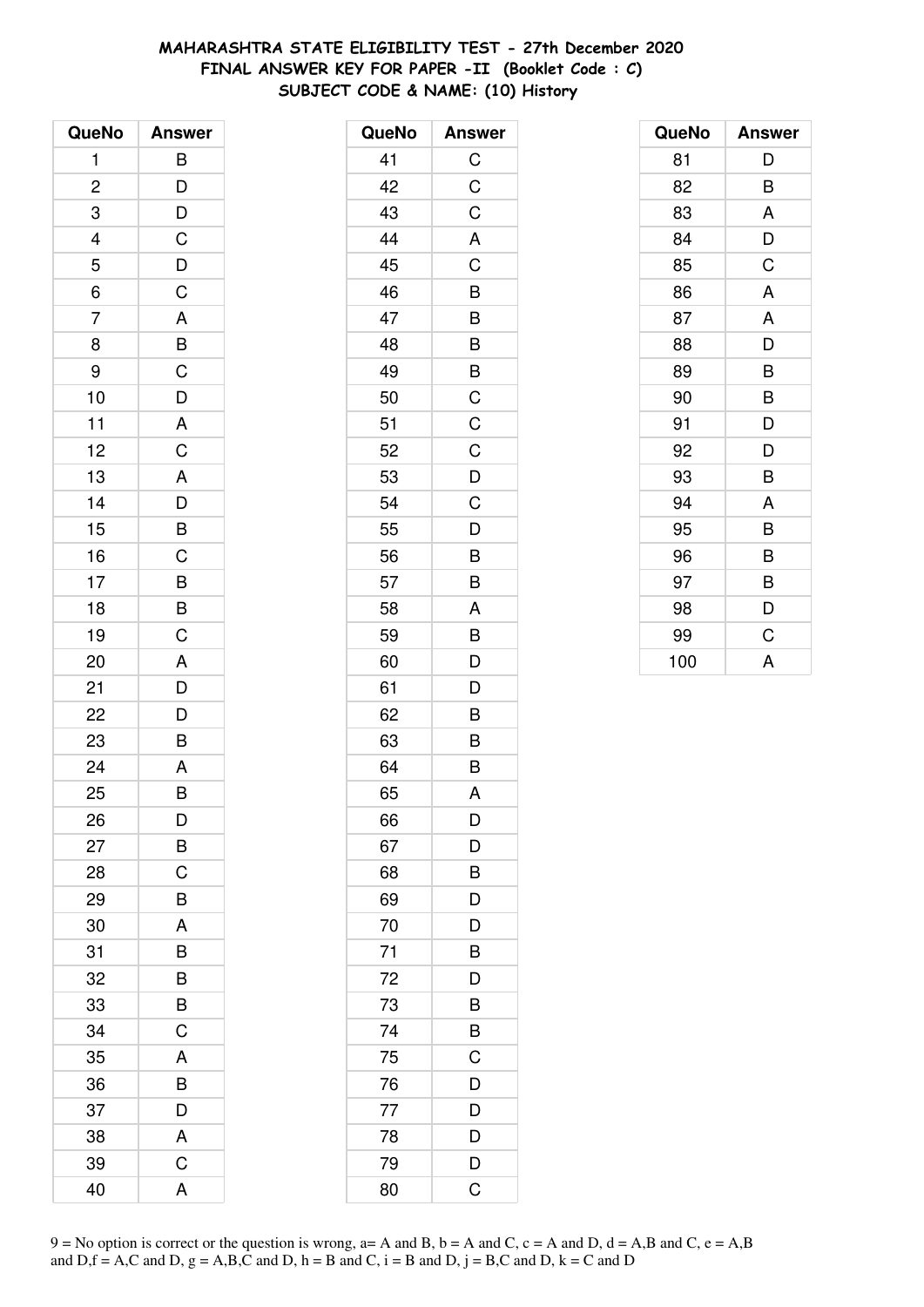**MAHARASHTRA STATE ELIGIBILITY TEST - 27th December 2020**
**FINAL ANSWER KEY FOR PAPER -II (Booklet Code : C)**
**SUBJECT CODE & NAME: (10) History**

| QueNo | Answer |
|---|---|
| 1 | B |
| 2 | D |
| 3 | D |
| 4 | C |
| 5 | D |
| 6 | C |
| 7 | A |
| 8 | B |
| 9 | C |
| 10 | D |
| 11 | A |
| 12 | C |
| 13 | A |
| 14 | D |
| 15 | B |
| 16 | C |
| 17 | B |
| 18 | B |
| 19 | C |
| 20 | A |
| 21 | D |
| 22 | D |
| 23 | B |
| 24 | A |
| 25 | B |
| 26 | D |
| 27 | B |
| 28 | C |
| 29 | B |
| 30 | A |
| 31 | B |
| 32 | B |
| 33 | B |
| 34 | C |
| 35 | A |
| 36 | B |
| 37 | D |
| 38 | A |
| 39 | C |
| 40 | A |

| QueNo | Answer |
|---|---|
| 41 | C |
| 42 | C |
| 43 | C |
| 44 | A |
| 45 | C |
| 46 | B |
| 47 | B |
| 48 | B |
| 49 | B |
| 50 | C |
| 51 | C |
| 52 | C |
| 53 | D |
| 54 | C |
| 55 | D |
| 56 | B |
| 57 | B |
| 58 | A |
| 59 | B |
| 60 | D |
| 61 | D |
| 62 | B |
| 63 | B |
| 64 | B |
| 65 | A |
| 66 | D |
| 67 | D |
| 68 | B |
| 69 | D |
| 70 | D |
| 71 | B |
| 72 | D |
| 73 | B |
| 74 | B |
| 75 | C |
| 76 | D |
| 77 | D |
| 78 | D |
| 79 | D |
| 80 | C |

| QueNo | Answer |
|---|---|
| 81 | D |
| 82 | B |
| 83 | A |
| 84 | D |
| 85 | C |
| 86 | A |
| 87 | A |
| 88 | D |
| 89 | B |
| 90 | B |
| 91 | D |
| 92 | D |
| 93 | B |
| 94 | A |
| 95 | B |
| 96 | B |
| 97 | B |
| 98 | D |
| 99 | C |
| 100 | A |

9 = No option is correct or the question is wrong, a= A and B, b = A and C, c = A and D, d = A,B and C, e = A,B and D,f = A,C and D, g = A,B,C and D, h = B and C, i = B and D, j = B,C and D, k = C and D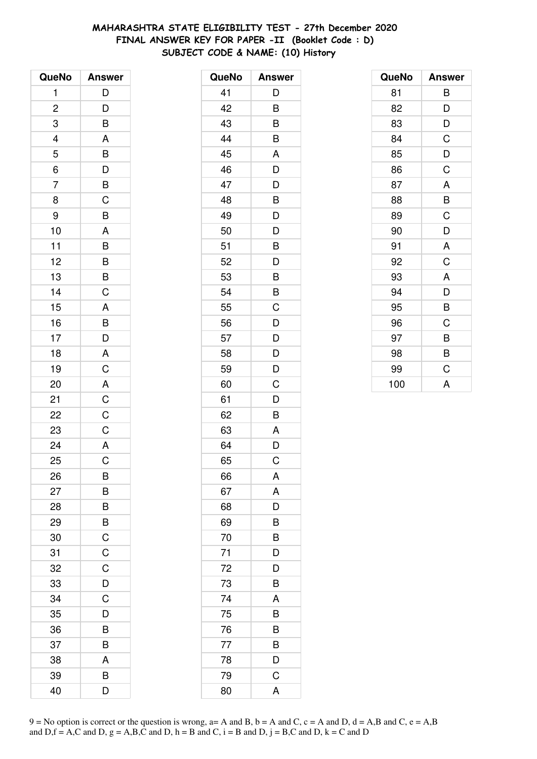# MAHARASHTRA STATE ELIGIBILITY TEST - 27th December 2020
## FINAL ANSWER KEY FOR PAPER -II (Booklet Code : D)
### SUBJECT CODE & NAME: (10) History

| QueNo | Answer |
|---|---|
| 1 | D |
| 2 | D |
| 3 | B |
| 4 | A |
| 5 | B |
| 6 | D |
| 7 | B |
| 8 | C |
| 9 | B |
| 10 | A |
| 11 | B |
| 12 | B |
| 13 | B |
| 14 | C |
| 15 | A |
| 16 | B |
| 17 | D |
| 18 | A |
| 19 | C |
| 20 | A |
| 21 | C |
| 22 | C |
| 23 | C |
| 24 | A |
| 25 | C |
| 26 | B |
| 27 | B |
| 28 | B |
| 29 | B |
| 30 | C |
| 31 | C |
| 32 | C |
| 33 | D |
| 34 | C |
| 35 | D |
| 36 | B |
| 37 | B |
| 38 | A |
| 39 | B |
| 40 | D |

| QueNo | Answer |
|---|---|
| 41 | D |
| 42 | B |
| 43 | B |
| 44 | B |
| 45 | A |
| 46 | D |
| 47 | D |
| 48 | B |
| 49 | D |
| 50 | D |
| 51 | B |
| 52 | D |
| 53 | B |
| 54 | B |
| 55 | C |
| 56 | D |
| 57 | D |
| 58 | D |
| 59 | D |
| 60 | C |
| 61 | D |
| 62 | B |
| 63 | A |
| 64 | D |
| 65 | C |
| 66 | A |
| 67 | A |
| 68 | D |
| 69 | B |
| 70 | B |
| 71 | D |
| 72 | D |
| 73 | B |
| 74 | A |
| 75 | B |
| 76 | B |
| 77 | B |
| 78 | D |
| 79 | C |
| 80 | A |

| QueNo | Answer |
|---|---|
| 81 | B |
| 82 | D |
| 83 | D |
| 84 | C |
| 85 | D |
| 86 | C |
| 87 | A |
| 88 | B |
| 89 | C |
| 90 | D |
| 91 | A |
| 92 | C |
| 93 | A |
| 94 | D |
| 95 | B |
| 96 | C |
| 97 | B |
| 98 | B |
| 99 | C |
| 100 | A |

9 = No option is correct or the question is wrong, a= A and B, b = A and C, c = A and D, d = A,B and C, e = A,B and D,f = A,C and D, g = A,B,C and D, h = B and C, i = B and D, j = B,C and D, k = C and D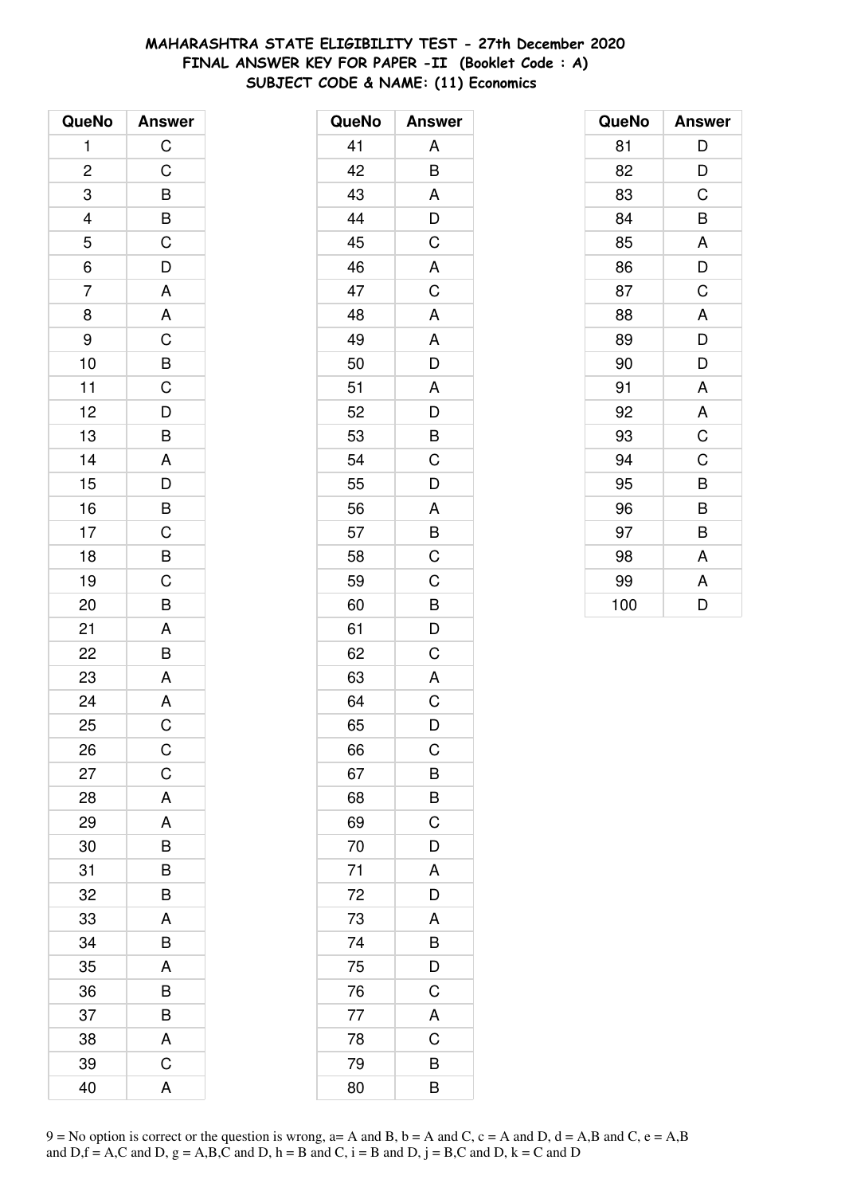**MAHARASHTRA STATE ELIGIBILITY TEST - 27th December 2020**
**FINAL ANSWER KEY FOR PAPER -II (Booklet Code : A)**
**SUBJECT CODE & NAME: (11) Economics**

| QueNo | Answer |
|---|---|
| 1 | C |
| 2 | C |
| 3 | B |
| 4 | B |
| 5 | C |
| 6 | D |
| 7 | A |
| 8 | A |
| 9 | C |
| 10 | B |
| 11 | C |
| 12 | D |
| 13 | B |
| 14 | A |
| 15 | D |
| 16 | B |
| 17 | C |
| 18 | B |
| 19 | C |
| 20 | B |
| 21 | A |
| 22 | B |
| 23 | A |
| 24 | A |
| 25 | C |
| 26 | C |
| 27 | C |
| 28 | A |
| 29 | A |
| 30 | B |
| 31 | B |
| 32 | B |
| 33 | A |
| 34 | B |
| 35 | A |
| 36 | B |
| 37 | B |
| 38 | A |
| 39 | C |
| 40 | A |

| QueNo | Answer |
|---|---|
| 41 | A |
| 42 | B |
| 43 | A |
| 44 | D |
| 45 | C |
| 46 | A |
| 47 | C |
| 48 | A |
| 49 | A |
| 50 | D |
| 51 | A |
| 52 | D |
| 53 | B |
| 54 | C |
| 55 | D |
| 56 | A |
| 57 | B |
| 58 | C |
| 59 | C |
| 60 | B |
| 61 | D |
| 62 | C |
| 63 | A |
| 64 | C |
| 65 | D |
| 66 | C |
| 67 | B |
| 68 | B |
| 69 | C |
| 70 | D |
| 71 | A |
| 72 | D |
| 73 | A |
| 74 | B |
| 75 | D |
| 76 | C |
| 77 | A |
| 78 | C |
| 79 | B |
| 80 | B |

| QueNo | Answer |
|---|---|
| 81 | D |
| 82 | D |
| 83 | C |
| 84 | B |
| 85 | A |
| 86 | D |
| 87 | C |
| 88 | A |
| 89 | D |
| 90 | D |
| 91 | A |
| 92 | A |
| 93 | C |
| 94 | C |
| 95 | B |
| 96 | B |
| 97 | B |
| 98 | A |
| 99 | A |
| 100 | D |

9 = No option is correct or the question is wrong, a= A and B, b = A and C, c = A and D, d = A,B and C, e = A,B and D,f = A,C and D, g = A,B,C and D, h = B and C, i = B and D, j = B,C and D, k = C and D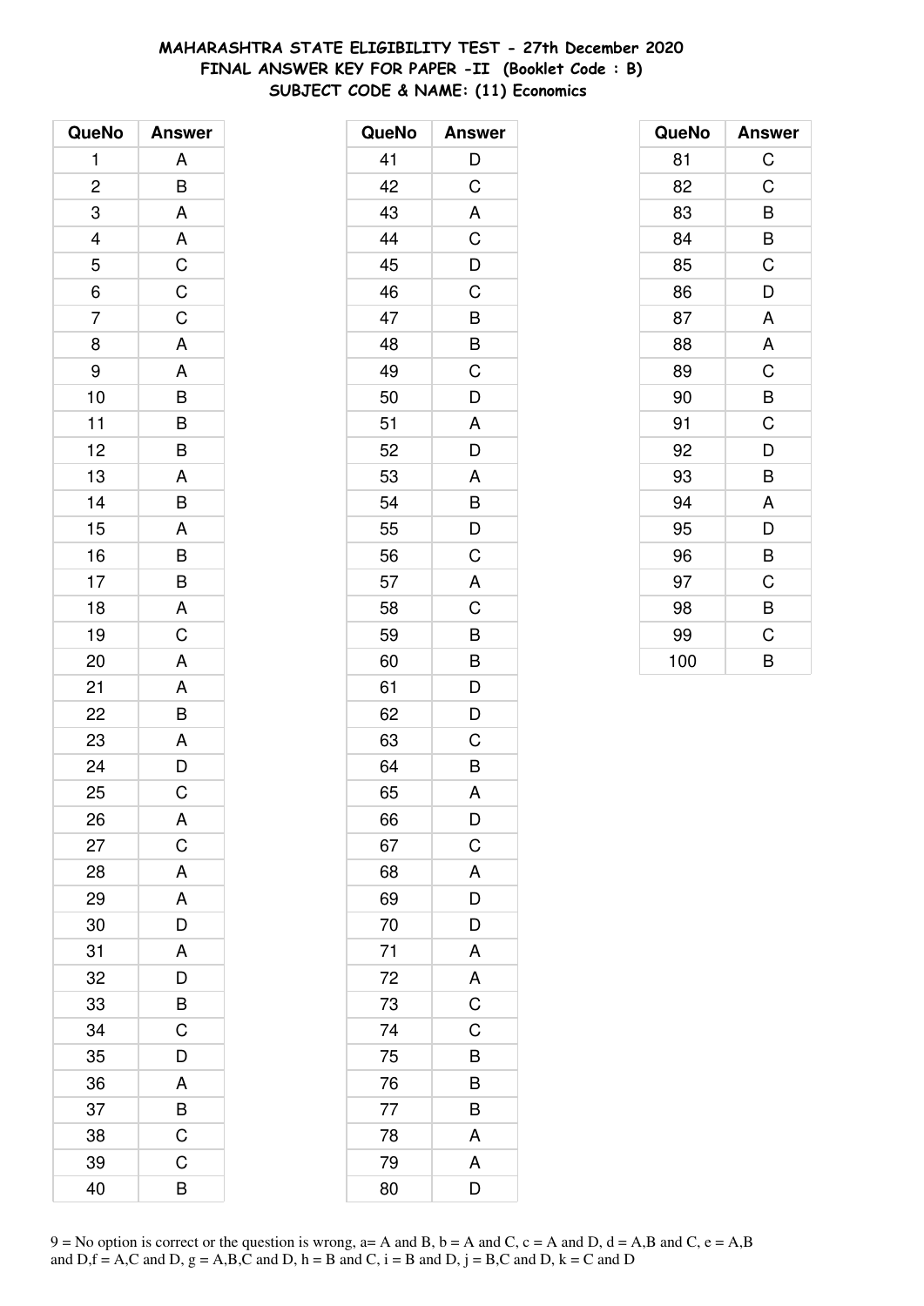# MAHARASHTRA STATE ELIGIBILITY TEST - 27th December 2020
## FINAL ANSWER KEY FOR PAPER -II (Booklet Code : B)
### SUBJECT CODE & NAME: (11) Economics

| QueNo | Answer | QueNo | Answer | QueNo | Answer |
|---|---|---|---|---|---|
| 1 | A | 41 | D | 81 | C |
| 2 | B | 42 | C | 82 | C |
| 3 | A | 43 | A | 83 | B |
| 4 | A | 44 | C | 84 | B |
| 5 | C | 45 | D | 85 | C |
| 6 | C | 46 | C | 86 | D |
| 7 | C | 47 | B | 87 | A |
| 8 | A | 48 | B | 88 | A |
| 9 | A | 49 | C | 89 | C |
| 10 | B | 50 | D | 90 | B |
| 11 | B | 51 | A | 91 | C |
| 12 | B | 52 | D | 92 | D |
| 13 | A | 53 | A | 93 | B |
| 14 | B | 54 | B | 94 | A |
| 15 | A | 55 | D | 95 | D |
| 16 | B | 56 | C | 96 | B |
| 17 | B | 57 | A | 97 | C |
| 18 | A | 58 | C | 98 | B |
| 19 | C | 59 | B | 99 | C |
| 20 | A | 60 | B | 100 | B |
| 21 | A | 61 | D | | |
| 22 | B | 62 | D | | |
| 23 | A | 63 | C | | |
| 24 | D | 64 | B | | |
| 25 | C | 65 | A | | |
| 26 | A | 66 | D | | |
| 27 | C | 67 | C | | |
| 28 | A | 68 | A | | |
| 29 | A | 69 | D | | |
| 30 | D | 70 | D | | |
| 31 | A | 71 | A | | |
| 32 | D | 72 | A | | |
| 33 | B | 73 | C | | |
| 34 | C | 74 | C | | |
| 35 | D | 75 | B | | |
| 36 | A | 76 | B | | |
| 37 | B | 77 | B | | |
| 38 | C | 78 | A | | |
| 39 | C | 79 | A | | |
| 40 | B | 80 | D | | |

9 = No option is correct or the question is wrong, a= A and B, b = A and C, c = A and D, d = A,B and C, e = A,B and D,f = A,C and D, g = A,B,C and D, h = B and C, i = B and D, j = B,C and D, k = C and D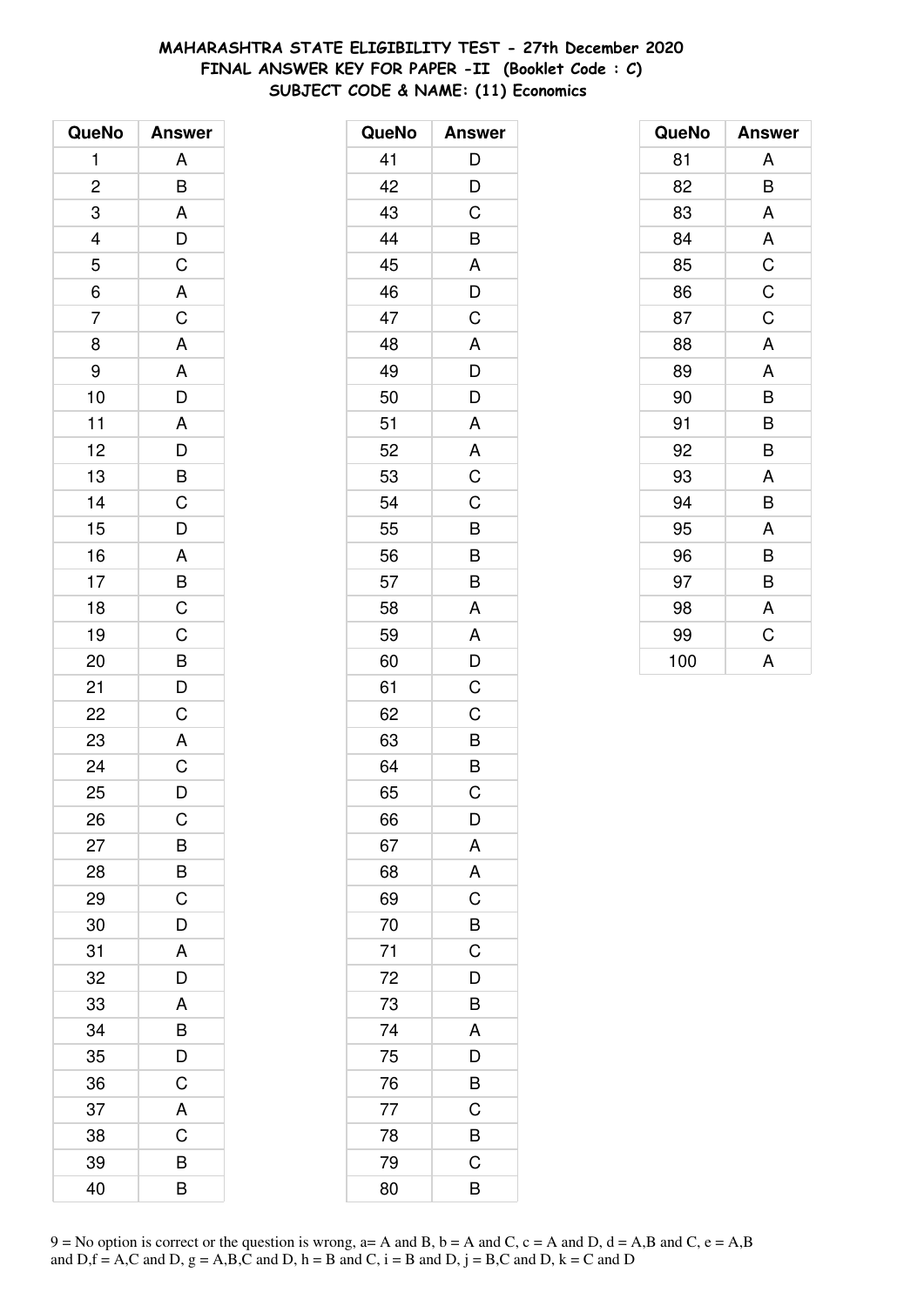# MAHARASHTRA STATE ELIGIBILITY TEST - 27th December 2020
## FINAL ANSWER KEY FOR PAPER -II (Booklet Code : C)
### SUBJECT CODE & NAME: (11) Economics

| QueNo | Answer |
|---|---|
| 1 | A |
| 2 | B |
| 3 | A |
| 4 | D |
| 5 | C |
| 6 | A |
| 7 | C |
| 8 | A |
| 9 | A |
| 10 | D |
| 11 | A |
| 12 | D |
| 13 | B |
| 14 | C |
| 15 | D |
| 16 | A |
| 17 | B |
| 18 | C |
| 19 | C |
| 20 | B |
| 21 | D |
| 22 | C |
| 23 | A |
| 24 | C |
| 25 | D |
| 26 | C |
| 27 | B |
| 28 | B |
| 29 | C |
| 30 | D |
| 31 | A |
| 32 | D |
| 33 | A |
| 34 | B |
| 35 | D |
| 36 | C |
| 37 | A |
| 38 | C |
| 39 | B |
| 40 | B |

| QueNo | Answer |
|---|---|
| 41 | D |
| 42 | D |
| 43 | C |
| 44 | B |
| 45 | A |
| 46 | D |
| 47 | C |
| 48 | A |
| 49 | D |
| 50 | D |
| 51 | A |
| 52 | A |
| 53 | C |
| 54 | C |
| 55 | B |
| 56 | B |
| 57 | B |
| 58 | A |
| 59 | A |
| 60 | D |
| 61 | C |
| 62 | C |
| 63 | B |
| 64 | B |
| 65 | C |
| 66 | D |
| 67 | A |
| 68 | A |
| 69 | C |
| 70 | B |
| 71 | C |
| 72 | D |
| 73 | B |
| 74 | A |
| 75 | D |
| 76 | B |
| 77 | C |
| 78 | B |
| 79 | C |
| 80 | B |

| QueNo | Answer |
|---|---|
| 81 | A |
| 82 | B |
| 83 | A |
| 84 | A |
| 85 | C |
| 86 | C |
| 87 | C |
| 88 | A |
| 89 | A |
| 90 | B |
| 91 | B |
| 92 | B |
| 93 | A |
| 94 | B |
| 95 | A |
| 96 | B |
| 97 | B |
| 98 | A |
| 99 | C |
| 100 | A |

9 = No option is correct or the question is wrong, a= A and B, b = A and C, c = A and D, d = A,B and C, e = A,B and D,f = A,C and D, g = A,B,C and D, h = B and C, i = B and D, j = B,C and D, k = C and D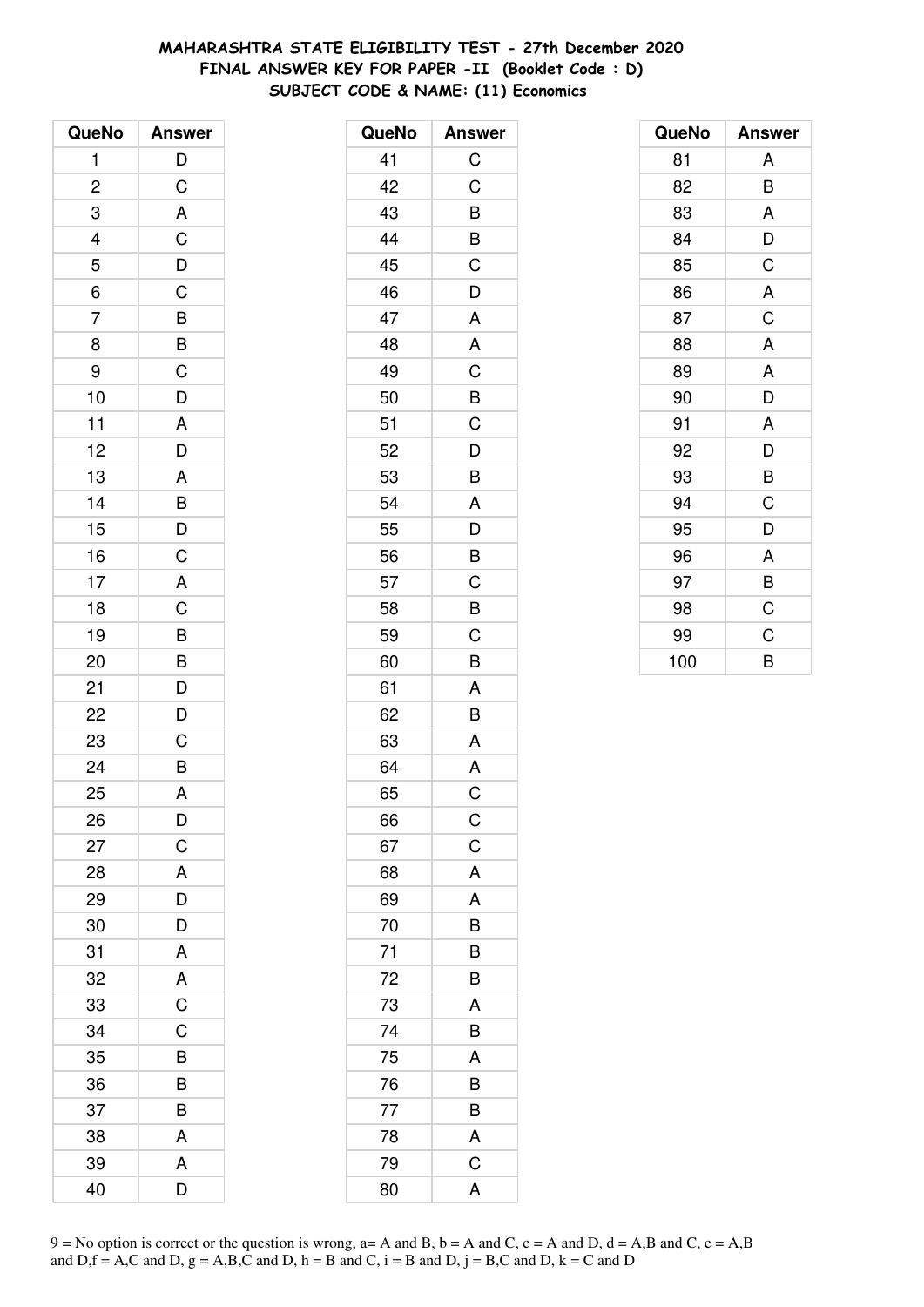**MAHARASHTRA STATE ELIGIBILITY TEST - 27th December 2020**
**FINAL ANSWER KEY FOR PAPER -II (Booklet Code : D)**
**SUBJECT CODE & NAME: (11) Economics**

| QueNo | Answer |
|---|---|
| 1 | D |
| 2 | C |
| 3 | A |
| 4 | C |
| 5 | D |
| 6 | C |
| 7 | B |
| 8 | B |
| 9 | C |
| 10 | D |
| 11 | A |
| 12 | D |
| 13 | A |
| 14 | B |
| 15 | D |
| 16 | C |
| 17 | A |
| 18 | C |
| 19 | B |
| 20 | B |
| 21 | D |
| 22 | D |
| 23 | C |
| 24 | B |
| 25 | A |
| 26 | D |
| 27 | C |
| 28 | A |
| 29 | D |
| 30 | D |
| 31 | A |
| 32 | A |
| 33 | C |
| 34 | C |
| 35 | B |
| 36 | B |
| 37 | B |
| 38 | A |
| 39 | A |
| 40 | D |

| QueNo | Answer |
|---|---|
| 41 | C |
| 42 | C |
| 43 | B |
| 44 | B |
| 45 | C |
| 46 | D |
| 47 | A |
| 48 | A |
| 49 | C |
| 50 | B |
| 51 | C |
| 52 | D |
| 53 | B |
| 54 | A |
| 55 | D |
| 56 | B |
| 57 | C |
| 58 | B |
| 59 | C |
| 60 | B |
| 61 | A |
| 62 | B |
| 63 | A |
| 64 | A |
| 65 | C |
| 66 | C |
| 67 | C |
| 68 | A |
| 69 | A |
| 70 | B |
| 71 | B |
| 72 | B |
| 73 | A |
| 74 | B |
| 75 | A |
| 76 | B |
| 77 | B |
| 78 | A |
| 79 | C |
| 80 | A |

| QueNo | Answer |
|---|---|
| 81 | A |
| 82 | B |
| 83 | A |
| 84 | D |
| 85 | C |
| 86 | A |
| 87 | C |
| 88 | A |
| 89 | A |
| 90 | D |
| 91 | A |
| 92 | D |
| 93 | B |
| 94 | C |
| 95 | D |
| 96 | A |
| 97 | B |
| 98 | C |
| 99 | C |
| 100 | B |

9 = No option is correct or the question is wrong, a= A and B, b = A and C, c = A and D, d = A,B and C, e = A,B and D,f = A,C and D, g = A,B,C and D, h = B and C, i = B and D, j = B,C and D, k = C and D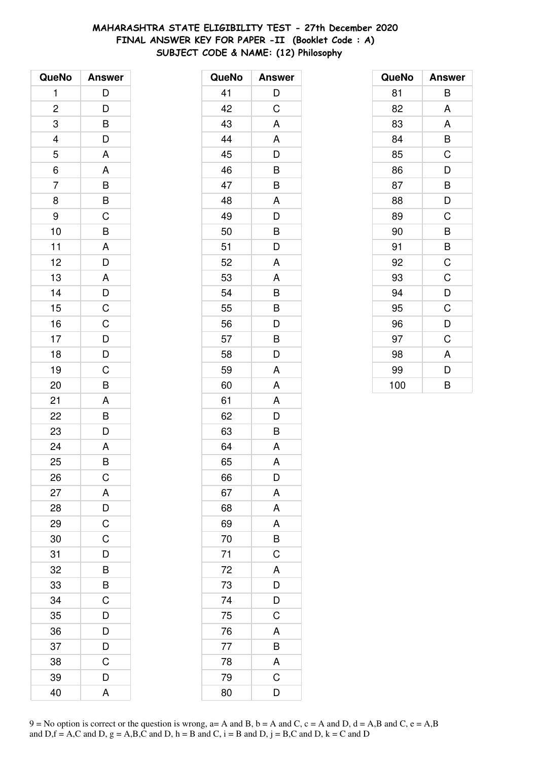**MAHARASHTRA STATE ELIGIBILITY TEST - 27th December 2020**
**FINAL ANSWER KEY FOR PAPER -II (Booklet Code : A)**
**SUBJECT CODE & NAME: (12) Philosophy**

| QueNo | Answer |
|---|---|
| 1 | D |
| 2 | D |
| 3 | B |
| 4 | D |
| 5 | A |
| 6 | A |
| 7 | B |
| 8 | B |
| 9 | C |
| 10 | B |
| 11 | A |
| 12 | D |
| 13 | A |
| 14 | D |
| 15 | C |
| 16 | C |
| 17 | D |
| 18 | D |
| 19 | C |
| 20 | B |
| 21 | A |
| 22 | B |
| 23 | D |
| 24 | A |
| 25 | B |
| 26 | C |
| 27 | A |
| 28 | D |
| 29 | C |
| 30 | C |
| 31 | D |
| 32 | B |
| 33 | B |
| 34 | C |
| 35 | D |
| 36 | D |
| 37 | D |
| 38 | C |
| 39 | D |
| 40 | A |

| QueNo | Answer |
|---|---|
| 41 | D |
| 42 | C |
| 43 | A |
| 44 | A |
| 45 | D |
| 46 | B |
| 47 | B |
| 48 | A |
| 49 | D |
| 50 | B |
| 51 | D |
| 52 | A |
| 53 | A |
| 54 | B |
| 55 | B |
| 56 | D |
| 57 | B |
| 58 | D |
| 59 | A |
| 60 | A |
| 61 | A |
| 62 | D |
| 63 | B |
| 64 | A |
| 65 | A |
| 66 | D |
| 67 | A |
| 68 | A |
| 69 | A |
| 70 | B |
| 71 | C |
| 72 | A |
| 73 | D |
| 74 | D |
| 75 | C |
| 76 | A |
| 77 | B |
| 78 | A |
| 79 | C |
| 80 | D |

| QueNo | Answer |
|---|---|
| 81 | B |
| 82 | A |
| 83 | A |
| 84 | B |
| 85 | C |
| 86 | D |
| 87 | B |
| 88 | D |
| 89 | C |
| 90 | B |
| 91 | B |
| 92 | C |
| 93 | C |
| 94 | D |
| 95 | C |
| 96 | D |
| 97 | C |
| 98 | A |
| 99 | D |
| 100 | B |

9 = No option is correct or the question is wrong, a= A and B, b = A and C, c = A and D, d = A,B and C, e = A,B and D,f = A,C and D, g = A,B,C and D, h = B and C, i = B and D, j = B,C and D, k = C and D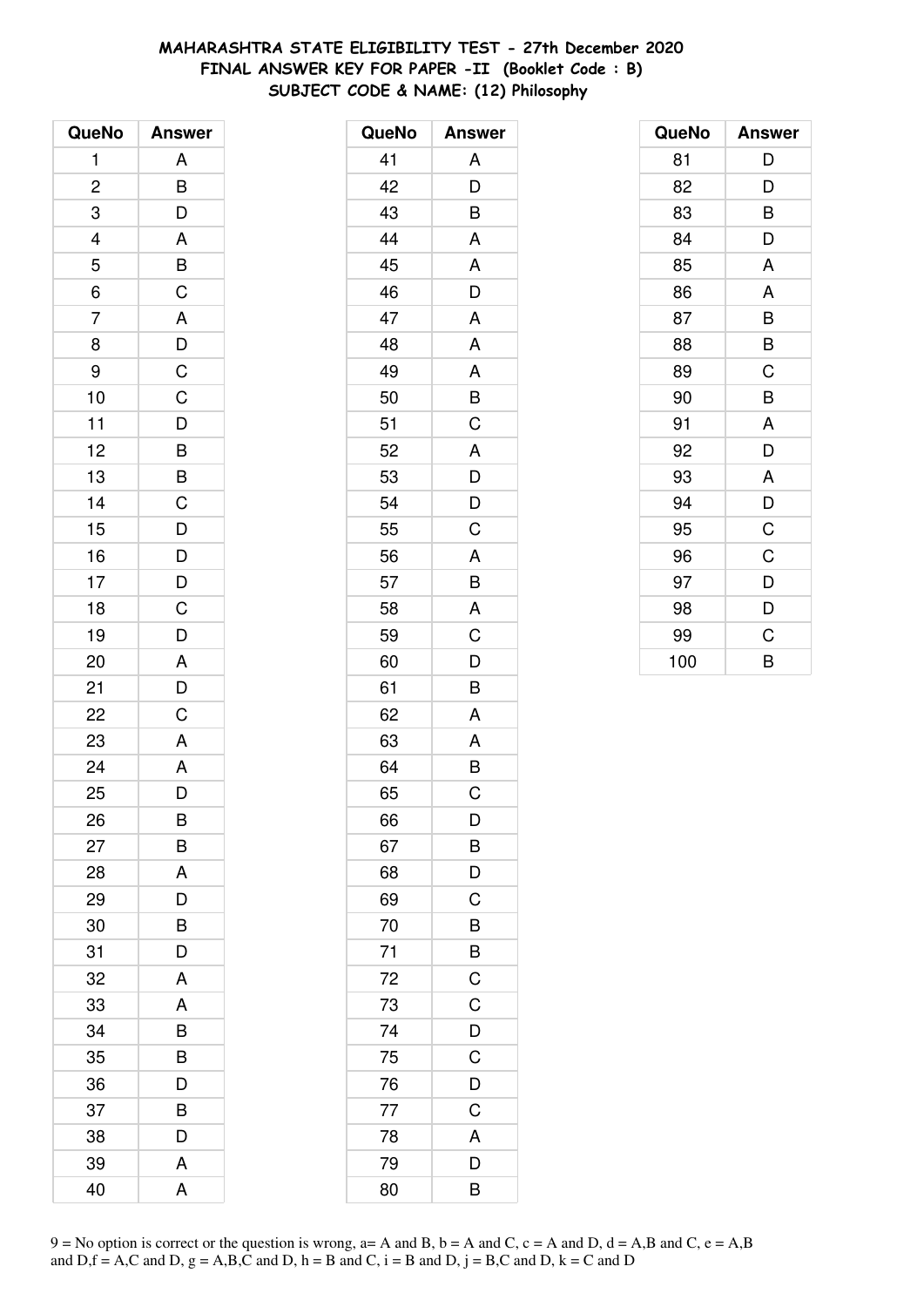# MAHARASHTRA STATE ELIGIBILITY TEST - 27th December 2020
## FINAL ANSWER KEY FOR PAPER -II (Booklet Code : B)
### SUBJECT CODE & NAME: (12) Philosophy

| QueNo | Answer |
|---|---|
| 1 | A |
| 2 | B |
| 3 | D |
| 4 | A |
| 5 | B |
| 6 | C |
| 7 | A |
| 8 | D |
| 9 | C |
| 10 | C |
| 11 | D |
| 12 | B |
| 13 | B |
| 14 | C |
| 15 | D |
| 16 | D |
| 17 | D |
| 18 | C |
| 19 | D |
| 20 | A |
| 21 | D |
| 22 | C |
| 23 | A |
| 24 | A |
| 25 | D |
| 26 | B |
| 27 | B |
| 28 | A |
| 29 | D |
| 30 | B |
| 31 | D |
| 32 | A |
| 33 | A |
| 34 | B |
| 35 | B |
| 36 | D |
| 37 | B |
| 38 | D |
| 39 | A |
| 40 | A |

| QueNo | Answer |
|---|---|
| 41 | A |
| 42 | D |
| 43 | B |
| 44 | A |
| 45 | A |
| 46 | D |
| 47 | A |
| 48 | A |
| 49 | A |
| 50 | B |
| 51 | C |
| 52 | A |
| 53 | D |
| 54 | D |
| 55 | C |
| 56 | A |
| 57 | B |
| 58 | A |
| 59 | C |
| 60 | D |
| 61 | B |
| 62 | A |
| 63 | A |
| 64 | B |
| 65 | C |
| 66 | D |
| 67 | B |
| 68 | D |
| 69 | C |
| 70 | B |
| 71 | B |
| 72 | C |
| 73 | C |
| 74 | D |
| 75 | C |
| 76 | D |
| 77 | C |
| 78 | A |
| 79 | D |
| 80 | B |

| QueNo | Answer |
|---|---|
| 81 | D |
| 82 | D |
| 83 | B |
| 84 | D |
| 85 | A |
| 86 | A |
| 87 | B |
| 88 | B |
| 89 | C |
| 90 | B |
| 91 | A |
| 92 | D |
| 93 | A |
| 94 | D |
| 95 | C |
| 96 | C |
| 97 | D |
| 98 | D |
| 99 | C |
| 100 | B |

9 = No option is correct or the question is wrong, a= A and B, b = A and C, c = A and D, d = A,B and C, e = A,B and D, f = A,C and D, g = A,B,C and D, h = B and C, i = B and D, j = B,C and D, k = C and D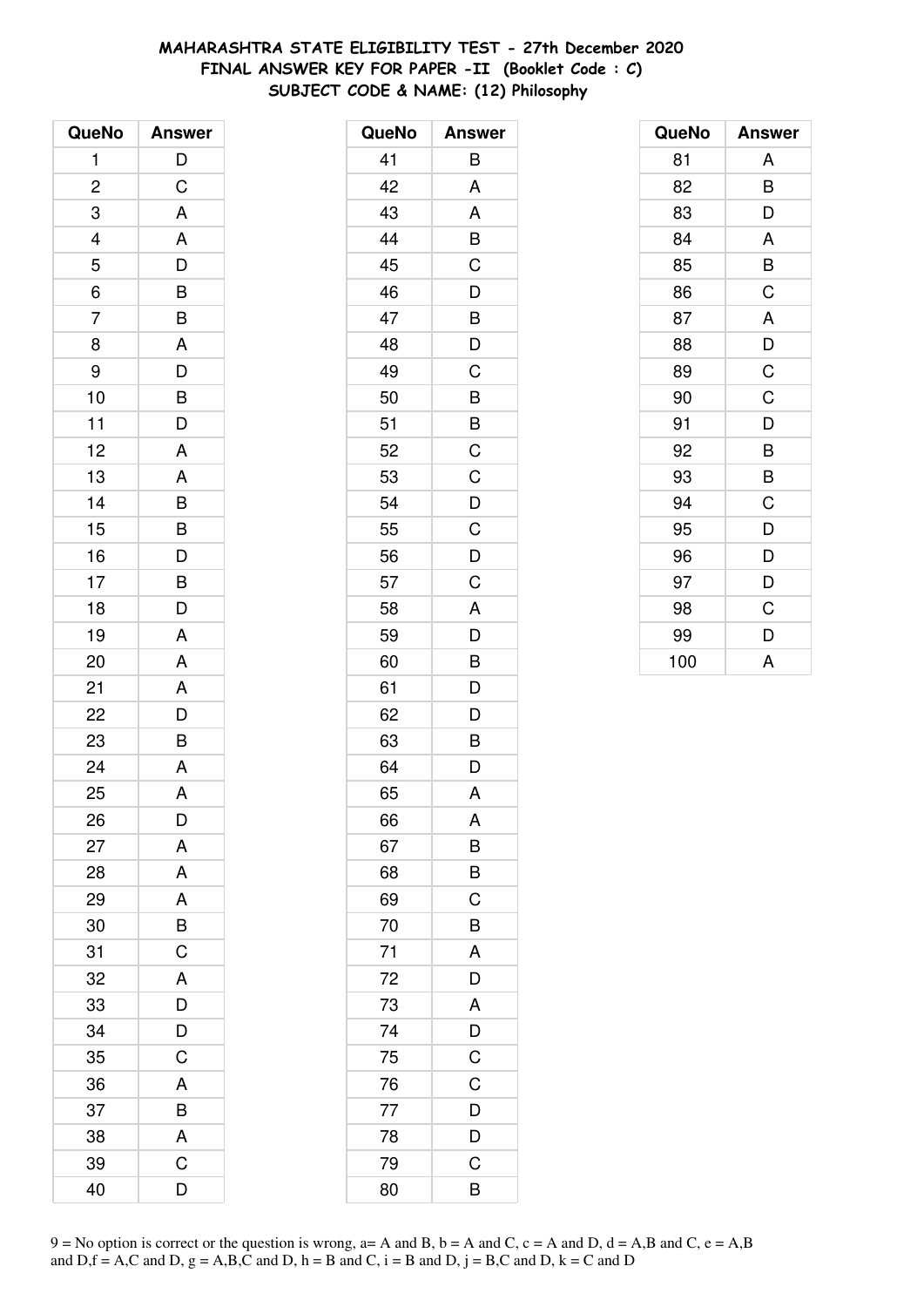# MAHARASHTRA STATE ELIGIBILITY TEST - 27th December 2020
## FINAL ANSWER KEY FOR PAPER -II (Booklet Code : C)
### SUBJECT CODE & NAME: (12) Philosophy

| QueNo | Answer |
|---|---|
| 1 | D |
| 2 | C |
| 3 | A |
| 4 | A |
| 5 | D |
| 6 | B |
| 7 | B |
| 8 | A |
| 9 | D |
| 10 | B |
| 11 | D |
| 12 | A |
| 13 | A |
| 14 | B |
| 15 | B |
| 16 | D |
| 17 | B |
| 18 | D |
| 19 | A |
| 20 | A |
| 21 | A |
| 22 | D |
| 23 | B |
| 24 | A |
| 25 | A |
| 26 | D |
| 27 | A |
| 28 | A |
| 29 | A |
| 30 | B |
| 31 | C |
| 32 | A |
| 33 | D |
| 34 | D |
| 35 | C |
| 36 | A |
| 37 | B |
| 38 | A |
| 39 | C |
| 40 | D |

| QueNo | Answer |
|---|---|
| 41 | B |
| 42 | A |
| 43 | A |
| 44 | B |
| 45 | C |
| 46 | D |
| 47 | B |
| 48 | D |
| 49 | C |
| 50 | B |
| 51 | B |
| 52 | C |
| 53 | C |
| 54 | D |
| 55 | C |
| 56 | D |
| 57 | C |
| 58 | A |
| 59 | D |
| 60 | B |
| 61 | D |
| 62 | D |
| 63 | B |
| 64 | D |
| 65 | A |
| 66 | A |
| 67 | B |
| 68 | B |
| 69 | C |
| 70 | B |
| 71 | A |
| 72 | D |
| 73 | A |
| 74 | D |
| 75 | C |
| 76 | C |
| 77 | D |
| 78 | D |
| 79 | C |
| 80 | B |

| QueNo | Answer |
|---|---|
| 81 | A |
| 82 | B |
| 83 | D |
| 84 | A |
| 85 | B |
| 86 | C |
| 87 | A |
| 88 | D |
| 89 | C |
| 90 | C |
| 91 | D |
| 92 | B |
| 93 | B |
| 94 | C |
| 95 | D |
| 96 | D |
| 97 | D |
| 98 | C |
| 99 | D |
| 100 | A |

9 = No option is correct or the question is wrong, a= A and B, b = A and C, c = A and D, d = A,B and C, e = A,B and D,f = A,C and D, g = A,B,C and D, h = B and C, i = B and D, j = B,C and D, k = C and D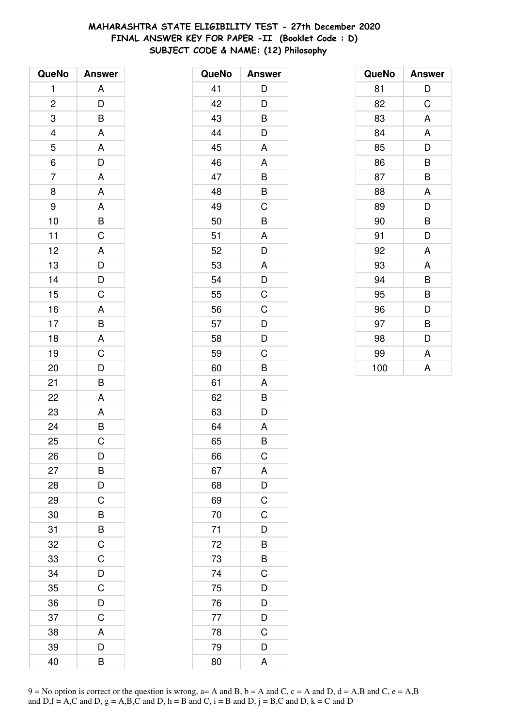# MAHARASHTRA STATE ELIGIBILITY TEST - 27th December 2020
## FINAL ANSWER KEY FOR PAPER -II (Booklet Code : D)
### SUBJECT CODE & NAME: (12) Philosophy

| QueNo | Answer |
|---|---|
| 1 | A |
| 2 | D |
| 3 | B |
| 4 | A |
| 5 | A |
| 6 | D |
| 7 | A |
| 8 | A |
| 9 | A |
| 10 | B |
| 11 | C |
| 12 | A |
| 13 | D |
| 14 | D |
| 15 | C |
| 16 | A |
| 17 | B |
| 18 | A |
| 19 | C |
| 20 | D |
| 21 | B |
| 22 | A |
| 23 | A |
| 24 | B |
| 25 | C |
| 26 | D |
| 27 | B |
| 28 | D |
| 29 | C |
| 30 | B |
| 31 | B |
| 32 | C |
| 33 | C |
| 34 | D |
| 35 | C |
| 36 | D |
| 37 | C |
| 38 | A |
| 39 | D |
| 40 | B |

| QueNo | Answer |
|---|---|
| 41 | D |
| 42 | D |
| 43 | B |
| 44 | D |
| 45 | A |
| 46 | A |
| 47 | B |
| 48 | B |
| 49 | C |
| 50 | B |
| 51 | A |
| 52 | D |
| 53 | A |
| 54 | D |
| 55 | C |
| 56 | C |
| 57 | D |
| 58 | D |
| 59 | C |
| 60 | B |
| 61 | A |
| 62 | B |
| 63 | D |
| 64 | A |
| 65 | B |
| 66 | C |
| 67 | A |
| 68 | D |
| 69 | C |
| 70 | C |
| 71 | D |
| 72 | B |
| 73 | B |
| 74 | C |
| 75 | D |
| 76 | D |
| 77 | D |
| 78 | C |
| 79 | D |
| 80 | A |

| QueNo | Answer |
|---|---|
| 81 | D |
| 82 | C |
| 83 | A |
| 84 | A |
| 85 | D |
| 86 | B |
| 87 | B |
| 88 | A |
| 89 | D |
| 90 | B |
| 91 | D |
| 92 | A |
| 93 | A |
| 94 | B |
| 95 | B |
| 96 | D |
| 97 | B |
| 98 | D |
| 99 | A |
| 100 | A |

9 = No option is correct or the question is wrong, a= A and B, b = A and C, c = A and D, d = A,B and C, e = A,B and D,f = A,C and D, g = A,B,C and D, h = B and C, i = B and D, j = B,C and D, k = C and D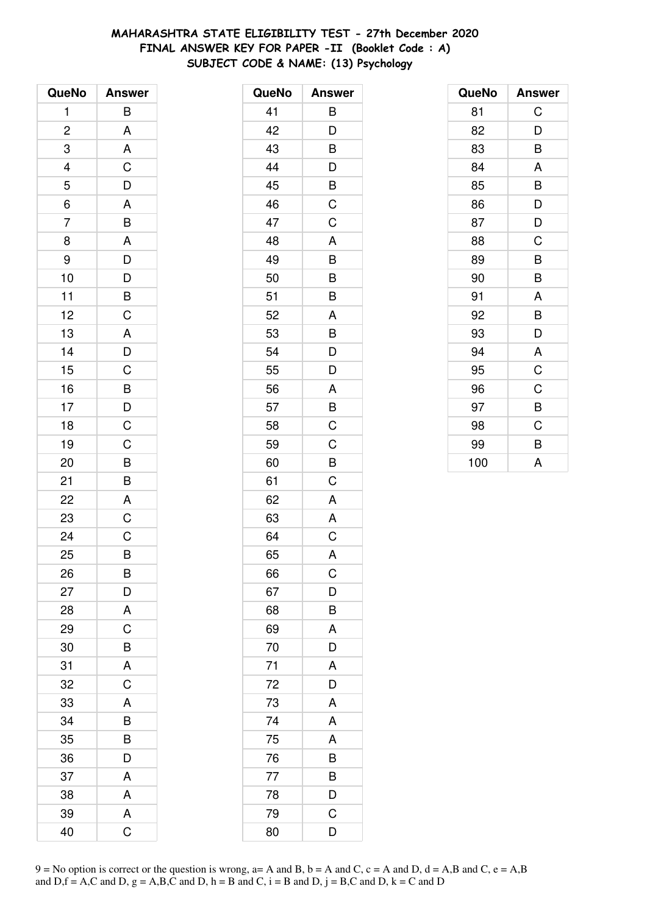**MAHARASHTRA STATE ELIGIBILITY TEST - 27th December 2020**
**FINAL ANSWER KEY FOR PAPER -II (Booklet Code : A)**
**SUBJECT CODE & NAME: (13) Psychology**

| QueNo | Answer |
|---|---|
| 1 | B |
| 2 | A |
| 3 | A |
| 4 | C |
| 5 | D |
| 6 | A |
| 7 | B |
| 8 | A |
| 9 | D |
| 10 | D |
| 11 | B |
| 12 | C |
| 13 | A |
| 14 | D |
| 15 | C |
| 16 | B |
| 17 | D |
| 18 | C |
| 19 | C |
| 20 | B |
| 21 | B |
| 22 | A |
| 23 | C |
| 24 | C |
| 25 | B |
| 26 | B |
| 27 | D |
| 28 | A |
| 29 | C |
| 30 | B |
| 31 | A |
| 32 | C |
| 33 | A |
| 34 | B |
| 35 | B |
| 36 | D |
| 37 | A |
| 38 | A |
| 39 | A |
| 40 | C |

| QueNo | Answer |
|---|---|
| 41 | B |
| 42 | D |
| 43 | B |
| 44 | D |
| 45 | B |
| 46 | C |
| 47 | C |
| 48 | A |
| 49 | B |
| 50 | B |
| 51 | B |
| 52 | A |
| 53 | B |
| 54 | D |
| 55 | D |
| 56 | A |
| 57 | B |
| 58 | C |
| 59 | C |
| 60 | B |
| 61 | C |
| 62 | A |
| 63 | A |
| 64 | C |
| 65 | A |
| 66 | C |
| 67 | D |
| 68 | B |
| 69 | A |
| 70 | D |
| 71 | A |
| 72 | D |
| 73 | A |
| 74 | A |
| 75 | A |
| 76 | B |
| 77 | B |
| 78 | D |
| 79 | C |
| 80 | D |

| QueNo | Answer |
|---|---|
| 81 | C |
| 82 | D |
| 83 | B |
| 84 | A |
| 85 | B |
| 86 | D |
| 87 | D |
| 88 | C |
| 89 | B |
| 90 | B |
| 91 | A |
| 92 | B |
| 93 | D |
| 94 | A |
| 95 | C |
| 96 | C |
| 97 | B |
| 98 | C |
| 99 | B |
| 100 | A |

9 = No option is correct or the question is wrong, a= A and B, b = A and C, c = A and D, d = A,B and C, e = A,B and D,f = A,C and D, g = A,B,C and D, h = B and C, i = B and D, j = B,C and D, k = C and D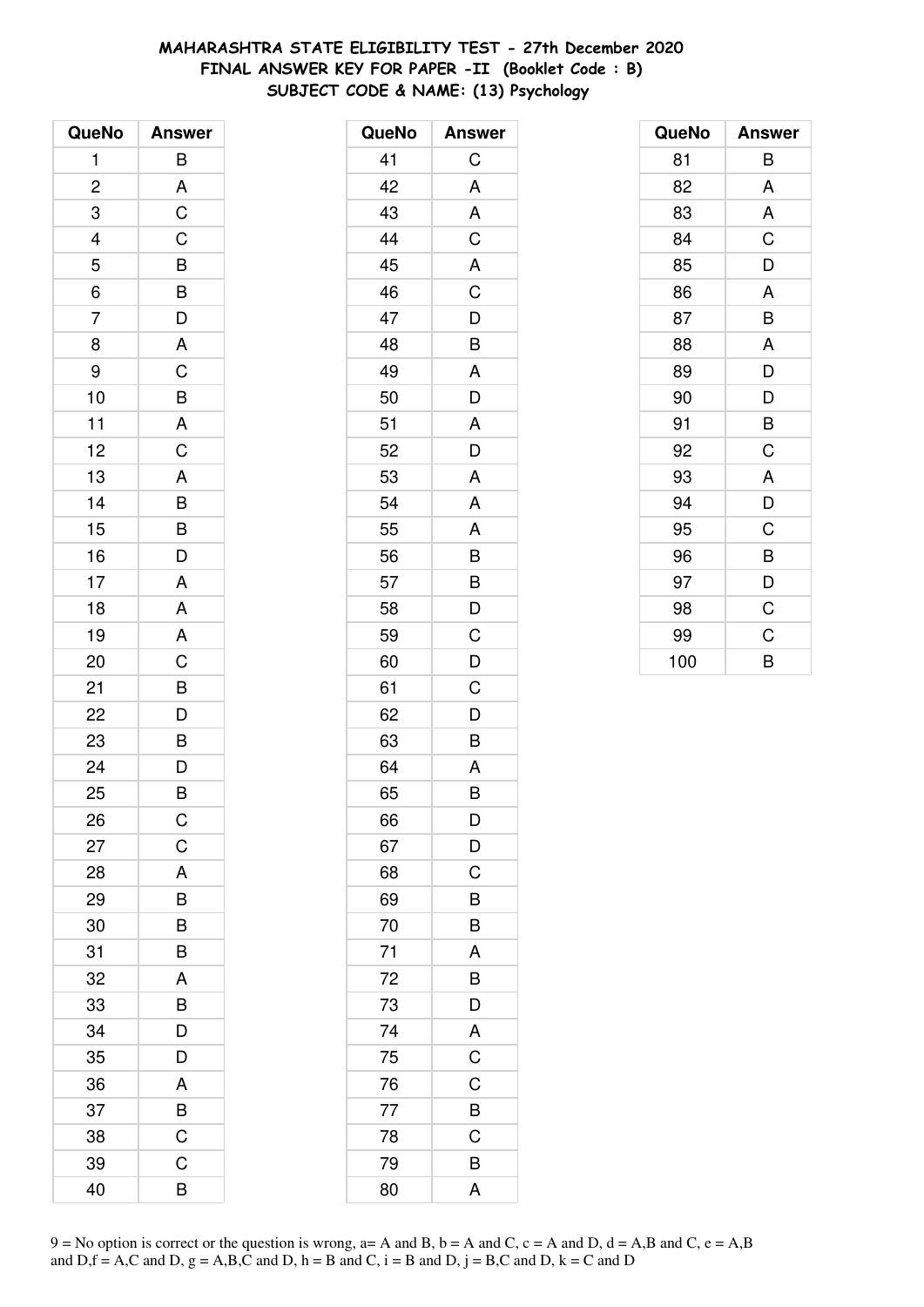**MAHARASHTRA STATE ELIGIBILITY TEST - 27th December 2020**
**FINAL ANSWER KEY FOR PAPER -II (Booklet Code : B)**
**SUBJECT CODE & NAME: (13) Psychology**

| QueNo | Answer |
|---|---|
| 1 | B |
| 2 | A |
| 3 | C |
| 4 | C |
| 5 | B |
| 6 | B |
| 7 | D |
| 8 | A |
| 9 | C |
| 10 | B |
| 11 | A |
| 12 | C |
| 13 | A |
| 14 | B |
| 15 | B |
| 16 | D |
| 17 | A |
| 18 | A |
| 19 | A |
| 20 | C |
| 21 | B |
| 22 | D |
| 23 | B |
| 24 | D |
| 25 | B |
| 26 | C |
| 27 | C |
| 28 | A |
| 29 | B |
| 30 | B |
| 31 | B |
| 32 | A |
| 33 | B |
| 34 | D |
| 35 | D |
| 36 | A |
| 37 | B |
| 38 | C |
| 39 | C |
| 40 | B |

| QueNo | Answer |
|---|---|
| 41 | C |
| 42 | A |
| 43 | A |
| 44 | C |
| 45 | A |
| 46 | C |
| 47 | D |
| 48 | B |
| 49 | A |
| 50 | D |
| 51 | A |
| 52 | D |
| 53 | A |
| 54 | A |
| 55 | A |
| 56 | B |
| 57 | B |
| 58 | D |
| 59 | C |
| 60 | D |
| 61 | C |
| 62 | D |
| 63 | B |
| 64 | A |
| 65 | B |
| 66 | D |
| 67 | D |
| 68 | C |
| 69 | B |
| 70 | B |
| 71 | A |
| 72 | B |
| 73 | D |
| 74 | A |
| 75 | C |
| 76 | C |
| 77 | B |
| 78 | C |
| 79 | B |
| 80 | A |

| QueNo | Answer |
|---|---|
| 81 | B |
| 82 | A |
| 83 | A |
| 84 | C |
| 85 | D |
| 86 | A |
| 87 | B |
| 88 | A |
| 89 | D |
| 90 | D |
| 91 | B |
| 92 | C |
| 93 | A |
| 94 | D |
| 95 | C |
| 96 | B |
| 97 | D |
| 98 | C |
| 99 | C |
| 100 | B |

9 = No option is correct or the question is wrong, a= A and B, b = A and C, c = A and D, d = A,B and C, e = A,B and D,f = A,C and D, g = A,B,C and D, h = B and C, i = B and D, j = B,C and D, k = C and D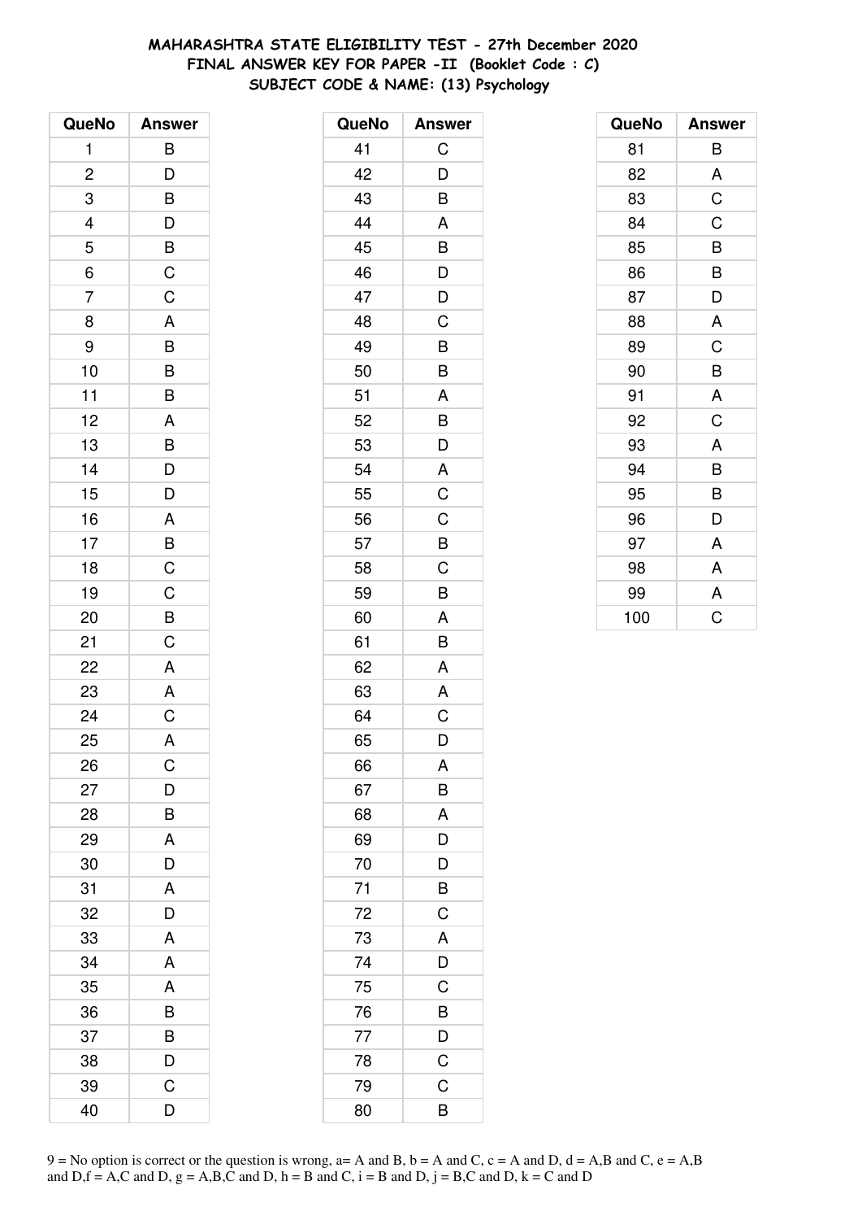**MAHARASHTRA STATE ELIGIBILITY TEST - 27th December 2020**
**FINAL ANSWER KEY FOR PAPER -II (Booklet Code : C)**
**SUBJECT CODE & NAME: (13) Psychology**

| QueNo | Answer |
|---|---|
| 1 | B |
| 2 | D |
| 3 | B |
| 4 | D |
| 5 | B |
| 6 | C |
| 7 | C |
| 8 | A |
| 9 | B |
| 10 | B |
| 11 | B |
| 12 | A |
| 13 | B |
| 14 | D |
| 15 | D |
| 16 | A |
| 17 | B |
| 18 | C |
| 19 | C |
| 20 | B |
| 21 | C |
| 22 | A |
| 23 | A |
| 24 | C |
| 25 | A |
| 26 | C |
| 27 | D |
| 28 | B |
| 29 | A |
| 30 | D |
| 31 | A |
| 32 | D |
| 33 | A |
| 34 | A |
| 35 | A |
| 36 | B |
| 37 | B |
| 38 | D |
| 39 | C |
| 40 | D |

| QueNo | Answer |
|---|---|
| 41 | C |
| 42 | D |
| 43 | B |
| 44 | A |
| 45 | B |
| 46 | D |
| 47 | D |
| 48 | C |
| 49 | B |
| 50 | B |
| 51 | A |
| 52 | B |
| 53 | D |
| 54 | A |
| 55 | C |
| 56 | C |
| 57 | B |
| 58 | C |
| 59 | B |
| 60 | A |
| 61 | B |
| 62 | A |
| 63 | A |
| 64 | C |
| 65 | D |
| 66 | A |
| 67 | B |
| 68 | A |
| 69 | D |
| 70 | D |
| 71 | B |
| 72 | C |
| 73 | A |
| 74 | D |
| 75 | C |
| 76 | B |
| 77 | D |
| 78 | C |
| 79 | C |
| 80 | B |

| QueNo | Answer |
|---|---|
| 81 | B |
| 82 | A |
| 83 | C |
| 84 | C |
| 85 | B |
| 86 | B |
| 87 | D |
| 88 | A |
| 89 | C |
| 90 | B |
| 91 | A |
| 92 | C |
| 93 | A |
| 94 | B |
| 95 | B |
| 96 | D |
| 97 | A |
| 98 | A |
| 99 | A |
| 100 | C |

9 = No option is correct or the question is wrong, a= A and B, b = A and C, c = A and D, d = A,B and C, e = A,B and D,f = A,C and D, g = A,B,C and D, h = B and C, i = B and D, j = B,C and D, k = C and D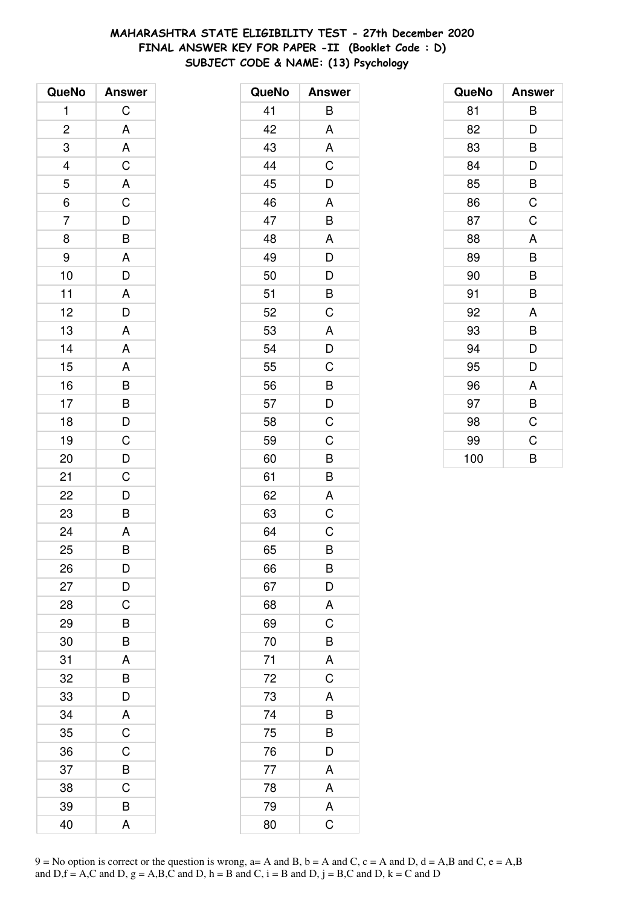**MAHARASHTRA STATE ELIGIBILITY TEST - 27th December 2020**
**FINAL ANSWER KEY FOR PAPER -II (Booklet Code : D)**
**SUBJECT CODE & NAME: (13) Psychology**

| QueNo | Answer |
|---|---|
| 1 | C |
| 2 | A |
| 3 | A |
| 4 | C |
| 5 | A |
| 6 | C |
| 7 | D |
| 8 | B |
| 9 | A |
| 10 | D |
| 11 | A |
| 12 | D |
| 13 | A |
| 14 | A |
| 15 | A |
| 16 | B |
| 17 | B |
| 18 | D |
| 19 | C |
| 20 | D |
| 21 | C |
| 22 | D |
| 23 | B |
| 24 | A |
| 25 | B |
| 26 | D |
| 27 | D |
| 28 | C |
| 29 | B |
| 30 | B |
| 31 | A |
| 32 | B |
| 33 | D |
| 34 | A |
| 35 | C |
| 36 | C |
| 37 | B |
| 38 | C |
| 39 | B |
| 40 | A |

| QueNo | Answer |
|---|---|
| 41 | B |
| 42 | A |
| 43 | A |
| 44 | C |
| 45 | D |
| 46 | A |
| 47 | B |
| 48 | A |
| 49 | D |
| 50 | D |
| 51 | B |
| 52 | C |
| 53 | A |
| 54 | D |
| 55 | C |
| 56 | B |
| 57 | D |
| 58 | C |
| 59 | C |
| 60 | B |
| 61 | B |
| 62 | A |
| 63 | C |
| 64 | C |
| 65 | B |
| 66 | B |
| 67 | D |
| 68 | A |
| 69 | C |
| 70 | B |
| 71 | A |
| 72 | C |
| 73 | A |
| 74 | B |
| 75 | B |
| 76 | D |
| 77 | A |
| 78 | A |
| 79 | A |
| 80 | C |

| QueNo | Answer |
|---|---|
| 81 | B |
| 82 | D |
| 83 | B |
| 84 | D |
| 85 | B |
| 86 | C |
| 87 | C |
| 88 | A |
| 89 | B |
| 90 | B |
| 91 | B |
| 92 | A |
| 93 | B |
| 94 | D |
| 95 | D |
| 96 | A |
| 97 | B |
| 98 | C |
| 99 | C |
| 100 | B |

9 = No option is correct or the question is wrong, a= A and B, b = A and C, c = A and D, d = A,B and C, e = A,B and D,f = A,C and D, g = A,B,C and D, h = B and C, i = B and D, j = B,C and D, k = C and D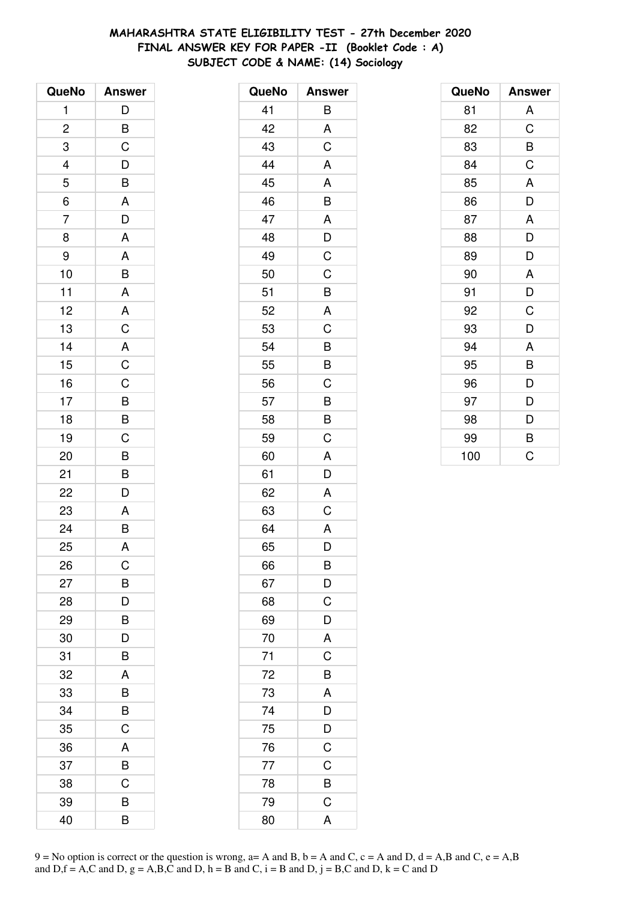**MAHARASHTRA STATE ELIGIBILITY TEST - 27th December 2020**
**FINAL ANSWER KEY FOR PAPER -II (Booklet Code : A)**
**SUBJECT CODE & NAME: (14) Sociology**

| QueNo | Answer | QueNo | Answer | QueNo | Answer |
|---|---|---|---|---|---|
| 1 | D | 41 | B | 81 | A |
| 2 | B | 42 | A | 82 | C |
| 3 | C | 43 | C | 83 | B |
| 4 | D | 44 | A | 84 | C |
| 5 | B | 45 | A | 85 | A |
| 6 | A | 46 | B | 86 | D |
| 7 | D | 47 | A | 87 | A |
| 8 | A | 48 | D | 88 | D |
| 9 | A | 49 | C | 89 | D |
| 10 | B | 50 | C | 90 | A |
| 11 | A | 51 | B | 91 | D |
| 12 | A | 52 | A | 92 | C |
| 13 | C | 53 | C | 93 | D |
| 14 | A | 54 | B | 94 | A |
| 15 | C | 55 | B | 95 | B |
| 16 | C | 56 | C | 96 | D |
| 17 | B | 57 | B | 97 | D |
| 18 | B | 58 | B | 98 | D |
| 19 | C | 59 | C | 99 | B |
| 20 | B | 60 | A | 100 | C |
| 21 | B | 61 | D | | |
| 22 | D | 62 | A | | |
| 23 | A | 63 | C | | |
| 24 | B | 64 | A | | |
| 25 | A | 65 | D | | |
| 26 | C | 66 | B | | |
| 27 | B | 67 | D | | |
| 28 | D | 68 | C | | |
| 29 | B | 69 | D | | |
| 30 | D | 70 | A | | |
| 31 | B | 71 | C | | |
| 32 | A | 72 | B | | |
| 33 | B | 73 | A | | |
| 34 | B | 74 | D | | |
| 35 | C | 75 | D | | |
| 36 | A | 76 | C | | |
| 37 | B | 77 | C | | |
| 38 | C | 78 | B | | |
| 39 | B | 79 | C | | |
| 40 | B | 80 | A | | |

9 = No option is correct or the question is wrong, a= A and B, b = A and C, c = A and D, d = A,B and C, e = A,B and D,f = A,C and D, g = A,B,C and D, h = B and C, i = B and D, j = B,C and D, k = C and D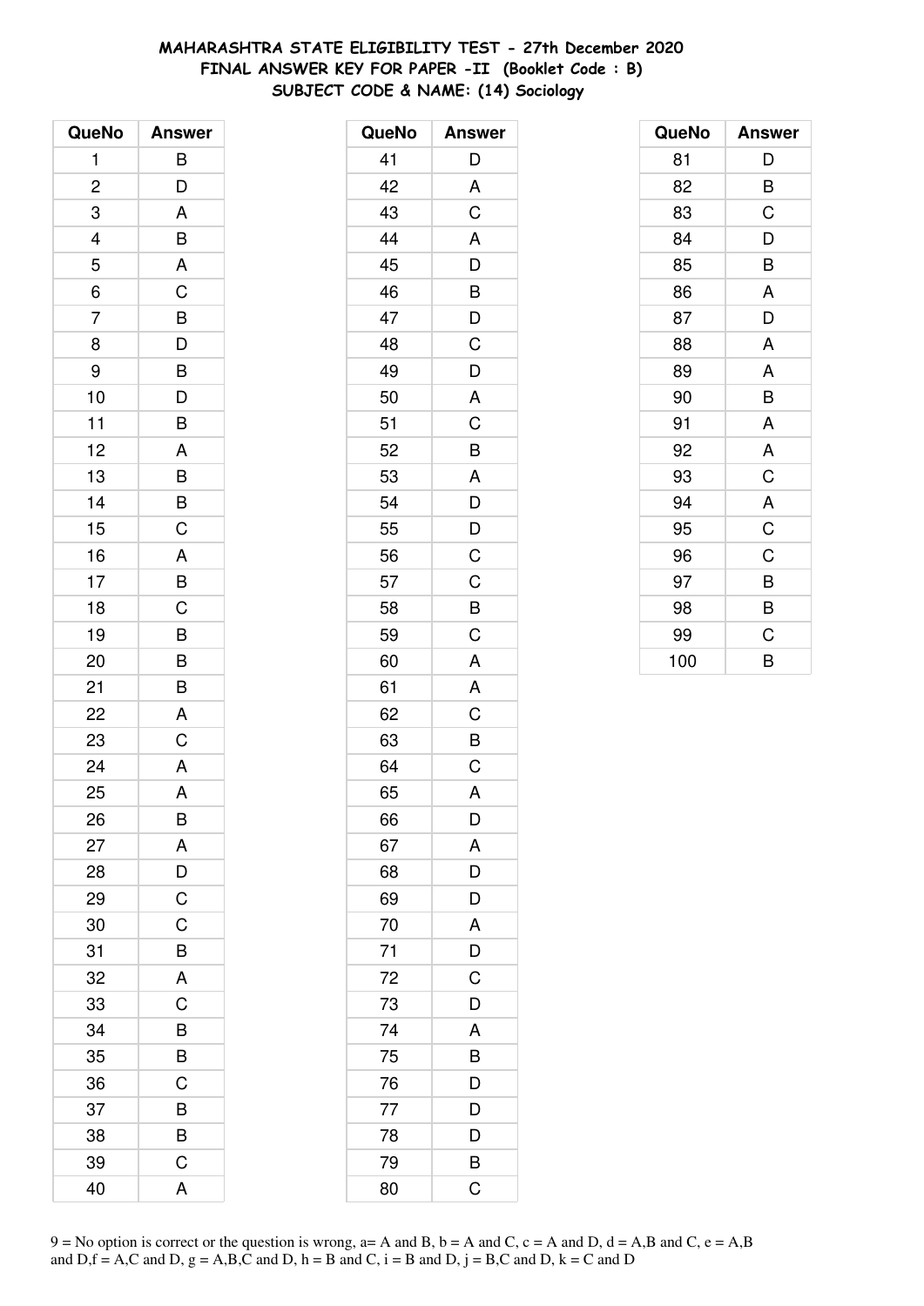# MAHARASHTRA STATE ELIGIBILITY TEST - 27th December 2020
## FINAL ANSWER KEY FOR PAPER -II (Booklet Code : B)
## SUBJECT CODE & NAME: (14) Sociology

| QueNo | Answer |
|---|---|
| 1 | B |
| 2 | D |
| 3 | A |
| 4 | B |
| 5 | A |
| 6 | C |
| 7 | B |
| 8 | D |
| 9 | B |
| 10 | D |
| 11 | B |
| 12 | A |
| 13 | B |
| 14 | B |
| 15 | C |
| 16 | A |
| 17 | B |
| 18 | C |
| 19 | B |
| 20 | B |
| 21 | B |
| 22 | A |
| 23 | C |
| 24 | A |
| 25 | A |
| 26 | B |
| 27 | A |
| 28 | D |
| 29 | C |
| 30 | C |
| 31 | B |
| 32 | A |
| 33 | C |
| 34 | B |
| 35 | B |
| 36 | C |
| 37 | B |
| 38 | B |
| 39 | C |
| 40 | A |

| QueNo | Answer |
|---|---|
| 41 | D |
| 42 | A |
| 43 | C |
| 44 | A |
| 45 | D |
| 46 | B |
| 47 | D |
| 48 | C |
| 49 | D |
| 50 | A |
| 51 | C |
| 52 | B |
| 53 | A |
| 54 | D |
| 55 | D |
| 56 | C |
| 57 | C |
| 58 | B |
| 59 | C |
| 60 | A |
| 61 | A |
| 62 | C |
| 63 | B |
| 64 | C |
| 65 | A |
| 66 | D |
| 67 | A |
| 68 | D |
| 69 | D |
| 70 | A |
| 71 | D |
| 72 | C |
| 73 | D |
| 74 | A |
| 75 | B |
| 76 | D |
| 77 | D |
| 78 | D |
| 79 | B |
| 80 | C |

| QueNo | Answer |
|---|---|
| 81 | D |
| 82 | B |
| 83 | C |
| 84 | D |
| 85 | B |
| 86 | A |
| 87 | D |
| 88 | A |
| 89 | A |
| 90 | B |
| 91 | A |
| 92 | A |
| 93 | C |
| 94 | A |
| 95 | C |
| 96 | C |
| 97 | B |
| 98 | B |
| 99 | C |
| 100 | B |

9 = No option is correct or the question is wrong, a= A and B, b = A and C, c = A and D, d = A,B and C, e = A,B and D, f = A,C and D, g = A,B,C and D, h = B and C, i = B and D, j = B,C and D, k = C and D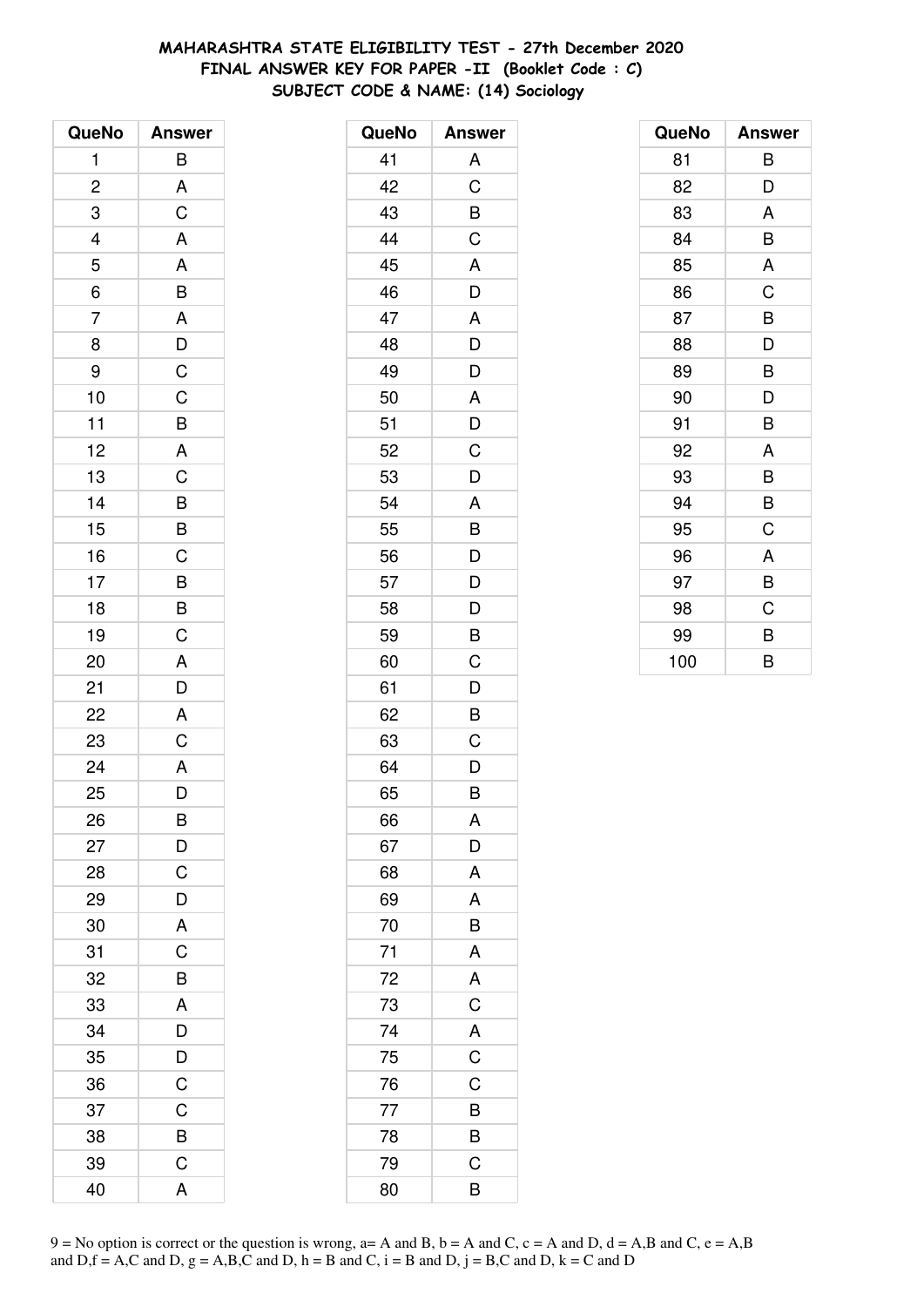**MAHARASHTRA STATE ELIGIBILITY TEST - 27th December 2020**
**FINAL ANSWER KEY FOR PAPER -II (Booklet Code : C)**
**SUBJECT CODE & NAME: (14) Sociology**

| QueNo | Answer |
|---|---|
| 1 | B |
| 2 | A |
| 3 | C |
| 4 | A |
| 5 | A |
| 6 | B |
| 7 | A |
| 8 | D |
| 9 | C |
| 10 | C |
| 11 | B |
| 12 | A |
| 13 | C |
| 14 | B |
| 15 | B |
| 16 | C |
| 17 | B |
| 18 | B |
| 19 | C |
| 20 | A |
| 21 | D |
| 22 | A |
| 23 | C |
| 24 | A |
| 25 | D |
| 26 | B |
| 27 | D |
| 28 | C |
| 29 | D |
| 30 | A |
| 31 | C |
| 32 | B |
| 33 | A |
| 34 | D |
| 35 | D |
| 36 | C |
| 37 | C |
| 38 | B |
| 39 | C |
| 40 | A |

| QueNo | Answer |
|---|---|
| 41 | A |
| 42 | C |
| 43 | B |
| 44 | C |
| 45 | A |
| 46 | D |
| 47 | A |
| 48 | D |
| 49 | D |
| 50 | A |
| 51 | D |
| 52 | C |
| 53 | D |
| 54 | A |
| 55 | B |
| 56 | D |
| 57 | D |
| 58 | D |
| 59 | B |
| 60 | C |
| 61 | D |
| 62 | B |
| 63 | C |
| 64 | D |
| 65 | B |
| 66 | A |
| 67 | D |
| 68 | A |
| 69 | A |
| 70 | B |
| 71 | A |
| 72 | A |
| 73 | C |
| 74 | A |
| 75 | C |
| 76 | C |
| 77 | B |
| 78 | B |
| 79 | C |
| 80 | B |

| QueNo | Answer |
|---|---|
| 81 | B |
| 82 | D |
| 83 | A |
| 84 | B |
| 85 | A |
| 86 | C |
| 87 | B |
| 88 | D |
| 89 | B |
| 90 | D |
| 91 | B |
| 92 | A |
| 93 | B |
| 94 | B |
| 95 | C |
| 96 | A |
| 97 | B |
| 98 | C |
| 99 | B |
| 100 | B |

9 = No option is correct or the question is wrong, a= A and B, b = A and C, c = A and D, d = A,B and C, e = A,B and D, f = A,C and D, g = A,B,C and D, h = B and C, i = B and D, j = B,C and D, k = C and D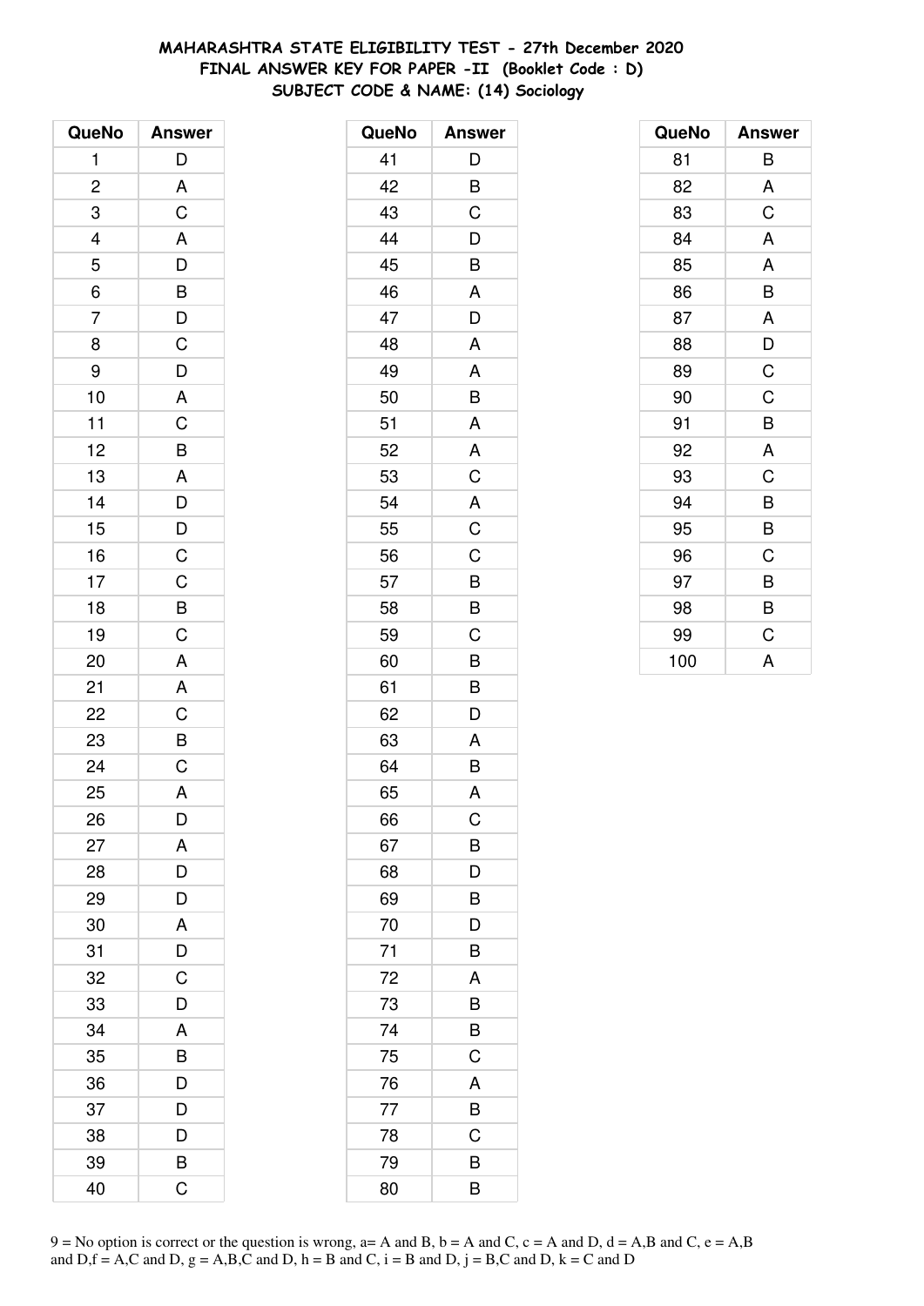**MAHARASHTRA STATE ELIGIBILITY TEST - 27th December 2020**
**FINAL ANSWER KEY FOR PAPER -II (Booklet Code : D)**
**SUBJECT CODE & NAME: (14) Sociology**

| QueNo | Answer |
|---|---|
| 1 | D |
| 2 | A |
| 3 | C |
| 4 | A |
| 5 | D |
| 6 | B |
| 7 | D |
| 8 | C |
| 9 | D |
| 10 | A |
| 11 | C |
| 12 | B |
| 13 | A |
| 14 | D |
| 15 | D |
| 16 | C |
| 17 | C |
| 18 | B |
| 19 | C |
| 20 | A |
| 21 | A |
| 22 | C |
| 23 | B |
| 24 | C |
| 25 | A |
| 26 | D |
| 27 | A |
| 28 | D |
| 29 | D |
| 30 | A |
| 31 | D |
| 32 | C |
| 33 | D |
| 34 | A |
| 35 | B |
| 36 | D |
| 37 | D |
| 38 | D |
| 39 | B |
| 40 | C |

| QueNo | Answer |
|---|---|
| 41 | D |
| 42 | B |
| 43 | C |
| 44 | D |
| 45 | B |
| 46 | A |
| 47 | D |
| 48 | A |
| 49 | A |
| 50 | B |
| 51 | A |
| 52 | A |
| 53 | C |
| 54 | A |
| 55 | C |
| 56 | C |
| 57 | B |
| 58 | B |
| 59 | C |
| 60 | B |
| 61 | B |
| 62 | D |
| 63 | A |
| 64 | B |
| 65 | A |
| 66 | C |
| 67 | B |
| 68 | D |
| 69 | B |
| 70 | D |
| 71 | B |
| 72 | A |
| 73 | B |
| 74 | B |
| 75 | C |
| 76 | A |
| 77 | B |
| 78 | C |
| 79 | B |
| 80 | B |

| QueNo | Answer |
|---|---|
| 81 | B |
| 82 | A |
| 83 | C |
| 84 | A |
| 85 | A |
| 86 | B |
| 87 | A |
| 88 | D |
| 89 | C |
| 90 | C |
| 91 | B |
| 92 | A |
| 93 | C |
| 94 | B |
| 95 | B |
| 96 | C |
| 97 | B |
| 98 | B |
| 99 | C |
| 100 | A |

9 = No option is correct or the question is wrong, a= A and B, b = A and C, c = A and D, d = A,B and C, e = A,B and D,f = A,C and D, g = A,B,C and D, h = B and C, i = B and D, j = B,C and D, k = C and D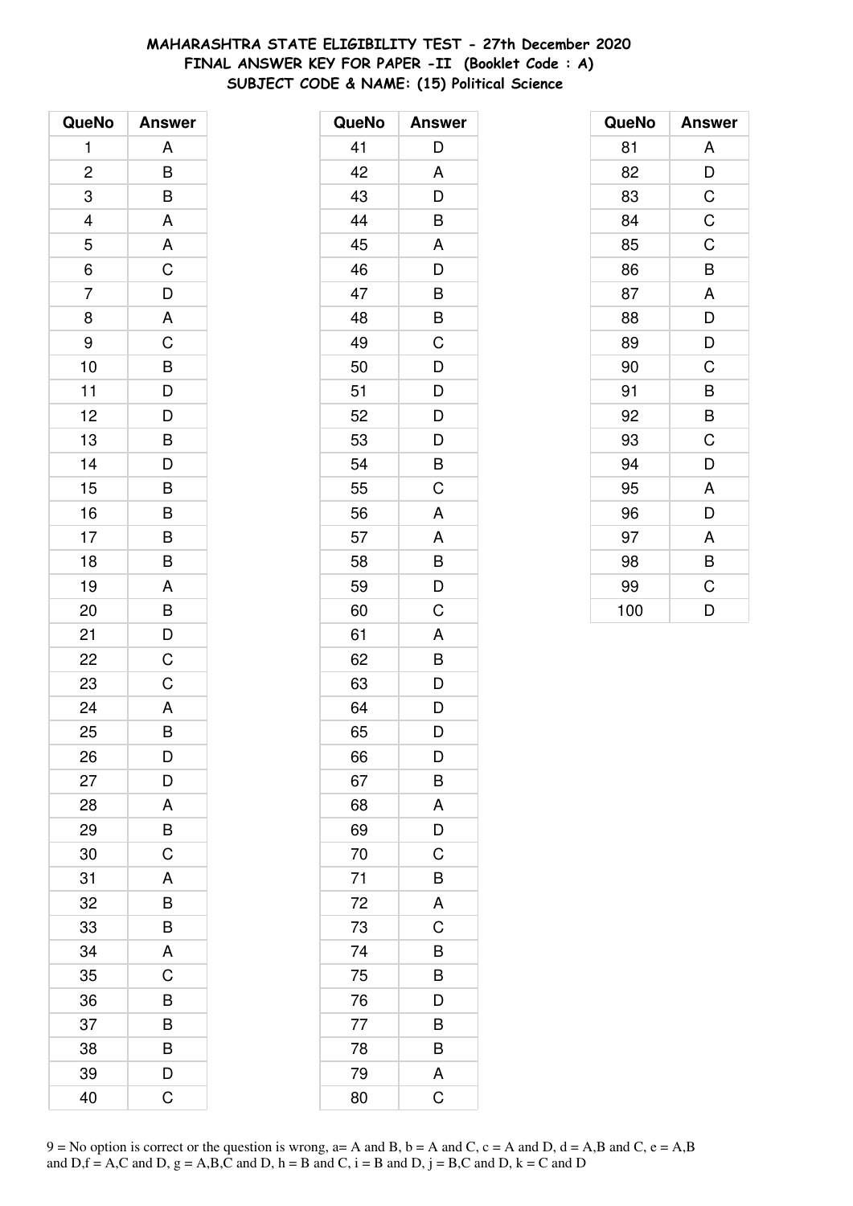**MAHARASHTRA STATE ELIGIBILITY TEST - 27th December 2020**
**FINAL ANSWER KEY FOR PAPER -II (Booklet Code : A)**
**SUBJECT CODE & NAME: (15) Political Science**

| QueNo | Answer |
|---|---|
| 1 | A |
| 2 | B |
| 3 | B |
| 4 | A |
| 5 | A |
| 6 | C |
| 7 | D |
| 8 | A |
| 9 | C |
| 10 | B |
| 11 | D |
| 12 | D |
| 13 | B |
| 14 | D |
| 15 | B |
| 16 | B |
| 17 | B |
| 18 | B |
| 19 | A |
| 20 | B |
| 21 | D |
| 22 | C |
| 23 | C |
| 24 | A |
| 25 | B |
| 26 | D |
| 27 | D |
| 28 | A |
| 29 | B |
| 30 | C |
| 31 | A |
| 32 | B |
| 33 | B |
| 34 | A |
| 35 | C |
| 36 | B |
| 37 | B |
| 38 | B |
| 39 | D |
| 40 | C |

| QueNo | Answer |
|---|---|
| 41 | D |
| 42 | A |
| 43 | D |
| 44 | B |
| 45 | A |
| 46 | D |
| 47 | B |
| 48 | B |
| 49 | C |
| 50 | D |
| 51 | D |
| 52 | D |
| 53 | D |
| 54 | B |
| 55 | C |
| 56 | A |
| 57 | A |
| 58 | B |
| 59 | D |
| 60 | C |
| 61 | A |
| 62 | B |
| 63 | D |
| 64 | D |
| 65 | D |
| 66 | D |
| 67 | B |
| 68 | A |
| 69 | D |
| 70 | C |
| 71 | B |
| 72 | A |
| 73 | C |
| 74 | B |
| 75 | B |
| 76 | D |
| 77 | B |
| 78 | B |
| 79 | A |
| 80 | C |

| QueNo | Answer |
|---|---|
| 81 | A |
| 82 | D |
| 83 | C |
| 84 | C |
| 85 | C |
| 86 | B |
| 87 | A |
| 88 | D |
| 89 | D |
| 90 | C |
| 91 | B |
| 92 | B |
| 93 | C |
| 94 | D |
| 95 | A |
| 96 | D |
| 97 | A |
| 98 | B |
| 99 | C |
| 100 | D |

9 = No option is correct or the question is wrong, a= A and B, b = A and C, c = A and D, d = A,B and C, e = A,B and D,f = A,C and D, g = A,B,C and D, h = B and C, i = B and D, j = B,C and D, k = C and D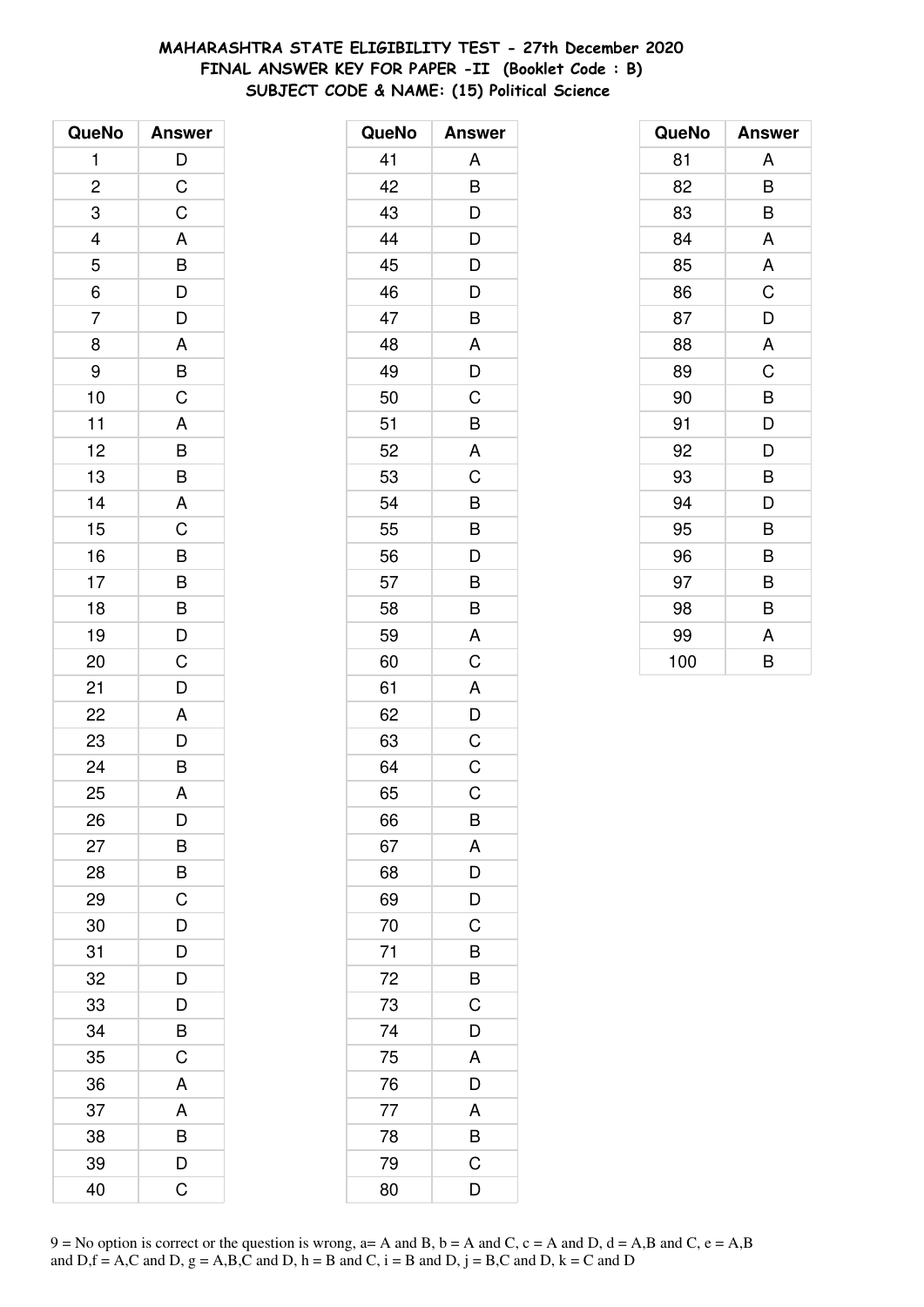# MAHARASHTRA STATE ELIGIBILITY TEST - 27th December 2020
## FINAL ANSWER KEY FOR PAPER -II (Booklet Code : B)
### SUBJECT CODE & NAME: (15) Political Science

| QueNo | Answer |
|---|---|
| 1 | D |
| 2 | C |
| 3 | C |
| 4 | A |
| 5 | B |
| 6 | D |
| 7 | D |
| 8 | A |
| 9 | B |
| 10 | C |
| 11 | A |
| 12 | B |
| 13 | B |
| 14 | A |
| 15 | C |
| 16 | B |
| 17 | B |
| 18 | B |
| 19 | D |
| 20 | C |
| 21 | D |
| 22 | A |
| 23 | D |
| 24 | B |
| 25 | A |
| 26 | D |
| 27 | B |
| 28 | B |
| 29 | C |
| 30 | D |
| 31 | D |
| 32 | D |
| 33 | D |
| 34 | B |
| 35 | C |
| 36 | A |
| 37 | A |
| 38 | B |
| 39 | D |
| 40 | C |

| QueNo | Answer |
|---|---|
| 41 | A |
| 42 | B |
| 43 | D |
| 44 | D |
| 45 | D |
| 46 | D |
| 47 | B |
| 48 | A |
| 49 | D |
| 50 | C |
| 51 | B |
| 52 | A |
| 53 | C |
| 54 | B |
| 55 | B |
| 56 | D |
| 57 | B |
| 58 | B |
| 59 | A |
| 60 | C |
| 61 | A |
| 62 | D |
| 63 | C |
| 64 | C |
| 65 | C |
| 66 | B |
| 67 | A |
| 68 | D |
| 69 | D |
| 70 | C |
| 71 | B |
| 72 | B |
| 73 | C |
| 74 | D |
| 75 | A |
| 76 | D |
| 77 | A |
| 78 | B |
| 79 | C |
| 80 | D |

| QueNo | Answer |
|---|---|
| 81 | A |
| 82 | B |
| 83 | B |
| 84 | A |
| 85 | A |
| 86 | C |
| 87 | D |
| 88 | A |
| 89 | C |
| 90 | B |
| 91 | D |
| 92 | D |
| 93 | B |
| 94 | D |
| 95 | B |
| 96 | B |
| 97 | B |
| 98 | B |
| 99 | A |
| 100 | B |

9 = No option is correct or the question is wrong, a= A and B, b = A and C, c = A and D, d = A,B and C, e = A,B and D,f = A,C and D, g = A,B,C and D, h = B and C, i = B and D, j = B,C and D, k = C and D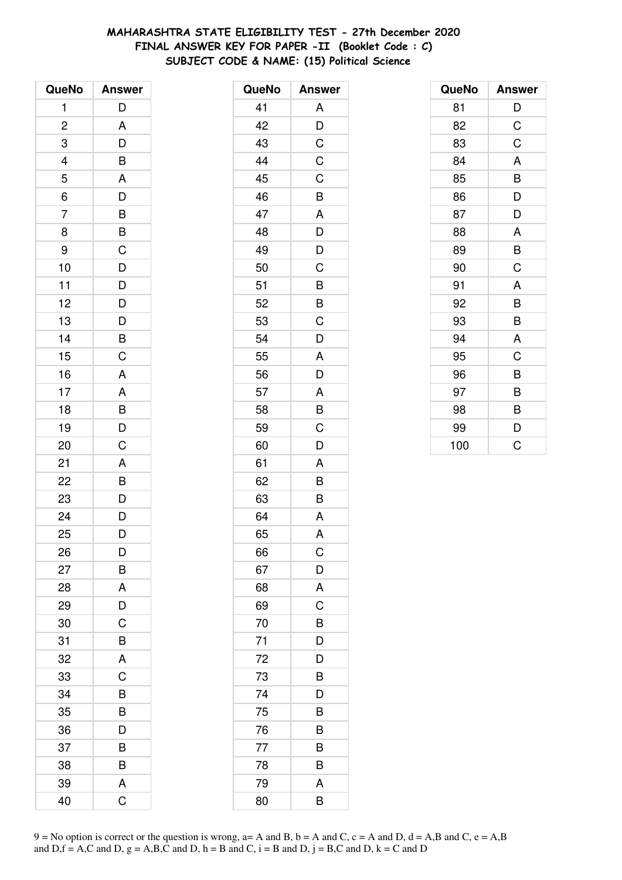# MAHARASHTRA STATE ELIGIBILITY TEST - 27th December 2020
## FINAL ANSWER KEY FOR PAPER -II (Booklet Code : C)
### SUBJECT CODE & NAME: (15) Political Science

| QueNo | Answer |
|---|---|
| 1 | D |
| 2 | A |
| 3 | D |
| 4 | B |
| 5 | A |
| 6 | D |
| 7 | B |
| 8 | B |
| 9 | C |
| 10 | D |
| 11 | D |
| 12 | D |
| 13 | D |
| 14 | B |
| 15 | C |
| 16 | A |
| 17 | A |
| 18 | B |
| 19 | D |
| 20 | C |
| 21 | A |
| 22 | B |
| 23 | D |
| 24 | D |
| 25 | D |
| 26 | D |
| 27 | B |
| 28 | A |
| 29 | D |
| 30 | C |
| 31 | B |
| 32 | A |
| 33 | C |
| 34 | B |
| 35 | B |
| 36 | D |
| 37 | B |
| 38 | B |
| 39 | A |
| 40 | C |

| QueNo | Answer |
|---|---|
| 41 | A |
| 42 | D |
| 43 | C |
| 44 | C |
| 45 | C |
| 46 | B |
| 47 | A |
| 48 | D |
| 49 | D |
| 50 | C |
| 51 | B |
| 52 | B |
| 53 | C |
| 54 | D |
| 55 | A |
| 56 | D |
| 57 | A |
| 58 | B |
| 59 | C |
| 60 | D |
| 61 | A |
| 62 | B |
| 63 | B |
| 64 | A |
| 65 | A |
| 66 | C |
| 67 | D |
| 68 | A |
| 69 | C |
| 70 | B |
| 71 | D |
| 72 | D |
| 73 | B |
| 74 | D |
| 75 | B |
| 76 | B |
| 77 | B |
| 78 | B |
| 79 | A |
| 80 | B |

| QueNo | Answer |
|---|---|
| 81 | D |
| 82 | C |
| 83 | C |
| 84 | A |
| 85 | B |
| 86 | D |
| 87 | D |
| 88 | A |
| 89 | B |
| 90 | C |
| 91 | A |
| 92 | B |
| 93 | B |
| 94 | A |
| 95 | C |
| 96 | B |
| 97 | B |
| 98 | B |
| 99 | D |
| 100 | C |

9 = No option is correct or the question is wrong, a= A and B, b = A and C, c = A and D, d = A,B and C, e = A,B and D,f = A,C and D, g = A,B,C and D, h = B and C, i = B and D, j = B,C and D, k = C and D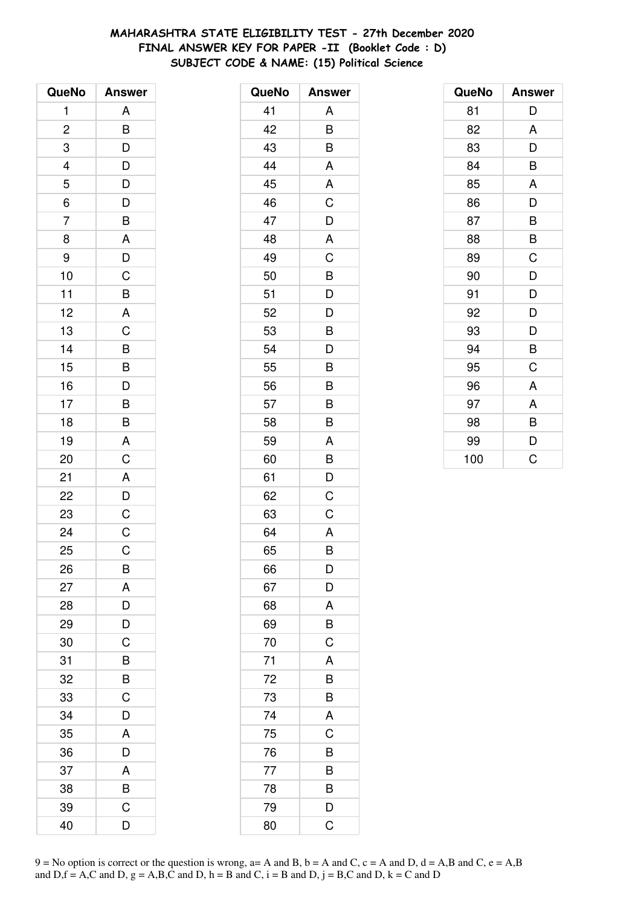**MAHARASHTRA STATE ELIGIBILITY TEST - 27th December 2020**
**FINAL ANSWER KEY FOR PAPER -II (Booklet Code : D)**
**SUBJECT CODE & NAME: (15) Political Science**

| QueNo | Answer |
|---|---|
| 1 | A |
| 2 | B |
| 3 | D |
| 4 | D |
| 5 | D |
| 6 | D |
| 7 | B |
| 8 | A |
| 9 | D |
| 10 | C |
| 11 | B |
| 12 | A |
| 13 | C |
| 14 | B |
| 15 | B |
| 16 | D |
| 17 | B |
| 18 | B |
| 19 | A |
| 20 | C |
| 21 | A |
| 22 | D |
| 23 | C |
| 24 | C |
| 25 | C |
| 26 | B |
| 27 | A |
| 28 | D |
| 29 | D |
| 30 | C |
| 31 | B |
| 32 | B |
| 33 | C |
| 34 | D |
| 35 | A |
| 36 | D |
| 37 | A |
| 38 | B |
| 39 | C |
| 40 | D |

| QueNo | Answer |
|---|---|
| 41 | A |
| 42 | B |
| 43 | B |
| 44 | A |
| 45 | A |
| 46 | C |
| 47 | D |
| 48 | A |
| 49 | C |
| 50 | B |
| 51 | D |
| 52 | D |
| 53 | B |
| 54 | D |
| 55 | B |
| 56 | B |
| 57 | B |
| 58 | B |
| 59 | A |
| 60 | B |
| 61 | D |
| 62 | C |
| 63 | C |
| 64 | A |
| 65 | B |
| 66 | D |
| 67 | D |
| 68 | A |
| 69 | B |
| 70 | C |
| 71 | A |
| 72 | B |
| 73 | B |
| 74 | A |
| 75 | C |
| 76 | B |
| 77 | B |
| 78 | B |
| 79 | D |
| 80 | C |

| QueNo | Answer |
|---|---|
| 81 | D |
| 82 | A |
| 83 | D |
| 84 | B |
| 85 | A |
| 86 | D |
| 87 | B |
| 88 | B |
| 89 | C |
| 90 | D |
| 91 | D |
| 92 | D |
| 93 | D |
| 94 | B |
| 95 | C |
| 96 | A |
| 97 | A |
| 98 | B |
| 99 | D |
| 100 | C |

9 = No option is correct or the question is wrong, a= A and B, b = A and C, c = A and D, d = A,B and C, e = A,B and D,f = A,C and D, g = A,B,C and D, h = B and C, i = B and D, j = B,C and D, k = C and D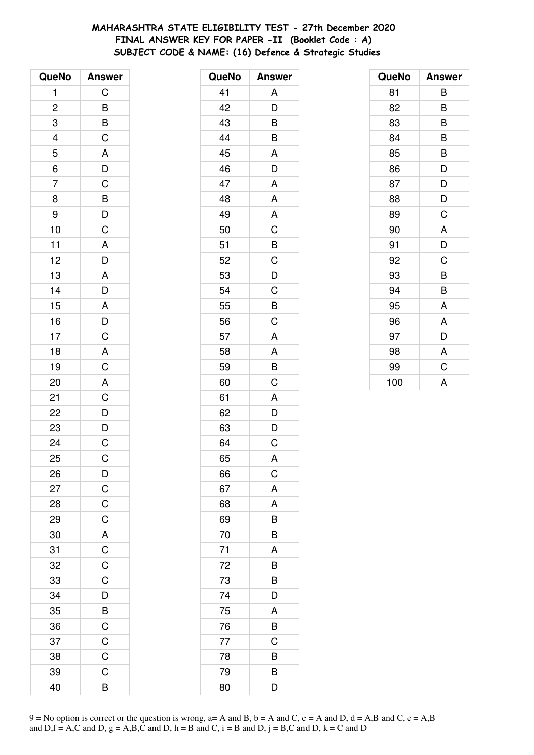# MAHARASHTRA STATE ELIGIBILITY TEST - 27th December 2020
## FINAL ANSWER KEY FOR PAPER -II (Booklet Code : A)
### SUBJECT CODE & NAME: (16) Defence & Strategic Studies

| QueNo | Answer | QueNo | Answer | QueNo | Answer |
|---|---|---|---|---|---|
| 1 | C | 41 | A | 81 | B |
| 2 | B | 42 | D | 82 | B |
| 3 | B | 43 | B | 83 | B |
| 4 | C | 44 | B | 84 | B |
| 5 | A | 45 | A | 85 | B |
| 6 | D | 46 | D | 86 | D |
| 7 | C | 47 | A | 87 | D |
| 8 | B | 48 | A | 88 | D |
| 9 | D | 49 | A | 89 | C |
| 10 | C | 50 | C | 90 | A |
| 11 | A | 51 | B | 91 | D |
| 12 | D | 52 | C | 92 | C |
| 13 | A | 53 | D | 93 | B |
| 14 | D | 54 | C | 94 | B |
| 15 | A | 55 | B | 95 | A |
| 16 | D | 56 | C | 96 | A |
| 17 | C | 57 | A | 97 | D |
| 18 | A | 58 | A | 98 | A |
| 19 | C | 59 | B | 99 | C |
| 20 | A | 60 | C | 100 | A |
| 21 | C | 61 | A | | |
| 22 | D | 62 | D | | |
| 23 | D | 63 | D | | |
| 24 | C | 64 | C | | |
| 25 | C | 65 | A | | |
| 26 | D | 66 | C | | |
| 27 | C | 67 | A | | |
| 28 | C | 68 | A | | |
| 29 | C | 69 | B | | |
| 30 | A | 70 | B | | |
| 31 | C | 71 | A | | |
| 32 | C | 72 | B | | |
| 33 | C | 73 | B | | |
| 34 | D | 74 | D | | |
| 35 | B | 75 | A | | |
| 36 | C | 76 | B | | |
| 37 | C | 77 | C | | |
| 38 | C | 78 | B | | |
| 39 | C | 79 | B | | |
| 40 | B | 80 | D | | |

9 = No option is correct or the question is wrong, a= A and B, b = A and C, c = A and D, d = A,B and C, e = A,B and D,f = A,C and D, g = A,B,C and D, h = B and C, i = B and D, j = B,C and D, k = C and D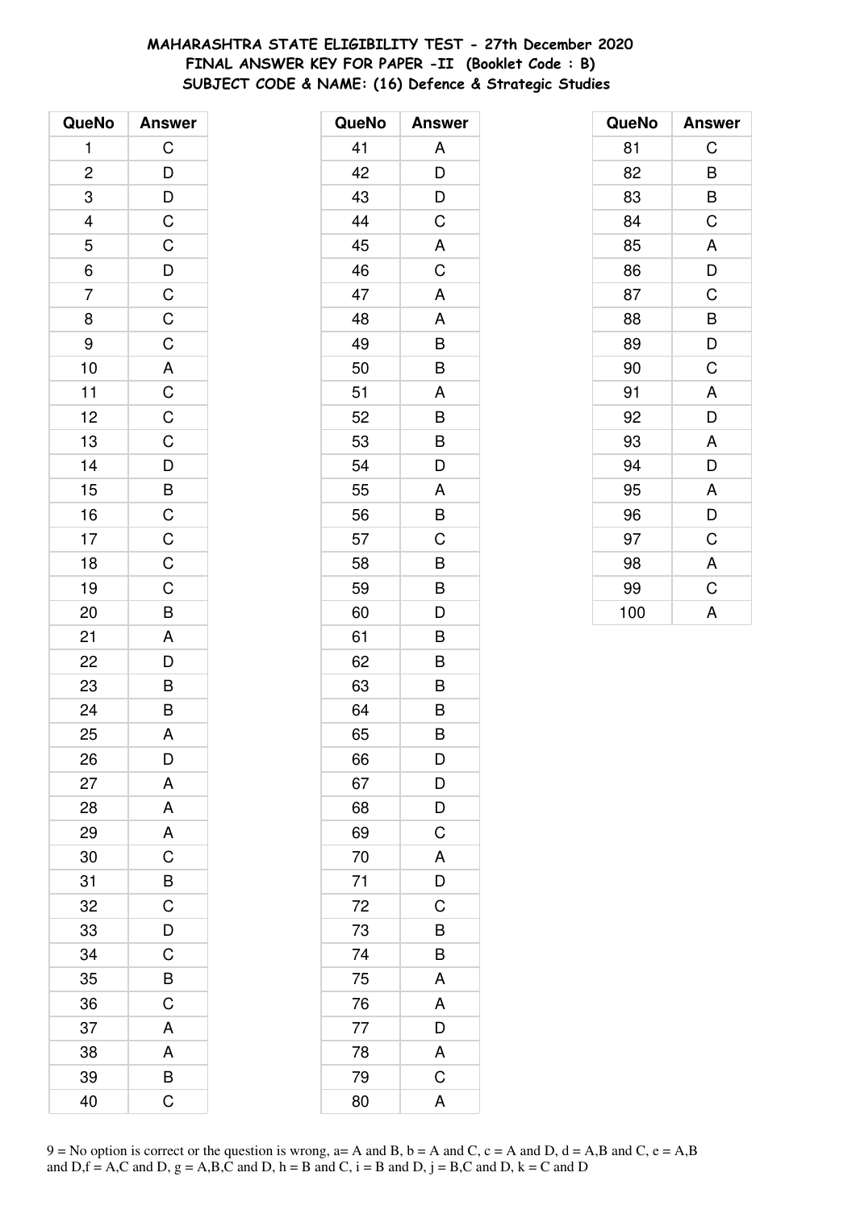# MAHARASHTRA STATE ELIGIBILITY TEST - 27th December 2020
## FINAL ANSWER KEY FOR PAPER -II (Booklet Code : B)
### SUBJECT CODE & NAME: (16) Defence & Strategic Studies

| QueNo | Answer |
|---|---|
| 1 | C |
| 2 | D |
| 3 | D |
| 4 | C |
| 5 | C |
| 6 | D |
| 7 | C |
| 8 | C |
| 9 | C |
| 10 | A |
| 11 | C |
| 12 | C |
| 13 | C |
| 14 | D |
| 15 | B |
| 16 | C |
| 17 | C |
| 18 | C |
| 19 | C |
| 20 | B |
| 21 | A |
| 22 | D |
| 23 | B |
| 24 | B |
| 25 | A |
| 26 | D |
| 27 | A |
| 28 | A |
| 29 | A |
| 30 | C |
| 31 | B |
| 32 | C |
| 33 | D |
| 34 | C |
| 35 | B |
| 36 | C |
| 37 | A |
| 38 | A |
| 39 | B |
| 40 | C |

| QueNo | Answer |
|---|---|
| 41 | A |
| 42 | D |
| 43 | D |
| 44 | C |
| 45 | A |
| 46 | C |
| 47 | A |
| 48 | A |
| 49 | B |
| 50 | B |
| 51 | A |
| 52 | B |
| 53 | B |
| 54 | D |
| 55 | A |
| 56 | B |
| 57 | C |
| 58 | B |
| 59 | B |
| 60 | D |
| 61 | B |
| 62 | B |
| 63 | B |
| 64 | B |
| 65 | B |
| 66 | D |
| 67 | D |
| 68 | D |
| 69 | C |
| 70 | A |
| 71 | D |
| 72 | C |
| 73 | B |
| 74 | B |
| 75 | A |
| 76 | A |
| 77 | D |
| 78 | A |
| 79 | C |
| 80 | A |

| QueNo | Answer |
|---|---|
| 81 | C |
| 82 | B |
| 83 | B |
| 84 | C |
| 85 | A |
| 86 | D |
| 87 | C |
| 88 | B |
| 89 | D |
| 90 | C |
| 91 | A |
| 92 | D |
| 93 | A |
| 94 | D |
| 95 | A |
| 96 | D |
| 97 | C |
| 98 | A |
| 99 | C |
| 100 | A |

9 = No option is correct or the question is wrong, a= A and B, b = A and C, c = A and D, d = A,B and C, e = A,B and D,f = A,C and D, g = A,B,C and D, h = B and C, i = B and D, j = B,C and D, k = C and D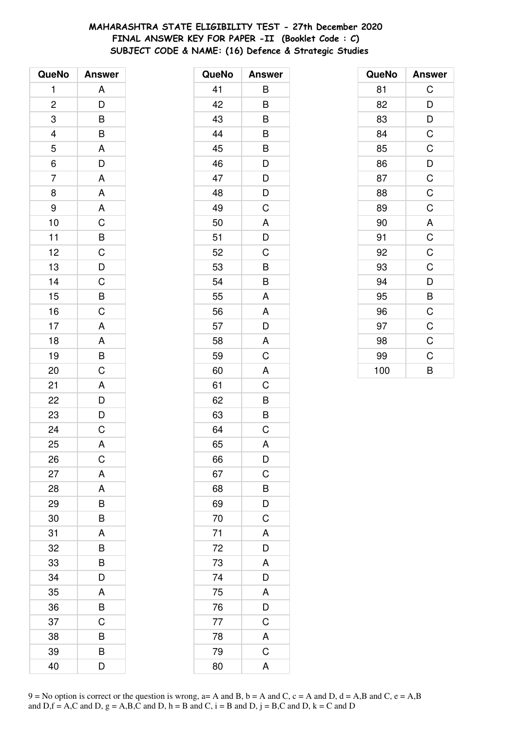# MAHARASHTRA STATE ELIGIBILITY TEST - 27th December 2020
## FINAL ANSWER KEY FOR PAPER -II (Booklet Code : C)
### SUBJECT CODE & NAME: (16) Defence & Strategic Studies

| QueNo | Answer | QueNo | Answer | QueNo | Answer |
|---|---|---|---|---|---|
| 1 | A | 41 | B | 81 | C |
| 2 | D | 42 | B | 82 | D |
| 3 | B | 43 | B | 83 | D |
| 4 | B | 44 | B | 84 | C |
| 5 | A | 45 | B | 85 | C |
| 6 | D | 46 | D | 86 | D |
| 7 | A | 47 | D | 87 | C |
| 8 | A | 48 | D | 88 | C |
| 9 | A | 49 | C | 89 | C |
| 10 | C | 50 | A | 90 | A |
| 11 | B | 51 | D | 91 | C |
| 12 | C | 52 | C | 92 | C |
| 13 | D | 53 | B | 93 | C |
| 14 | C | 54 | B | 94 | D |
| 15 | B | 55 | A | 95 | B |
| 16 | C | 56 | A | 96 | C |
| 17 | A | 57 | D | 97 | C |
| 18 | A | 58 | A | 98 | C |
| 19 | B | 59 | C | 99 | C |
| 20 | C | 60 | A | 100 | B |
| 21 | A | 61 | C | | |
| 22 | D | 62 | B | | |
| 23 | D | 63 | B | | |
| 24 | C | 64 | C | | |
| 25 | A | 65 | A | | |
| 26 | C | 66 | D | | |
| 27 | A | 67 | C | | |
| 28 | A | 68 | B | | |
| 29 | B | 69 | D | | |
| 30 | B | 70 | C | | |
| 31 | A | 71 | A | | |
| 32 | B | 72 | D | | |
| 33 | B | 73 | A | | |
| 34 | D | 74 | D | | |
| 35 | A | 75 | A | | |
| 36 | B | 76 | D | | |
| 37 | C | 77 | C | | |
| 38 | B | 78 | A | | |
| 39 | B | 79 | C | | |
| 40 | D | 80 | A | | |

9 = No option is correct or the question is wrong, a= A and B, b = A and C, c = A and D, d = A,B and C, e = A,B and D,f = A,C and D, g = A,B,C and D, h = B and C, i = B and D, j = B,C and D, k = C and D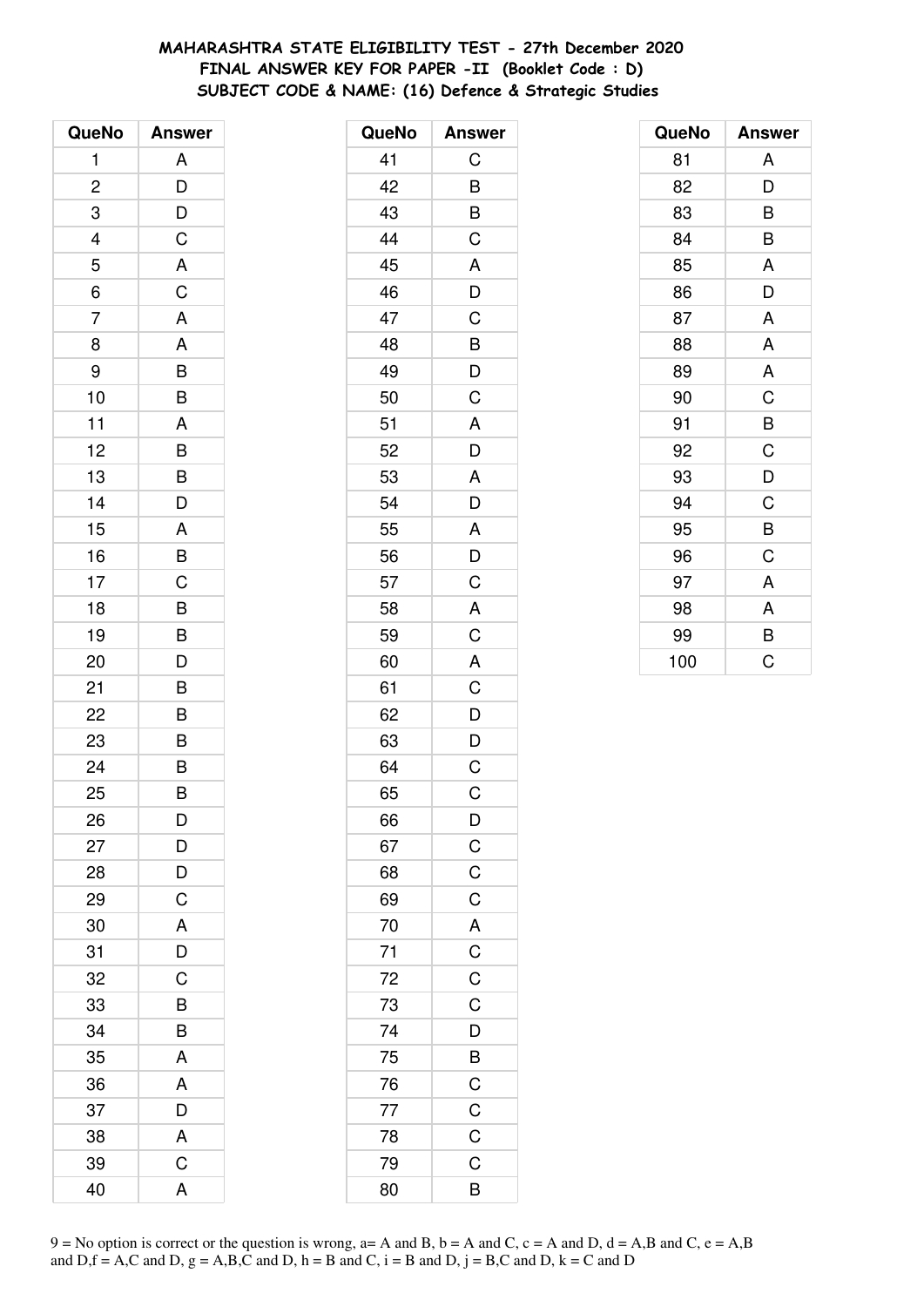**MAHARASHTRA STATE ELIGIBILITY TEST - 27th December 2020**
**FINAL ANSWER KEY FOR PAPER -II (Booklet Code : D)**
**SUBJECT CODE & NAME: (16) Defence & Strategic Studies**

| QueNo | Answer | QueNo | Answer | QueNo | Answer |
|---|---|---|---|---|---|
| 1 | A | 41 | C | 81 | A |
| 2 | D | 42 | B | 82 | D |
| 3 | D | 43 | B | 83 | B |
| 4 | C | 44 | C | 84 | B |
| 5 | A | 45 | A | 85 | A |
| 6 | C | 46 | D | 86 | D |
| 7 | A | 47 | C | 87 | A |
| 8 | A | 48 | B | 88 | A |
| 9 | B | 49 | D | 89 | A |
| 10 | B | 50 | C | 90 | C |
| 11 | A | 51 | A | 91 | B |
| 12 | B | 52 | D | 92 | C |
| 13 | B | 53 | A | 93 | D |
| 14 | D | 54 | D | 94 | C |
| 15 | A | 55 | A | 95 | B |
| 16 | B | 56 | D | 96 | C |
| 17 | C | 57 | C | 97 | A |
| 18 | B | 58 | A | 98 | A |
| 19 | B | 59 | C | 99 | B |
| 20 | D | 60 | A | 100 | C |
| 21 | B | 61 | C | | |
| 22 | B | 62 | D | | |
| 23 | B | 63 | D | | |
| 24 | B | 64 | C | | |
| 25 | B | 65 | C | | |
| 26 | D | 66 | D | | |
| 27 | D | 67 | C | | |
| 28 | D | 68 | C | | |
| 29 | C | 69 | C | | |
| 30 | A | 70 | A | | |
| 31 | D | 71 | C | | |
| 32 | C | 72 | C | | |
| 33 | B | 73 | C | | |
| 34 | B | 74 | D | | |
| 35 | A | 75 | B | | |
| 36 | A | 76 | C | | |
| 37 | D | 77 | C | | |
| 38 | A | 78 | C | | |
| 39 | C | 79 | C | | |
| 40 | A | 80 | B | | |

9 = No option is correct or the question is wrong, a= A and B, b = A and C, c = A and D, d = A,B and C, e = A,B and D,f = A,C and D, g = A,B,C and D, h = B and C, i = B and D, j = B,C and D, k = C and D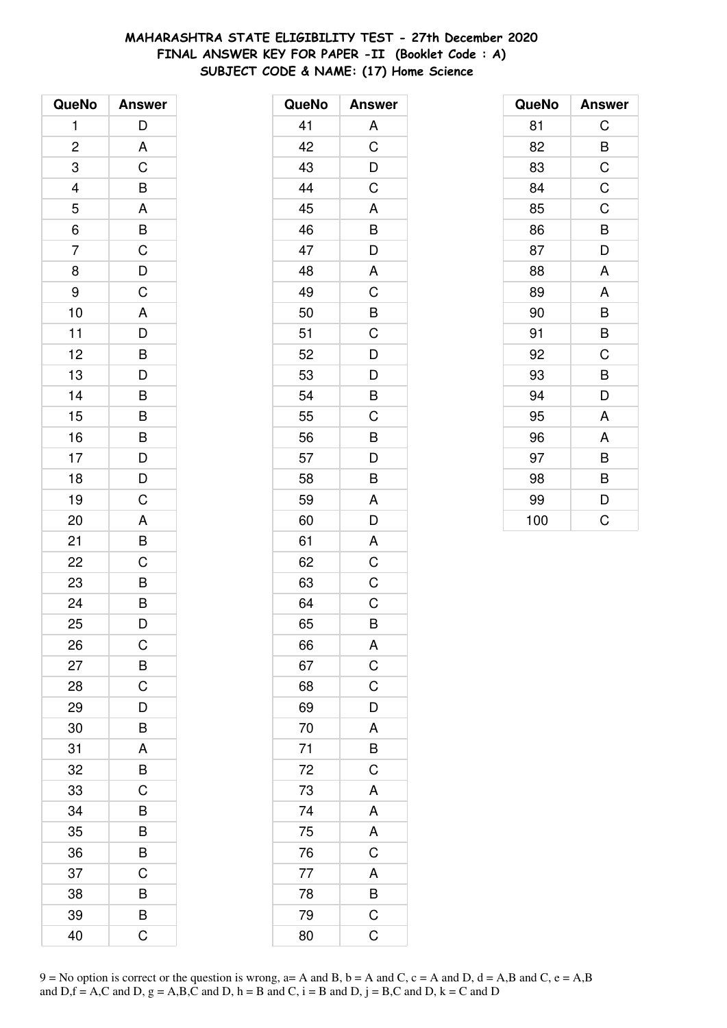**MAHARASHTRA STATE ELIGIBILITY TEST - 27th December 2020**
**FINAL ANSWER KEY FOR PAPER -II (Booklet Code : A)**
**SUBJECT CODE & NAME: (17) Home Science**

| QueNo | Answer |
|---|---|
| 1 | D |
| 2 | A |
| 3 | C |
| 4 | B |
| 5 | A |
| 6 | B |
| 7 | C |
| 8 | D |
| 9 | C |
| 10 | A |
| 11 | D |
| 12 | B |
| 13 | D |
| 14 | B |
| 15 | B |
| 16 | B |
| 17 | D |
| 18 | D |
| 19 | C |
| 20 | A |
| 21 | B |
| 22 | C |
| 23 | B |
| 24 | B |
| 25 | D |
| 26 | C |
| 27 | B |
| 28 | C |
| 29 | D |
| 30 | B |
| 31 | A |
| 32 | B |
| 33 | C |
| 34 | B |
| 35 | B |
| 36 | B |
| 37 | C |
| 38 | B |
| 39 | B |
| 40 | C |

| QueNo | Answer |
|---|---|
| 41 | A |
| 42 | C |
| 43 | D |
| 44 | C |
| 45 | A |
| 46 | B |
| 47 | D |
| 48 | A |
| 49 | C |
| 50 | B |
| 51 | C |
| 52 | D |
| 53 | D |
| 54 | B |
| 55 | C |
| 56 | B |
| 57 | D |
| 58 | B |
| 59 | A |
| 60 | D |
| 61 | A |
| 62 | C |
| 63 | C |
| 64 | C |
| 65 | B |
| 66 | A |
| 67 | C |
| 68 | C |
| 69 | D |
| 70 | A |
| 71 | B |
| 72 | C |
| 73 | A |
| 74 | A |
| 75 | A |
| 76 | C |
| 77 | A |
| 78 | B |
| 79 | C |
| 80 | C |

| QueNo | Answer |
|---|---|
| 81 | C |
| 82 | B |
| 83 | C |
| 84 | C |
| 85 | C |
| 86 | B |
| 87 | D |
| 88 | A |
| 89 | A |
| 90 | B |
| 91 | B |
| 92 | C |
| 93 | B |
| 94 | D |
| 95 | A |
| 96 | A |
| 97 | B |
| 98 | B |
| 99 | D |
| 100 | C |

9 = No option is correct or the question is wrong, a= A and B, b = A and C, c = A and D, d = A,B and C, e = A,B and D,f = A,C and D, g = A,B,C and D, h = B and C, i = B and D, j = B,C and D, k = C and D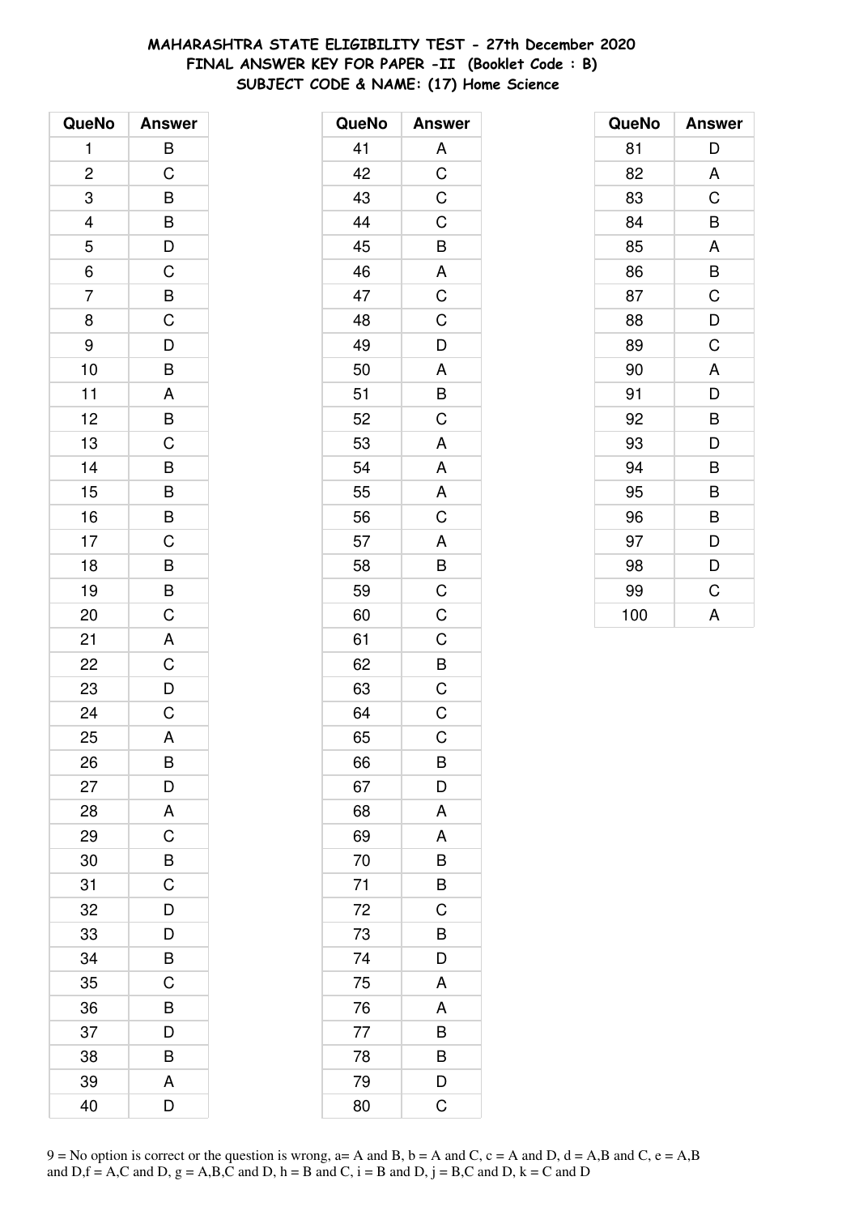**MAHARASHTRA STATE ELIGIBILITY TEST - 27th December 2020**
**FINAL ANSWER KEY FOR PAPER -II (Booklet Code : B)**
**SUBJECT CODE & NAME: (17) Home Science**

| QueNo | Answer |
|---|---|
| 1 | B |
| 2 | C |
| 3 | B |
| 4 | B |
| 5 | D |
| 6 | C |
| 7 | B |
| 8 | C |
| 9 | D |
| 10 | B |
| 11 | A |
| 12 | B |
| 13 | C |
| 14 | B |
| 15 | B |
| 16 | B |
| 17 | C |
| 18 | B |
| 19 | B |
| 20 | C |
| 21 | A |
| 22 | C |
| 23 | D |
| 24 | C |
| 25 | A |
| 26 | B |
| 27 | D |
| 28 | A |
| 29 | C |
| 30 | B |
| 31 | C |
| 32 | D |
| 33 | D |
| 34 | B |
| 35 | C |
| 36 | B |
| 37 | D |
| 38 | B |
| 39 | A |
| 40 | D |

| QueNo | Answer |
|---|---|
| 41 | A |
| 42 | C |
| 43 | C |
| 44 | C |
| 45 | B |
| 46 | A |
| 47 | C |
| 48 | C |
| 49 | D |
| 50 | A |
| 51 | B |
| 52 | C |
| 53 | A |
| 54 | A |
| 55 | A |
| 56 | C |
| 57 | A |
| 58 | B |
| 59 | C |
| 60 | C |
| 61 | C |
| 62 | B |
| 63 | C |
| 64 | C |
| 65 | C |
| 66 | B |
| 67 | D |
| 68 | A |
| 69 | A |
| 70 | B |
| 71 | B |
| 72 | C |
| 73 | B |
| 74 | D |
| 75 | A |
| 76 | A |
| 77 | B |
| 78 | B |
| 79 | D |
| 80 | C |

| QueNo | Answer |
|---|---|
| 81 | D |
| 82 | A |
| 83 | C |
| 84 | B |
| 85 | A |
| 86 | B |
| 87 | C |
| 88 | D |
| 89 | C |
| 90 | A |
| 91 | D |
| 92 | B |
| 93 | D |
| 94 | B |
| 95 | B |
| 96 | B |
| 97 | D |
| 98 | D |
| 99 | C |
| 100 | A |

9 = No option is correct or the question is wrong, a= A and B, b = A and C, c = A and D, d = A,B and C, e = A,B and D,f = A,C and D, g = A,B,C and D, h = B and C, i = B and D, j = B,C and D, k = C and D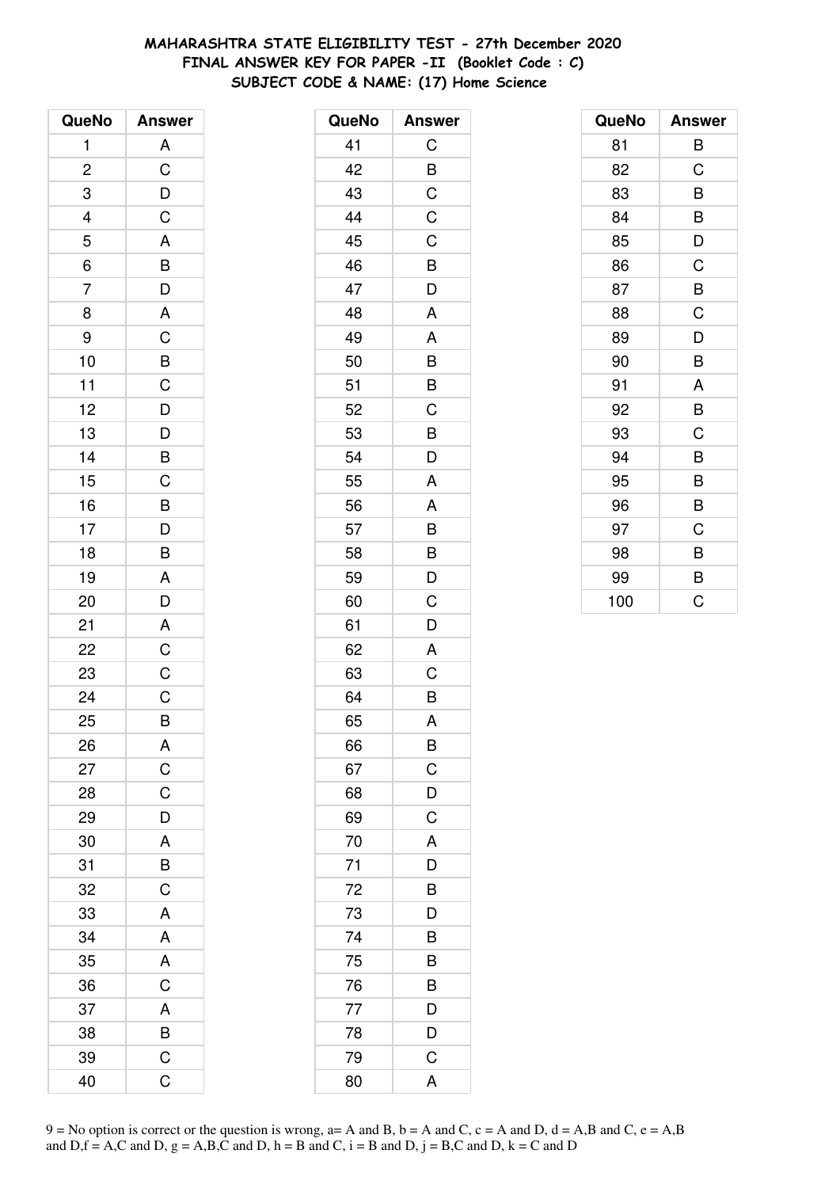**MAHARASHTRA STATE ELIGIBILITY TEST - 27th December 2020**
**FINAL ANSWER KEY FOR PAPER -II (Booklet Code : C)**
**SUBJECT CODE & NAME: (17) Home Science**

| QueNo | Answer |
|---|---|
| 1 | A |
| 2 | C |
| 3 | D |
| 4 | C |
| 5 | A |
| 6 | B |
| 7 | D |
| 8 | A |
| 9 | C |
| 10 | B |
| 11 | C |
| 12 | D |
| 13 | D |
| 14 | B |
| 15 | C |
| 16 | B |
| 17 | D |
| 18 | B |
| 19 | A |
| 20 | D |
| 21 | A |
| 22 | C |
| 23 | C |
| 24 | C |
| 25 | B |
| 26 | A |
| 27 | C |
| 28 | C |
| 29 | D |
| 30 | A |
| 31 | B |
| 32 | C |
| 33 | A |
| 34 | A |
| 35 | A |
| 36 | C |
| 37 | A |
| 38 | B |
| 39 | C |
| 40 | C |

| QueNo | Answer |
|---|---|
| 41 | C |
| 42 | B |
| 43 | C |
| 44 | C |
| 45 | C |
| 46 | B |
| 47 | D |
| 48 | A |
| 49 | A |
| 50 | B |
| 51 | B |
| 52 | C |
| 53 | B |
| 54 | D |
| 55 | A |
| 56 | A |
| 57 | B |
| 58 | B |
| 59 | D |
| 60 | C |
| 61 | D |
| 62 | A |
| 63 | C |
| 64 | B |
| 65 | A |
| 66 | B |
| 67 | C |
| 68 | D |
| 69 | C |
| 70 | A |
| 71 | D |
| 72 | B |
| 73 | D |
| 74 | B |
| 75 | B |
| 76 | B |
| 77 | D |
| 78 | D |
| 79 | C |
| 80 | A |

| QueNo | Answer |
|---|---|
| 81 | B |
| 82 | C |
| 83 | B |
| 84 | B |
| 85 | D |
| 86 | C |
| 87 | B |
| 88 | C |
| 89 | D |
| 90 | B |
| 91 | A |
| 92 | B |
| 93 | C |
| 94 | B |
| 95 | B |
| 96 | B |
| 97 | C |
| 98 | B |
| 99 | B |
| 100 | C |

9 = No option is correct or the question is wrong, a= A and B, b = A and C, c = A and D, d = A,B and C, e = A,B and D,f = A,C and D, g = A,B,C and D, h = B and C, i = B and D, j = B,C and D, k = C and D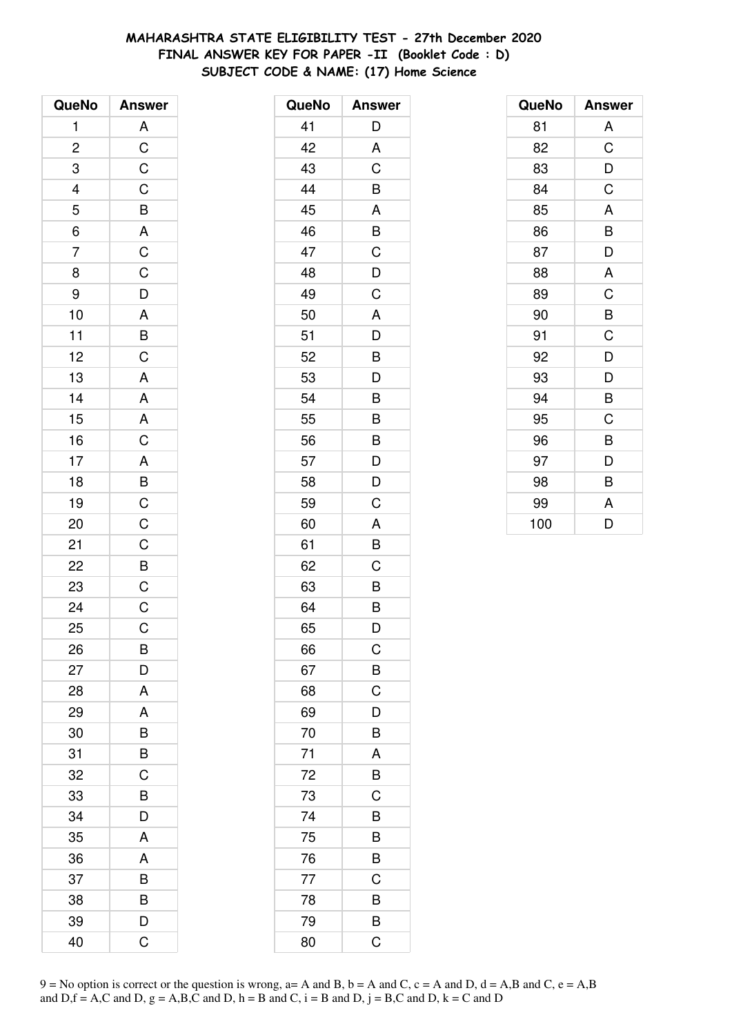# MAHARASHTRA STATE ELIGIBILITY TEST - 27th December 2020
## FINAL ANSWER KEY FOR PAPER -II (Booklet Code : D)
## SUBJECT CODE & NAME: (17) Home Science

| QueNo | Answer |
|---|---|
| 1 | A |
| 2 | C |
| 3 | C |
| 4 | C |
| 5 | B |
| 6 | A |
| 7 | C |
| 8 | C |
| 9 | D |
| 10 | A |
| 11 | B |
| 12 | C |
| 13 | A |
| 14 | A |
| 15 | A |
| 16 | C |
| 17 | A |
| 18 | B |
| 19 | C |
| 20 | C |
| 21 | C |
| 22 | B |
| 23 | C |
| 24 | C |
| 25 | C |
| 26 | B |
| 27 | D |
| 28 | A |
| 29 | A |
| 30 | B |
| 31 | B |
| 32 | C |
| 33 | B |
| 34 | D |
| 35 | A |
| 36 | A |
| 37 | B |
| 38 | B |
| 39 | D |
| 40 | C |
| 41 | D |
| 42 | A |
| 43 | C |
| 44 | B |
| 45 | A |
| 46 | B |
| 47 | C |
| 48 | D |
| 49 | C |
| 50 | A |
| 51 | D |
| 52 | B |
| 53 | D |
| 54 | B |
| 55 | B |
| 56 | B |
| 57 | D |
| 58 | D |
| 59 | C |
| 60 | A |
| 61 | B |
| 62 | C |
| 63 | B |
| 64 | B |
| 65 | D |
| 66 | C |
| 67 | B |
| 68 | C |
| 69 | D |
| 70 | B |
| 71 | A |
| 72 | B |
| 73 | C |
| 74 | B |
| 75 | B |
| 76 | B |
| 77 | C |
| 78 | B |
| 79 | B |
| 80 | C |
| 81 | A |
| 82 | C |
| 83 | D |
| 84 | C |
| 85 | A |
| 86 | B |
| 87 | D |
| 88 | A |
| 89 | C |
| 90 | B |
| 91 | C |
| 92 | D |
| 93 | D |
| 94 | B |
| 95 | C |
| 96 | B |
| 97 | D |
| 98 | B |
| 99 | A |
| 100 | D |

9 = No option is correct or the question is wrong, a= A and B, b = A and C, c = A and D, d = A,B and C, e = A,B and D,f = A,C and D, g = A,B,C and D, h = B and C, i = B and D, j = B,C and D, k = C and D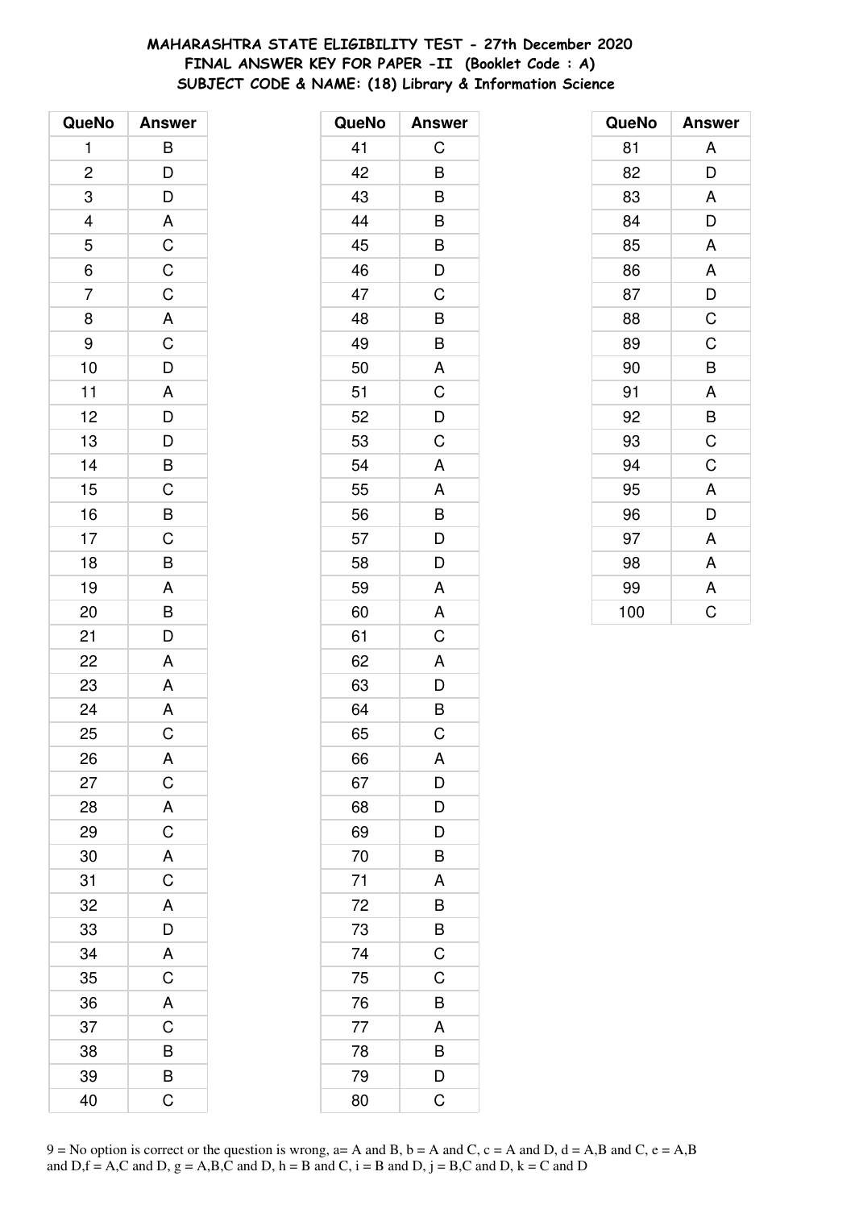# MAHARASHTRA STATE ELIGIBILITY TEST - 27th December 2020
## FINAL ANSWER KEY FOR PAPER -II (Booklet Code : A)
## SUBJECT CODE & NAME: (18) Library & Information Science

| QueNo | Answer |
|---|---|
| 1 | B |
| 2 | D |
| 3 | D |
| 4 | A |
| 5 | C |
| 6 | C |
| 7 | C |
| 8 | A |
| 9 | C |
| 10 | D |
| 11 | A |
| 12 | D |
| 13 | D |
| 14 | B |
| 15 | C |
| 16 | B |
| 17 | C |
| 18 | B |
| 19 | A |
| 20 | B |
| 21 | D |
| 22 | A |
| 23 | A |
| 24 | A |
| 25 | C |
| 26 | A |
| 27 | C |
| 28 | A |
| 29 | C |
| 30 | A |
| 31 | C |
| 32 | A |
| 33 | D |
| 34 | A |
| 35 | C |
| 36 | A |
| 37 | C |
| 38 | B |
| 39 | B |
| 40 | C |

| QueNo | Answer |
|---|---|
| 41 | C |
| 42 | B |
| 43 | B |
| 44 | B |
| 45 | B |
| 46 | D |
| 47 | C |
| 48 | B |
| 49 | B |
| 50 | A |
| 51 | C |
| 52 | D |
| 53 | C |
| 54 | A |
| 55 | A |
| 56 | B |
| 57 | D |
| 58 | D |
| 59 | A |
| 60 | A |
| 61 | C |
| 62 | A |
| 63 | D |
| 64 | B |
| 65 | C |
| 66 | A |
| 67 | D |
| 68 | D |
| 69 | D |
| 70 | B |
| 71 | A |
| 72 | B |
| 73 | B |
| 74 | C |
| 75 | C |
| 76 | B |
| 77 | A |
| 78 | B |
| 79 | D |
| 80 | C |

| QueNo | Answer |
|---|---|
| 81 | A |
| 82 | D |
| 83 | A |
| 84 | D |
| 85 | A |
| 86 | A |
| 87 | D |
| 88 | C |
| 89 | C |
| 90 | B |
| 91 | A |
| 92 | B |
| 93 | C |
| 94 | C |
| 95 | A |
| 96 | D |
| 97 | A |
| 98 | A |
| 99 | A |
| 100 | C |

9 = No option is correct or the question is wrong, a= A and B, b = A and C, c = A and D, d = A,B and C, e = A,B and D,f = A,C and D, g = A,B,C and D, h = B and C, i = B and D, j = B,C and D, k = C and D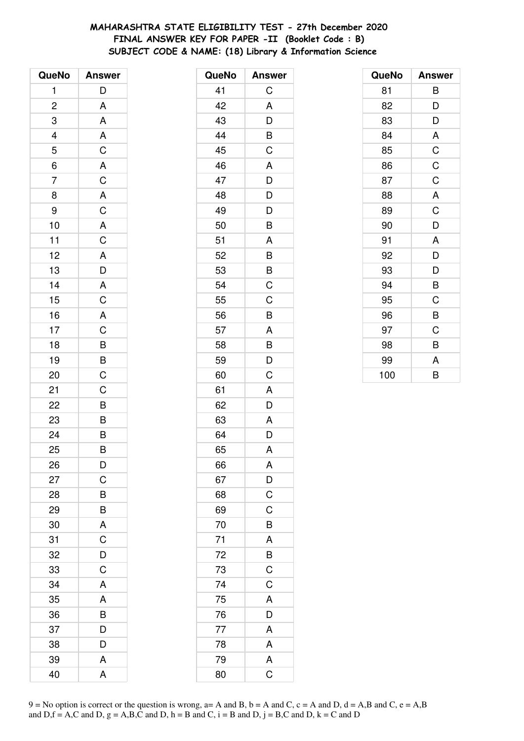**MAHARASHTRA STATE ELIGIBILITY TEST - 27th December 2020**
**FINAL ANSWER KEY FOR PAPER -II (Booklet Code : B)**
**SUBJECT CODE & NAME: (18) Library & Information Science**

| QueNo | Answer |
|---|---|
| 1 | D |
| 2 | A |
| 3 | A |
| 4 | A |
| 5 | C |
| 6 | A |
| 7 | C |
| 8 | A |
| 9 | C |
| 10 | A |
| 11 | C |
| 12 | A |
| 13 | D |
| 14 | A |
| 15 | C |
| 16 | A |
| 17 | C |
| 18 | B |
| 19 | B |
| 20 | C |
| 21 | C |
| 22 | B |
| 23 | B |
| 24 | B |
| 25 | B |
| 26 | D |
| 27 | C |
| 28 | B |
| 29 | B |
| 30 | A |
| 31 | C |
| 32 | D |
| 33 | C |
| 34 | A |
| 35 | A |
| 36 | B |
| 37 | D |
| 38 | D |
| 39 | A |
| 40 | A |

| QueNo | Answer |
|---|---|
| 41 | C |
| 42 | A |
| 43 | D |
| 44 | B |
| 45 | C |
| 46 | A |
| 47 | D |
| 48 | D |
| 49 | D |
| 50 | B |
| 51 | A |
| 52 | B |
| 53 | B |
| 54 | C |
| 55 | C |
| 56 | B |
| 57 | A |
| 58 | B |
| 59 | D |
| 60 | C |
| 61 | A |
| 62 | D |
| 63 | A |
| 64 | D |
| 65 | A |
| 66 | A |
| 67 | D |
| 68 | C |
| 69 | C |
| 70 | B |
| 71 | A |
| 72 | B |
| 73 | C |
| 74 | C |
| 75 | A |
| 76 | D |
| 77 | A |
| 78 | A |
| 79 | A |
| 80 | C |

| QueNo | Answer |
|---|---|
| 81 | B |
| 82 | D |
| 83 | D |
| 84 | A |
| 85 | C |
| 86 | C |
| 87 | C |
| 88 | A |
| 89 | C |
| 90 | D |
| 91 | A |
| 92 | D |
| 93 | D |
| 94 | B |
| 95 | C |
| 96 | B |
| 97 | C |
| 98 | B |
| 99 | A |
| 100 | B |

9 = No option is correct or the question is wrong, a= A and B, b = A and C, c = A and D, d = A,B and C, e = A,B and D,f = A,C and D, g = A,B,C and D, h = B and C, i = B and D, j = B,C and D, k = C and D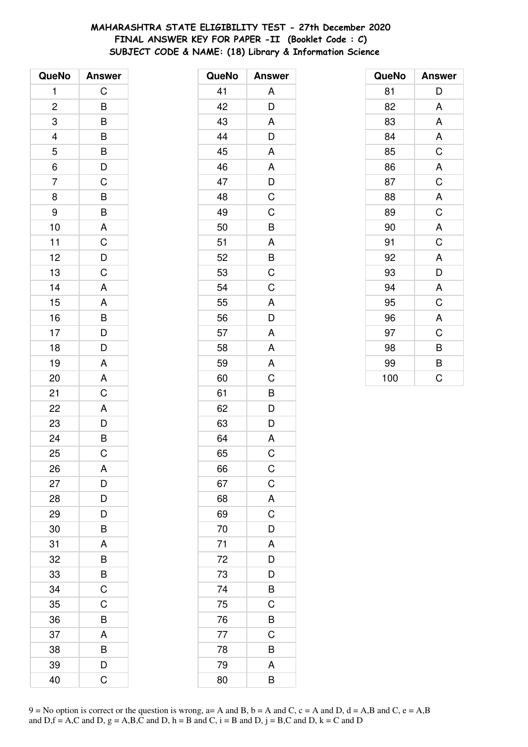# MAHARASHTRA STATE ELIGIBILITY TEST - 27th December 2020
## FINAL ANSWER KEY FOR PAPER -II (Booklet Code : C)
### SUBJECT CODE & NAME: (18) Library & Information Science

| QueNo | Answer |
|---|---|
| 1 | C |
| 2 | B |
| 3 | B |
| 4 | B |
| 5 | B |
| 6 | D |
| 7 | C |
| 8 | B |
| 9 | B |
| 10 | A |
| 11 | C |
| 12 | D |
| 13 | C |
| 14 | A |
| 15 | A |
| 16 | B |
| 17 | D |
| 18 | D |
| 19 | A |
| 20 | A |
| 21 | C |
| 22 | A |
| 23 | D |
| 24 | B |
| 25 | C |
| 26 | A |
| 27 | D |
| 28 | D |
| 29 | D |
| 30 | B |
| 31 | A |
| 32 | B |
| 33 | B |
| 34 | C |
| 35 | C |
| 36 | B |
| 37 | A |
| 38 | B |
| 39 | D |
| 40 | C |

| QueNo | Answer |
|---|---|
| 41 | A |
| 42 | D |
| 43 | A |
| 44 | D |
| 45 | A |
| 46 | A |
| 47 | D |
| 48 | C |
| 49 | C |
| 50 | B |
| 51 | A |
| 52 | B |
| 53 | C |
| 54 | C |
| 55 | A |
| 56 | D |
| 57 | A |
| 58 | A |
| 59 | A |
| 60 | C |
| 61 | B |
| 62 | D |
| 63 | D |
| 64 | A |
| 65 | C |
| 66 | C |
| 67 | C |
| 68 | A |
| 69 | C |
| 70 | D |
| 71 | A |
| 72 | D |
| 73 | D |
| 74 | B |
| 75 | C |
| 76 | B |
| 77 | C |
| 78 | B |
| 79 | A |
| 80 | B |

| QueNo | Answer |
|---|---|
| 81 | D |
| 82 | A |
| 83 | A |
| 84 | A |
| 85 | C |
| 86 | A |
| 87 | C |
| 88 | A |
| 89 | C |
| 90 | A |
| 91 | C |
| 92 | A |
| 93 | D |
| 94 | A |
| 95 | C |
| 96 | A |
| 97 | C |
| 98 | B |
| 99 | B |
| 100 | C |

9 = No option is correct or the question is wrong, a= A and B, b = A and C, c = A and D, d = A,B and C, e = A,B and D,f = A,C and D, g = A,B,C and D, h = B and C, i = B and D, j = B,C and D, k = C and D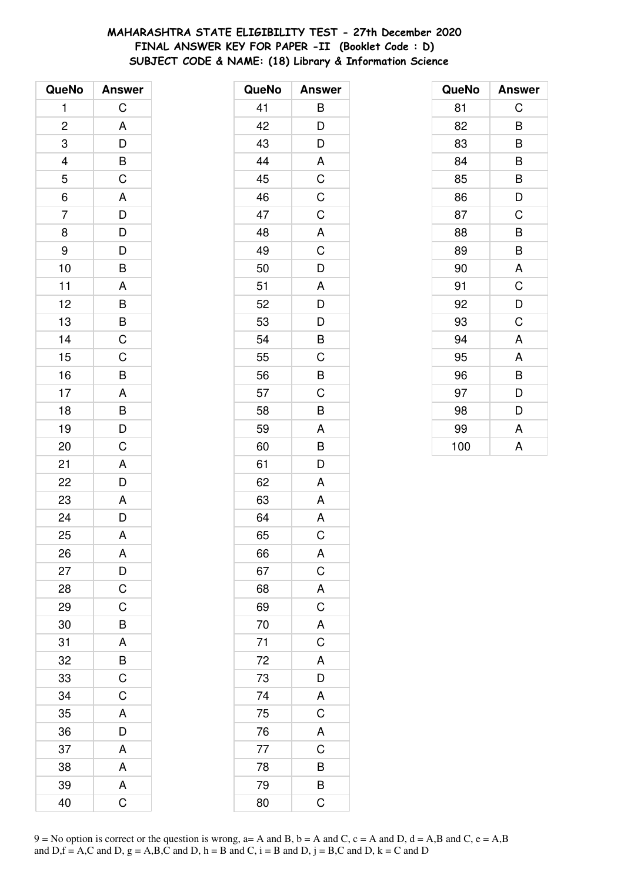# MAHARASHTRA STATE ELIGIBILITY TEST - 27th December 2020
## FINAL ANSWER KEY FOR PAPER -II (Booklet Code : D)
### SUBJECT CODE & NAME: (18) Library & Information Science

| QueNo | Answer |
|---|---|
| 1 | C |
| 2 | A |
| 3 | D |
| 4 | B |
| 5 | C |
| 6 | A |
| 7 | D |
| 8 | D |
| 9 | D |
| 10 | B |
| 11 | A |
| 12 | B |
| 13 | B |
| 14 | C |
| 15 | C |
| 16 | B |
| 17 | A |
| 18 | B |
| 19 | D |
| 20 | C |
| 21 | A |
| 22 | D |
| 23 | A |
| 24 | D |
| 25 | A |
| 26 | A |
| 27 | D |
| 28 | C |
| 29 | C |
| 30 | B |
| 31 | A |
| 32 | B |
| 33 | C |
| 34 | C |
| 35 | A |
| 36 | D |
| 37 | A |
| 38 | A |
| 39 | A |
| 40 | C |

| QueNo | Answer |
|---|---|
| 41 | B |
| 42 | D |
| 43 | D |
| 44 | A |
| 45 | C |
| 46 | C |
| 47 | C |
| 48 | A |
| 49 | C |
| 50 | D |
| 51 | A |
| 52 | D |
| 53 | D |
| 54 | B |
| 55 | C |
| 56 | B |
| 57 | C |
| 58 | B |
| 59 | A |
| 60 | B |
| 61 | D |
| 62 | A |
| 63 | A |
| 64 | A |
| 65 | C |
| 66 | A |
| 67 | C |
| 68 | A |
| 69 | C |
| 70 | A |
| 71 | C |
| 72 | A |
| 73 | D |
| 74 | A |
| 75 | C |
| 76 | A |
| 77 | C |
| 78 | B |
| 79 | B |
| 80 | C |

| QueNo | Answer |
|---|---|
| 81 | C |
| 82 | B |
| 83 | B |
| 84 | B |
| 85 | B |
| 86 | D |
| 87 | C |
| 88 | B |
| 89 | B |
| 90 | A |
| 91 | C |
| 92 | D |
| 93 | C |
| 94 | A |
| 95 | A |
| 96 | B |
| 97 | D |
| 98 | D |
| 99 | A |
| 100 | A |

9 = No option is correct or the question is wrong, a= A and B, b = A and C, c = A and D, d = A,B and C, e = A,B and D,f = A,C and D, g = A,B,C and D, h = B and C, i = B and D, j = B,C and D, k = C and D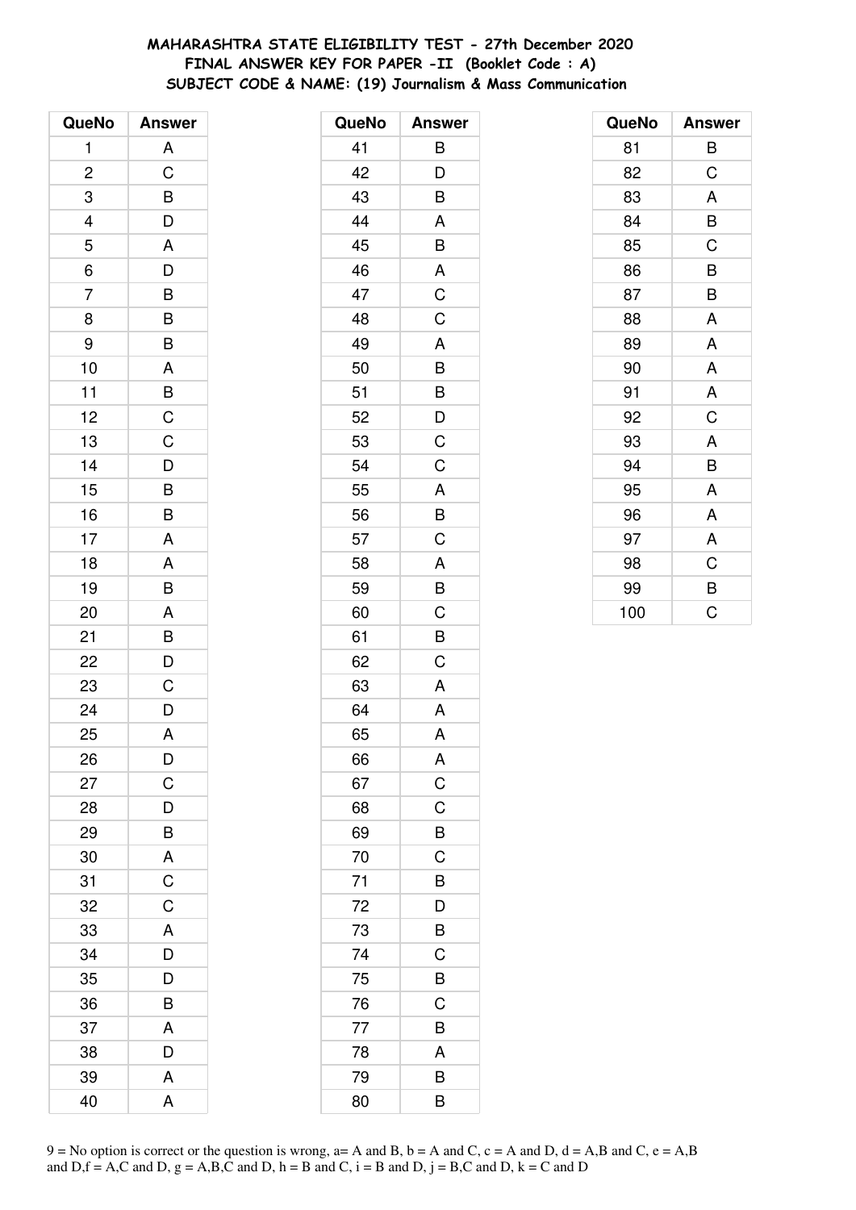# MAHARASHTRA STATE ELIGIBILITY TEST - 27th December 2020
## FINAL ANSWER KEY FOR PAPER -II (Booklet Code : A)
## SUBJECT CODE & NAME: (19) Journalism & Mass Communication

| QueNo | Answer |
|---|---|
| 1 | A |
| 2 | C |
| 3 | B |
| 4 | D |
| 5 | A |
| 6 | D |
| 7 | B |
| 8 | B |
| 9 | B |
| 10 | A |
| 11 | B |
| 12 | C |
| 13 | C |
| 14 | D |
| 15 | B |
| 16 | B |
| 17 | A |
| 18 | A |
| 19 | B |
| 20 | A |
| 21 | B |
| 22 | D |
| 23 | C |
| 24 | D |
| 25 | A |
| 26 | D |
| 27 | C |
| 28 | D |
| 29 | B |
| 30 | A |
| 31 | C |
| 32 | C |
| 33 | A |
| 34 | D |
| 35 | D |
| 36 | B |
| 37 | A |
| 38 | D |
| 39 | A |
| 40 | A |

| QueNo | Answer |
|---|---|
| 41 | B |
| 42 | D |
| 43 | B |
| 44 | A |
| 45 | B |
| 46 | A |
| 47 | C |
| 48 | C |
| 49 | A |
| 50 | B |
| 51 | B |
| 52 | D |
| 53 | C |
| 54 | C |
| 55 | A |
| 56 | B |
| 57 | C |
| 58 | A |
| 59 | B |
| 60 | C |
| 61 | B |
| 62 | C |
| 63 | A |
| 64 | A |
| 65 | A |
| 66 | A |
| 67 | C |
| 68 | C |
| 69 | B |
| 70 | C |
| 71 | B |
| 72 | D |
| 73 | B |
| 74 | C |
| 75 | B |
| 76 | C |
| 77 | B |
| 78 | A |
| 79 | B |
| 80 | B |

| QueNo | Answer |
|---|---|
| 81 | B |
| 82 | C |
| 83 | A |
| 84 | B |
| 85 | C |
| 86 | B |
| 87 | B |
| 88 | A |
| 89 | A |
| 90 | A |
| 91 | A |
| 92 | C |
| 93 | A |
| 94 | B |
| 95 | A |
| 96 | A |
| 97 | A |
| 98 | C |
| 99 | B |
| 100 | C |

9 = No option is correct or the question is wrong, a= A and B, b = A and C, c = A and D, d = A,B and C, e = A,B and D,f = A,C and D, g = A,B,C and D, h = B and C, i = B and D, j = B,C and D, k = C and D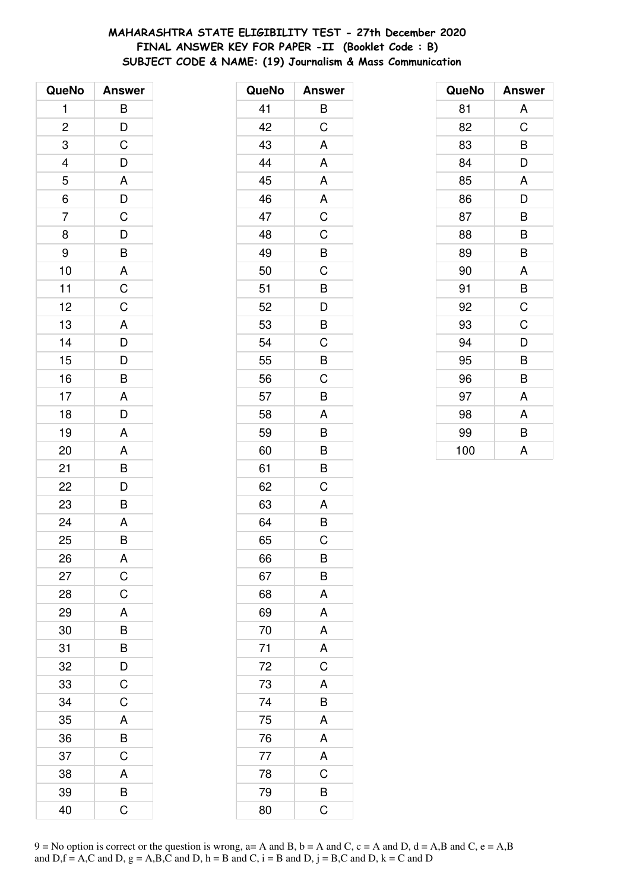**MAHARASHTRA STATE ELIGIBILITY TEST - 27th December 2020**
**FINAL ANSWER KEY FOR PAPER -II (Booklet Code : B)**
**SUBJECT CODE & NAME: (19) Journalism & Mass Communication**

| QueNo | Answer |
|---|---|
| 1 | B |
| 2 | D |
| 3 | C |
| 4 | D |
| 5 | A |
| 6 | D |
| 7 | C |
| 8 | D |
| 9 | B |
| 10 | A |
| 11 | C |
| 12 | C |
| 13 | A |
| 14 | D |
| 15 | D |
| 16 | B |
| 17 | A |
| 18 | D |
| 19 | A |
| 20 | A |
| 21 | B |
| 22 | D |
| 23 | B |
| 24 | A |
| 25 | B |
| 26 | A |
| 27 | C |
| 28 | C |
| 29 | A |
| 30 | B |
| 31 | B |
| 32 | D |
| 33 | C |
| 34 | C |
| 35 | A |
| 36 | B |
| 37 | C |
| 38 | A |
| 39 | B |
| 40 | C |

| QueNo | Answer |
|---|---|
| 41 | B |
| 42 | C |
| 43 | A |
| 44 | A |
| 45 | A |
| 46 | A |
| 47 | C |
| 48 | C |
| 49 | B |
| 50 | C |
| 51 | B |
| 52 | D |
| 53 | B |
| 54 | C |
| 55 | B |
| 56 | C |
| 57 | B |
| 58 | A |
| 59 | B |
| 60 | B |
| 61 | B |
| 62 | C |
| 63 | A |
| 64 | B |
| 65 | C |
| 66 | B |
| 67 | B |
| 68 | A |
| 69 | A |
| 70 | A |
| 71 | A |
| 72 | C |
| 73 | A |
| 74 | B |
| 75 | A |
| 76 | A |
| 77 | A |
| 78 | C |
| 79 | B |
| 80 | C |

| QueNo | Answer |
|---|---|
| 81 | A |
| 82 | C |
| 83 | B |
| 84 | D |
| 85 | A |
| 86 | D |
| 87 | B |
| 88 | B |
| 89 | B |
| 90 | A |
| 91 | B |
| 92 | C |
| 93 | C |
| 94 | D |
| 95 | B |
| 96 | B |
| 97 | A |
| 98 | A |
| 99 | B |
| 100 | A |

9 = No option is correct or the question is wrong, a= A and B, b = A and C, c = A and D, d = A,B and C, e = A,B and D,f = A,C and D, g = A,B,C and D, h = B and C, i = B and D, j = B,C and D, k = C and D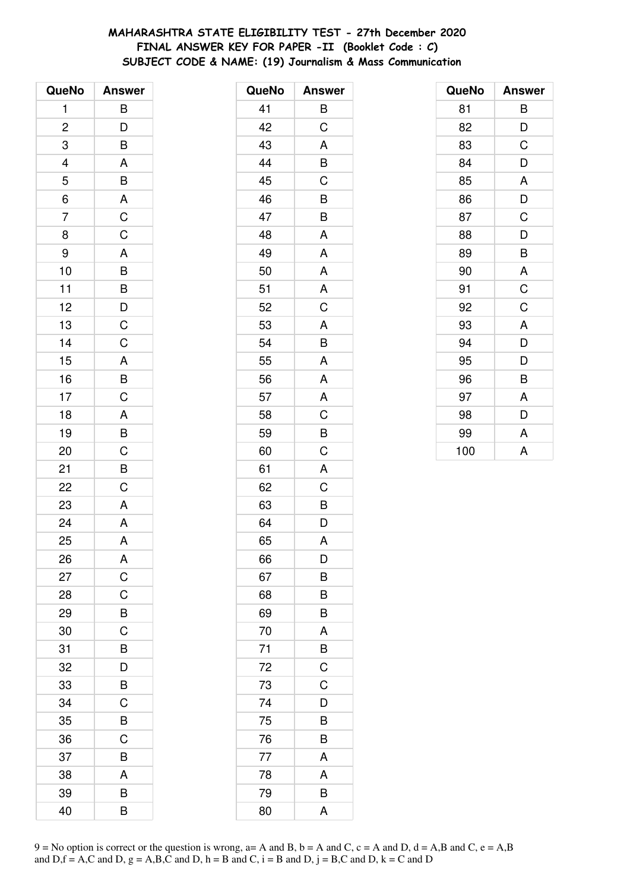# MAHARASHTRA STATE ELIGIBILITY TEST - 27th December 2020
## FINAL ANSWER KEY FOR PAPER -II (Booklet Code : C)
## SUBJECT CODE & NAME: (19) Journalism & Mass Communication

| QueNo | Answer |
|---|---|
| 1 | B |
| 2 | D |
| 3 | B |
| 4 | A |
| 5 | B |
| 6 | A |
| 7 | C |
| 8 | C |
| 9 | A |
| 10 | B |
| 11 | B |
| 12 | D |
| 13 | C |
| 14 | C |
| 15 | A |
| 16 | B |
| 17 | C |
| 18 | A |
| 19 | B |
| 20 | C |
| 21 | B |
| 22 | C |
| 23 | A |
| 24 | A |
| 25 | A |
| 26 | A |
| 27 | C |
| 28 | C |
| 29 | B |
| 30 | C |
| 31 | B |
| 32 | D |
| 33 | B |
| 34 | C |
| 35 | B |
| 36 | C |
| 37 | B |
| 38 | A |
| 39 | B |
| 40 | B |

| QueNo | Answer |
|---|---|
| 41 | B |
| 42 | C |
| 43 | A |
| 44 | B |
| 45 | C |
| 46 | B |
| 47 | B |
| 48 | A |
| 49 | A |
| 50 | A |
| 51 | A |
| 52 | C |
| 53 | A |
| 54 | B |
| 55 | A |
| 56 | A |
| 57 | A |
| 58 | C |
| 59 | B |
| 60 | C |
| 61 | A |
| 62 | C |
| 63 | B |
| 64 | D |
| 65 | A |
| 66 | D |
| 67 | B |
| 68 | B |
| 69 | B |
| 70 | A |
| 71 | B |
| 72 | C |
| 73 | C |
| 74 | D |
| 75 | B |
| 76 | B |
| 77 | A |
| 78 | A |
| 79 | B |
| 80 | A |

| QueNo | Answer |
|---|---|
| 81 | B |
| 82 | D |
| 83 | C |
| 84 | D |
| 85 | A |
| 86 | D |
| 87 | C |
| 88 | D |
| 89 | B |
| 90 | A |
| 91 | C |
| 92 | C |
| 93 | A |
| 94 | D |
| 95 | D |
| 96 | B |
| 97 | A |
| 98 | D |
| 99 | A |
| 100 | A |

9 = No option is correct or the question is wrong, a= A and B, b = A and C, c = A and D, d = A,B and C, e = A,B and D,f = A,C and D, g = A,B,C and D, h = B and C, i = B and D, j = B,C and D, k = C and D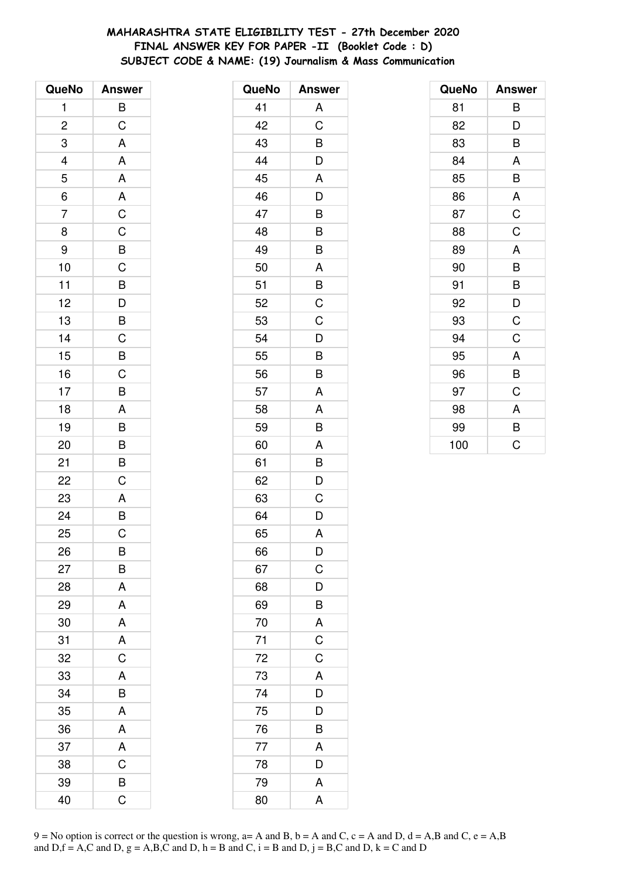**MAHARASHTRA STATE ELIGIBILITY TEST - 27th December 2020**
**FINAL ANSWER KEY FOR PAPER -II (Booklet Code : D)**
**SUBJECT CODE & NAME: (19) Journalism & Mass Communication**

| QueNo | Answer |
|---|---|
| 1 | B |
| 2 | C |
| 3 | A |
| 4 | A |
| 5 | A |
| 6 | A |
| 7 | C |
| 8 | C |
| 9 | B |
| 10 | C |
| 11 | B |
| 12 | D |
| 13 | B |
| 14 | C |
| 15 | B |
| 16 | C |
| 17 | B |
| 18 | A |
| 19 | B |
| 20 | B |
| 21 | B |
| 22 | C |
| 23 | A |
| 24 | B |
| 25 | C |
| 26 | B |
| 27 | B |
| 28 | A |
| 29 | A |
| 30 | A |
| 31 | A |
| 32 | C |
| 33 | A |
| 34 | B |
| 35 | A |
| 36 | A |
| 37 | A |
| 38 | C |
| 39 | B |
| 40 | C |
| 41 | A |
| 42 | C |
| 43 | B |
| 44 | D |
| 45 | A |
| 46 | D |
| 47 | B |
| 48 | B |
| 49 | B |
| 50 | A |
| 51 | B |
| 52 | C |
| 53 | C |
| 54 | D |
| 55 | B |
| 56 | B |
| 57 | A |
| 58 | A |
| 59 | B |
| 60 | A |
| 61 | B |
| 62 | D |
| 63 | C |
| 64 | D |
| 65 | A |
| 66 | D |
| 67 | C |
| 68 | D |
| 69 | B |
| 70 | A |
| 71 | C |
| 72 | C |
| 73 | A |
| 74 | D |
| 75 | D |
| 76 | B |
| 77 | A |
| 78 | D |
| 79 | A |
| 80 | A |
| 81 | B |
| 82 | D |
| 83 | B |
| 84 | A |
| 85 | B |
| 86 | A |
| 87 | C |
| 88 | C |
| 89 | A |
| 90 | B |
| 91 | B |
| 92 | D |
| 93 | C |
| 94 | C |
| 95 | A |
| 96 | B |
| 97 | C |
| 98 | A |
| 99 | B |
| 100 | C |

9 = No option is correct or the question is wrong, a= A and B, b = A and C, c = A and D, d = A,B and C, e = A,B and D,f = A,C and D, g = A,B,C and D, h = B and C, i = B and D, j = B,C and D, k = C and D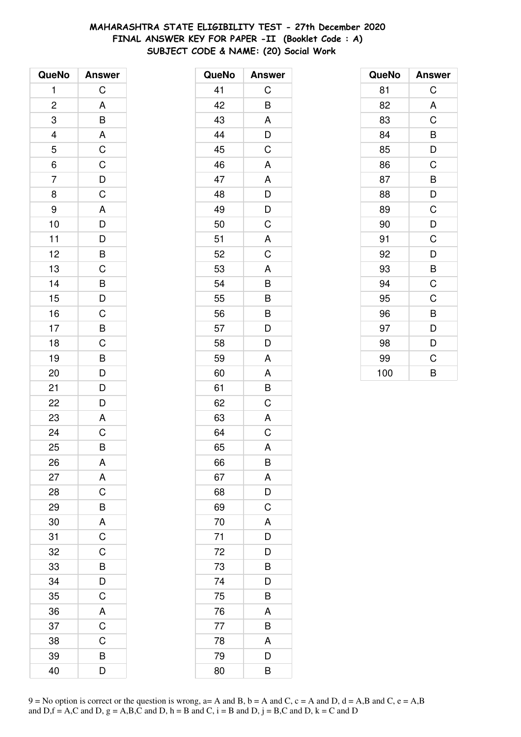# MAHARASHTRA STATE ELIGIBILITY TEST - 27th December 2020
## FINAL ANSWER KEY FOR PAPER -II (Booklet Code : A)
### SUBJECT CODE & NAME: (20) Social Work

| QueNo | Answer |
|---|---|
| 1 | C |
| 2 | A |
| 3 | B |
| 4 | A |
| 5 | C |
| 6 | C |
| 7 | D |
| 8 | C |
| 9 | A |
| 10 | D |
| 11 | D |
| 12 | B |
| 13 | C |
| 14 | B |
| 15 | D |
| 16 | C |
| 17 | B |
| 18 | C |
| 19 | B |
| 20 | D |
| 21 | D |
| 22 | D |
| 23 | A |
| 24 | C |
| 25 | B |
| 26 | A |
| 27 | A |
| 28 | C |
| 29 | B |
| 30 | A |
| 31 | C |
| 32 | C |
| 33 | B |
| 34 | D |
| 35 | C |
| 36 | A |
| 37 | C |
| 38 | C |
| 39 | B |
| 40 | D |

| QueNo | Answer |
|---|---|
| 41 | C |
| 42 | B |
| 43 | A |
| 44 | D |
| 45 | C |
| 46 | A |
| 47 | A |
| 48 | D |
| 49 | D |
| 50 | C |
| 51 | A |
| 52 | C |
| 53 | A |
| 54 | B |
| 55 | B |
| 56 | B |
| 57 | D |
| 58 | D |
| 59 | A |
| 60 | A |
| 61 | B |
| 62 | C |
| 63 | A |
| 64 | C |
| 65 | A |
| 66 | B |
| 67 | A |
| 68 | D |
| 69 | C |
| 70 | A |
| 71 | D |
| 72 | D |
| 73 | B |
| 74 | D |
| 75 | B |
| 76 | A |
| 77 | B |
| 78 | A |
| 79 | D |
| 80 | B |

| QueNo | Answer |
|---|---|
| 81 | C |
| 82 | A |
| 83 | C |
| 84 | B |
| 85 | D |
| 86 | C |
| 87 | B |
| 88 | D |
| 89 | C |
| 90 | D |
| 91 | C |
| 92 | D |
| 93 | B |
| 94 | C |
| 95 | C |
| 96 | B |
| 97 | D |
| 98 | D |
| 99 | C |
| 100 | B |

9 = No option is correct or the question is wrong, a= A and B, b = A and C, c = A and D, d = A,B and C, e = A,B and D,f = A,C and D, g = A,B,C and D, h = B and C, i = B and D, j = B,C and D, k = C and D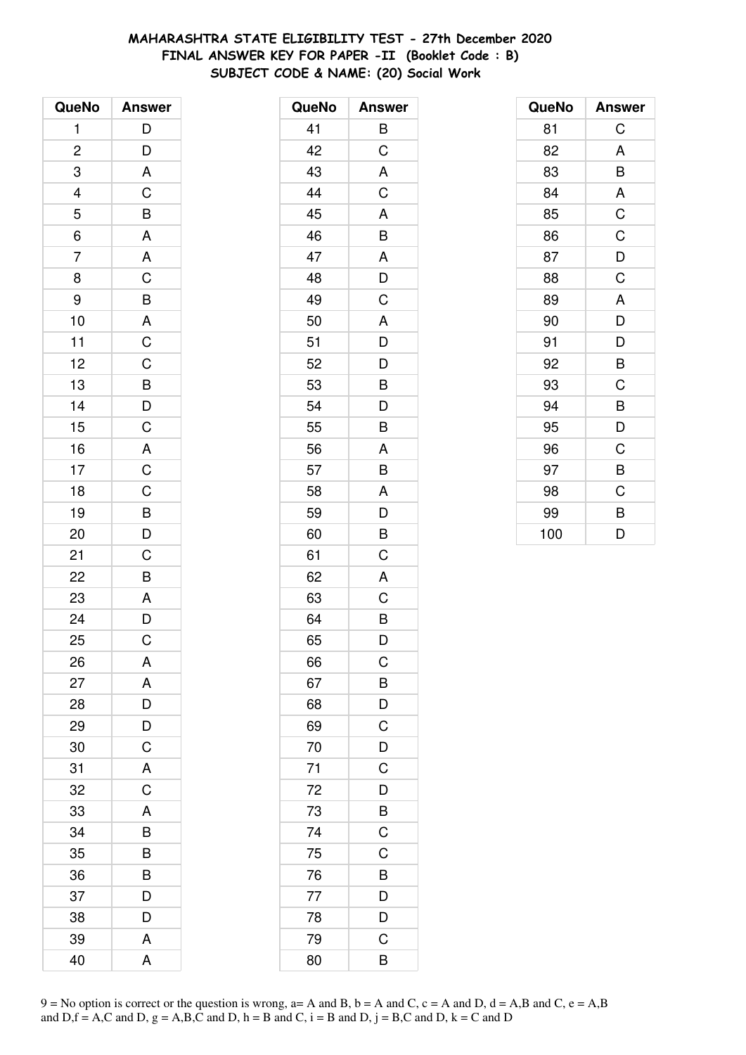**MAHARASHTRA STATE ELIGIBILITY TEST - 27th December 2020**
**FINAL ANSWER KEY FOR PAPER -II (Booklet Code : B)**
**SUBJECT CODE & NAME: (20) Social Work**

| QueNo | Answer |
|---|---|
| 1 | D |
| 2 | D |
| 3 | A |
| 4 | C |
| 5 | B |
| 6 | A |
| 7 | A |
| 8 | C |
| 9 | B |
| 10 | A |
| 11 | C |
| 12 | C |
| 13 | B |
| 14 | D |
| 15 | C |
| 16 | A |
| 17 | C |
| 18 | C |
| 19 | B |
| 20 | D |
| 21 | C |
| 22 | B |
| 23 | A |
| 24 | D |
| 25 | C |
| 26 | A |
| 27 | A |
| 28 | D |
| 29 | D |
| 30 | C |
| 31 | A |
| 32 | C |
| 33 | A |
| 34 | B |
| 35 | B |
| 36 | B |
| 37 | D |
| 38 | D |
| 39 | A |
| 40 | A |

| QueNo | Answer |
|---|---|
| 41 | B |
| 42 | C |
| 43 | A |
| 44 | C |
| 45 | A |
| 46 | B |
| 47 | A |
| 48 | D |
| 49 | C |
| 50 | A |
| 51 | D |
| 52 | D |
| 53 | B |
| 54 | D |
| 55 | B |
| 56 | A |
| 57 | B |
| 58 | A |
| 59 | D |
| 60 | B |
| 61 | C |
| 62 | A |
| 63 | C |
| 64 | B |
| 65 | D |
| 66 | C |
| 67 | B |
| 68 | D |
| 69 | C |
| 70 | D |
| 71 | C |
| 72 | D |
| 73 | B |
| 74 | C |
| 75 | C |
| 76 | B |
| 77 | D |
| 78 | D |
| 79 | C |
| 80 | B |

| QueNo | Answer |
|---|---|
| 81 | C |
| 82 | A |
| 83 | B |
| 84 | A |
| 85 | C |
| 86 | C |
| 87 | D |
| 88 | C |
| 89 | A |
| 90 | D |
| 91 | D |
| 92 | B |
| 93 | C |
| 94 | B |
| 95 | D |
| 96 | C |
| 97 | B |
| 98 | C |
| 99 | B |
| 100 | D |

9 = No option is correct or the question is wrong, a= A and B, b = A and C, c = A and D, d = A,B and C, e = A,B and D,f = A,C and D, g = A,B,C and D, h = B and C, i = B and D, j = B,C and D, k = C and D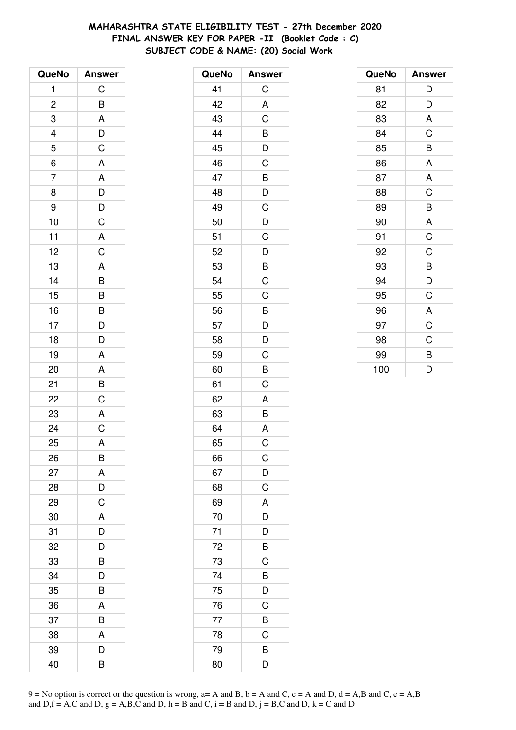**MAHARASHTRA STATE ELIGIBILITY TEST - 27th December 2020**
**FINAL ANSWER KEY FOR PAPER -II (Booklet Code : C)**
**SUBJECT CODE & NAME: (20) Social Work**

| QueNo | Answer |
|---|---|
| 1 | C |
| 2 | B |
| 3 | A |
| 4 | D |
| 5 | C |
| 6 | A |
| 7 | A |
| 8 | D |
| 9 | D |
| 10 | C |
| 11 | A |
| 12 | C |
| 13 | A |
| 14 | B |
| 15 | B |
| 16 | B |
| 17 | D |
| 18 | D |
| 19 | A |
| 20 | A |
| 21 | B |
| 22 | C |
| 23 | A |
| 24 | C |
| 25 | A |
| 26 | B |
| 27 | A |
| 28 | D |
| 29 | C |
| 30 | A |
| 31 | D |
| 32 | D |
| 33 | B |
| 34 | D |
| 35 | B |
| 36 | A |
| 37 | B |
| 38 | A |
| 39 | D |
| 40 | B |

| QueNo | Answer |
|---|---|
| 41 | C |
| 42 | A |
| 43 | C |
| 44 | B |
| 45 | D |
| 46 | C |
| 47 | B |
| 48 | D |
| 49 | C |
| 50 | D |
| 51 | C |
| 52 | D |
| 53 | B |
| 54 | C |
| 55 | C |
| 56 | B |
| 57 | D |
| 58 | D |
| 59 | C |
| 60 | B |
| 61 | C |
| 62 | A |
| 63 | B |
| 64 | A |
| 65 | C |
| 66 | C |
| 67 | D |
| 68 | C |
| 69 | A |
| 70 | D |
| 71 | D |
| 72 | B |
| 73 | C |
| 74 | B |
| 75 | D |
| 76 | C |
| 77 | B |
| 78 | C |
| 79 | B |
| 80 | D |

| QueNo | Answer |
|---|---|
| 81 | D |
| 82 | D |
| 83 | A |
| 84 | C |
| 85 | B |
| 86 | A |
| 87 | A |
| 88 | C |
| 89 | B |
| 90 | A |
| 91 | C |
| 92 | C |
| 93 | B |
| 94 | D |
| 95 | C |
| 96 | A |
| 97 | C |
| 98 | C |
| 99 | B |
| 100 | D |

9 = No option is correct or the question is wrong, a= A and B, b = A and C, c = A and D, d = A,B and C, e = A,B and D,f = A,C and D, g = A,B,C and D, h = B and C, i = B and D, j = B,C and D, k = C and D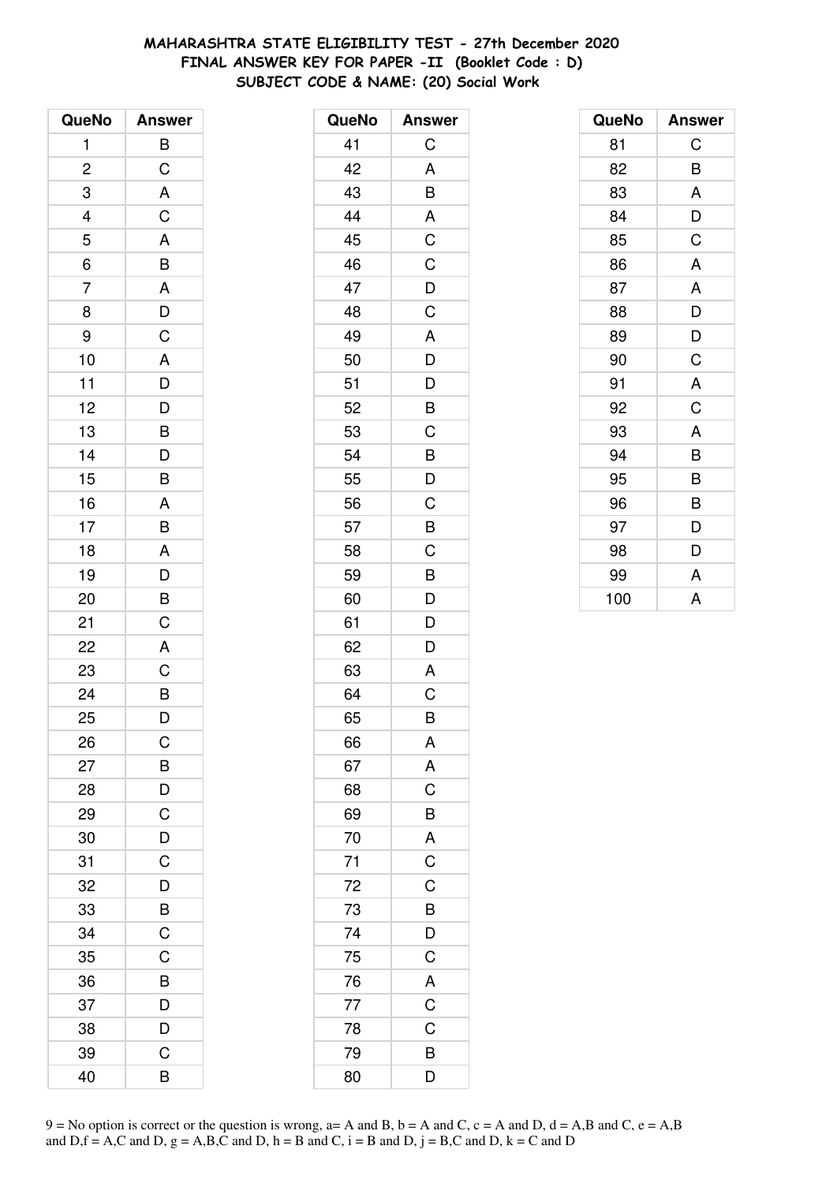**MAHARASHTRA STATE ELIGIBILITY TEST - 27th December 2020**
**FINAL ANSWER KEY FOR PAPER -II (Booklet Code : D)**
**SUBJECT CODE & NAME: (20) Social Work**

| QueNo | Answer |
|---|---|
| 1 | B |
| 2 | C |
| 3 | A |
| 4 | C |
| 5 | A |
| 6 | B |
| 7 | A |
| 8 | D |
| 9 | C |
| 10 | A |
| 11 | D |
| 12 | D |
| 13 | B |
| 14 | D |
| 15 | B |
| 16 | A |
| 17 | B |
| 18 | A |
| 19 | D |
| 20 | B |
| 21 | C |
| 22 | A |
| 23 | C |
| 24 | B |
| 25 | D |
| 26 | C |
| 27 | B |
| 28 | D |
| 29 | C |
| 30 | D |
| 31 | C |
| 32 | D |
| 33 | B |
| 34 | C |
| 35 | C |
| 36 | B |
| 37 | D |
| 38 | D |
| 39 | C |
| 40 | B |

| QueNo | Answer |
|---|---|
| 41 | C |
| 42 | A |
| 43 | B |
| 44 | A |
| 45 | C |
| 46 | C |
| 47 | D |
| 48 | C |
| 49 | A |
| 50 | D |
| 51 | D |
| 52 | B |
| 53 | C |
| 54 | B |
| 55 | D |
| 56 | C |
| 57 | B |
| 58 | C |
| 59 | B |
| 60 | D |
| 61 | D |
| 62 | D |
| 63 | A |
| 64 | C |
| 65 | B |
| 66 | A |
| 67 | A |
| 68 | C |
| 69 | B |
| 70 | A |
| 71 | C |
| 72 | C |
| 73 | B |
| 74 | D |
| 75 | C |
| 76 | A |
| 77 | C |
| 78 | C |
| 79 | B |
| 80 | D |

| QueNo | Answer |
|---|---|
| 81 | C |
| 82 | B |
| 83 | A |
| 84 | D |
| 85 | C |
| 86 | A |
| 87 | A |
| 88 | D |
| 89 | D |
| 90 | C |
| 91 | A |
| 92 | C |
| 93 | A |
| 94 | B |
| 95 | B |
| 96 | B |
| 97 | D |
| 98 | D |
| 99 | A |
| 100 | A |

9 = No option is correct or the question is wrong, a= A and B, b = A and C, c = A and D, d = A,B and C, e = A,B and D,f = A,C and D, g = A,B,C and D, h = B and C, i = B and D, j = B,C and D, k = C and D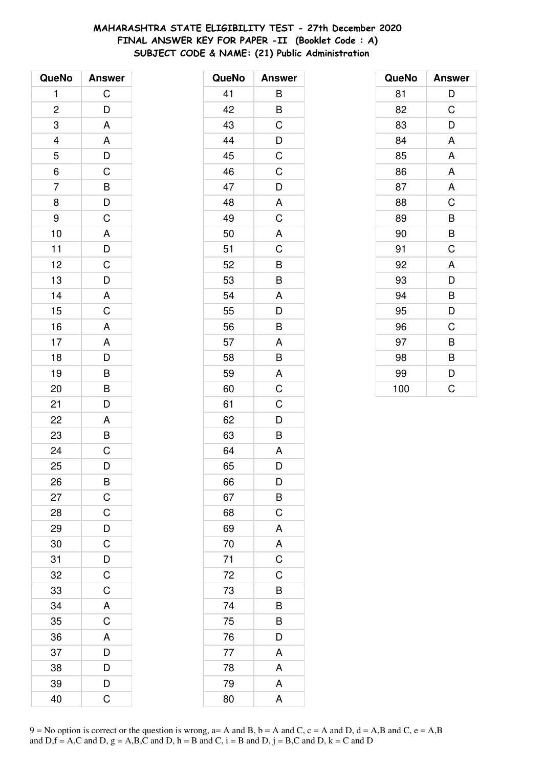# MAHARASHTRA STATE ELIGIBILITY TEST - 27th December 2020
## FINAL ANSWER KEY FOR PAPER -II (Booklet Code : A)
## SUBJECT CODE & NAME: (21) Public Administration

| QueNo | Answer |
|---|---|
| 1 | C |
| 2 | D |
| 3 | A |
| 4 | A |
| 5 | D |
| 6 | C |
| 7 | B |
| 8 | D |
| 9 | C |
| 10 | A |
| 11 | D |
| 12 | C |
| 13 | D |
| 14 | A |
| 15 | C |
| 16 | A |
| 17 | A |
| 18 | D |
| 19 | B |
| 20 | B |
| 21 | D |
| 22 | A |
| 23 | B |
| 24 | C |
| 25 | D |
| 26 | B |
| 27 | C |
| 28 | C |
| 29 | D |
| 30 | C |
| 31 | D |
| 32 | C |
| 33 | C |
| 34 | A |
| 35 | C |
| 36 | A |
| 37 | D |
| 38 | D |
| 39 | D |
| 40 | C |

| QueNo | Answer |
|---|---|
| 41 | B |
| 42 | B |
| 43 | C |
| 44 | D |
| 45 | C |
| 46 | C |
| 47 | D |
| 48 | A |
| 49 | C |
| 50 | A |
| 51 | C |
| 52 | B |
| 53 | B |
| 54 | A |
| 55 | D |
| 56 | B |
| 57 | A |
| 58 | B |
| 59 | A |
| 60 | C |
| 61 | C |
| 62 | D |
| 63 | B |
| 64 | A |
| 65 | D |
| 66 | D |
| 67 | B |
| 68 | C |
| 69 | A |
| 70 | A |
| 71 | C |
| 72 | C |
| 73 | B |
| 74 | B |
| 75 | B |
| 76 | D |
| 77 | A |
| 78 | A |
| 79 | A |
| 80 | A |

| QueNo | Answer |
|---|---|
| 81 | D |
| 82 | C |
| 83 | D |
| 84 | A |
| 85 | A |
| 86 | A |
| 87 | A |
| 88 | C |
| 89 | B |
| 90 | B |
| 91 | C |
| 92 | A |
| 93 | D |
| 94 | B |
| 95 | D |
| 96 | C |
| 97 | B |
| 98 | B |
| 99 | D |
| 100 | C |

9 = No option is correct or the question is wrong, a= A and B, b = A and C, c = A and D, d = A,B and C, e = A,B and D,f = A,C and D, g = A,B,C and D, h = B and C, i = B and D, j = B,C and D, k = C and D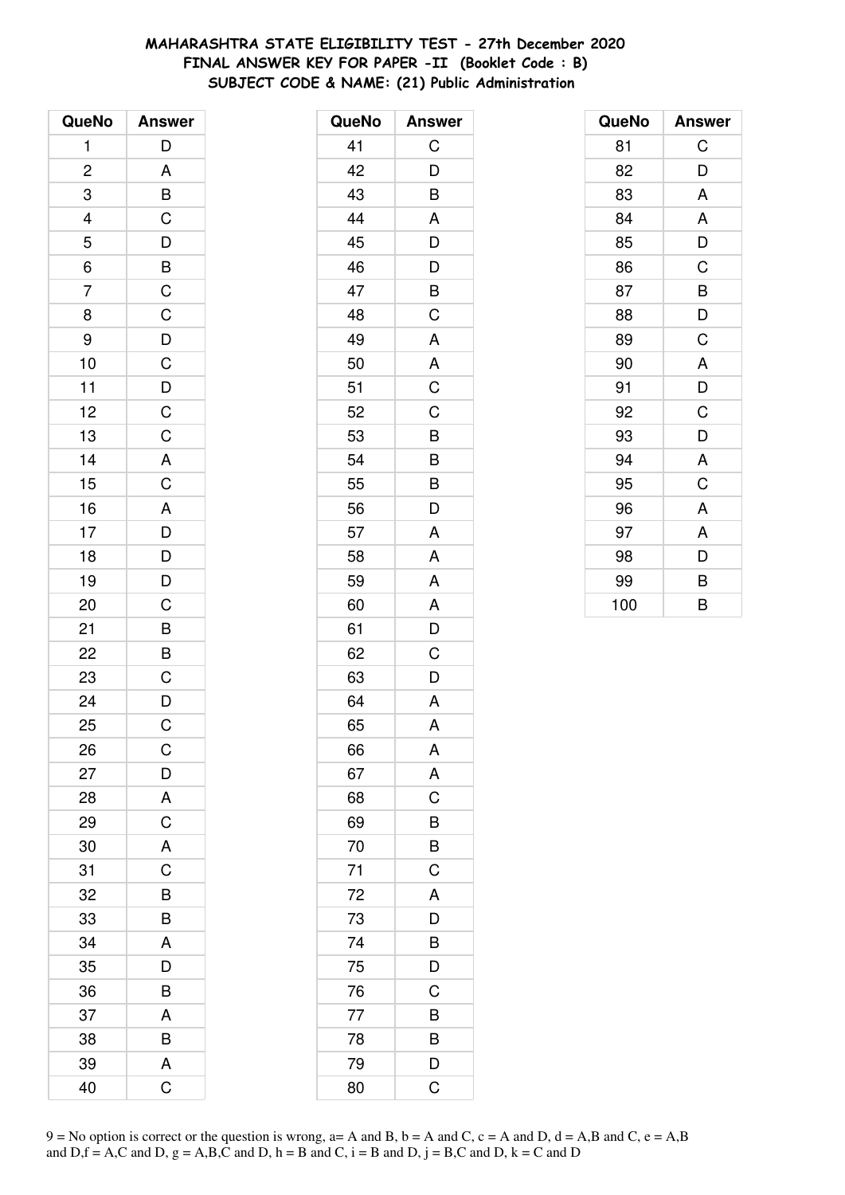# MAHARASHTRA STATE ELIGIBILITY TEST - 27th December 2020
## FINAL ANSWER KEY FOR PAPER -II (Booklet Code : B)
## SUBJECT CODE & NAME: (21) Public Administration

| QueNo | Answer |
|---|---|
| 1 | D |
| 2 | A |
| 3 | B |
| 4 | C |
| 5 | D |
| 6 | B |
| 7 | C |
| 8 | C |
| 9 | D |
| 10 | C |
| 11 | D |
| 12 | C |
| 13 | C |
| 14 | A |
| 15 | C |
| 16 | A |
| 17 | D |
| 18 | D |
| 19 | D |
| 20 | C |
| 21 | B |
| 22 | B |
| 23 | C |
| 24 | D |
| 25 | C |
| 26 | C |
| 27 | D |
| 28 | A |
| 29 | C |
| 30 | A |
| 31 | C |
| 32 | B |
| 33 | B |
| 34 | A |
| 35 | D |
| 36 | B |
| 37 | A |
| 38 | B |
| 39 | A |
| 40 | C |

| QueNo | Answer |
|---|---|
| 41 | C |
| 42 | D |
| 43 | B |
| 44 | A |
| 45 | D |
| 46 | D |
| 47 | B |
| 48 | C |
| 49 | A |
| 50 | A |
| 51 | C |
| 52 | C |
| 53 | B |
| 54 | B |
| 55 | B |
| 56 | D |
| 57 | A |
| 58 | A |
| 59 | A |
| 60 | A |
| 61 | D |
| 62 | C |
| 63 | D |
| 64 | A |
| 65 | A |
| 66 | A |
| 67 | A |
| 68 | C |
| 69 | B |
| 70 | B |
| 71 | C |
| 72 | A |
| 73 | D |
| 74 | B |
| 75 | D |
| 76 | C |
| 77 | B |
| 78 | B |
| 79 | D |
| 80 | C |

| QueNo | Answer |
|---|---|
| 81 | C |
| 82 | D |
| 83 | A |
| 84 | A |
| 85 | D |
| 86 | C |
| 87 | B |
| 88 | D |
| 89 | C |
| 90 | A |
| 91 | D |
| 92 | C |
| 93 | D |
| 94 | A |
| 95 | C |
| 96 | A |
| 97 | A |
| 98 | D |
| 99 | B |
| 100 | B |

9 = No option is correct or the question is wrong, a= A and B, b = A and C, c = A and D, d = A,B and C, e = A,B and D,f = A,C and D, g = A,B,C and D, h = B and C, i = B and D, j = B,C and D, k = C and D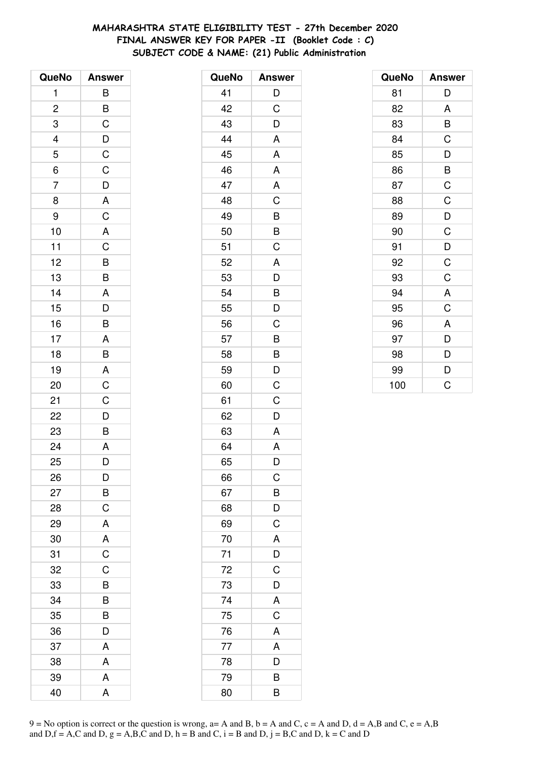**MAHARASHTRA STATE ELIGIBILITY TEST - 27th December 2020**
**FINAL ANSWER KEY FOR PAPER -II (Booklet Code : C)**
**SUBJECT CODE & NAME: (21) Public Administration**

| QueNo | Answer |
|---|---|
| 1 | B |
| 2 | B |
| 3 | C |
| 4 | D |
| 5 | C |
| 6 | C |
| 7 | D |
| 8 | A |
| 9 | C |
| 10 | A |
| 11 | C |
| 12 | B |
| 13 | B |
| 14 | A |
| 15 | D |
| 16 | B |
| 17 | A |
| 18 | B |
| 19 | A |
| 20 | C |
| 21 | C |
| 22 | D |
| 23 | B |
| 24 | A |
| 25 | D |
| 26 | D |
| 27 | B |
| 28 | C |
| 29 | A |
| 30 | A |
| 31 | C |
| 32 | C |
| 33 | B |
| 34 | B |
| 35 | B |
| 36 | D |
| 37 | A |
| 38 | A |
| 39 | A |
| 40 | A |

| QueNo | Answer |
|---|---|
| 41 | D |
| 42 | C |
| 43 | D |
| 44 | A |
| 45 | A |
| 46 | A |
| 47 | A |
| 48 | C |
| 49 | B |
| 50 | B |
| 51 | C |
| 52 | A |
| 53 | D |
| 54 | B |
| 55 | D |
| 56 | C |
| 57 | B |
| 58 | B |
| 59 | D |
| 60 | C |
| 61 | C |
| 62 | D |
| 63 | A |
| 64 | A |
| 65 | D |
| 66 | C |
| 67 | B |
| 68 | D |
| 69 | C |
| 70 | A |
| 71 | D |
| 72 | C |
| 73 | D |
| 74 | A |
| 75 | C |
| 76 | A |
| 77 | A |
| 78 | D |
| 79 | B |
| 80 | B |

| QueNo | Answer |
|---|---|
| 81 | D |
| 82 | A |
| 83 | B |
| 84 | C |
| 85 | D |
| 86 | B |
| 87 | C |
| 88 | C |
| 89 | D |
| 90 | C |
| 91 | D |
| 92 | C |
| 93 | C |
| 94 | A |
| 95 | C |
| 96 | A |
| 97 | D |
| 98 | D |
| 99 | D |
| 100 | C |

9 = No option is correct or the question is wrong, a= A and B, b = A and C, c = A and D, d = A,B and C, e = A,B and D,f = A,C and D, g = A,B,C and D, h = B and C, i = B and D, j = B,C and D, k = C and D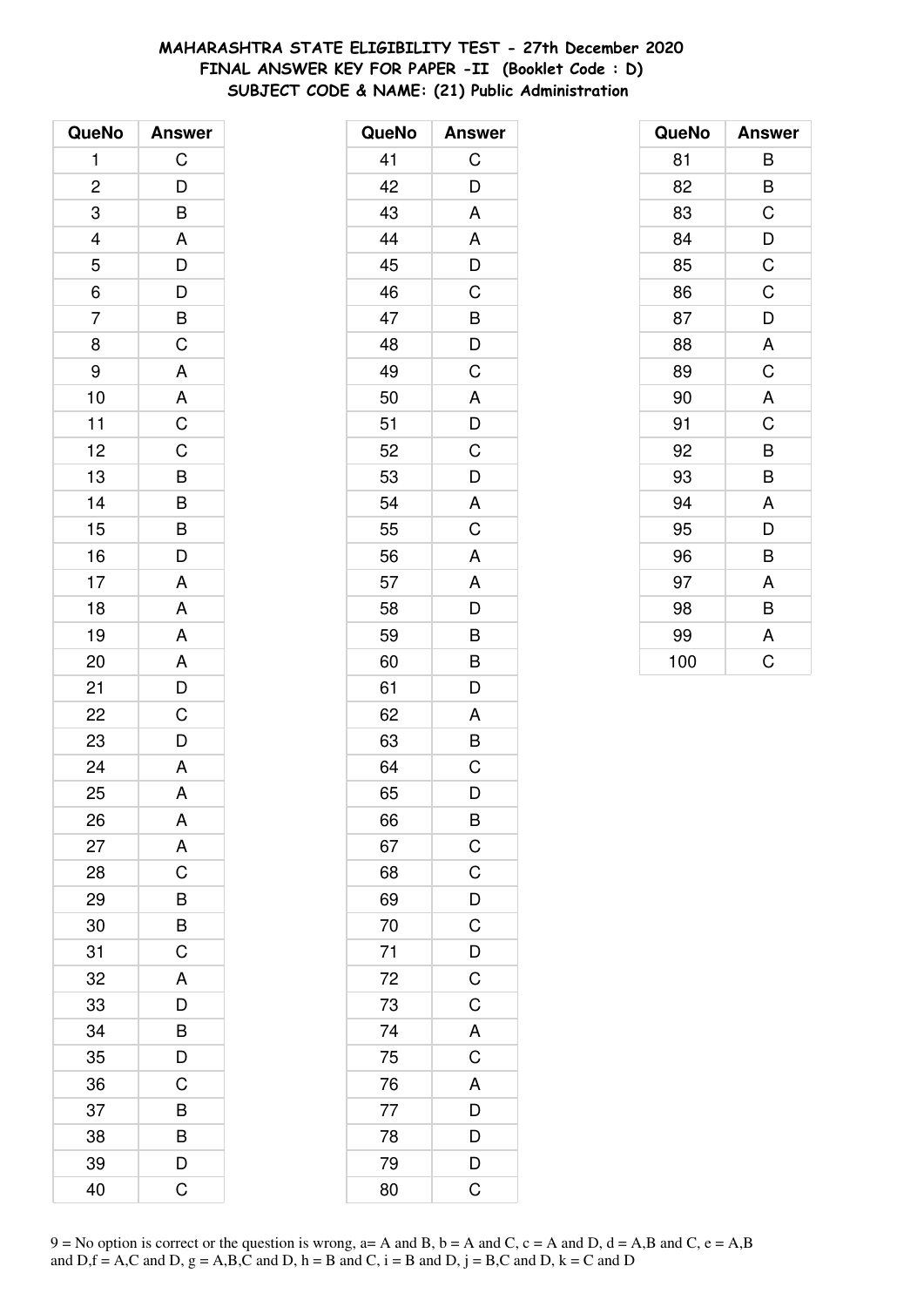**MAHARASHTRA STATE ELIGIBILITY TEST - 27th December 2020**
**FINAL ANSWER KEY FOR PAPER -II (Booklet Code : D)**
**SUBJECT CODE & NAME: (21) Public Administration**

| QueNo | Answer |
|---|---|
| 1 | C |
| 2 | D |
| 3 | B |
| 4 | A |
| 5 | D |
| 6 | D |
| 7 | B |
| 8 | C |
| 9 | A |
| 10 | A |
| 11 | C |
| 12 | C |
| 13 | B |
| 14 | B |
| 15 | B |
| 16 | D |
| 17 | A |
| 18 | A |
| 19 | A |
| 20 | A |
| 21 | D |
| 22 | C |
| 23 | D |
| 24 | A |
| 25 | A |
| 26 | A |
| 27 | A |
| 28 | C |
| 29 | B |
| 30 | B |
| 31 | C |
| 32 | A |
| 33 | D |
| 34 | B |
| 35 | D |
| 36 | C |
| 37 | B |
| 38 | B |
| 39 | D |
| 40 | C |

| QueNo | Answer |
|---|---|
| 41 | C |
| 42 | D |
| 43 | A |
| 44 | A |
| 45 | D |
| 46 | C |
| 47 | B |
| 48 | D |
| 49 | C |
| 50 | A |
| 51 | D |
| 52 | C |
| 53 | D |
| 54 | A |
| 55 | C |
| 56 | A |
| 57 | A |
| 58 | D |
| 59 | B |
| 60 | B |
| 61 | D |
| 62 | A |
| 63 | B |
| 64 | C |
| 65 | D |
| 66 | B |
| 67 | C |
| 68 | C |
| 69 | D |
| 70 | C |
| 71 | D |
| 72 | C |
| 73 | C |
| 74 | A |
| 75 | C |
| 76 | A |
| 77 | D |
| 78 | D |
| 79 | D |
| 80 | C |

| QueNo | Answer |
|---|---|
| 81 | B |
| 82 | B |
| 83 | C |
| 84 | D |
| 85 | C |
| 86 | C |
| 87 | D |
| 88 | A |
| 89 | C |
| 90 | A |
| 91 | C |
| 92 | B |
| 93 | B |
| 94 | A |
| 95 | D |
| 96 | B |
| 97 | A |
| 98 | B |
| 99 | A |
| 100 | C |

9 = No option is correct or the question is wrong, a= A and B, b = A and C, c = A and D, d = A,B and C, e = A,B and D,f = A,C and D, g = A,B,C and D, h = B and C, i = B and D, j = B,C and D, k = C and D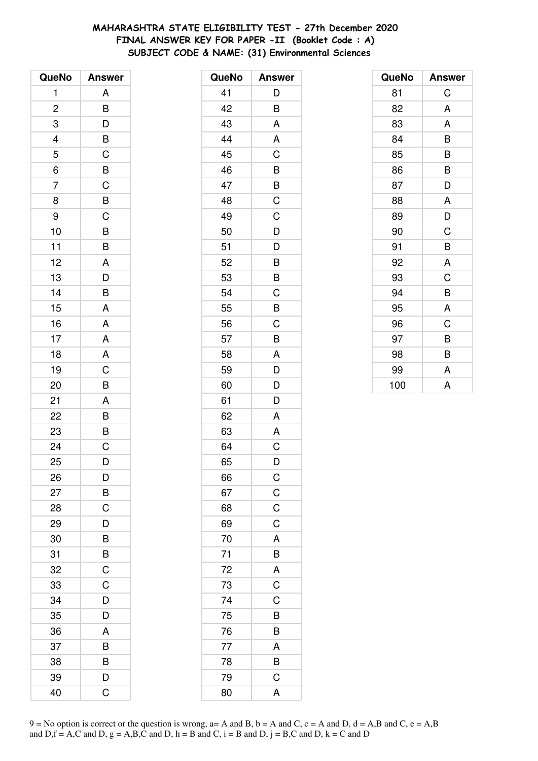# MAHARASHTRA STATE ELIGIBILITY TEST - 27th December 2020
## FINAL ANSWER KEY FOR PAPER -II (Booklet Code : A)
### SUBJECT CODE & NAME: (31) Environmental Sciences

| QueNo | Answer |
|---|---|
| 1 | A |
| 2 | B |
| 3 | D |
| 4 | B |
| 5 | C |
| 6 | B |
| 7 | C |
| 8 | B |
| 9 | C |
| 10 | B |
| 11 | B |
| 12 | A |
| 13 | D |
| 14 | B |
| 15 | A |
| 16 | A |
| 17 | A |
| 18 | A |
| 19 | C |
| 20 | B |
| 21 | A |
| 22 | B |
| 23 | B |
| 24 | C |
| 25 | D |
| 26 | D |
| 27 | B |
| 28 | C |
| 29 | D |
| 30 | B |
| 31 | B |
| 32 | C |
| 33 | C |
| 34 | D |
| 35 | D |
| 36 | A |
| 37 | B |
| 38 | B |
| 39 | D |
| 40 | C |

| QueNo | Answer |
|---|---|
| 41 | D |
| 42 | B |
| 43 | A |
| 44 | A |
| 45 | C |
| 46 | B |
| 47 | B |
| 48 | C |
| 49 | C |
| 50 | D |
| 51 | D |
| 52 | B |
| 53 | B |
| 54 | C |
| 55 | B |
| 56 | C |
| 57 | B |
| 58 | A |
| 59 | D |
| 60 | D |
| 61 | D |
| 62 | A |
| 63 | A |
| 64 | C |
| 65 | D |
| 66 | C |
| 67 | C |
| 68 | C |
| 69 | C |
| 70 | A |
| 71 | B |
| 72 | A |
| 73 | C |
| 74 | C |
| 75 | B |
| 76 | B |
| 77 | A |
| 78 | B |
| 79 | C |
| 80 | A |

| QueNo | Answer |
|---|---|
| 81 | C |
| 82 | A |
| 83 | A |
| 84 | B |
| 85 | B |
| 86 | B |
| 87 | D |
| 88 | A |
| 89 | D |
| 90 | C |
| 91 | B |
| 92 | A |
| 93 | C |
| 94 | B |
| 95 | A |
| 96 | C |
| 97 | B |
| 98 | B |
| 99 | A |
| 100 | A |

9 = No option is correct or the question is wrong, a= A and B, b = A and C, c = A and D, d = A,B and C, e = A,B and D,f = A,C and D, g = A,B,C and D, h = B and C, i = B and D, j = B,C and D, k = C and D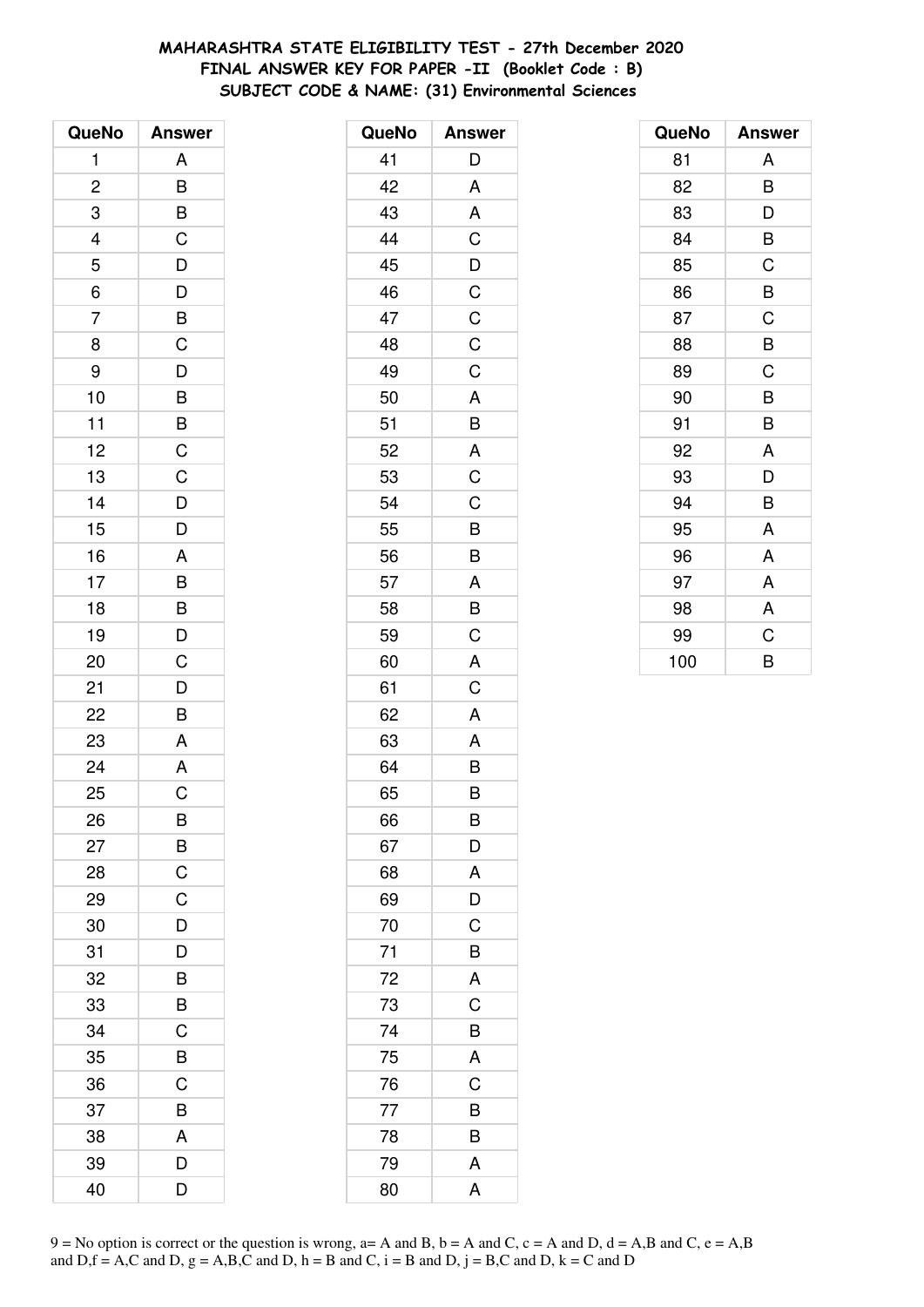# MAHARASHTRA STATE ELIGIBILITY TEST - 27th December 2020
## FINAL ANSWER KEY FOR PAPER -II (Booklet Code : B)
### SUBJECT CODE & NAME: (31) Environmental Sciences

| QueNo | Answer |
|---|---|
| 1 | A |
| 2 | B |
| 3 | B |
| 4 | C |
| 5 | D |
| 6 | D |
| 7 | B |
| 8 | C |
| 9 | D |
| 10 | B |
| 11 | B |
| 12 | C |
| 13 | C |
| 14 | D |
| 15 | D |
| 16 | A |
| 17 | B |
| 18 | B |
| 19 | D |
| 20 | C |
| 21 | D |
| 22 | B |
| 23 | A |
| 24 | A |
| 25 | C |
| 26 | B |
| 27 | B |
| 28 | C |
| 29 | C |
| 30 | D |
| 31 | D |
| 32 | B |
| 33 | B |
| 34 | C |
| 35 | B |
| 36 | C |
| 37 | B |
| 38 | A |
| 39 | D |
| 40 | D |

| QueNo | Answer |
|---|---|
| 41 | D |
| 42 | A |
| 43 | A |
| 44 | C |
| 45 | D |
| 46 | C |
| 47 | C |
| 48 | C |
| 49 | C |
| 50 | A |
| 51 | B |
| 52 | A |
| 53 | C |
| 54 | C |
| 55 | B |
| 56 | B |
| 57 | A |
| 58 | B |
| 59 | C |
| 60 | A |
| 61 | C |
| 62 | A |
| 63 | A |
| 64 | B |
| 65 | B |
| 66 | B |
| 67 | D |
| 68 | A |
| 69 | D |
| 70 | C |
| 71 | B |
| 72 | A |
| 73 | C |
| 74 | B |
| 75 | A |
| 76 | C |
| 77 | B |
| 78 | B |
| 79 | A |
| 80 | A |

| QueNo | Answer |
|---|---|
| 81 | A |
| 82 | B |
| 83 | D |
| 84 | B |
| 85 | C |
| 86 | B |
| 87 | C |
| 88 | B |
| 89 | C |
| 90 | B |
| 91 | B |
| 92 | A |
| 93 | D |
| 94 | B |
| 95 | A |
| 96 | A |
| 97 | A |
| 98 | A |
| 99 | C |
| 100 | B |

9 = No option is correct or the question is wrong, a= A and B, b = A and C, c = A and D, d = A,B and C, e = A,B and D,f = A,C and D, g = A,B,C and D, h = B and C, i = B and D, j = B,C and D, k = C and D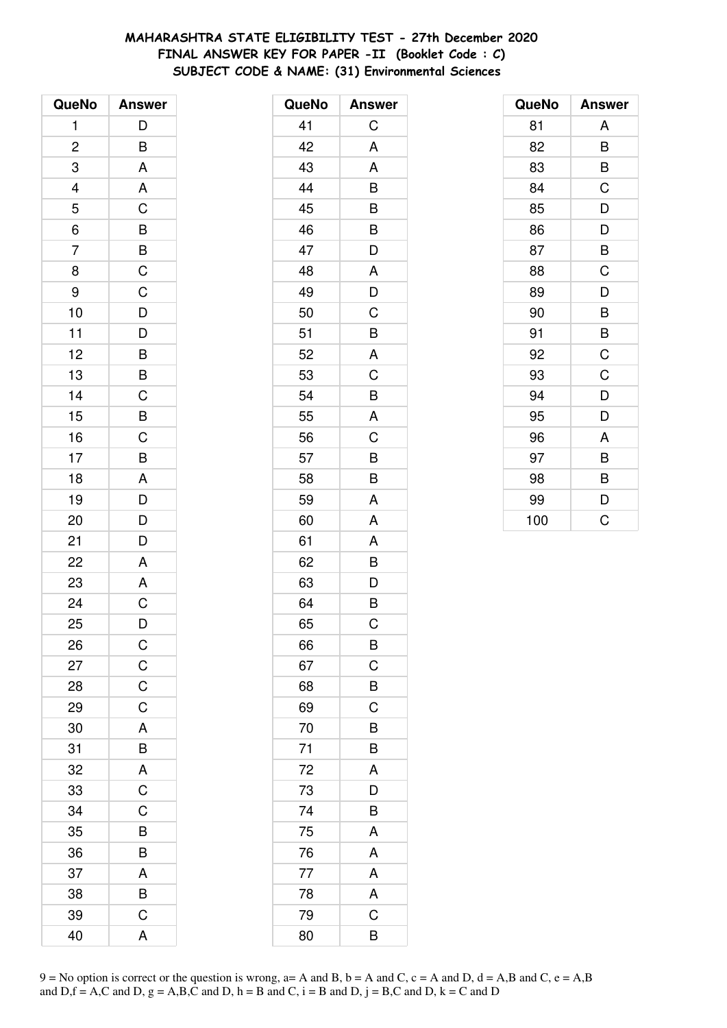# MAHARASHTRA STATE ELIGIBILITY TEST - 27th December 2020
## FINAL ANSWER KEY FOR PAPER -II (Booklet Code : C)
### SUBJECT CODE & NAME: (31) Environmental Sciences

| QueNo | Answer |
|---|---|
| 1 | D |
| 2 | B |
| 3 | A |
| 4 | A |
| 5 | C |
| 6 | B |
| 7 | B |
| 8 | C |
| 9 | C |
| 10 | D |
| 11 | D |
| 12 | B |
| 13 | B |
| 14 | C |
| 15 | B |
| 16 | C |
| 17 | B |
| 18 | A |
| 19 | D |
| 20 | D |
| 21 | D |
| 22 | A |
| 23 | A |
| 24 | C |
| 25 | D |
| 26 | C |
| 27 | C |
| 28 | C |
| 29 | C |
| 30 | A |
| 31 | B |
| 32 | A |
| 33 | C |
| 34 | C |
| 35 | B |
| 36 | B |
| 37 | A |
| 38 | B |
| 39 | C |
| 40 | A |

| QueNo | Answer |
|---|---|
| 41 | C |
| 42 | A |
| 43 | A |
| 44 | B |
| 45 | B |
| 46 | B |
| 47 | D |
| 48 | A |
| 49 | D |
| 50 | C |
| 51 | B |
| 52 | A |
| 53 | C |
| 54 | B |
| 55 | A |
| 56 | C |
| 57 | B |
| 58 | B |
| 59 | A |
| 60 | A |
| 61 | A |
| 62 | B |
| 63 | D |
| 64 | B |
| 65 | C |
| 66 | B |
| 67 | C |
| 68 | B |
| 69 | C |
| 70 | B |
| 71 | B |
| 72 | A |
| 73 | D |
| 74 | B |
| 75 | A |
| 76 | A |
| 77 | A |
| 78 | A |
| 79 | C |
| 80 | B |

| QueNo | Answer |
|---|---|
| 81 | A |
| 82 | B |
| 83 | B |
| 84 | C |
| 85 | D |
| 86 | D |
| 87 | B |
| 88 | C |
| 89 | D |
| 90 | B |
| 91 | B |
| 92 | C |
| 93 | C |
| 94 | D |
| 95 | D |
| 96 | A |
| 97 | B |
| 98 | B |
| 99 | D |
| 100 | C |

9 = No option is correct or the question is wrong, a= A and B, b = A and C, c = A and D, d = A,B and C, e = A,B and D,f = A,C and D, g = A,B,C and D, h = B and C, i = B and D, j = B,C and D, k = C and D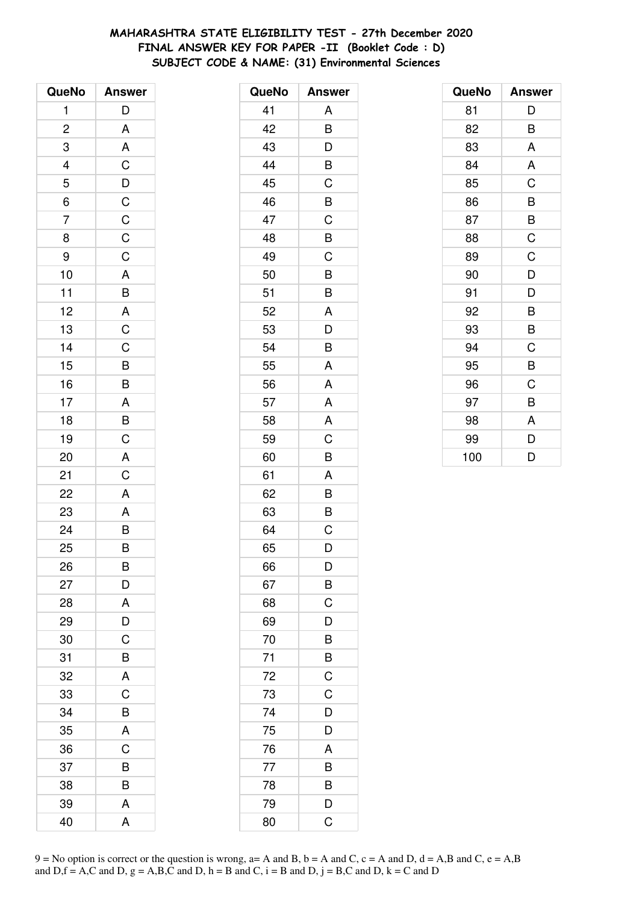**MAHARASHTRA STATE ELIGIBILITY TEST - 27th December 2020**
**FINAL ANSWER KEY FOR PAPER -II (Booklet Code : D)**
**SUBJECT CODE & NAME: (31) Environmental Sciences**

| QueNo | Answer |
|---|---|
| 1 | D |
| 2 | A |
| 3 | A |
| 4 | C |
| 5 | D |
| 6 | C |
| 7 | C |
| 8 | C |
| 9 | C |
| 10 | A |
| 11 | B |
| 12 | A |
| 13 | C |
| 14 | C |
| 15 | B |
| 16 | B |
| 17 | A |
| 18 | B |
| 19 | C |
| 20 | A |
| 21 | C |
| 22 | A |
| 23 | A |
| 24 | B |
| 25 | B |
| 26 | B |
| 27 | D |
| 28 | A |
| 29 | D |
| 30 | C |
| 31 | B |
| 32 | A |
| 33 | C |
| 34 | B |
| 35 | A |
| 36 | C |
| 37 | B |
| 38 | B |
| 39 | A |
| 40 | A |

| QueNo | Answer |
|---|---|
| 41 | A |
| 42 | B |
| 43 | D |
| 44 | B |
| 45 | C |
| 46 | B |
| 47 | C |
| 48 | B |
| 49 | C |
| 50 | B |
| 51 | B |
| 52 | A |
| 53 | D |
| 54 | B |
| 55 | A |
| 56 | A |
| 57 | A |
| 58 | A |
| 59 | C |
| 60 | B |
| 61 | A |
| 62 | B |
| 63 | B |
| 64 | C |
| 65 | D |
| 66 | D |
| 67 | B |
| 68 | C |
| 69 | D |
| 70 | B |
| 71 | B |
| 72 | C |
| 73 | C |
| 74 | D |
| 75 | D |
| 76 | A |
| 77 | B |
| 78 | B |
| 79 | D |
| 80 | C |

| QueNo | Answer |
|---|---|
| 81 | D |
| 82 | B |
| 83 | A |
| 84 | A |
| 85 | C |
| 86 | B |
| 87 | B |
| 88 | C |
| 89 | C |
| 90 | D |
| 91 | D |
| 92 | B |
| 93 | B |
| 94 | C |
| 95 | B |
| 96 | C |
| 97 | B |
| 98 | A |
| 99 | D |
| 100 | D |

9 = No option is correct or the question is wrong, a= A and B, b = A and C, c = A and D, d = A,B and C, e = A,B and D,f = A,C and D, g = A,B,C and D, h = B and C, i = B and D, j = B,C and D, k = C and D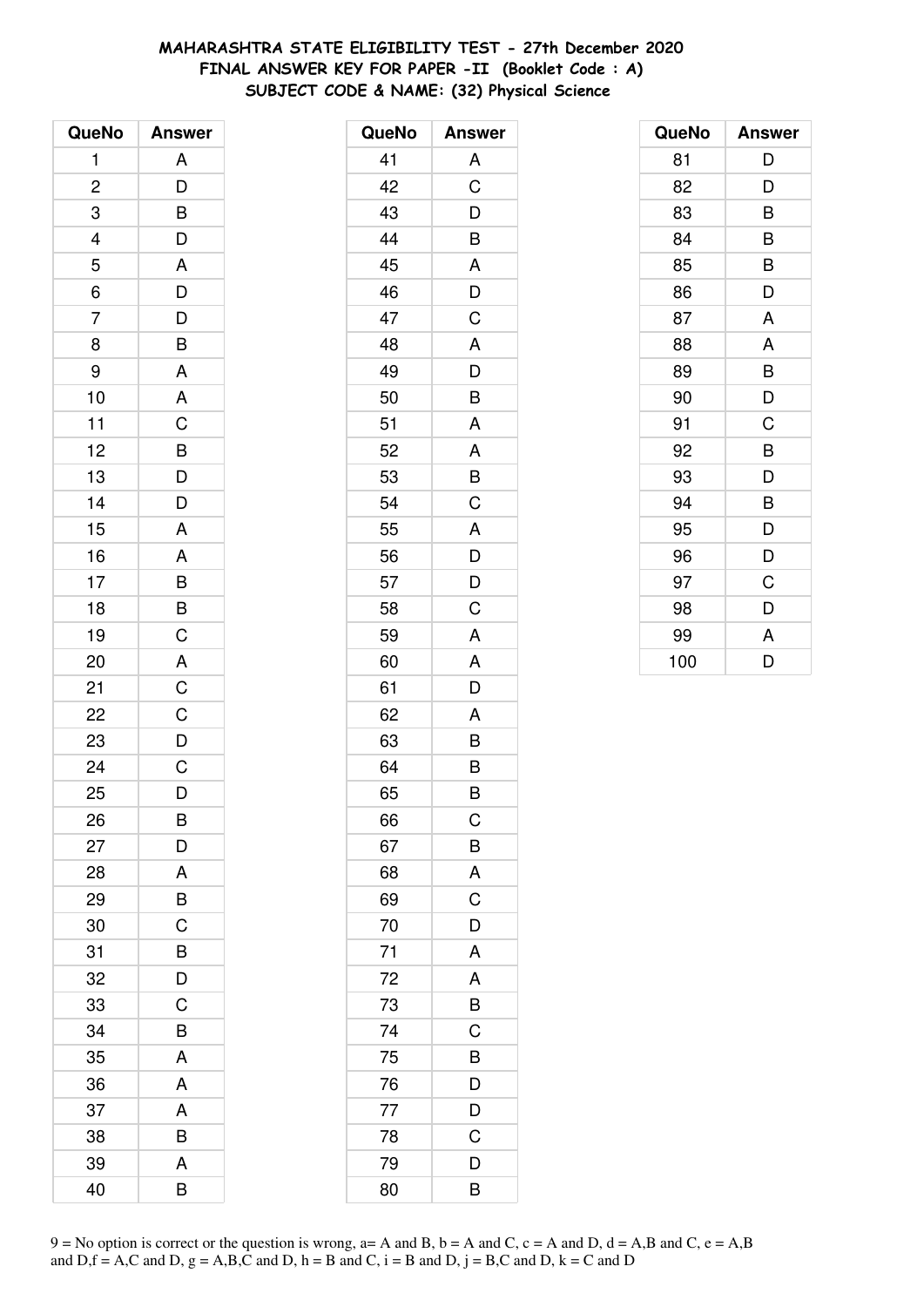**MAHARASHTRA STATE ELIGIBILITY TEST - 27th December 2020**
**FINAL ANSWER KEY FOR PAPER -II (Booklet Code : A)**
**SUBJECT CODE & NAME: (32) Physical Science**

| QueNo | Answer |
|---|---|
| 1 | A |
| 2 | D |
| 3 | B |
| 4 | D |
| 5 | A |
| 6 | D |
| 7 | D |
| 8 | B |
| 9 | A |
| 10 | A |
| 11 | C |
| 12 | B |
| 13 | D |
| 14 | D |
| 15 | A |
| 16 | A |
| 17 | B |
| 18 | B |
| 19 | C |
| 20 | A |
| 21 | C |
| 22 | C |
| 23 | D |
| 24 | C |
| 25 | D |
| 26 | B |
| 27 | D |
| 28 | A |
| 29 | B |
| 30 | C |
| 31 | B |
| 32 | D |
| 33 | C |
| 34 | B |
| 35 | A |
| 36 | A |
| 37 | A |
| 38 | B |
| 39 | A |
| 40 | B |

| QueNo | Answer |
|---|---|
| 41 | A |
| 42 | C |
| 43 | D |
| 44 | B |
| 45 | A |
| 46 | D |
| 47 | C |
| 48 | A |
| 49 | D |
| 50 | B |
| 51 | A |
| 52 | A |
| 53 | B |
| 54 | C |
| 55 | A |
| 56 | D |
| 57 | D |
| 58 | C |
| 59 | A |
| 60 | A |
| 61 | D |
| 62 | A |
| 63 | B |
| 64 | B |
| 65 | B |
| 66 | C |
| 67 | B |
| 68 | A |
| 69 | C |
| 70 | D |
| 71 | A |
| 72 | A |
| 73 | B |
| 74 | C |
| 75 | B |
| 76 | D |
| 77 | D |
| 78 | C |
| 79 | D |
| 80 | B |

| QueNo | Answer |
|---|---|
| 81 | D |
| 82 | D |
| 83 | B |
| 84 | B |
| 85 | B |
| 86 | D |
| 87 | A |
| 88 | A |
| 89 | B |
| 90 | D |
| 91 | C |
| 92 | B |
| 93 | D |
| 94 | B |
| 95 | D |
| 96 | D |
| 97 | C |
| 98 | D |
| 99 | A |
| 100 | D |

9 = No option is correct or the question is wrong, a= A and B, b = A and C, c = A and D, d = A,B and C, e = A,B and D,f = A,C and D, g = A,B,C and D, h = B and C, i = B and D, j = B,C and D, k = C and D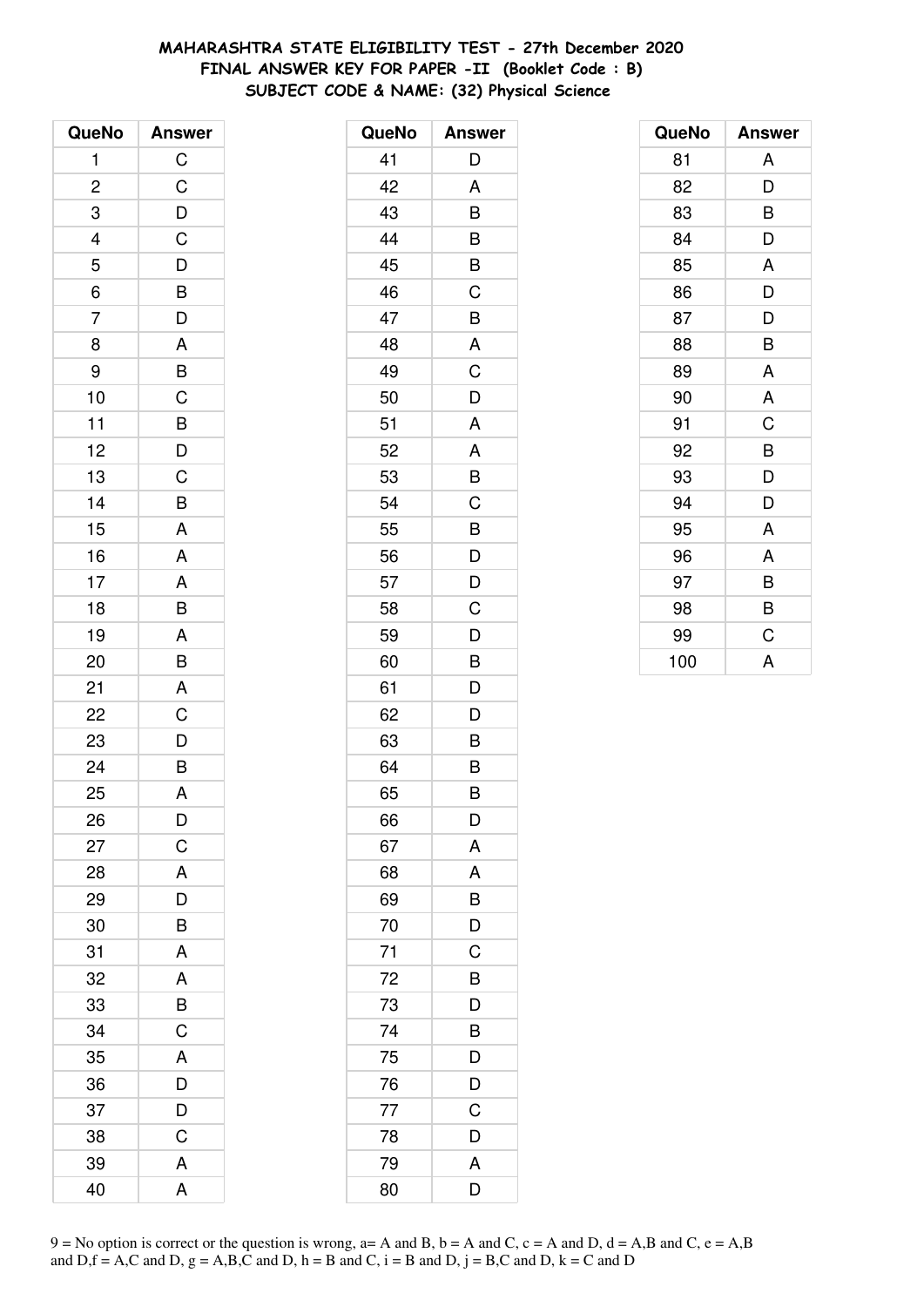**MAHARASHTRA STATE ELIGIBILITY TEST - 27th December 2020**
**FINAL ANSWER KEY FOR PAPER -II (Booklet Code : B)**
**SUBJECT CODE & NAME: (32) Physical Science**

| QueNo | Answer |
|---|---|
| 1 | C |
| 2 | C |
| 3 | D |
| 4 | C |
| 5 | D |
| 6 | B |
| 7 | D |
| 8 | A |
| 9 | B |
| 10 | C |
| 11 | B |
| 12 | D |
| 13 | C |
| 14 | B |
| 15 | A |
| 16 | A |
| 17 | A |
| 18 | B |
| 19 | A |
| 20 | B |
| 21 | A |
| 22 | C |
| 23 | D |
| 24 | B |
| 25 | A |
| 26 | D |
| 27 | C |
| 28 | A |
| 29 | D |
| 30 | B |
| 31 | A |
| 32 | A |
| 33 | B |
| 34 | C |
| 35 | A |
| 36 | D |
| 37 | D |
| 38 | C |
| 39 | A |
| 40 | A |

| QueNo | Answer |
|---|---|
| 41 | D |
| 42 | A |
| 43 | B |
| 44 | B |
| 45 | B |
| 46 | C |
| 47 | B |
| 48 | A |
| 49 | C |
| 50 | D |
| 51 | A |
| 52 | A |
| 53 | B |
| 54 | C |
| 55 | B |
| 56 | D |
| 57 | D |
| 58 | C |
| 59 | D |
| 60 | B |
| 61 | D |
| 62 | D |
| 63 | B |
| 64 | B |
| 65 | B |
| 66 | D |
| 67 | A |
| 68 | A |
| 69 | B |
| 70 | D |
| 71 | C |
| 72 | B |
| 73 | D |
| 74 | B |
| 75 | D |
| 76 | D |
| 77 | C |
| 78 | D |
| 79 | A |
| 80 | D |

| QueNo | Answer |
|---|---|
| 81 | A |
| 82 | D |
| 83 | B |
| 84 | D |
| 85 | A |
| 86 | D |
| 87 | D |
| 88 | B |
| 89 | A |
| 90 | A |
| 91 | C |
| 92 | B |
| 93 | D |
| 94 | D |
| 95 | A |
| 96 | A |
| 97 | B |
| 98 | B |
| 99 | C |
| 100 | A |

9 = No option is correct or the question is wrong, a= A and B, b = A and C, c = A and D, d = A,B and C, e = A,B and D,f = A,C and D, g = A,B,C and D, h = B and C, i = B and D, j = B,C and D, k = C and D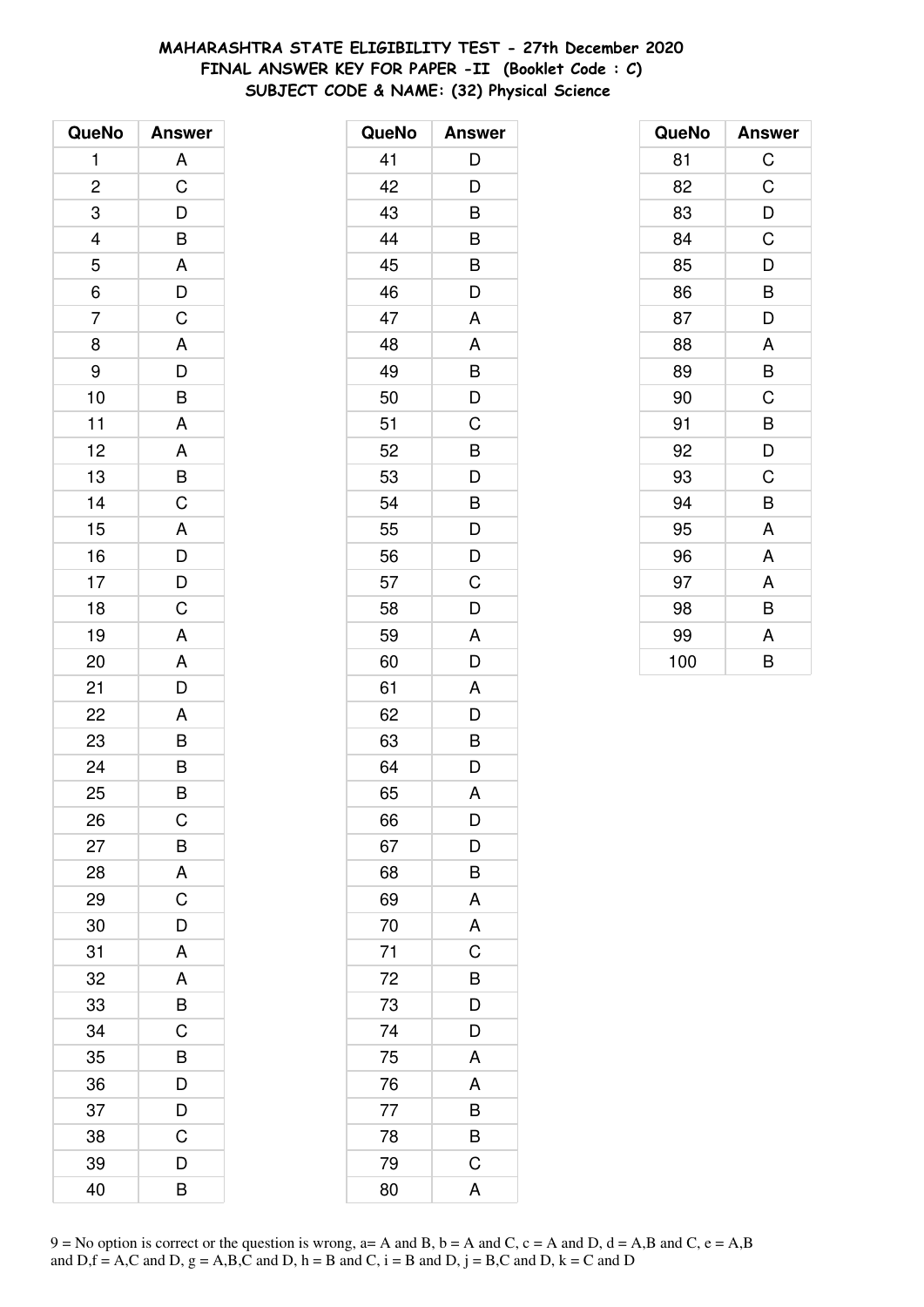**MAHARASHTRA STATE ELIGIBILITY TEST - 27th December 2020**
**FINAL ANSWER KEY FOR PAPER -II (Booklet Code : C)**
**SUBJECT CODE & NAME: (32) Physical Science**

| QueNo | Answer |
|---|---|
| 1 | A |
| 2 | C |
| 3 | D |
| 4 | B |
| 5 | A |
| 6 | D |
| 7 | C |
| 8 | A |
| 9 | D |
| 10 | B |
| 11 | A |
| 12 | A |
| 13 | B |
| 14 | C |
| 15 | A |
| 16 | D |
| 17 | D |
| 18 | C |
| 19 | A |
| 20 | A |
| 21 | D |
| 22 | A |
| 23 | B |
| 24 | B |
| 25 | B |
| 26 | C |
| 27 | B |
| 28 | A |
| 29 | C |
| 30 | D |
| 31 | A |
| 32 | A |
| 33 | B |
| 34 | C |
| 35 | B |
| 36 | D |
| 37 | D |
| 38 | C |
| 39 | D |
| 40 | B |

| QueNo | Answer |
|---|---|
| 41 | D |
| 42 | D |
| 43 | B |
| 44 | B |
| 45 | B |
| 46 | D |
| 47 | A |
| 48 | A |
| 49 | B |
| 50 | D |
| 51 | C |
| 52 | B |
| 53 | D |
| 54 | B |
| 55 | D |
| 56 | D |
| 57 | C |
| 58 | D |
| 59 | A |
| 60 | D |
| 61 | A |
| 62 | D |
| 63 | B |
| 64 | D |
| 65 | A |
| 66 | D |
| 67 | D |
| 68 | B |
| 69 | A |
| 70 | A |
| 71 | C |
| 72 | B |
| 73 | D |
| 74 | D |
| 75 | A |
| 76 | A |
| 77 | B |
| 78 | B |
| 79 | C |
| 80 | A |

| QueNo | Answer |
|---|---|
| 81 | C |
| 82 | C |
| 83 | D |
| 84 | C |
| 85 | D |
| 86 | B |
| 87 | D |
| 88 | A |
| 89 | B |
| 90 | C |
| 91 | B |
| 92 | D |
| 93 | C |
| 94 | B |
| 95 | A |
| 96 | A |
| 97 | A |
| 98 | B |
| 99 | A |
| 100 | B |

9 = No option is correct or the question is wrong, a= A and B, b = A and C, c = A and D, d = A,B and C, e = A,B and D,f = A,C and D, g = A,B,C and D, h = B and C, i = B and D, j = B,C and D, k = C and D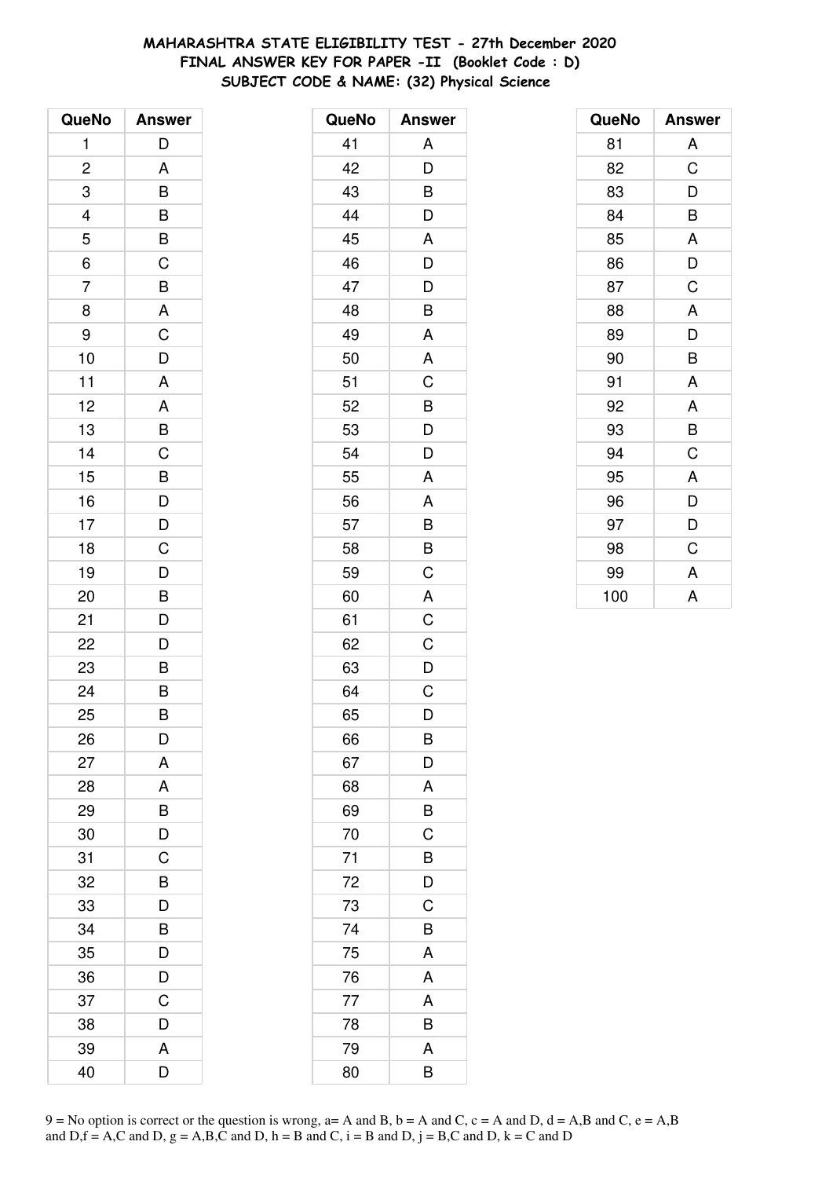# MAHARASHTRA STATE ELIGIBILITY TEST - 27th December 2020
## FINAL ANSWER KEY FOR PAPER -II (Booklet Code : D)
### SUBJECT CODE & NAME: (32) Physical Science

| QueNo | Answer |
|---|---|
| 1 | D |
| 2 | A |
| 3 | B |
| 4 | B |
| 5 | B |
| 6 | C |
| 7 | B |
| 8 | A |
| 9 | C |
| 10 | D |
| 11 | A |
| 12 | A |
| 13 | B |
| 14 | C |
| 15 | B |
| 16 | D |
| 17 | D |
| 18 | C |
| 19 | D |
| 20 | B |
| 21 | D |
| 22 | D |
| 23 | B |
| 24 | B |
| 25 | B |
| 26 | D |
| 27 | A |
| 28 | A |
| 29 | B |
| 30 | D |
| 31 | C |
| 32 | B |
| 33 | D |
| 34 | B |
| 35 | D |
| 36 | D |
| 37 | C |
| 38 | D |
| 39 | A |
| 40 | D |

| QueNo | Answer |
|---|---|
| 41 | A |
| 42 | D |
| 43 | B |
| 44 | D |
| 45 | A |
| 46 | D |
| 47 | D |
| 48 | B |
| 49 | A |
| 50 | A |
| 51 | C |
| 52 | B |
| 53 | D |
| 54 | D |
| 55 | A |
| 56 | A |
| 57 | B |
| 58 | B |
| 59 | C |
| 60 | A |
| 61 | C |
| 62 | C |
| 63 | D |
| 64 | C |
| 65 | D |
| 66 | B |
| 67 | D |
| 68 | A |
| 69 | B |
| 70 | C |
| 71 | B |
| 72 | D |
| 73 | C |
| 74 | B |
| 75 | A |
| 76 | A |
| 77 | A |
| 78 | B |
| 79 | A |
| 80 | B |

| QueNo | Answer |
|---|---|
| 81 | A |
| 82 | C |
| 83 | D |
| 84 | B |
| 85 | A |
| 86 | D |
| 87 | C |
| 88 | A |
| 89 | D |
| 90 | B |
| 91 | A |
| 92 | A |
| 93 | B |
| 94 | C |
| 95 | A |
| 96 | D |
| 97 | D |
| 98 | C |
| 99 | A |
| 100 | A |

9 = No option is correct or the question is wrong, a= A and B, b = A and C, c = A and D, d = A,B and C, e = A,B and D,f = A,C and D, g = A,B,C and D, h = B and C, i = B and D, j = B,C and D, k = C and D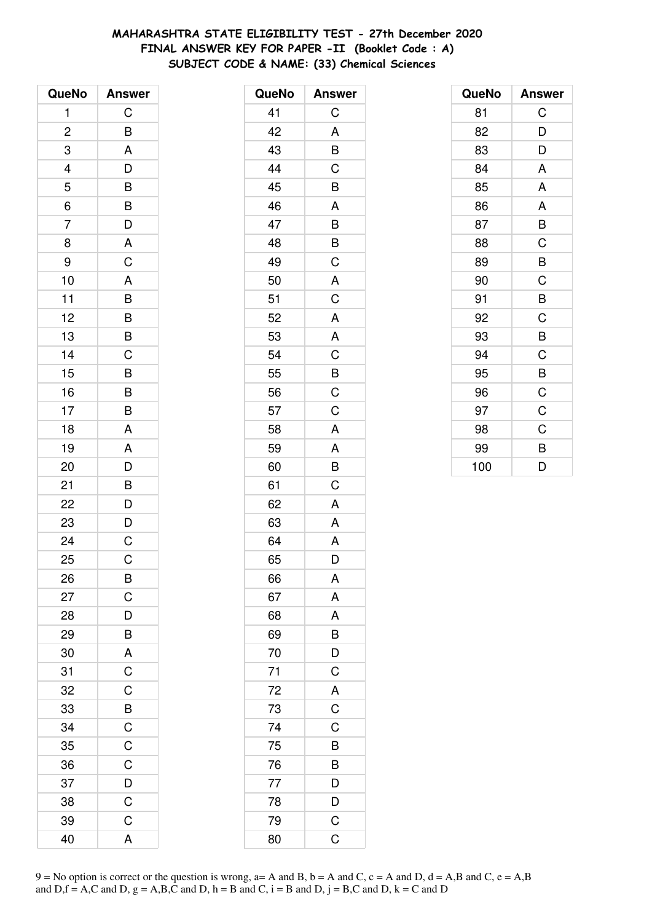# MAHARASHTRA STATE ELIGIBILITY TEST - 27th December 2020
## FINAL ANSWER KEY FOR PAPER -II (Booklet Code : A)
### SUBJECT CODE & NAME: (33) Chemical Sciences

| QueNo | Answer |
|---|---|
| 1 | C |
| 2 | B |
| 3 | A |
| 4 | D |
| 5 | B |
| 6 | B |
| 7 | D |
| 8 | A |
| 9 | C |
| 10 | A |
| 11 | B |
| 12 | B |
| 13 | B |
| 14 | C |
| 15 | B |
| 16 | B |
| 17 | B |
| 18 | A |
| 19 | A |
| 20 | D |
| 21 | B |
| 22 | D |
| 23 | D |
| 24 | C |
| 25 | C |
| 26 | B |
| 27 | C |
| 28 | D |
| 29 | B |
| 30 | A |
| 31 | C |
| 32 | C |
| 33 | B |
| 34 | C |
| 35 | C |
| 36 | C |
| 37 | D |
| 38 | C |
| 39 | C |
| 40 | A |

| QueNo | Answer |
|---|---|
| 41 | C |
| 42 | A |
| 43 | B |
| 44 | C |
| 45 | B |
| 46 | A |
| 47 | B |
| 48 | B |
| 49 | C |
| 50 | A |
| 51 | C |
| 52 | A |
| 53 | A |
| 54 | C |
| 55 | B |
| 56 | C |
| 57 | C |
| 58 | A |
| 59 | A |
| 60 | B |
| 61 | C |
| 62 | A |
| 63 | A |
| 64 | A |
| 65 | D |
| 66 | A |
| 67 | A |
| 68 | A |
| 69 | B |
| 70 | D |
| 71 | C |
| 72 | A |
| 73 | C |
| 74 | C |
| 75 | B |
| 76 | B |
| 77 | D |
| 78 | D |
| 79 | C |
| 80 | C |

| QueNo | Answer |
|---|---|
| 81 | C |
| 82 | D |
| 83 | D |
| 84 | A |
| 85 | A |
| 86 | A |
| 87 | B |
| 88 | C |
| 89 | B |
| 90 | C |
| 91 | B |
| 92 | C |
| 93 | B |
| 94 | C |
| 95 | B |
| 96 | C |
| 97 | C |
| 98 | C |
| 99 | B |
| 100 | D |

9 = No option is correct or the question is wrong, a= A and B, b = A and C, c = A and D, d = A,B and C, e = A,B and D,f = A,C and D, g = A,B,C and D, h = B and C, i = B and D, j = B,C and D, k = C and D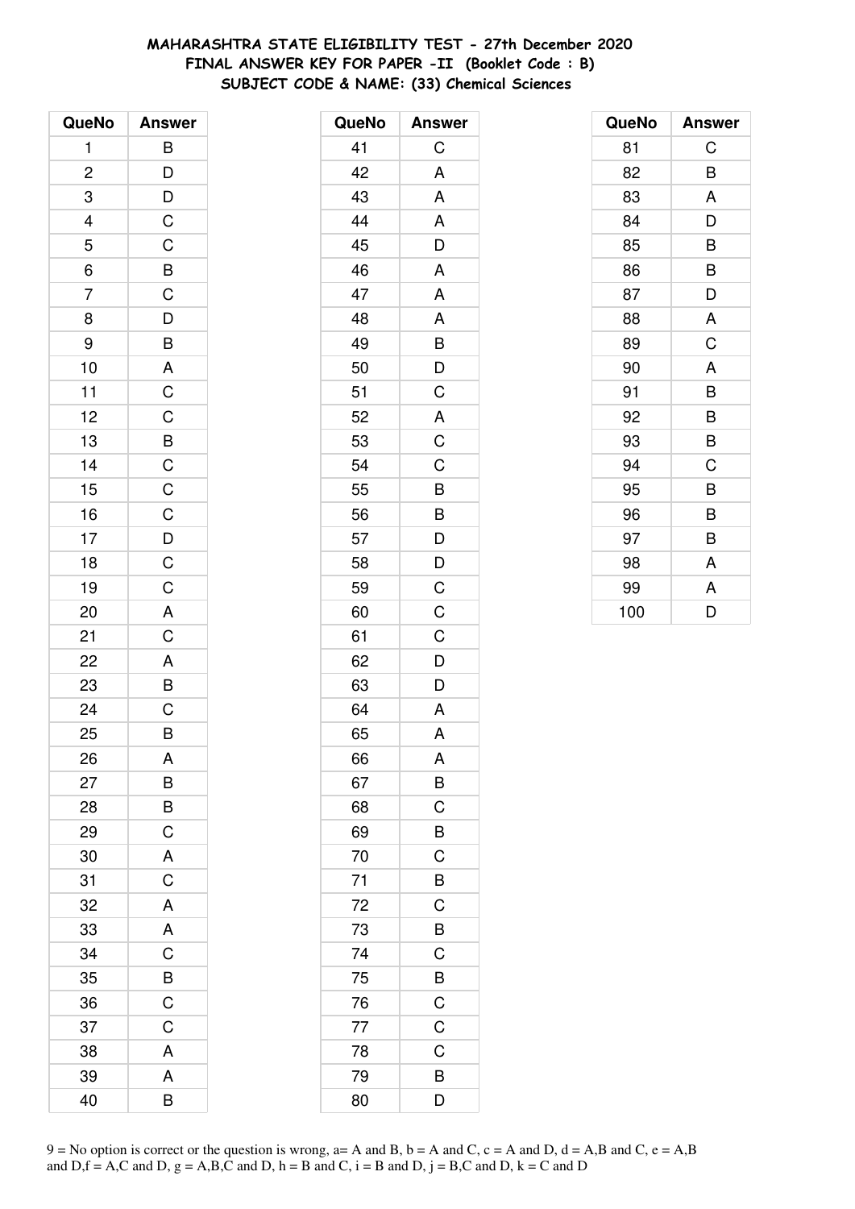# MAHARASHTRA STATE ELIGIBILITY TEST - 27th December 2020
## FINAL ANSWER KEY FOR PAPER -II (Booklet Code : B)
## SUBJECT CODE & NAME: (33) Chemical Sciences

| QueNo | Answer |
|---|---|
| 1 | B |
| 2 | D |
| 3 | D |
| 4 | C |
| 5 | C |
| 6 | B |
| 7 | C |
| 8 | D |
| 9 | B |
| 10 | A |
| 11 | C |
| 12 | C |
| 13 | B |
| 14 | C |
| 15 | C |
| 16 | C |
| 17 | D |
| 18 | C |
| 19 | C |
| 20 | A |
| 21 | C |
| 22 | A |
| 23 | B |
| 24 | C |
| 25 | B |
| 26 | A |
| 27 | B |
| 28 | B |
| 29 | C |
| 30 | A |
| 31 | C |
| 32 | A |
| 33 | A |
| 34 | C |
| 35 | B |
| 36 | C |
| 37 | C |
| 38 | A |
| 39 | A |
| 40 | B |

| QueNo | Answer |
|---|---|
| 41 | C |
| 42 | A |
| 43 | A |
| 44 | A |
| 45 | D |
| 46 | A |
| 47 | A |
| 48 | A |
| 49 | B |
| 50 | D |
| 51 | C |
| 52 | A |
| 53 | C |
| 54 | C |
| 55 | B |
| 56 | B |
| 57 | D |
| 58 | D |
| 59 | C |
| 60 | C |
| 61 | C |
| 62 | D |
| 63 | D |
| 64 | A |
| 65 | A |
| 66 | A |
| 67 | B |
| 68 | C |
| 69 | B |
| 70 | C |
| 71 | B |
| 72 | C |
| 73 | B |
| 74 | C |
| 75 | B |
| 76 | C |
| 77 | C |
| 78 | C |
| 79 | B |
| 80 | D |

| QueNo | Answer |
|---|---|
| 81 | C |
| 82 | B |
| 83 | A |
| 84 | D |
| 85 | B |
| 86 | B |
| 87 | D |
| 88 | A |
| 89 | C |
| 90 | A |
| 91 | B |
| 92 | B |
| 93 | B |
| 94 | C |
| 95 | B |
| 96 | B |
| 97 | B |
| 98 | A |
| 99 | A |
| 100 | D |

9 = No option is correct or the question is wrong, a= A and B, b = A and C, c = A and D, d = A,B and C, e = A,B and D,f = A,C and D, g = A,B,C and D, h = B and C, i = B and D, j = B,C and D, k = C and D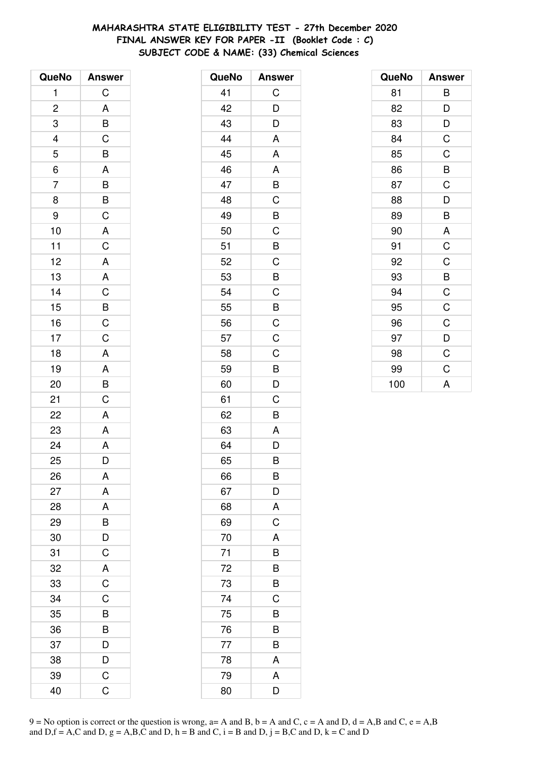**MAHARASHTRA STATE ELIGIBILITY TEST - 27th December 2020**
**FINAL ANSWER KEY FOR PAPER -II (Booklet Code : C)**
**SUBJECT CODE & NAME: (33) Chemical Sciences**

| QueNo | Answer |
|---|---|
| 1 | C |
| 2 | A |
| 3 | B |
| 4 | C |
| 5 | B |
| 6 | A |
| 7 | B |
| 8 | B |
| 9 | C |
| 10 | A |
| 11 | C |
| 12 | A |
| 13 | A |
| 14 | C |
| 15 | B |
| 16 | C |
| 17 | C |
| 18 | A |
| 19 | A |
| 20 | B |
| 21 | C |
| 22 | A |
| 23 | A |
| 24 | A |
| 25 | D |
| 26 | A |
| 27 | A |
| 28 | A |
| 29 | B |
| 30 | D |
| 31 | C |
| 32 | A |
| 33 | C |
| 34 | C |
| 35 | B |
| 36 | B |
| 37 | D |
| 38 | D |
| 39 | C |
| 40 | C |

| QueNo | Answer |
|---|---|
| 41 | C |
| 42 | D |
| 43 | D |
| 44 | A |
| 45 | A |
| 46 | A |
| 47 | B |
| 48 | C |
| 49 | B |
| 50 | C |
| 51 | B |
| 52 | C |
| 53 | B |
| 54 | C |
| 55 | B |
| 56 | C |
| 57 | C |
| 58 | C |
| 59 | B |
| 60 | D |
| 61 | C |
| 62 | B |
| 63 | A |
| 64 | D |
| 65 | B |
| 66 | B |
| 67 | D |
| 68 | A |
| 69 | C |
| 70 | A |
| 71 | B |
| 72 | B |
| 73 | B |
| 74 | C |
| 75 | B |
| 76 | B |
| 77 | B |
| 78 | A |
| 79 | A |
| 80 | D |

| QueNo | Answer |
|---|---|
| 81 | B |
| 82 | D |
| 83 | D |
| 84 | C |
| 85 | C |
| 86 | B |
| 87 | C |
| 88 | D |
| 89 | B |
| 90 | A |
| 91 | C |
| 92 | C |
| 93 | B |
| 94 | C |
| 95 | C |
| 96 | C |
| 97 | D |
| 98 | C |
| 99 | C |
| 100 | A |

9 = No option is correct or the question is wrong, a= A and B, b = A and C, c = A and D, d = A,B and C, e = A,B and D,f = A,C and D, g = A,B,C and D, h = B and C, i = B and D, j = B,C and D, k = C and D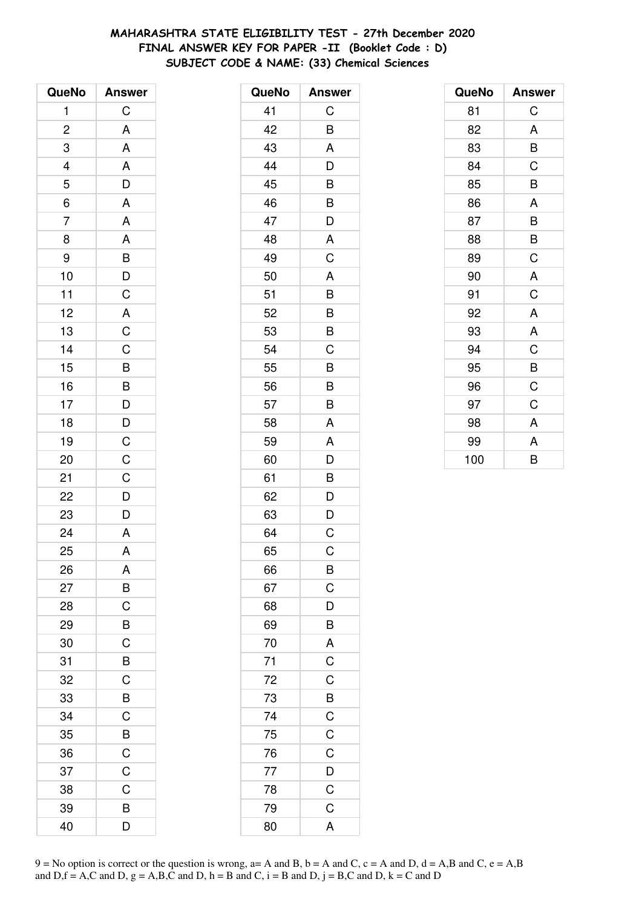**MAHARASHTRA STATE ELIGIBILITY TEST - 27th December 2020**
**FINAL ANSWER KEY FOR PAPER -II (Booklet Code : D)**
**SUBJECT CODE & NAME: (33) Chemical Sciences**

| QueNo | Answer |
|---|---|
| 1 | C |
| 2 | A |
| 3 | A |
| 4 | A |
| 5 | D |
| 6 | A |
| 7 | A |
| 8 | A |
| 9 | B |
| 10 | D |
| 11 | C |
| 12 | A |
| 13 | C |
| 14 | C |
| 15 | B |
| 16 | B |
| 17 | D |
| 18 | D |
| 19 | C |
| 20 | C |
| 21 | C |
| 22 | D |
| 23 | D |
| 24 | A |
| 25 | A |
| 26 | A |
| 27 | B |
| 28 | C |
| 29 | B |
| 30 | C |
| 31 | B |
| 32 | C |
| 33 | B |
| 34 | C |
| 35 | B |
| 36 | C |
| 37 | C |
| 38 | C |
| 39 | B |
| 40 | D |

| QueNo | Answer |
|---|---|
| 41 | C |
| 42 | B |
| 43 | A |
| 44 | D |
| 45 | B |
| 46 | B |
| 47 | D |
| 48 | A |
| 49 | C |
| 50 | A |
| 51 | B |
| 52 | B |
| 53 | B |
| 54 | C |
| 55 | B |
| 56 | B |
| 57 | B |
| 58 | A |
| 59 | A |
| 60 | D |
| 61 | B |
| 62 | D |
| 63 | D |
| 64 | C |
| 65 | C |
| 66 | B |
| 67 | C |
| 68 | D |
| 69 | B |
| 70 | A |
| 71 | C |
| 72 | C |
| 73 | B |
| 74 | C |
| 75 | C |
| 76 | C |
| 77 | D |
| 78 | C |
| 79 | C |
| 80 | A |

| QueNo | Answer |
|---|---|
| 81 | C |
| 82 | A |
| 83 | B |
| 84 | C |
| 85 | B |
| 86 | A |
| 87 | B |
| 88 | B |
| 89 | C |
| 90 | A |
| 91 | C |
| 92 | A |
| 93 | A |
| 94 | C |
| 95 | B |
| 96 | C |
| 97 | C |
| 98 | A |
| 99 | A |
| 100 | B |

9 = No option is correct or the question is wrong, a= A and B, b = A and C, c = A and D, d = A,B and C, e = A,B and D,f = A,C and D, g = A,B,C and D, h = B and C, i = B and D, j = B,C and D, k = C and D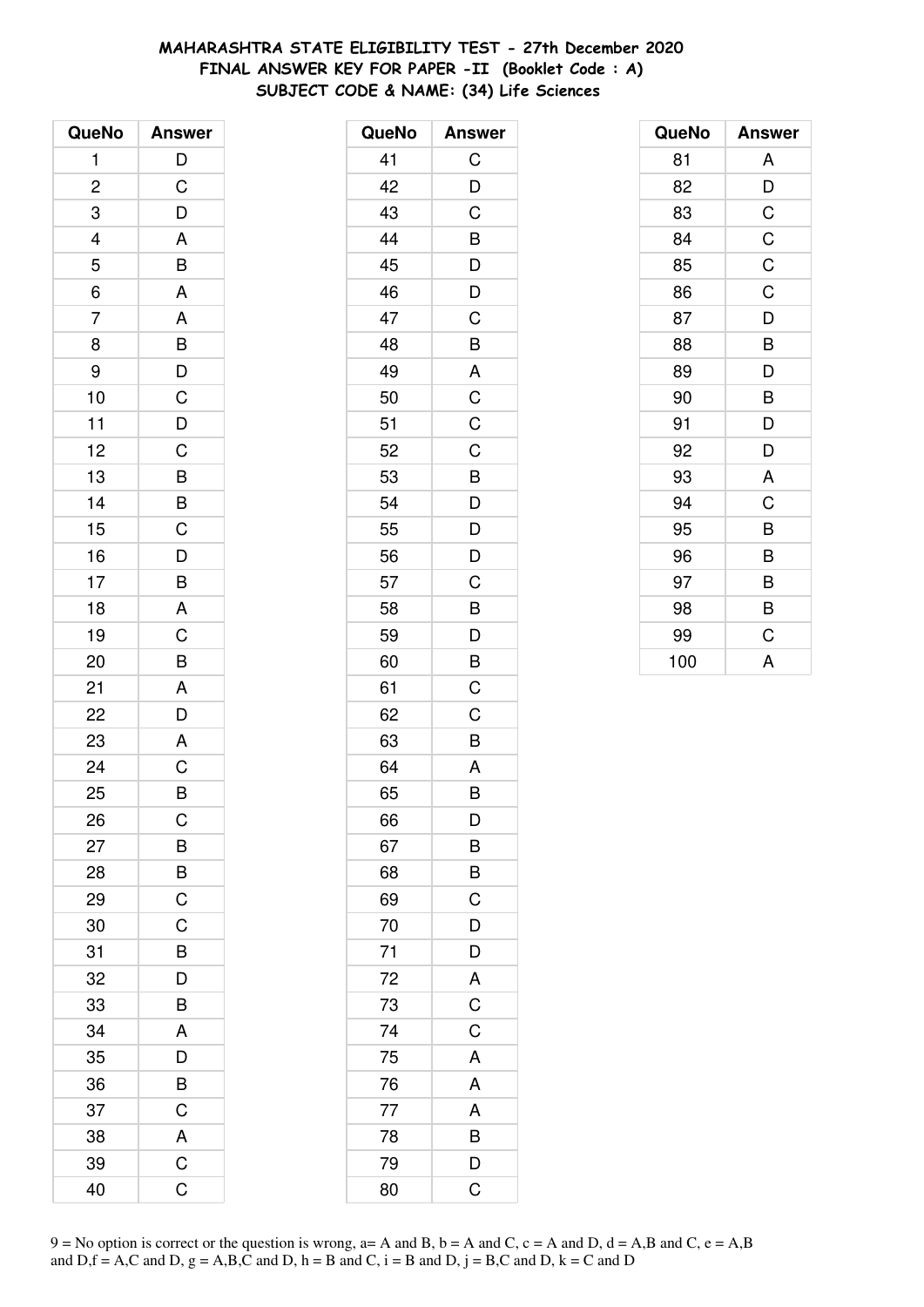**MAHARASHTRA STATE ELIGIBILITY TEST - 27th December 2020**
**FINAL ANSWER KEY FOR PAPER -II (Booklet Code : A)**
**SUBJECT CODE & NAME: (34) Life Sciences**

| QueNo | Answer |
|---|---|
| 1 | D |
| 2 | C |
| 3 | D |
| 4 | A |
| 5 | B |
| 6 | A |
| 7 | A |
| 8 | B |
| 9 | D |
| 10 | C |
| 11 | D |
| 12 | C |
| 13 | B |
| 14 | B |
| 15 | C |
| 16 | D |
| 17 | B |
| 18 | A |
| 19 | C |
| 20 | B |
| 21 | A |
| 22 | D |
| 23 | A |
| 24 | C |
| 25 | B |
| 26 | C |
| 27 | B |
| 28 | B |
| 29 | C |
| 30 | C |
| 31 | B |
| 32 | D |
| 33 | B |
| 34 | A |
| 35 | D |
| 36 | B |
| 37 | C |
| 38 | A |
| 39 | C |
| 40 | C |

| QueNo | Answer |
|---|---|
| 41 | C |
| 42 | D |
| 43 | C |
| 44 | B |
| 45 | D |
| 46 | D |
| 47 | C |
| 48 | B |
| 49 | A |
| 50 | C |
| 51 | C |
| 52 | C |
| 53 | B |
| 54 | D |
| 55 | D |
| 56 | D |
| 57 | C |
| 58 | B |
| 59 | D |
| 60 | B |
| 61 | C |
| 62 | C |
| 63 | B |
| 64 | A |
| 65 | B |
| 66 | D |
| 67 | B |
| 68 | B |
| 69 | C |
| 70 | D |
| 71 | D |
| 72 | A |
| 73 | C |
| 74 | C |
| 75 | A |
| 76 | A |
| 77 | A |
| 78 | B |
| 79 | D |
| 80 | C |

| QueNo | Answer |
|---|---|
| 81 | A |
| 82 | D |
| 83 | C |
| 84 | C |
| 85 | C |
| 86 | C |
| 87 | D |
| 88 | B |
| 89 | D |
| 90 | B |
| 91 | D |
| 92 | D |
| 93 | A |
| 94 | C |
| 95 | B |
| 96 | B |
| 97 | B |
| 98 | B |
| 99 | C |
| 100 | A |

9 = No option is correct or the question is wrong, a= A and B, b = A and C, c = A and D, d = A,B and C, e = A,B and D,f = A,C and D, g = A,B,C and D, h = B and C, i = B and D, j = B,C and D, k = C and D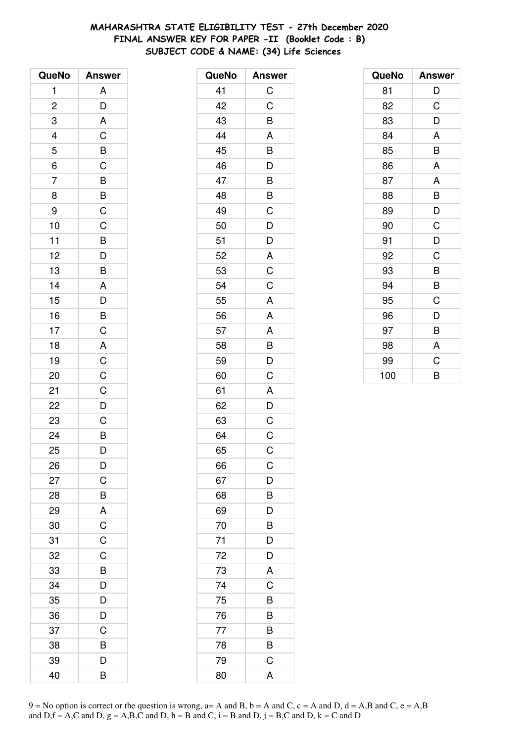# MAHARASHTRA STATE ELIGIBILITY TEST - 27th December 2020
## FINAL ANSWER KEY FOR PAPER -II (Booklet Code : B)
## SUBJECT CODE & NAME: (34) Life Sciences

| QueNo | Answer |
|---|---|
| 1 | A |
| 2 | D |
| 3 | A |
| 4 | C |
| 5 | B |
| 6 | C |
| 7 | B |
| 8 | B |
| 9 | C |
| 10 | C |
| 11 | B |
| 12 | D |
| 13 | B |
| 14 | A |
| 15 | D |
| 16 | B |
| 17 | C |
| 18 | A |
| 19 | C |
| 20 | C |
| 21 | C |
| 22 | D |
| 23 | C |
| 24 | B |
| 25 | D |
| 26 | D |
| 27 | C |
| 28 | B |
| 29 | A |
| 30 | C |
| 31 | C |
| 32 | C |
| 33 | B |
| 34 | D |
| 35 | D |
| 36 | D |
| 37 | C |
| 38 | B |
| 39 | D |
| 40 | B |

| QueNo | Answer |
|---|---|
| 41 | C |
| 42 | C |
| 43 | B |
| 44 | A |
| 45 | B |
| 46 | D |
| 47 | B |
| 48 | B |
| 49 | C |
| 50 | D |
| 51 | D |
| 52 | A |
| 53 | C |
| 54 | C |
| 55 | A |
| 56 | A |
| 57 | A |
| 58 | B |
| 59 | D |
| 60 | C |
| 61 | A |
| 62 | D |
| 63 | C |
| 64 | C |
| 65 | C |
| 66 | C |
| 67 | D |
| 68 | B |
| 69 | D |
| 70 | B |
| 71 | D |
| 72 | D |
| 73 | A |
| 74 | C |
| 75 | B |
| 76 | B |
| 77 | B |
| 78 | B |
| 79 | C |
| 80 | A |

| QueNo | Answer |
|---|---|
| 81 | D |
| 82 | C |
| 83 | D |
| 84 | A |
| 85 | B |
| 86 | A |
| 87 | A |
| 88 | B |
| 89 | D |
| 90 | C |
| 91 | D |
| 92 | C |
| 93 | B |
| 94 | B |
| 95 | C |
| 96 | D |
| 97 | B |
| 98 | A |
| 99 | C |
| 100 | B |

9 = No option is correct or the question is wrong, a= A and B, b = A and C, c = A and D, d = A,B and C, e = A,B and D,f = A,C and D, g = A,B,C and D, h = B and C, i = B and D, j = B,C and D, k = C and D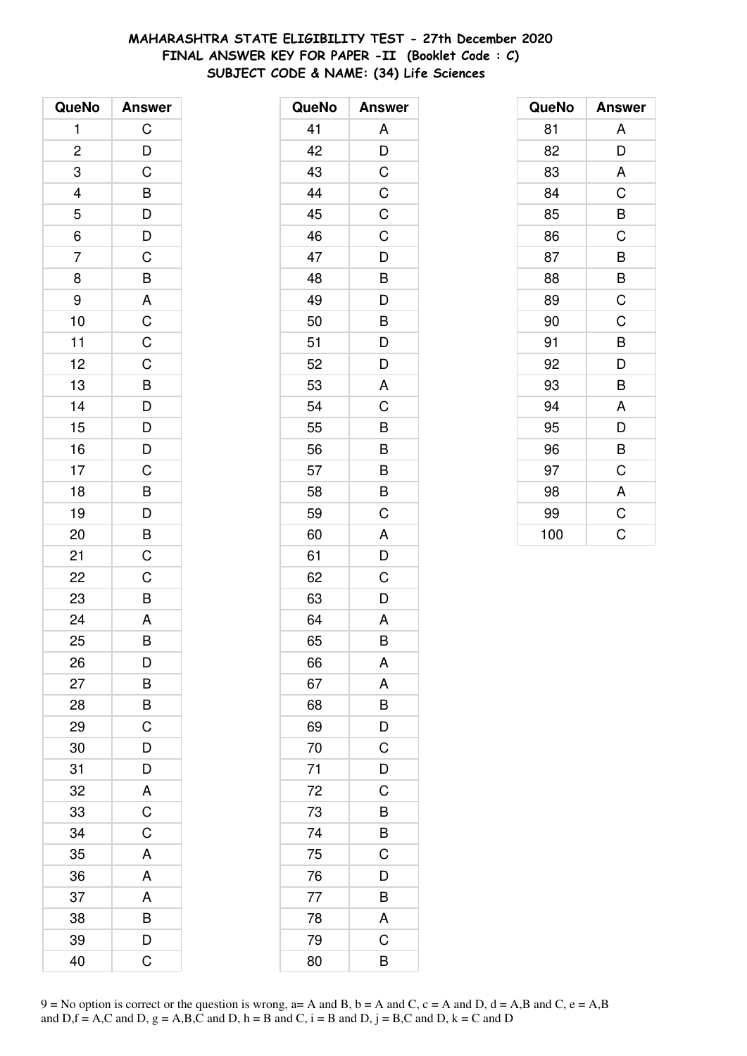# MAHARASHTRA STATE ELIGIBILITY TEST - 27th December 2020
## FINAL ANSWER KEY FOR PAPER -II (Booklet Code : C)
## SUBJECT CODE & NAME: (34) Life Sciences

| QueNo | Answer |
|---|---|
| 1 | C |
| 2 | D |
| 3 | C |
| 4 | B |
| 5 | D |
| 6 | D |
| 7 | C |
| 8 | B |
| 9 | A |
| 10 | C |
| 11 | C |
| 12 | C |
| 13 | B |
| 14 | D |
| 15 | D |
| 16 | D |
| 17 | C |
| 18 | B |
| 19 | D |
| 20 | B |
| 21 | C |
| 22 | C |
| 23 | B |
| 24 | A |
| 25 | B |
| 26 | D |
| 27 | B |
| 28 | B |
| 29 | C |
| 30 | D |
| 31 | D |
| 32 | A |
| 33 | C |
| 34 | C |
| 35 | A |
| 36 | A |
| 37 | A |
| 38 | B |
| 39 | D |
| 40 | C |

| QueNo | Answer |
|---|---|
| 41 | A |
| 42 | D |
| 43 | C |
| 44 | C |
| 45 | C |
| 46 | C |
| 47 | D |
| 48 | B |
| 49 | D |
| 50 | B |
| 51 | D |
| 52 | D |
| 53 | A |
| 54 | C |
| 55 | B |
| 56 | B |
| 57 | B |
| 58 | B |
| 59 | C |
| 60 | A |
| 61 | D |
| 62 | C |
| 63 | D |
| 64 | A |
| 65 | B |
| 66 | A |
| 67 | A |
| 68 | B |
| 69 | D |
| 70 | C |
| 71 | D |
| 72 | C |
| 73 | B |
| 74 | B |
| 75 | C |
| 76 | D |
| 77 | B |
| 78 | A |
| 79 | C |
| 80 | B |

| QueNo | Answer |
|---|---|
| 81 | A |
| 82 | D |
| 83 | A |
| 84 | C |
| 85 | B |
| 86 | C |
| 87 | B |
| 88 | B |
| 89 | C |
| 90 | C |
| 91 | B |
| 92 | D |
| 93 | B |
| 94 | A |
| 95 | D |
| 96 | B |
| 97 | C |
| 98 | A |
| 99 | C |
| 100 | C |

9 = No option is correct or the question is wrong, a= A and B, b = A and C, c = A and D, d = A,B and C, e = A,B and D,f = A,C and D, g = A,B,C and D, h = B and C, i = B and D, j = B,C and D, k = C and D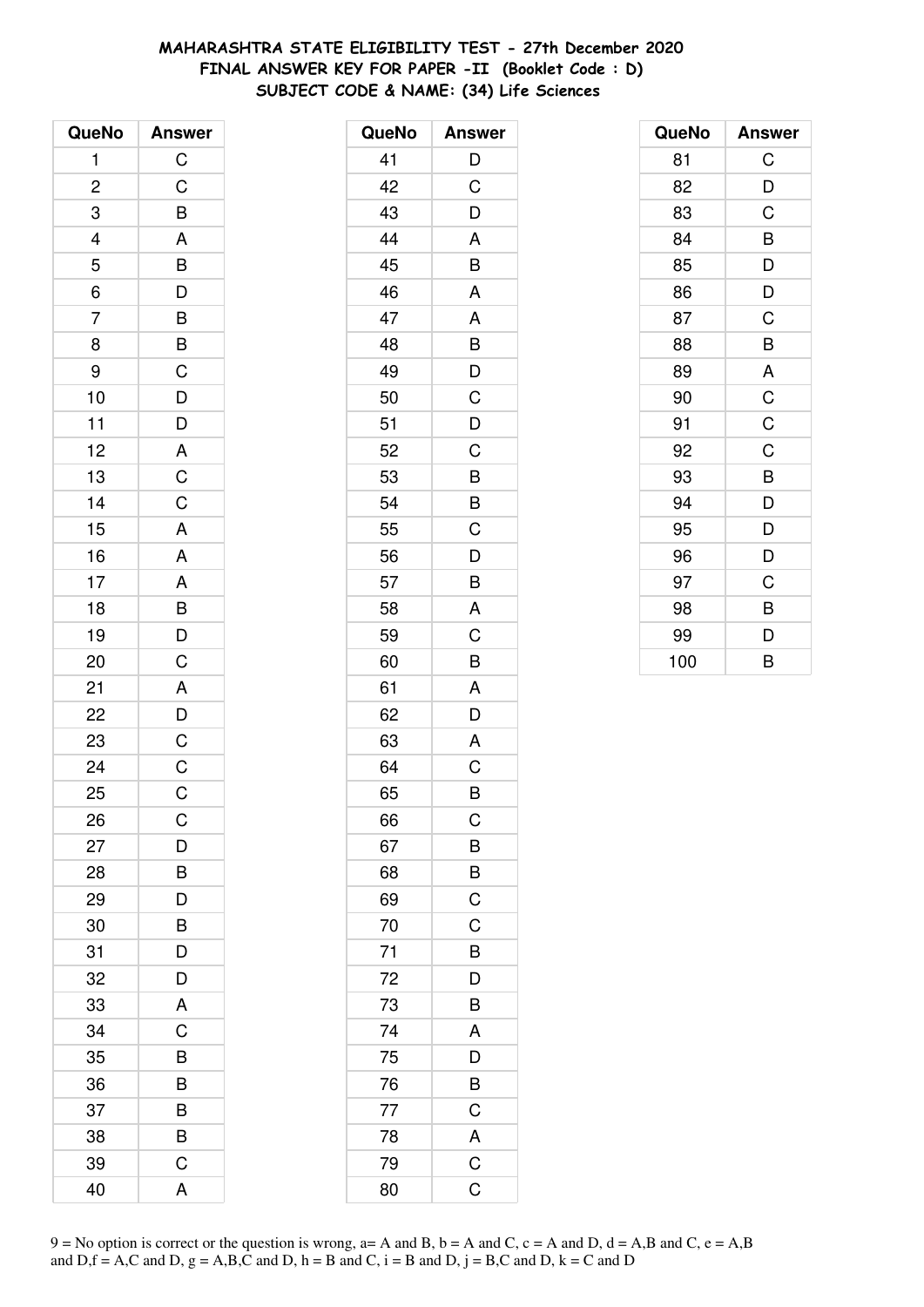# MAHARASHTRA STATE ELIGIBILITY TEST - 27th December 2020
## FINAL ANSWER KEY FOR PAPER -II (Booklet Code : D)
### SUBJECT CODE & NAME: (34) Life Sciences

| QueNo | Answer |
|---|---|
| 1 | C |
| 2 | C |
| 3 | B |
| 4 | A |
| 5 | B |
| 6 | D |
| 7 | B |
| 8 | B |
| 9 | C |
| 10 | D |
| 11 | D |
| 12 | A |
| 13 | C |
| 14 | C |
| 15 | A |
| 16 | A |
| 17 | A |
| 18 | B |
| 19 | D |
| 20 | C |
| 21 | A |
| 22 | D |
| 23 | C |
| 24 | C |
| 25 | C |
| 26 | C |
| 27 | D |
| 28 | B |
| 29 | D |
| 30 | B |
| 31 | D |
| 32 | D |
| 33 | A |
| 34 | C |
| 35 | B |
| 36 | B |
| 37 | B |
| 38 | B |
| 39 | C |
| 40 | A |

| QueNo | Answer |
|---|---|
| 41 | D |
| 42 | C |
| 43 | D |
| 44 | A |
| 45 | B |
| 46 | A |
| 47 | A |
| 48 | B |
| 49 | D |
| 50 | C |
| 51 | D |
| 52 | C |
| 53 | B |
| 54 | B |
| 55 | C |
| 56 | D |
| 57 | B |
| 58 | A |
| 59 | C |
| 60 | B |
| 61 | A |
| 62 | D |
| 63 | A |
| 64 | C |
| 65 | B |
| 66 | C |
| 67 | B |
| 68 | B |
| 69 | C |
| 70 | C |
| 71 | B |
| 72 | D |
| 73 | B |
| 74 | A |
| 75 | D |
| 76 | B |
| 77 | C |
| 78 | A |
| 79 | C |
| 80 | C |

| QueNo | Answer |
|---|---|
| 81 | C |
| 82 | D |
| 83 | C |
| 84 | B |
| 85 | D |
| 86 | D |
| 87 | C |
| 88 | B |
| 89 | A |
| 90 | C |
| 91 | C |
| 92 | C |
| 93 | B |
| 94 | D |
| 95 | D |
| 96 | D |
| 97 | C |
| 98 | B |
| 99 | D |
| 100 | B |

9 = No option is correct or the question is wrong, a= A and B, b = A and C, c = A and D, d = A,B and C, e = A,B and D,f = A,C and D, g = A,B,C and D, h = B and C, i = B and D, j = B,C and D, k = C and D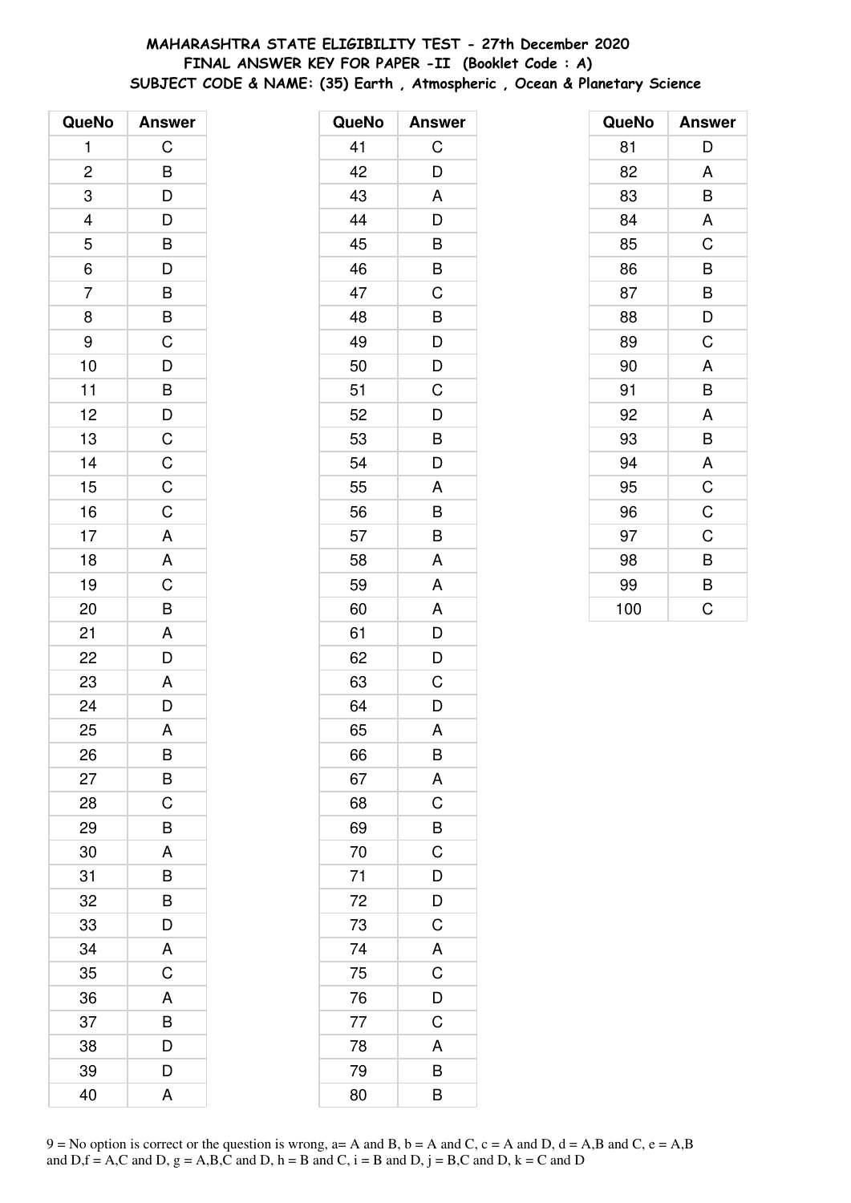# MAHARASHTRA STATE ELIGIBILITY TEST - 27th December 2020
## FINAL ANSWER KEY FOR PAPER -II (Booklet Code : A)
### SUBJECT CODE & NAME: (35) Earth , Atmospheric , Ocean & Planetary Science

| QueNo | Answer |
|---|---|
| 1 | C |
| 2 | B |
| 3 | D |
| 4 | D |
| 5 | B |
| 6 | D |
| 7 | B |
| 8 | B |
| 9 | C |
| 10 | D |
| 11 | B |
| 12 | D |
| 13 | C |
| 14 | C |
| 15 | C |
| 16 | C |
| 17 | A |
| 18 | A |
| 19 | C |
| 20 | B |
| 21 | A |
| 22 | D |
| 23 | A |
| 24 | D |
| 25 | A |
| 26 | B |
| 27 | B |
| 28 | C |
| 29 | B |
| 30 | A |
| 31 | B |
| 32 | B |
| 33 | D |
| 34 | A |
| 35 | C |
| 36 | A |
| 37 | B |
| 38 | D |
| 39 | D |
| 40 | A |
| 41 | C |
| 42 | D |
| 43 | A |
| 44 | D |
| 45 | B |
| 46 | B |
| 47 | C |
| 48 | B |
| 49 | D |
| 50 | D |
| 51 | C |
| 52 | D |
| 53 | B |
| 54 | D |
| 55 | A |
| 56 | B |
| 57 | B |
| 58 | A |
| 59 | A |
| 60 | A |
| 61 | D |
| 62 | D |
| 63 | C |
| 64 | D |
| 65 | A |
| 66 | B |
| 67 | A |
| 68 | C |
| 69 | B |
| 70 | C |
| 71 | D |
| 72 | D |
| 73 | C |
| 74 | A |
| 75 | C |
| 76 | D |
| 77 | C |
| 78 | A |
| 79 | B |
| 80 | B |
| 81 | D |
| 82 | A |
| 83 | B |
| 84 | A |
| 85 | C |
| 86 | B |
| 87 | B |
| 88 | D |
| 89 | C |
| 90 | A |
| 91 | B |
| 92 | A |
| 93 | B |
| 94 | A |
| 95 | C |
| 96 | C |
| 97 | C |
| 98 | B |
| 99 | B |
| 100 | C |

9 = No option is correct or the question is wrong, a= A and B, b = A and C, c = A and D, d = A,B and C, e = A,B and D,f = A,C and D, g = A,B,C and D, h = B and C, i = B and D, j = B,C and D, k = C and D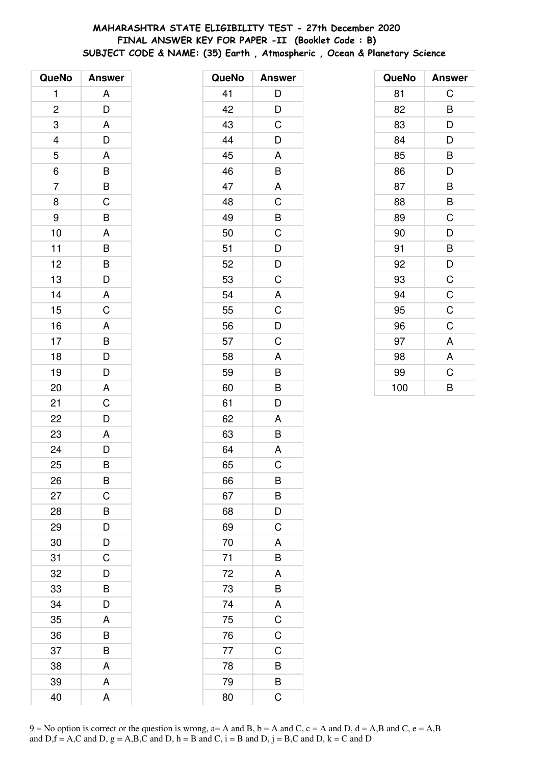# MAHARASHTRA STATE ELIGIBILITY TEST - 27th December 2020
## FINAL ANSWER KEY FOR PAPER -II (Booklet Code : B)
## SUBJECT CODE & NAME: (35) Earth , Atmospheric , Ocean & Planetary Science

| QueNo | Answer |
|---|---|
| 1 | A |
| 2 | D |
| 3 | A |
| 4 | D |
| 5 | A |
| 6 | B |
| 7 | B |
| 8 | C |
| 9 | B |
| 10 | A |
| 11 | B |
| 12 | B |
| 13 | D |
| 14 | A |
| 15 | C |
| 16 | A |
| 17 | B |
| 18 | D |
| 19 | D |
| 20 | A |
| 21 | C |
| 22 | D |
| 23 | A |
| 24 | D |
| 25 | B |
| 26 | B |
| 27 | C |
| 28 | B |
| 29 | D |
| 30 | D |
| 31 | C |
| 32 | D |
| 33 | B |
| 34 | D |
| 35 | A |
| 36 | B |
| 37 | B |
| 38 | A |
| 39 | A |
| 40 | A |

| QueNo | Answer |
|---|---|
| 41 | D |
| 42 | D |
| 43 | C |
| 44 | D |
| 45 | A |
| 46 | B |
| 47 | A |
| 48 | C |
| 49 | B |
| 50 | C |
| 51 | D |
| 52 | D |
| 53 | C |
| 54 | A |
| 55 | C |
| 56 | D |
| 57 | C |
| 58 | A |
| 59 | B |
| 60 | B |
| 61 | D |
| 62 | A |
| 63 | B |
| 64 | A |
| 65 | C |
| 66 | B |
| 67 | B |
| 68 | D |
| 69 | C |
| 70 | A |
| 71 | B |
| 72 | A |
| 73 | B |
| 74 | A |
| 75 | C |
| 76 | C |
| 77 | C |
| 78 | B |
| 79 | B |
| 80 | C |

| QueNo | Answer |
|---|---|
| 81 | C |
| 82 | B |
| 83 | D |
| 84 | D |
| 85 | B |
| 86 | D |
| 87 | B |
| 88 | B |
| 89 | C |
| 90 | D |
| 91 | B |
| 92 | D |
| 93 | C |
| 94 | C |
| 95 | C |
| 96 | C |
| 97 | A |
| 98 | A |
| 99 | C |
| 100 | B |

9 = No option is correct or the question is wrong, a= A and B, b = A and C, c = A and D, d = A,B and C, e = A,B and D,f = A,C and D, g = A,B,C and D, h = B and C, i = B and D, j = B,C and D, k = C and D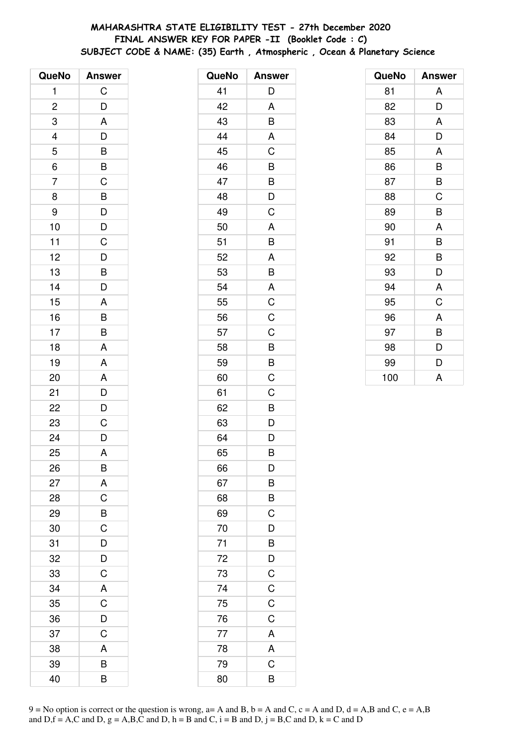**MAHARASHTRA STATE ELIGIBILITY TEST - 27th December 2020**
**FINAL ANSWER KEY FOR PAPER -II (Booklet Code : C)**
**SUBJECT CODE & NAME: (35) Earth , Atmospheric , Ocean & Planetary Science**

| QueNo | Answer |
|---|---|
| 1 | C |
| 2 | D |
| 3 | A |
| 4 | D |
| 5 | B |
| 6 | B |
| 7 | C |
| 8 | B |
| 9 | D |
| 10 | D |
| 11 | C |
| 12 | D |
| 13 | B |
| 14 | D |
| 15 | A |
| 16 | B |
| 17 | B |
| 18 | A |
| 19 | A |
| 20 | A |
| 21 | D |
| 22 | D |
| 23 | C |
| 24 | D |
| 25 | A |
| 26 | B |
| 27 | A |
| 28 | C |
| 29 | B |
| 30 | C |
| 31 | D |
| 32 | D |
| 33 | C |
| 34 | A |
| 35 | C |
| 36 | D |
| 37 | C |
| 38 | A |
| 39 | B |
| 40 | B |

| QueNo | Answer |
|---|---|
| 41 | D |
| 42 | A |
| 43 | B |
| 44 | A |
| 45 | C |
| 46 | B |
| 47 | B |
| 48 | D |
| 49 | C |
| 50 | A |
| 51 | B |
| 52 | A |
| 53 | B |
| 54 | A |
| 55 | C |
| 56 | C |
| 57 | C |
| 58 | B |
| 59 | B |
| 60 | C |
| 61 | C |
| 62 | B |
| 63 | D |
| 64 | D |
| 65 | B |
| 66 | D |
| 67 | B |
| 68 | B |
| 69 | C |
| 70 | D |
| 71 | B |
| 72 | D |
| 73 | C |
| 74 | C |
| 75 | C |
| 76 | C |
| 77 | A |
| 78 | A |
| 79 | C |
| 80 | B |

| QueNo | Answer |
|---|---|
| 81 | A |
| 82 | D |
| 83 | A |
| 84 | D |
| 85 | A |
| 86 | B |
| 87 | B |
| 88 | C |
| 89 | B |
| 90 | A |
| 91 | B |
| 92 | B |
| 93 | D |
| 94 | A |
| 95 | C |
| 96 | A |
| 97 | B |
| 98 | D |
| 99 | D |
| 100 | A |

9 = No option is correct or the question is wrong, a= A and B, b = A and C, c = A and D, d = A,B and C, e = A,B and D,f = A,C and D, g = A,B,C and D, h = B and C, i = B and D, j = B,C and D, k = C and D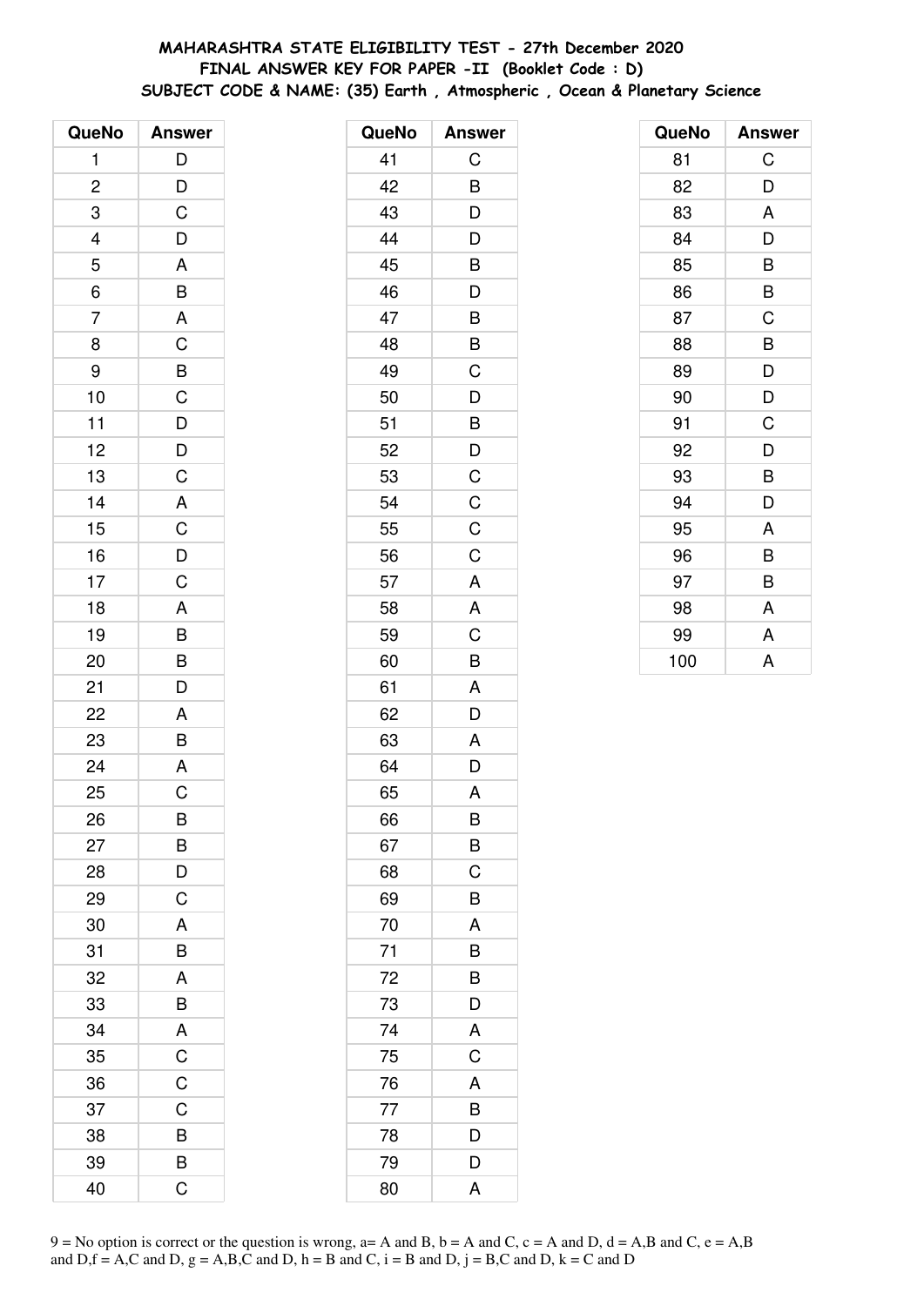# MAHARASHTRA STATE ELIGIBILITY TEST - 27th December 2020
## FINAL ANSWER KEY FOR PAPER -II (Booklet Code : D)
## SUBJECT CODE & NAME: (35) Earth , Atmospheric , Ocean & Planetary Science

| QueNo | Answer |
|---|---|
| 1 | D |
| 2 | D |
| 3 | C |
| 4 | D |
| 5 | A |
| 6 | B |
| 7 | A |
| 8 | C |
| 9 | B |
| 10 | C |
| 11 | D |
| 12 | D |
| 13 | C |
| 14 | A |
| 15 | C |
| 16 | D |
| 17 | C |
| 18 | A |
| 19 | B |
| 20 | B |
| 21 | D |
| 22 | A |
| 23 | B |
| 24 | A |
| 25 | C |
| 26 | B |
| 27 | B |
| 28 | D |
| 29 | C |
| 30 | A |
| 31 | B |
| 32 | A |
| 33 | B |
| 34 | A |
| 35 | C |
| 36 | C |
| 37 | C |
| 38 | B |
| 39 | B |
| 40 | C |
| 41 | C |
| 42 | B |
| 43 | D |
| 44 | D |
| 45 | B |
| 46 | D |
| 47 | B |
| 48 | B |
| 49 | C |
| 50 | D |
| 51 | B |
| 52 | D |
| 53 | C |
| 54 | C |
| 55 | C |
| 56 | C |
| 57 | A |
| 58 | A |
| 59 | C |
| 60 | B |
| 61 | A |
| 62 | D |
| 63 | A |
| 64 | D |
| 65 | A |
| 66 | B |
| 67 | B |
| 68 | C |
| 69 | B |
| 70 | A |
| 71 | B |
| 72 | B |
| 73 | D |
| 74 | A |
| 75 | C |
| 76 | A |
| 77 | B |
| 78 | D |
| 79 | D |
| 80 | A |
| 81 | C |
| 82 | D |
| 83 | A |
| 84 | D |
| 85 | B |
| 86 | B |
| 87 | C |
| 88 | B |
| 89 | D |
| 90 | D |
| 91 | C |
| 92 | D |
| 93 | B |
| 94 | D |
| 95 | A |
| 96 | B |
| 97 | B |
| 98 | A |
| 99 | A |
| 100 | A |

9 = No option is correct or the question is wrong, a= A and B, b = A and C, c = A and D, d = A,B and C, e = A,B and D,f = A,C and D, g = A,B,C and D, h = B and C, i = B and D, j = B,C and D, k = C and D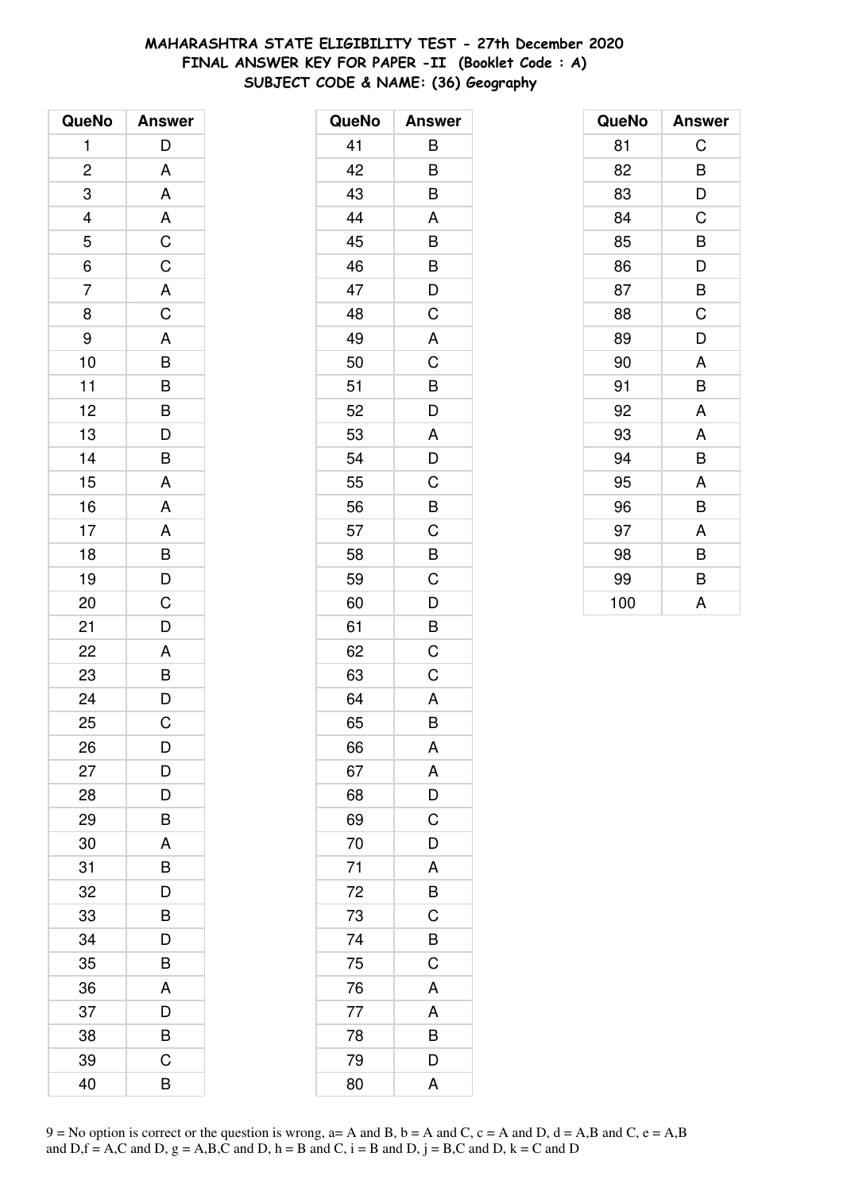# MAHARASHTRA STATE ELIGIBILITY TEST - 27th December 2020
## FINAL ANSWER KEY FOR PAPER -II (Booklet Code : A)
### SUBJECT CODE & NAME: (36) Geography

| QueNo | Answer |
|---|---|
| 1 | D |
| 2 | A |
| 3 | A |
| 4 | A |
| 5 | C |
| 6 | C |
| 7 | A |
| 8 | C |
| 9 | A |
| 10 | B |
| 11 | B |
| 12 | B |
| 13 | D |
| 14 | B |
| 15 | A |
| 16 | A |
| 17 | A |
| 18 | B |
| 19 | D |
| 20 | C |
| 21 | D |
| 22 | A |
| 23 | B |
| 24 | D |
| 25 | C |
| 26 | D |
| 27 | D |
| 28 | D |
| 29 | B |
| 30 | A |
| 31 | B |
| 32 | D |
| 33 | B |
| 34 | D |
| 35 | B |
| 36 | A |
| 37 | D |
| 38 | B |
| 39 | C |
| 40 | B |
| 41 | B |
| 42 | B |
| 43 | B |
| 44 | A |
| 45 | B |
| 46 | B |
| 47 | D |
| 48 | C |
| 49 | A |
| 50 | C |
| 51 | B |
| 52 | D |
| 53 | A |
| 54 | D |
| 55 | C |
| 56 | B |
| 57 | C |
| 58 | B |
| 59 | C |
| 60 | D |
| 61 | B |
| 62 | C |
| 63 | C |
| 64 | A |
| 65 | B |
| 66 | A |
| 67 | A |
| 68 | D |
| 69 | C |
| 70 | D |
| 71 | A |
| 72 | B |
| 73 | C |
| 74 | B |
| 75 | C |
| 76 | A |
| 77 | A |
| 78 | B |
| 79 | D |
| 80 | A |
| 81 | C |
| 82 | B |
| 83 | D |
| 84 | C |
| 85 | B |
| 86 | D |
| 87 | B |
| 88 | C |
| 89 | D |
| 90 | A |
| 91 | B |
| 92 | A |
| 93 | A |
| 94 | B |
| 95 | A |
| 96 | B |
| 97 | A |
| 98 | B |
| 99 | B |
| 100 | A |

9 = No option is correct or the question is wrong, a= A and B, b = A and C, c = A and D, d = A,B and C, e = A,B and D,f = A,C and D, g = A,B,C and D, h = B and C, i = B and D, j = B,C and D, k = C and D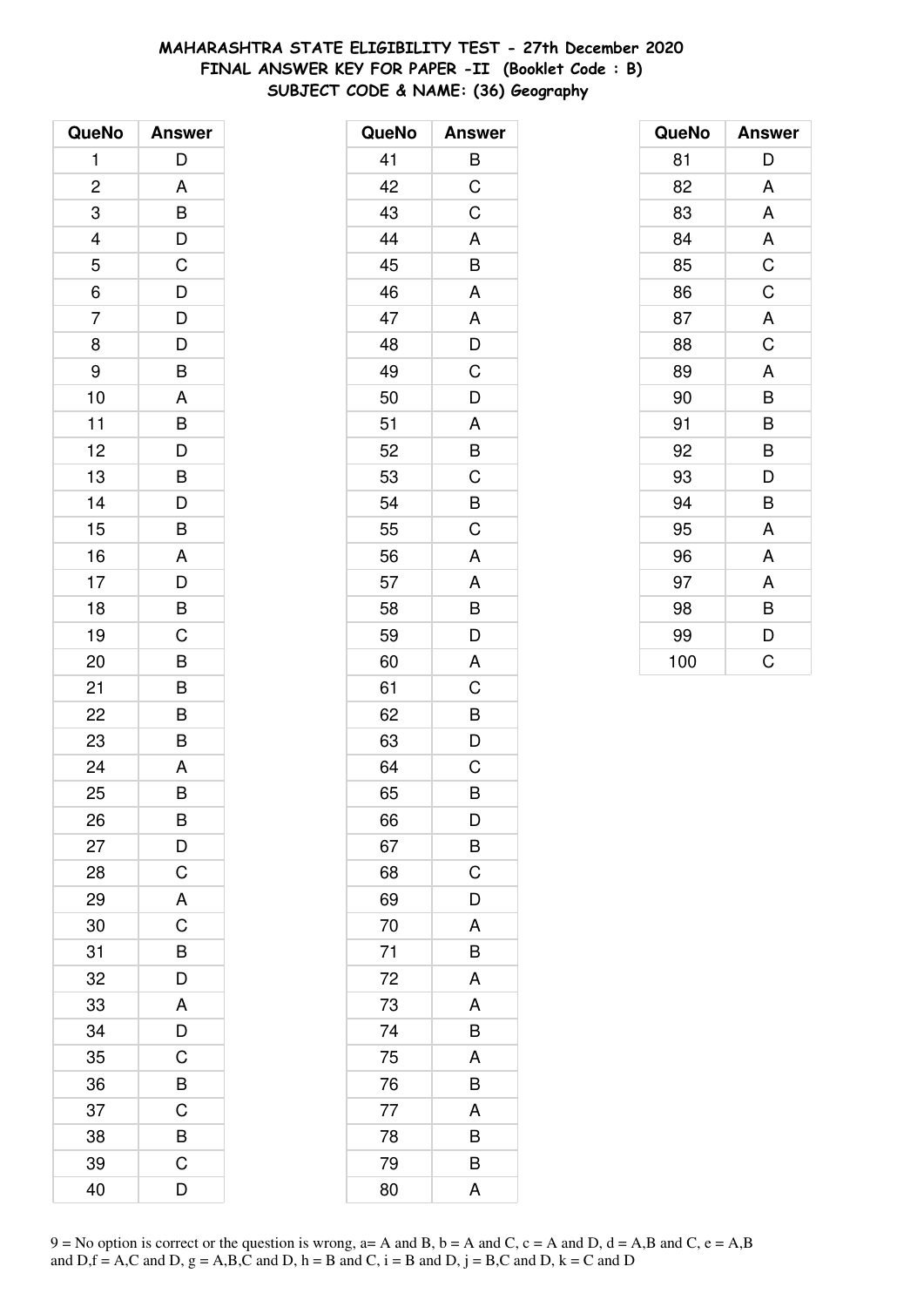# MAHARASHTRA STATE ELIGIBILITY TEST - 27th December 2020
## FINAL ANSWER KEY FOR PAPER -II (Booklet Code : B)
### SUBJECT CODE & NAME: (36) Geography

| QueNo | Answer |
|---|---|
| 1 | D |
| 2 | A |
| 3 | B |
| 4 | D |
| 5 | C |
| 6 | D |
| 7 | D |
| 8 | D |
| 9 | B |
| 10 | A |
| 11 | B |
| 12 | D |
| 13 | B |
| 14 | D |
| 15 | B |
| 16 | A |
| 17 | D |
| 18 | B |
| 19 | C |
| 20 | B |
| 21 | B |
| 22 | B |
| 23 | B |
| 24 | A |
| 25 | B |
| 26 | B |
| 27 | D |
| 28 | C |
| 29 | A |
| 30 | C |
| 31 | B |
| 32 | D |
| 33 | A |
| 34 | D |
| 35 | C |
| 36 | B |
| 37 | C |
| 38 | B |
| 39 | C |
| 40 | D |

| QueNo | Answer |
|---|---|
| 41 | B |
| 42 | C |
| 43 | C |
| 44 | A |
| 45 | B |
| 46 | A |
| 47 | A |
| 48 | D |
| 49 | C |
| 50 | D |
| 51 | A |
| 52 | B |
| 53 | C |
| 54 | B |
| 55 | C |
| 56 | A |
| 57 | A |
| 58 | B |
| 59 | D |
| 60 | A |
| 61 | C |
| 62 | B |
| 63 | D |
| 64 | C |
| 65 | B |
| 66 | D |
| 67 | B |
| 68 | C |
| 69 | D |
| 70 | A |
| 71 | B |
| 72 | A |
| 73 | A |
| 74 | B |
| 75 | A |
| 76 | B |
| 77 | A |
| 78 | B |
| 79 | B |
| 80 | A |

| QueNo | Answer |
|---|---|
| 81 | D |
| 82 | A |
| 83 | A |
| 84 | A |
| 85 | C |
| 86 | C |
| 87 | A |
| 88 | C |
| 89 | A |
| 90 | B |
| 91 | B |
| 92 | B |
| 93 | D |
| 94 | B |
| 95 | A |
| 96 | A |
| 97 | A |
| 98 | B |
| 99 | D |
| 100 | C |

9 = No option is correct or the question is wrong, a= A and B, b = A and C, c = A and D, d = A,B and C, e = A,B and D,f = A,C and D, g = A,B,C and D, h = B and C, i = B and D, j = B,C and D, k = C and D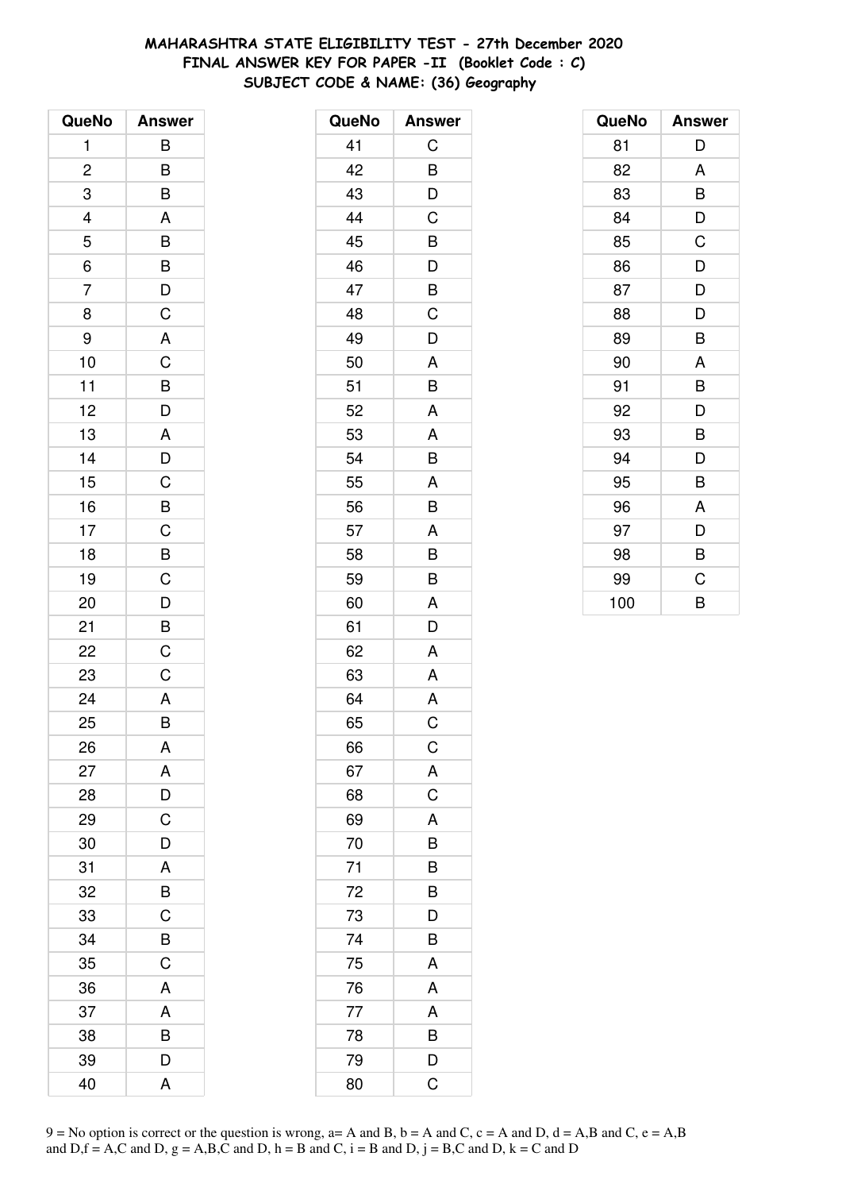**MAHARASHTRA STATE ELIGIBILITY TEST - 27th December 2020**
**FINAL ANSWER KEY FOR PAPER -II (Booklet Code : C)**
**SUBJECT CODE & NAME: (36) Geography**

| QueNo | Answer |
|---|---|
| 1 | B |
| 2 | B |
| 3 | B |
| 4 | A |
| 5 | B |
| 6 | B |
| 7 | D |
| 8 | C |
| 9 | A |
| 10 | C |
| 11 | B |
| 12 | D |
| 13 | A |
| 14 | D |
| 15 | C |
| 16 | B |
| 17 | C |
| 18 | B |
| 19 | C |
| 20 | D |
| 21 | B |
| 22 | C |
| 23 | C |
| 24 | A |
| 25 | B |
| 26 | A |
| 27 | A |
| 28 | D |
| 29 | C |
| 30 | D |
| 31 | A |
| 32 | B |
| 33 | C |
| 34 | B |
| 35 | C |
| 36 | A |
| 37 | A |
| 38 | B |
| 39 | D |
| 40 | A |

| QueNo | Answer |
|---|---|
| 41 | C |
| 42 | B |
| 43 | D |
| 44 | C |
| 45 | B |
| 46 | D |
| 47 | B |
| 48 | C |
| 49 | D |
| 50 | A |
| 51 | B |
| 52 | A |
| 53 | A |
| 54 | B |
| 55 | A |
| 56 | B |
| 57 | A |
| 58 | B |
| 59 | B |
| 60 | A |
| 61 | D |
| 62 | A |
| 63 | A |
| 64 | A |
| 65 | C |
| 66 | C |
| 67 | A |
| 68 | C |
| 69 | A |
| 70 | B |
| 71 | B |
| 72 | B |
| 73 | D |
| 74 | B |
| 75 | A |
| 76 | A |
| 77 | A |
| 78 | B |
| 79 | D |
| 80 | C |

| QueNo | Answer |
|---|---|
| 81 | D |
| 82 | A |
| 83 | B |
| 84 | D |
| 85 | C |
| 86 | D |
| 87 | D |
| 88 | D |
| 89 | B |
| 90 | A |
| 91 | B |
| 92 | D |
| 93 | B |
| 94 | D |
| 95 | B |
| 96 | A |
| 97 | D |
| 98 | B |
| 99 | C |
| 100 | B |

9 = No option is correct or the question is wrong, a= A and B, b = A and C, c = A and D, d = A,B and C, e = A,B and D,f = A,C and D, g = A,B,C and D, h = B and C, i = B and D, j = B,C and D, k = C and D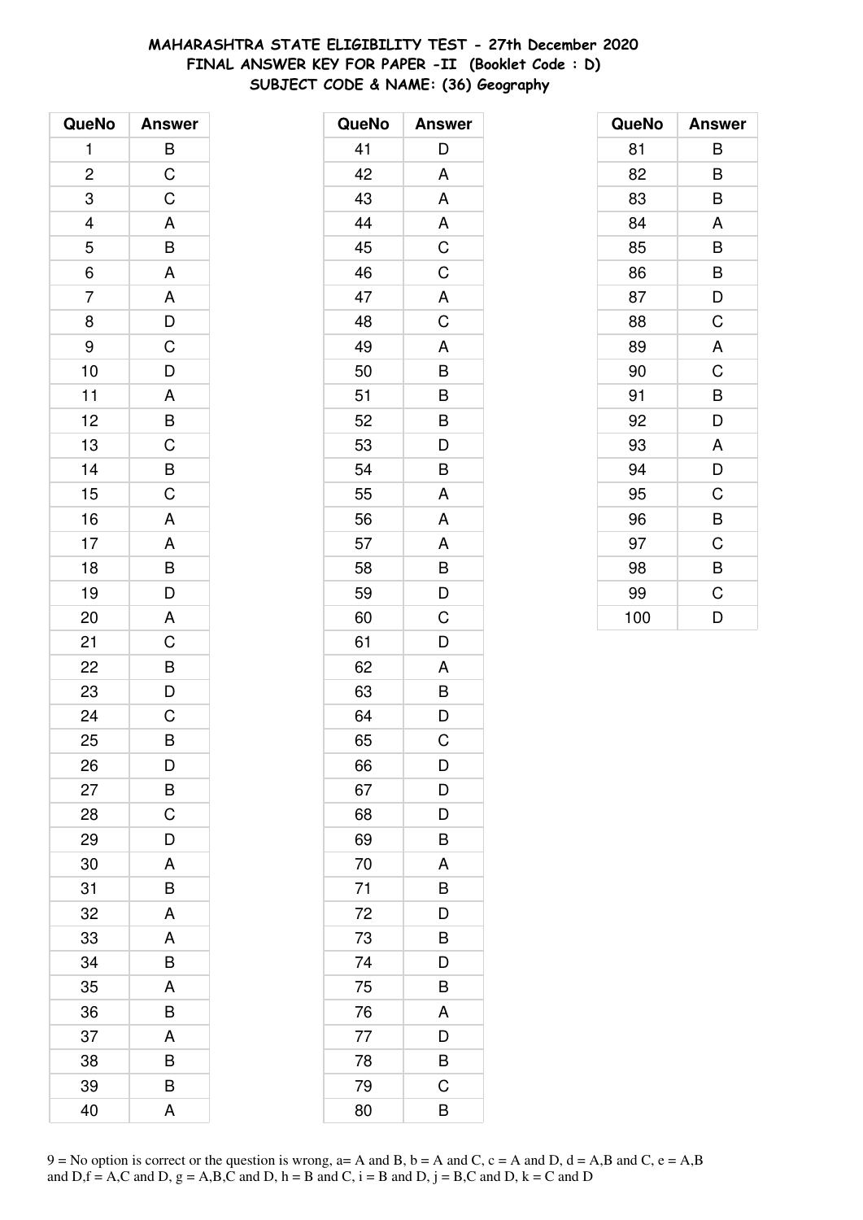# MAHARASHTRA STATE ELIGIBILITY TEST - 27th December 2020
## FINAL ANSWER KEY FOR PAPER -II (Booklet Code : D)
### SUBJECT CODE & NAME: (36) Geography

| QueNo | Answer |
|---|---|
| 1 | B |
| 2 | C |
| 3 | C |
| 4 | A |
| 5 | B |
| 6 | A |
| 7 | A |
| 8 | D |
| 9 | C |
| 10 | D |
| 11 | A |
| 12 | B |
| 13 | C |
| 14 | B |
| 15 | C |
| 16 | A |
| 17 | A |
| 18 | B |
| 19 | D |
| 20 | A |
| 21 | C |
| 22 | B |
| 23 | D |
| 24 | C |
| 25 | B |
| 26 | D |
| 27 | B |
| 28 | C |
| 29 | D |
| 30 | A |
| 31 | B |
| 32 | A |
| 33 | A |
| 34 | B |
| 35 | A |
| 36 | B |
| 37 | A |
| 38 | B |
| 39 | B |
| 40 | A |

| QueNo | Answer |
|---|---|
| 41 | D |
| 42 | A |
| 43 | A |
| 44 | A |
| 45 | C |
| 46 | C |
| 47 | A |
| 48 | C |
| 49 | A |
| 50 | B |
| 51 | B |
| 52 | B |
| 53 | D |
| 54 | B |
| 55 | A |
| 56 | A |
| 57 | A |
| 58 | B |
| 59 | D |
| 60 | C |
| 61 | D |
| 62 | A |
| 63 | B |
| 64 | D |
| 65 | C |
| 66 | D |
| 67 | D |
| 68 | D |
| 69 | B |
| 70 | A |
| 71 | B |
| 72 | D |
| 73 | B |
| 74 | D |
| 75 | B |
| 76 | A |
| 77 | D |
| 78 | B |
| 79 | C |
| 80 | B |

| QueNo | Answer |
|---|---|
| 81 | B |
| 82 | B |
| 83 | B |
| 84 | A |
| 85 | B |
| 86 | B |
| 87 | D |
| 88 | C |
| 89 | A |
| 90 | C |
| 91 | B |
| 92 | D |
| 93 | A |
| 94 | D |
| 95 | C |
| 96 | B |
| 97 | C |
| 98 | B |
| 99 | C |
| 100 | D |

9 = No option is correct or the question is wrong, a= A and B, b = A and C, c = A and D, d = A,B and C, e = A,B and D,f = A,C and D, g = A,B,C and D, h = B and C, i = B and D, j = B,C and D, k = C and D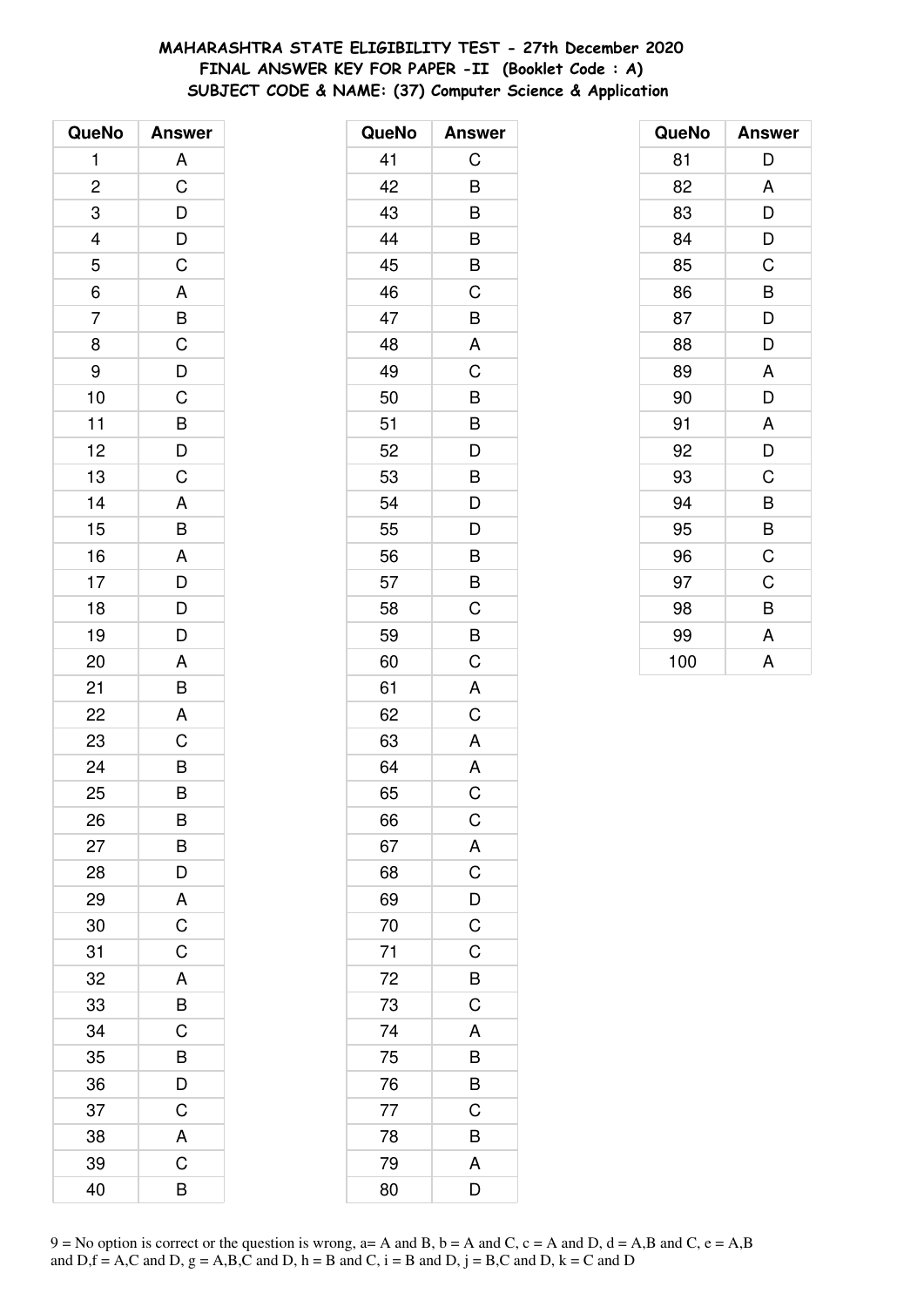**MAHARASHTRA STATE ELIGIBILITY TEST - 27th December 2020**
**FINAL ANSWER KEY FOR PAPER -II (Booklet Code : A)**
**SUBJECT CODE & NAME: (37) Computer Science & Application**

| QueNo | Answer |
|---|---|
| 1 | A |
| 2 | C |
| 3 | D |
| 4 | D |
| 5 | C |
| 6 | A |
| 7 | B |
| 8 | C |
| 9 | D |
| 10 | C |
| 11 | B |
| 12 | D |
| 13 | C |
| 14 | A |
| 15 | B |
| 16 | A |
| 17 | D |
| 18 | D |
| 19 | D |
| 20 | A |
| 21 | B |
| 22 | A |
| 23 | C |
| 24 | B |
| 25 | B |
| 26 | B |
| 27 | B |
| 28 | D |
| 29 | A |
| 30 | C |
| 31 | C |
| 32 | A |
| 33 | B |
| 34 | C |
| 35 | B |
| 36 | D |
| 37 | C |
| 38 | A |
| 39 | C |
| 40 | B |

| QueNo | Answer |
|---|---|
| 41 | C |
| 42 | B |
| 43 | B |
| 44 | B |
| 45 | B |
| 46 | C |
| 47 | B |
| 48 | A |
| 49 | C |
| 50 | B |
| 51 | B |
| 52 | D |
| 53 | B |
| 54 | D |
| 55 | D |
| 56 | B |
| 57 | B |
| 58 | C |
| 59 | B |
| 60 | C |
| 61 | A |
| 62 | C |
| 63 | A |
| 64 | A |
| 65 | C |
| 66 | C |
| 67 | A |
| 68 | C |
| 69 | D |
| 70 | C |
| 71 | C |
| 72 | B |
| 73 | C |
| 74 | A |
| 75 | B |
| 76 | B |
| 77 | C |
| 78 | B |
| 79 | A |
| 80 | D |

| QueNo | Answer |
|---|---|
| 81 | D |
| 82 | A |
| 83 | D |
| 84 | D |
| 85 | C |
| 86 | B |
| 87 | D |
| 88 | D |
| 89 | A |
| 90 | D |
| 91 | A |
| 92 | D |
| 93 | C |
| 94 | B |
| 95 | B |
| 96 | C |
| 97 | C |
| 98 | B |
| 99 | A |
| 100 | A |

9 = No option is correct or the question is wrong, a= A and B, b = A and C, c = A and D, d = A,B and C, e = A,B and D,f = A,C and D, g = A,B,C and D, h = B and C, i = B and D, j = B,C and D, k = C and D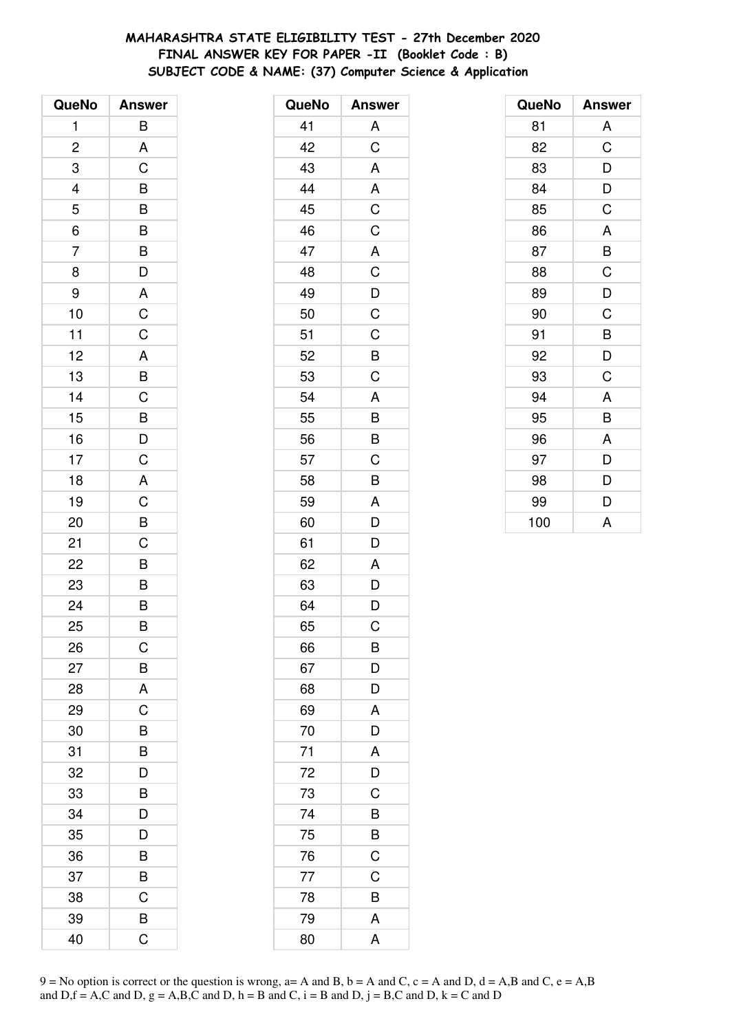# MAHARASHTRA STATE ELIGIBILITY TEST - 27th December 2020
## FINAL ANSWER KEY FOR PAPER -II (Booklet Code : B)
### SUBJECT CODE & NAME: (37) Computer Science & Application

| QueNo | Answer |
|---|---|
| 1 | B |
| 2 | A |
| 3 | C |
| 4 | B |
| 5 | B |
| 6 | B |
| 7 | B |
| 8 | D |
| 9 | A |
| 10 | C |
| 11 | C |
| 12 | A |
| 13 | B |
| 14 | C |
| 15 | B |
| 16 | D |
| 17 | C |
| 18 | A |
| 19 | C |
| 20 | B |
| 21 | C |
| 22 | B |
| 23 | B |
| 24 | B |
| 25 | B |
| 26 | C |
| 27 | B |
| 28 | A |
| 29 | C |
| 30 | B |
| 31 | B |
| 32 | D |
| 33 | B |
| 34 | D |
| 35 | D |
| 36 | B |
| 37 | B |
| 38 | C |
| 39 | B |
| 40 | C |

| QueNo | Answer |
|---|---|
| 41 | A |
| 42 | C |
| 43 | A |
| 44 | A |
| 45 | C |
| 46 | C |
| 47 | A |
| 48 | C |
| 49 | D |
| 50 | C |
| 51 | C |
| 52 | B |
| 53 | C |
| 54 | A |
| 55 | B |
| 56 | B |
| 57 | C |
| 58 | B |
| 59 | A |
| 60 | D |
| 61 | D |
| 62 | A |
| 63 | D |
| 64 | D |
| 65 | C |
| 66 | B |
| 67 | D |
| 68 | D |
| 69 | A |
| 70 | D |
| 71 | A |
| 72 | D |
| 73 | C |
| 74 | B |
| 75 | B |
| 76 | C |
| 77 | C |
| 78 | B |
| 79 | A |
| 80 | A |

| QueNo | Answer |
|---|---|
| 81 | A |
| 82 | C |
| 83 | D |
| 84 | D |
| 85 | C |
| 86 | A |
| 87 | B |
| 88 | C |
| 89 | D |
| 90 | C |
| 91 | B |
| 92 | D |
| 93 | C |
| 94 | A |
| 95 | B |
| 96 | A |
| 97 | D |
| 98 | D |
| 99 | D |
| 100 | A |

9 = No option is correct or the question is wrong, a= A and B, b = A and C, c = A and D, d = A,B and C, e = A,B and D,f = A,C and D, g = A,B,C and D, h = B and C, i = B and D, j = B,C and D, k = C and D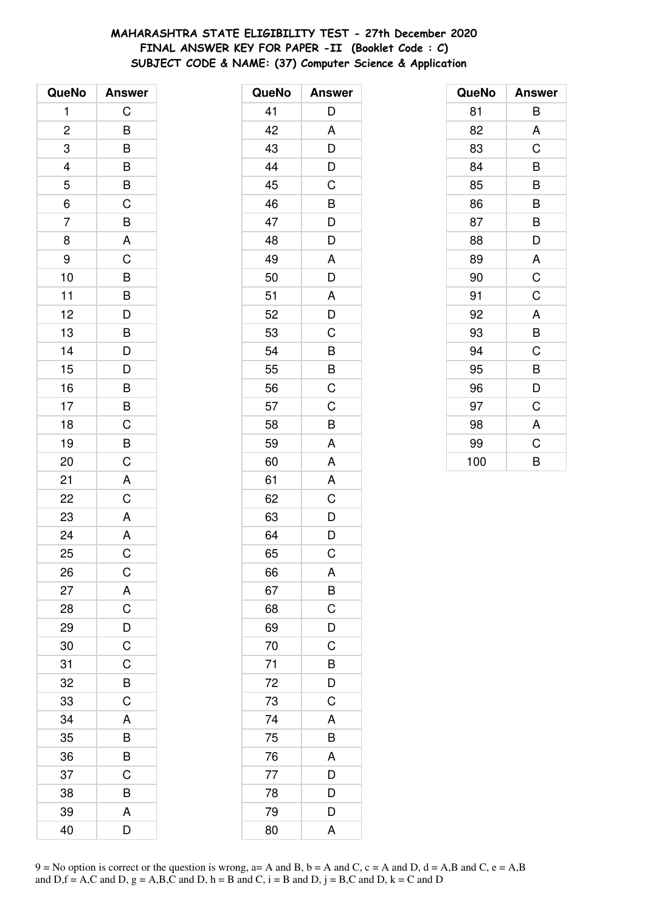**MAHARASHTRA STATE ELIGIBILITY TEST - 27th December 2020**
**FINAL ANSWER KEY FOR PAPER -II (Booklet Code : C)**
**SUBJECT CODE & NAME: (37) Computer Science & Application**

| QueNo | Answer |
|---|---|
| 1 | C |
| 2 | B |
| 3 | B |
| 4 | B |
| 5 | B |
| 6 | C |
| 7 | B |
| 8 | A |
| 9 | C |
| 10 | B |
| 11 | B |
| 12 | D |
| 13 | B |
| 14 | D |
| 15 | D |
| 16 | B |
| 17 | B |
| 18 | C |
| 19 | B |
| 20 | C |
| 21 | A |
| 22 | C |
| 23 | A |
| 24 | A |
| 25 | C |
| 26 | C |
| 27 | A |
| 28 | C |
| 29 | D |
| 30 | C |
| 31 | C |
| 32 | B |
| 33 | C |
| 34 | A |
| 35 | B |
| 36 | B |
| 37 | C |
| 38 | B |
| 39 | A |
| 40 | D |
| 41 | D |
| 42 | A |
| 43 | D |
| 44 | D |
| 45 | C |
| 46 | B |
| 47 | D |
| 48 | D |
| 49 | A |
| 50 | D |
| 51 | A |
| 52 | D |
| 53 | C |
| 54 | B |
| 55 | B |
| 56 | C |
| 57 | C |
| 58 | B |
| 59 | A |
| 60 | A |
| 61 | A |
| 62 | C |
| 63 | D |
| 64 | D |
| 65 | C |
| 66 | A |
| 67 | B |
| 68 | C |
| 69 | D |
| 70 | C |
| 71 | B |
| 72 | D |
| 73 | C |
| 74 | A |
| 75 | B |
| 76 | A |
| 77 | D |
| 78 | D |
| 79 | D |
| 80 | A |
| 81 | B |
| 82 | A |
| 83 | C |
| 84 | B |
| 85 | B |
| 86 | B |
| 87 | B |
| 88 | D |
| 89 | A |
| 90 | C |
| 91 | C |
| 92 | A |
| 93 | B |
| 94 | C |
| 95 | B |
| 96 | D |
| 97 | C |
| 98 | A |
| 99 | C |
| 100 | B |

9 = No option is correct or the question is wrong, a= A and B, b = A and C, c = A and D, d = A,B and C, e = A,B and D,f = A,C and D, g = A,B,C and D, h = B and C, i = B and D, j = B,C and D, k = C and D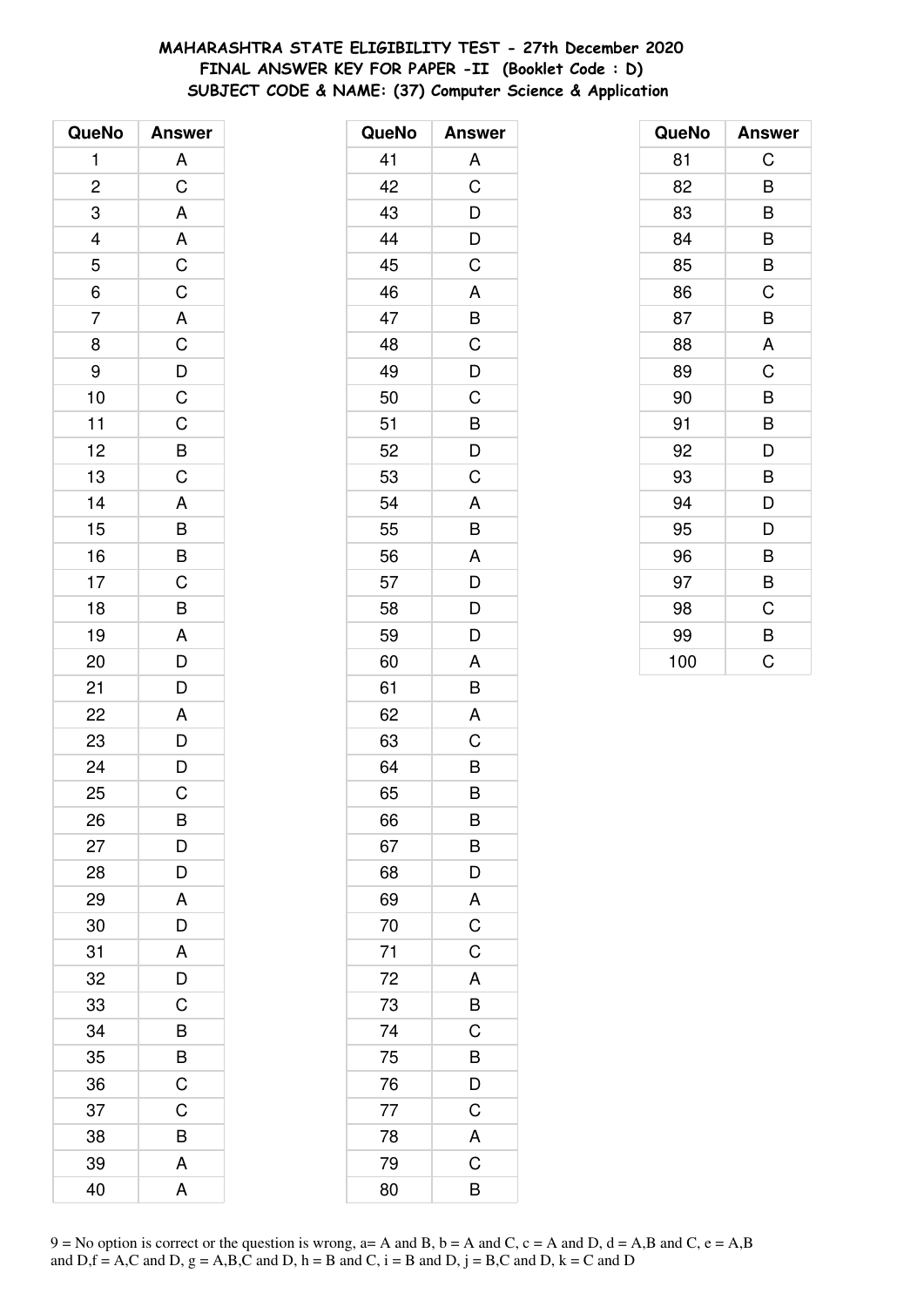**MAHARASHTRA STATE ELIGIBILITY TEST - 27th December 2020**
**FINAL ANSWER KEY FOR PAPER -II (Booklet Code : D)**
**SUBJECT CODE & NAME: (37) Computer Science & Application**

| QueNo | Answer |
|---|---|
| 1 | A |
| 2 | C |
| 3 | A |
| 4 | A |
| 5 | C |
| 6 | C |
| 7 | A |
| 8 | C |
| 9 | D |
| 10 | C |
| 11 | C |
| 12 | B |
| 13 | C |
| 14 | A |
| 15 | B |
| 16 | B |
| 17 | C |
| 18 | B |
| 19 | A |
| 20 | D |
| 21 | D |
| 22 | A |
| 23 | D |
| 24 | D |
| 25 | C |
| 26 | B |
| 27 | D |
| 28 | D |
| 29 | A |
| 30 | D |
| 31 | A |
| 32 | D |
| 33 | C |
| 34 | B |
| 35 | B |
| 36 | C |
| 37 | C |
| 38 | B |
| 39 | A |
| 40 | A |

| QueNo | Answer |
|---|---|
| 41 | A |
| 42 | C |
| 43 | D |
| 44 | D |
| 45 | C |
| 46 | A |
| 47 | B |
| 48 | C |
| 49 | D |
| 50 | C |
| 51 | B |
| 52 | D |
| 53 | C |
| 54 | A |
| 55 | B |
| 56 | A |
| 57 | D |
| 58 | D |
| 59 | D |
| 60 | A |
| 61 | B |
| 62 | A |
| 63 | C |
| 64 | B |
| 65 | B |
| 66 | B |
| 67 | B |
| 68 | D |
| 69 | A |
| 70 | C |
| 71 | C |
| 72 | A |
| 73 | B |
| 74 | C |
| 75 | B |
| 76 | D |
| 77 | C |
| 78 | A |
| 79 | C |
| 80 | B |

| QueNo | Answer |
|---|---|
| 81 | C |
| 82 | B |
| 83 | B |
| 84 | B |
| 85 | B |
| 86 | C |
| 87 | B |
| 88 | A |
| 89 | C |
| 90 | B |
| 91 | B |
| 92 | D |
| 93 | B |
| 94 | D |
| 95 | D |
| 96 | B |
| 97 | B |
| 98 | C |
| 99 | B |
| 100 | C |

9 = No option is correct or the question is wrong, a= A and B, b = A and C, c = A and D, d = A,B and C, e = A,B and D,f = A,C and D, g = A,B,C and D, h = B and C, i = B and D, j = B,C and D, k = C and D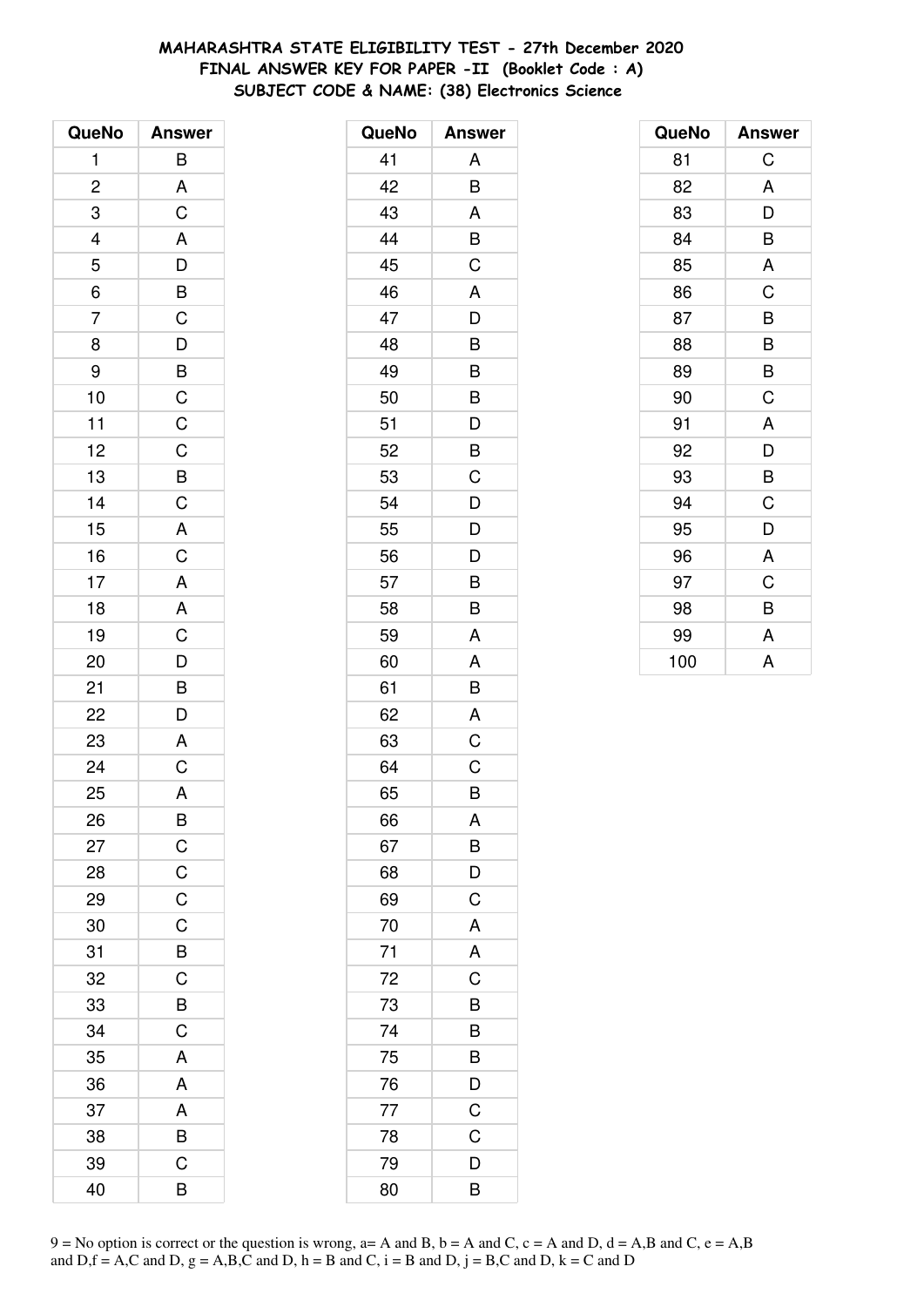**MAHARASHTRA STATE ELIGIBILITY TEST - 27th December 2020**
**FINAL ANSWER KEY FOR PAPER -II (Booklet Code : A)**
**SUBJECT CODE & NAME: (38) Electronics Science**

| QueNo | Answer |
|---|---|
| 1 | B |
| 2 | A |
| 3 | C |
| 4 | A |
| 5 | D |
| 6 | B |
| 7 | C |
| 8 | D |
| 9 | B |
| 10 | C |
| 11 | C |
| 12 | C |
| 13 | B |
| 14 | C |
| 15 | A |
| 16 | C |
| 17 | A |
| 18 | A |
| 19 | C |
| 20 | D |
| 21 | B |
| 22 | D |
| 23 | A |
| 24 | C |
| 25 | A |
| 26 | B |
| 27 | C |
| 28 | C |
| 29 | C |
| 30 | C |
| 31 | B |
| 32 | C |
| 33 | B |
| 34 | C |
| 35 | A |
| 36 | A |
| 37 | A |
| 38 | B |
| 39 | C |
| 40 | B |

| QueNo | Answer |
|---|---|
| 41 | A |
| 42 | B |
| 43 | A |
| 44 | B |
| 45 | C |
| 46 | A |
| 47 | D |
| 48 | B |
| 49 | B |
| 50 | B |
| 51 | D |
| 52 | B |
| 53 | C |
| 54 | D |
| 55 | D |
| 56 | D |
| 57 | B |
| 58 | B |
| 59 | A |
| 60 | A |
| 61 | B |
| 62 | A |
| 63 | C |
| 64 | C |
| 65 | B |
| 66 | A |
| 67 | B |
| 68 | D |
| 69 | C |
| 70 | A |
| 71 | A |
| 72 | C |
| 73 | B |
| 74 | B |
| 75 | B |
| 76 | D |
| 77 | C |
| 78 | C |
| 79 | D |
| 80 | B |

| QueNo | Answer |
|---|---|
| 81 | C |
| 82 | A |
| 83 | D |
| 84 | B |
| 85 | A |
| 86 | C |
| 87 | B |
| 88 | B |
| 89 | B |
| 90 | C |
| 91 | A |
| 92 | D |
| 93 | B |
| 94 | C |
| 95 | D |
| 96 | A |
| 97 | C |
| 98 | B |
| 99 | A |
| 100 | A |

9 = No option is correct or the question is wrong, a= A and B, b = A and C, c = A and D, d = A,B and C, e = A,B and D,f = A,C and D, g = A,B,C and D, h = B and C, i = B and D, j = B,C and D, k = C and D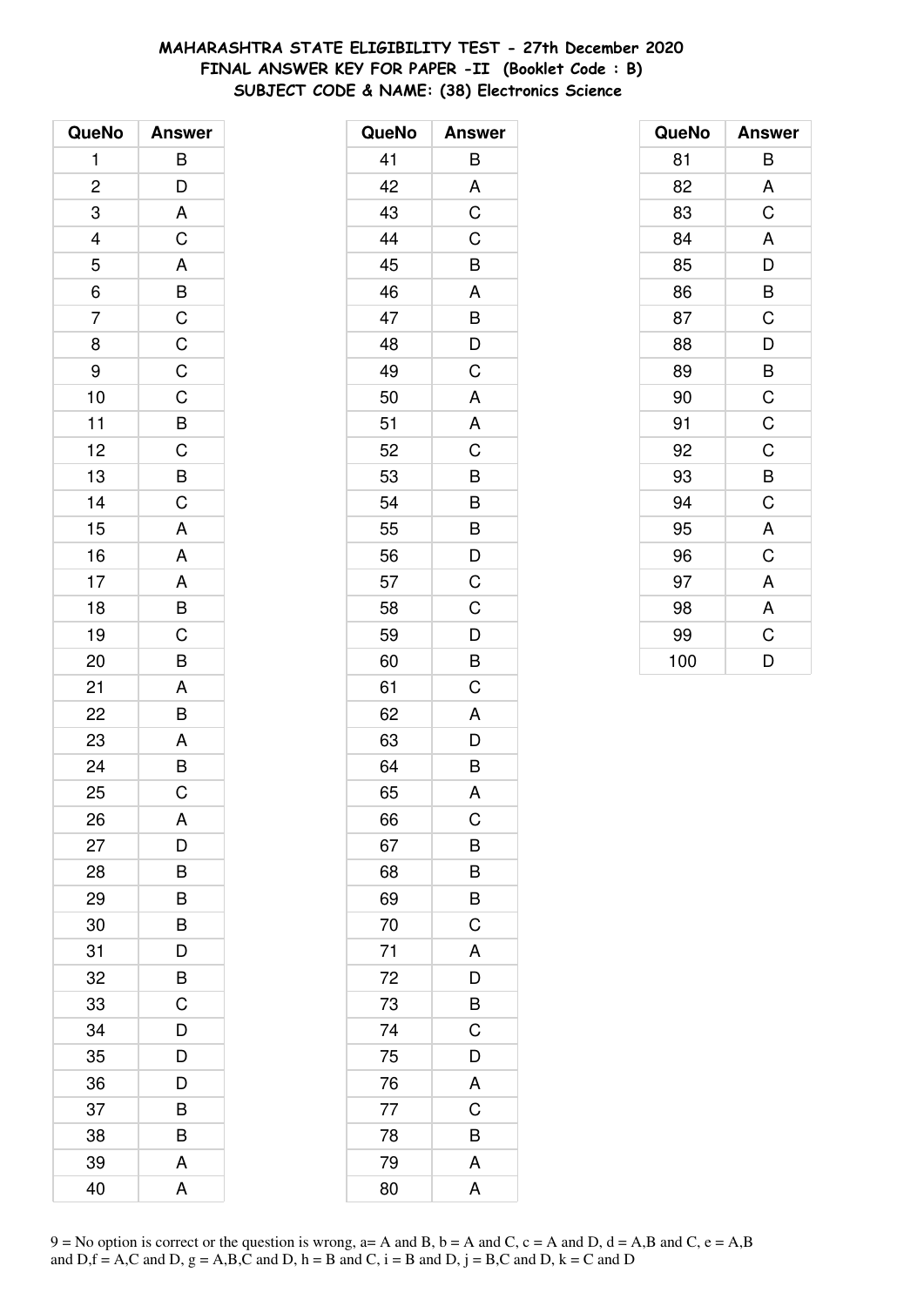**MAHARASHTRA STATE ELIGIBILITY TEST - 27th December 2020**
**FINAL ANSWER KEY FOR PAPER -II (Booklet Code : B)**
**SUBJECT CODE & NAME: (38) Electronics Science**

| QueNo | Answer |
|---|---|
| 1 | B |
| 2 | D |
| 3 | A |
| 4 | C |
| 5 | A |
| 6 | B |
| 7 | C |
| 8 | C |
| 9 | C |
| 10 | C |
| 11 | B |
| 12 | C |
| 13 | B |
| 14 | C |
| 15 | A |
| 16 | A |
| 17 | A |
| 18 | B |
| 19 | C |
| 20 | B |
| 21 | A |
| 22 | B |
| 23 | A |
| 24 | B |
| 25 | C |
| 26 | A |
| 27 | D |
| 28 | B |
| 29 | B |
| 30 | B |
| 31 | D |
| 32 | B |
| 33 | C |
| 34 | D |
| 35 | D |
| 36 | D |
| 37 | B |
| 38 | B |
| 39 | A |
| 40 | A |

| QueNo | Answer |
|---|---|
| 41 | B |
| 42 | A |
| 43 | C |
| 44 | C |
| 45 | B |
| 46 | A |
| 47 | B |
| 48 | D |
| 49 | C |
| 50 | A |
| 51 | A |
| 52 | C |
| 53 | B |
| 54 | B |
| 55 | B |
| 56 | D |
| 57 | C |
| 58 | C |
| 59 | D |
| 60 | B |
| 61 | C |
| 62 | A |
| 63 | D |
| 64 | B |
| 65 | A |
| 66 | C |
| 67 | B |
| 68 | B |
| 69 | B |
| 70 | C |
| 71 | A |
| 72 | D |
| 73 | B |
| 74 | C |
| 75 | D |
| 76 | A |
| 77 | C |
| 78 | B |
| 79 | A |
| 80 | A |

| QueNo | Answer |
|---|---|
| 81 | B |
| 82 | A |
| 83 | C |
| 84 | A |
| 85 | D |
| 86 | B |
| 87 | C |
| 88 | D |
| 89 | B |
| 90 | C |
| 91 | C |
| 92 | C |
| 93 | B |
| 94 | C |
| 95 | A |
| 96 | C |
| 97 | A |
| 98 | A |
| 99 | C |
| 100 | D |

9 = No option is correct or the question is wrong, a= A and B, b = A and C, c = A and D, d = A,B and C, e = A,B and D, f = A,C and D, g = A,B,C and D, h = B and C, i = B and D, j = B,C and D, k = C and D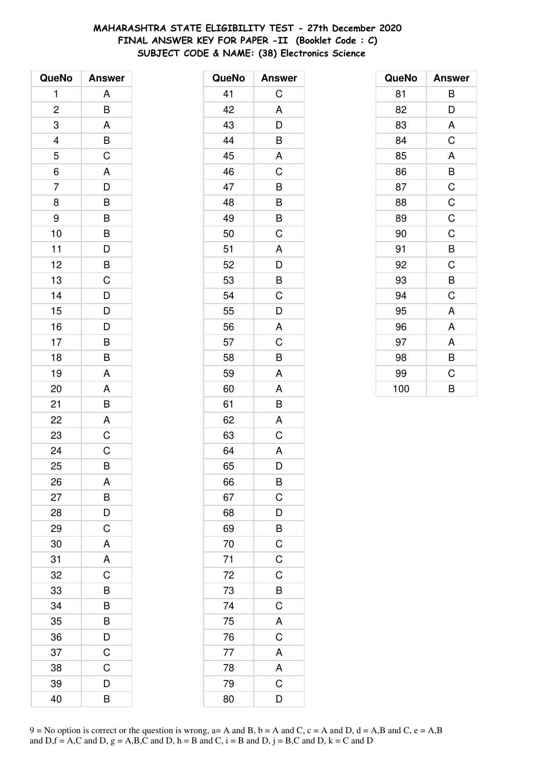**MAHARASHTRA STATE ELIGIBILITY TEST - 27th December 2020**
**FINAL ANSWER KEY FOR PAPER -II (Booklet Code : C)**
**SUBJECT CODE & NAME: (38) Electronics Science**

| QueNo | Answer |
|---|---|
| 1 | A |
| 2 | B |
| 3 | A |
| 4 | B |
| 5 | C |
| 6 | A |
| 7 | D |
| 8 | B |
| 9 | B |
| 10 | B |
| 11 | D |
| 12 | B |
| 13 | C |
| 14 | D |
| 15 | D |
| 16 | D |
| 17 | B |
| 18 | B |
| 19 | A |
| 20 | A |
| 21 | B |
| 22 | A |
| 23 | C |
| 24 | C |
| 25 | B |
| 26 | A |
| 27 | B |
| 28 | D |
| 29 | C |
| 30 | A |
| 31 | A |
| 32 | C |
| 33 | B |
| 34 | B |
| 35 | B |
| 36 | D |
| 37 | C |
| 38 | C |
| 39 | D |
| 40 | B |

| QueNo | Answer |
|---|---|
| 41 | C |
| 42 | A |
| 43 | D |
| 44 | B |
| 45 | A |
| 46 | C |
| 47 | B |
| 48 | B |
| 49 | B |
| 50 | C |
| 51 | A |
| 52 | D |
| 53 | B |
| 54 | C |
| 55 | D |
| 56 | A |
| 57 | C |
| 58 | B |
| 59 | A |
| 60 | A |
| 61 | B |
| 62 | A |
| 63 | C |
| 64 | A |
| 65 | D |
| 66 | B |
| 67 | C |
| 68 | D |
| 69 | B |
| 70 | C |
| 71 | C |
| 72 | C |
| 73 | B |
| 74 | C |
| 75 | A |
| 76 | C |
| 77 | A |
| 78 | A |
| 79 | C |
| 80 | D |

| QueNo | Answer |
|---|---|
| 81 | B |
| 82 | D |
| 83 | A |
| 84 | C |
| 85 | A |
| 86 | B |
| 87 | C |
| 88 | C |
| 89 | C |
| 90 | C |
| 91 | B |
| 92 | C |
| 93 | B |
| 94 | C |
| 95 | A |
| 96 | A |
| 97 | A |
| 98 | B |
| 99 | C |
| 100 | B |

9 = No option is correct or the question is wrong, a= A and B, b = A and C, c = A and D, d = A,B and C, e = A,B and D,f = A,C and D, g = A,B,C and D, h = B and C, i = B and D, j = B,C and D, k = C and D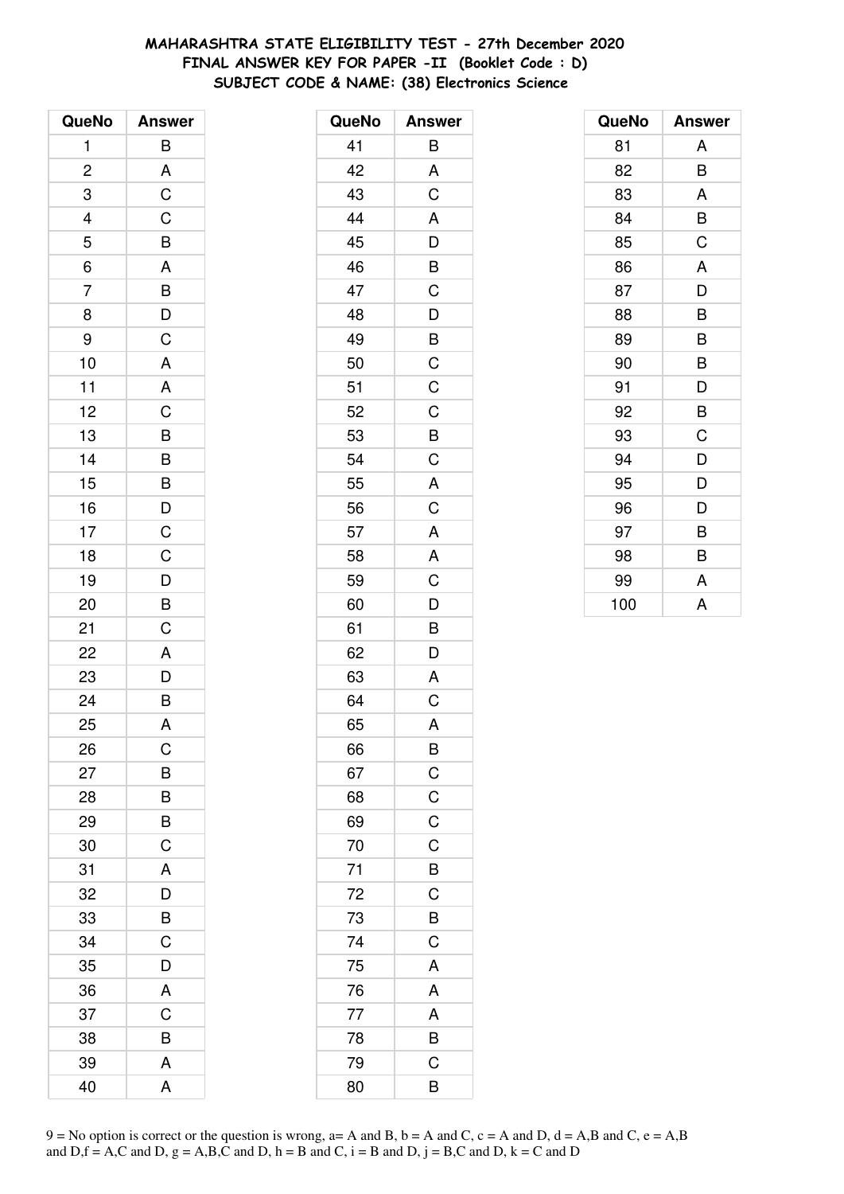**MAHARASHTRA STATE ELIGIBILITY TEST - 27th December 2020**
**FINAL ANSWER KEY FOR PAPER -II (Booklet Code : D)**
**SUBJECT CODE & NAME: (38) Electronics Science**

| QueNo | Answer |
|---|---|
| 1 | B |
| 2 | A |
| 3 | C |
| 4 | C |
| 5 | B |
| 6 | A |
| 7 | B |
| 8 | D |
| 9 | C |
| 10 | A |
| 11 | A |
| 12 | C |
| 13 | B |
| 14 | B |
| 15 | B |
| 16 | D |
| 17 | C |
| 18 | C |
| 19 | D |
| 20 | B |
| 21 | C |
| 22 | A |
| 23 | D |
| 24 | B |
| 25 | A |
| 26 | C |
| 27 | B |
| 28 | B |
| 29 | B |
| 30 | C |
| 31 | A |
| 32 | D |
| 33 | B |
| 34 | C |
| 35 | D |
| 36 | A |
| 37 | C |
| 38 | B |
| 39 | A |
| 40 | A |

| QueNo | Answer |
|---|---|
| 41 | B |
| 42 | A |
| 43 | C |
| 44 | A |
| 45 | D |
| 46 | B |
| 47 | C |
| 48 | D |
| 49 | B |
| 50 | C |
| 51 | C |
| 52 | C |
| 53 | B |
| 54 | C |
| 55 | A |
| 56 | C |
| 57 | A |
| 58 | A |
| 59 | C |
| 60 | D |
| 61 | B |
| 62 | D |
| 63 | A |
| 64 | C |
| 65 | A |
| 66 | B |
| 67 | C |
| 68 | C |
| 69 | C |
| 70 | C |
| 71 | B |
| 72 | C |
| 73 | B |
| 74 | C |
| 75 | A |
| 76 | A |
| 77 | A |
| 78 | B |
| 79 | C |
| 80 | B |

| QueNo | Answer |
|---|---|
| 81 | A |
| 82 | B |
| 83 | A |
| 84 | B |
| 85 | C |
| 86 | A |
| 87 | D |
| 88 | B |
| 89 | B |
| 90 | B |
| 91 | D |
| 92 | B |
| 93 | C |
| 94 | D |
| 95 | D |
| 96 | D |
| 97 | B |
| 98 | B |
| 99 | A |
| 100 | A |

9 = No option is correct or the question is wrong, a= A and B, b = A and C, c = A and D, d = A,B and C, e = A,B and D,f = A,C and D, g = A,B,C and D, h = B and C, i = B and D, j = B,C and D, k = C and D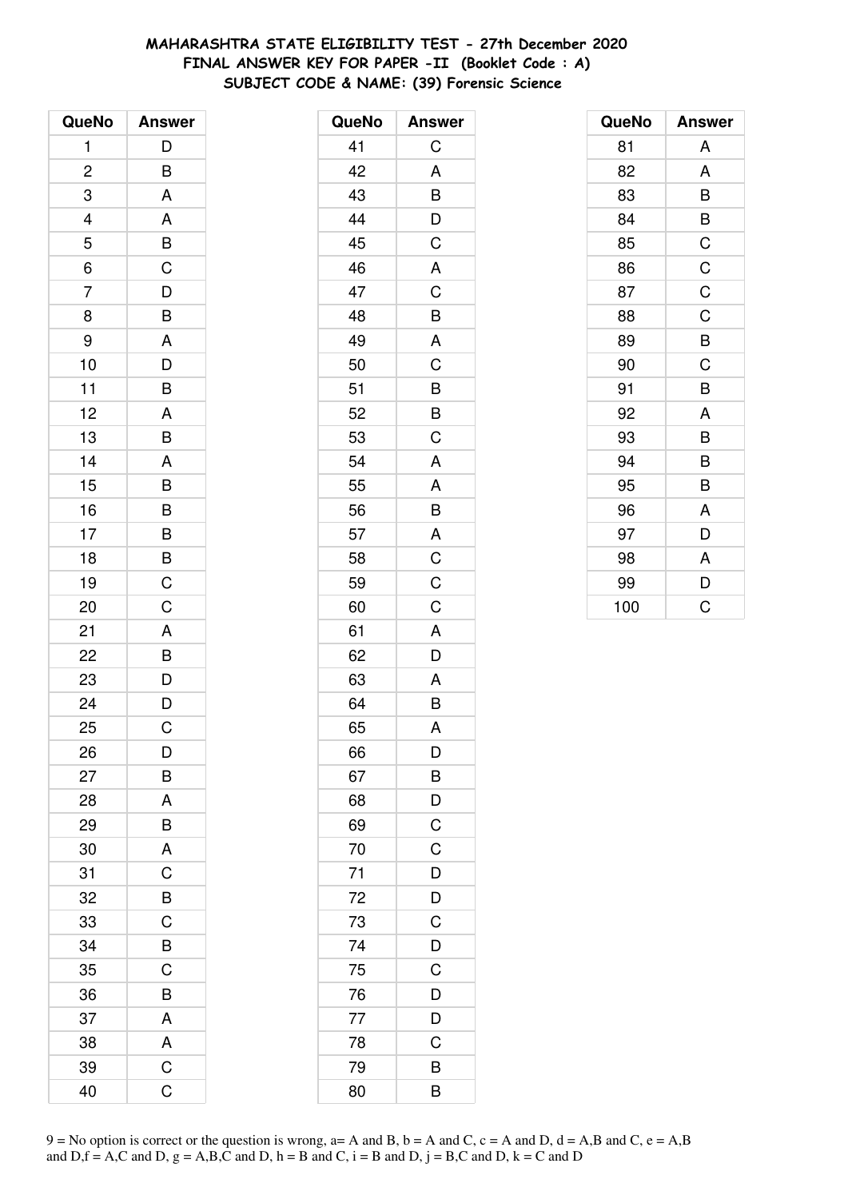**MAHARASHTRA STATE ELIGIBILITY TEST - 27th December 2020**
**FINAL ANSWER KEY FOR PAPER -II (Booklet Code : A)**
**SUBJECT CODE & NAME: (39) Forensic Science**

| QueNo | Answer |
|---|---|
| 1 | D |
| 2 | B |
| 3 | A |
| 4 | A |
| 5 | B |
| 6 | C |
| 7 | D |
| 8 | B |
| 9 | A |
| 10 | D |
| 11 | B |
| 12 | A |
| 13 | B |
| 14 | A |
| 15 | B |
| 16 | B |
| 17 | B |
| 18 | B |
| 19 | C |
| 20 | C |
| 21 | A |
| 22 | B |
| 23 | D |
| 24 | D |
| 25 | C |
| 26 | D |
| 27 | B |
| 28 | A |
| 29 | B |
| 30 | A |
| 31 | C |
| 32 | B |
| 33 | C |
| 34 | B |
| 35 | C |
| 36 | B |
| 37 | A |
| 38 | A |
| 39 | C |
| 40 | C |

| QueNo | Answer |
|---|---|
| 41 | C |
| 42 | A |
| 43 | B |
| 44 | D |
| 45 | C |
| 46 | A |
| 47 | C |
| 48 | B |
| 49 | A |
| 50 | C |
| 51 | B |
| 52 | B |
| 53 | C |
| 54 | A |
| 55 | A |
| 56 | B |
| 57 | A |
| 58 | C |
| 59 | C |
| 60 | C |
| 61 | A |
| 62 | D |
| 63 | A |
| 64 | B |
| 65 | A |
| 66 | D |
| 67 | B |
| 68 | D |
| 69 | C |
| 70 | C |
| 71 | D |
| 72 | D |
| 73 | C |
| 74 | D |
| 75 | C |
| 76 | D |
| 77 | D |
| 78 | C |
| 79 | B |
| 80 | B |

| QueNo | Answer |
|---|---|
| 81 | A |
| 82 | A |
| 83 | B |
| 84 | B |
| 85 | C |
| 86 | C |
| 87 | C |
| 88 | C |
| 89 | B |
| 90 | C |
| 91 | B |
| 92 | A |
| 93 | B |
| 94 | B |
| 95 | B |
| 96 | A |
| 97 | D |
| 98 | A |
| 99 | D |
| 100 | C |

9 = No option is correct or the question is wrong, a= A and B, b = A and C, c = A and D, d = A,B and C, e = A,B and D,f = A,C and D, g = A,B,C and D, h = B and C, i = B and D, j = B,C and D, k = C and D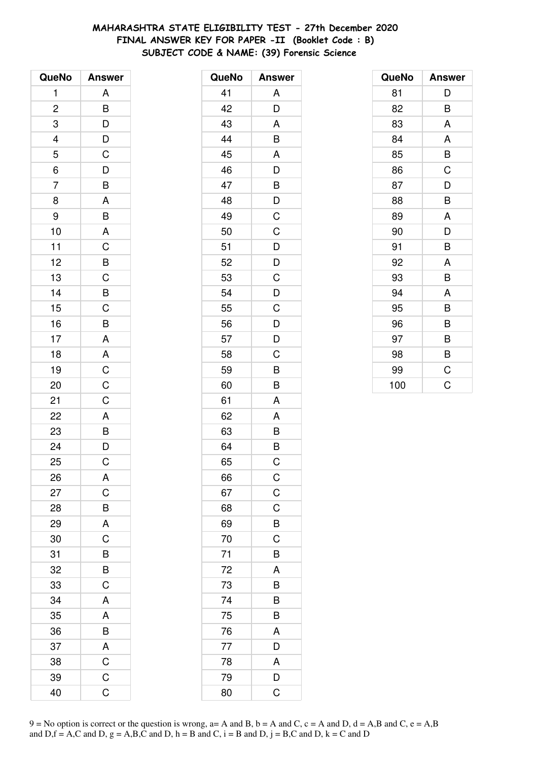# MAHARASHTRA STATE ELIGIBILITY TEST - 27th December 2020
## FINAL ANSWER KEY FOR PAPER -II (Booklet Code : B)
### SUBJECT CODE & NAME: (39) Forensic Science

| QueNo | Answer |
|---|---|
| 1 | A |
| 2 | B |
| 3 | D |
| 4 | D |
| 5 | C |
| 6 | D |
| 7 | B |
| 8 | A |
| 9 | B |
| 10 | A |
| 11 | C |
| 12 | B |
| 13 | C |
| 14 | B |
| 15 | C |
| 16 | B |
| 17 | A |
| 18 | A |
| 19 | C |
| 20 | C |
| 21 | C |
| 22 | A |
| 23 | B |
| 24 | D |
| 25 | C |
| 26 | A |
| 27 | C |
| 28 | B |
| 29 | A |
| 30 | C |
| 31 | B |
| 32 | B |
| 33 | C |
| 34 | A |
| 35 | A |
| 36 | B |
| 37 | A |
| 38 | C |
| 39 | C |
| 40 | C |

| QueNo | Answer |
|---|---|
| 41 | A |
| 42 | D |
| 43 | A |
| 44 | B |
| 45 | A |
| 46 | D |
| 47 | B |
| 48 | D |
| 49 | C |
| 50 | C |
| 51 | D |
| 52 | D |
| 53 | C |
| 54 | D |
| 55 | C |
| 56 | D |
| 57 | D |
| 58 | C |
| 59 | B |
| 60 | B |
| 61 | A |
| 62 | A |
| 63 | B |
| 64 | B |
| 65 | C |
| 66 | C |
| 67 | C |
| 68 | C |
| 69 | B |
| 70 | C |
| 71 | B |
| 72 | A |
| 73 | B |
| 74 | B |
| 75 | B |
| 76 | A |
| 77 | D |
| 78 | A |
| 79 | D |
| 80 | C |

| QueNo | Answer |
|---|---|
| 81 | D |
| 82 | B |
| 83 | A |
| 84 | A |
| 85 | B |
| 86 | C |
| 87 | D |
| 88 | B |
| 89 | A |
| 90 | D |
| 91 | B |
| 92 | A |
| 93 | B |
| 94 | A |
| 95 | B |
| 96 | B |
| 97 | B |
| 98 | B |
| 99 | C |
| 100 | C |

9 = No option is correct or the question is wrong, a= A and B, b = A and C, c = A and D, d = A,B and C, e = A,B and D,f = A,C and D, g = A,B,C and D, h = B and C, i = B and D, j = B,C and D, k = C and D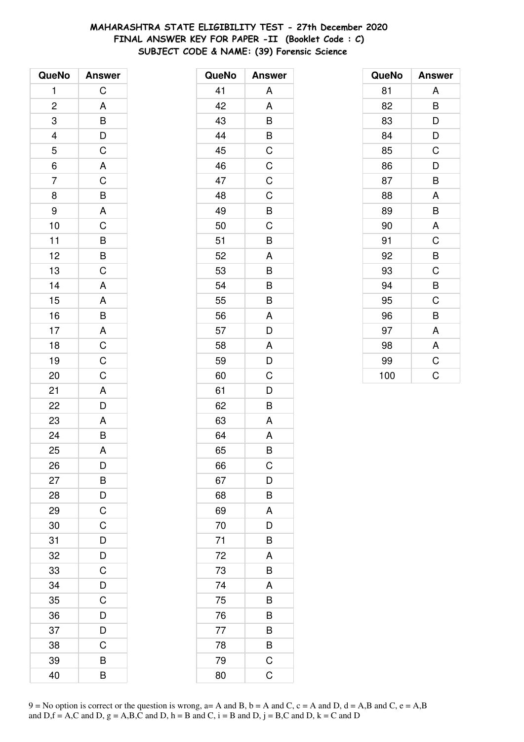# MAHARASHTRA STATE ELIGIBILITY TEST - 27th December 2020
## FINAL ANSWER KEY FOR PAPER -II (Booklet Code : C)
### SUBJECT CODE & NAME: (39) Forensic Science

| QueNo | Answer |
|---|---|
| 1 | C |
| 2 | A |
| 3 | B |
| 4 | D |
| 5 | C |
| 6 | A |
| 7 | C |
| 8 | B |
| 9 | A |
| 10 | C |
| 11 | B |
| 12 | B |
| 13 | C |
| 14 | A |
| 15 | A |
| 16 | B |
| 17 | A |
| 18 | C |
| 19 | C |
| 20 | C |
| 21 | A |
| 22 | D |
| 23 | A |
| 24 | B |
| 25 | A |
| 26 | D |
| 27 | B |
| 28 | D |
| 29 | C |
| 30 | C |
| 31 | D |
| 32 | D |
| 33 | C |
| 34 | D |
| 35 | C |
| 36 | D |
| 37 | D |
| 38 | C |
| 39 | B |
| 40 | B |

| QueNo | Answer |
|---|---|
| 41 | A |
| 42 | A |
| 43 | B |
| 44 | B |
| 45 | C |
| 46 | C |
| 47 | C |
| 48 | C |
| 49 | B |
| 50 | C |
| 51 | B |
| 52 | A |
| 53 | B |
| 54 | B |
| 55 | B |
| 56 | A |
| 57 | D |
| 58 | A |
| 59 | D |
| 60 | C |
| 61 | D |
| 62 | B |
| 63 | A |
| 64 | A |
| 65 | B |
| 66 | C |
| 67 | D |
| 68 | B |
| 69 | A |
| 70 | D |
| 71 | B |
| 72 | A |
| 73 | B |
| 74 | A |
| 75 | B |
| 76 | B |
| 77 | B |
| 78 | B |
| 79 | C |
| 80 | C |

| QueNo | Answer |
|---|---|
| 81 | A |
| 82 | B |
| 83 | D |
| 84 | D |
| 85 | C |
| 86 | D |
| 87 | B |
| 88 | A |
| 89 | B |
| 90 | A |
| 91 | C |
| 92 | B |
| 93 | C |
| 94 | B |
| 95 | C |
| 96 | B |
| 97 | A |
| 98 | A |
| 99 | C |
| 100 | C |

9 = No option is correct or the question is wrong, a= A and B, b = A and C, c = A and D, d = A,B and C, e = A,B and D,f = A,C and D, g = A,B,C and D, h = B and C, i = B and D, j = B,C and D, k = C and D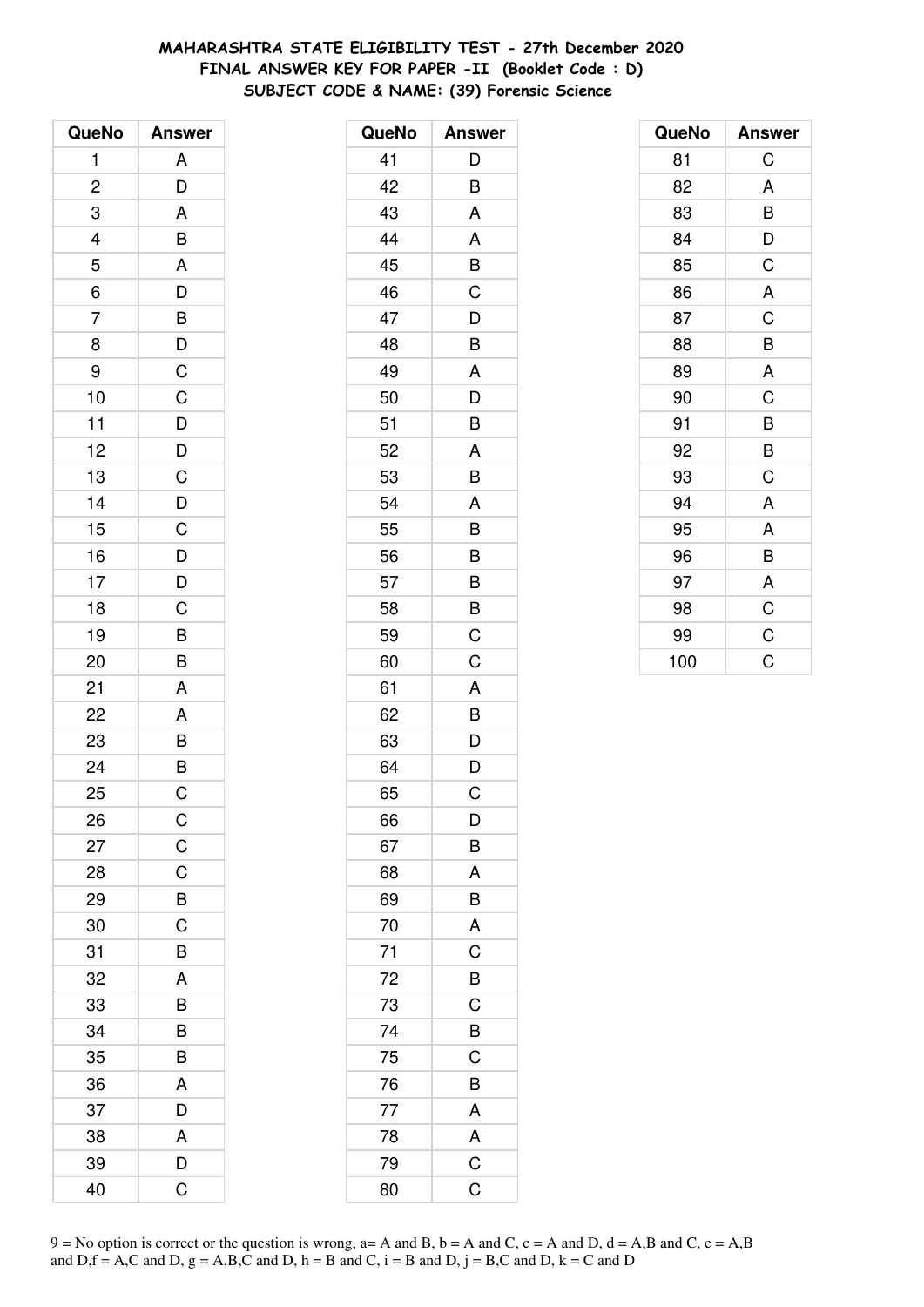**MAHARASHTRA STATE ELIGIBILITY TEST - 27th December 2020**
**FINAL ANSWER KEY FOR PAPER -II (Booklet Code : D)**
**SUBJECT CODE & NAME: (39) Forensic Science**

| QueNo | Answer |
|---|---|
| 1 | A |
| 2 | D |
| 3 | A |
| 4 | B |
| 5 | A |
| 6 | D |
| 7 | B |
| 8 | D |
| 9 | C |
| 10 | C |
| 11 | D |
| 12 | D |
| 13 | C |
| 14 | D |
| 15 | C |
| 16 | D |
| 17 | D |
| 18 | C |
| 19 | B |
| 20 | B |
| 21 | A |
| 22 | A |
| 23 | B |
| 24 | B |
| 25 | C |
| 26 | C |
| 27 | C |
| 28 | C |
| 29 | B |
| 30 | C |
| 31 | B |
| 32 | A |
| 33 | B |
| 34 | B |
| 35 | B |
| 36 | A |
| 37 | D |
| 38 | A |
| 39 | D |
| 40 | C |

| QueNo | Answer |
|---|---|
| 41 | D |
| 42 | B |
| 43 | A |
| 44 | A |
| 45 | B |
| 46 | C |
| 47 | D |
| 48 | B |
| 49 | A |
| 50 | D |
| 51 | B |
| 52 | A |
| 53 | B |
| 54 | A |
| 55 | B |
| 56 | B |
| 57 | B |
| 58 | B |
| 59 | C |
| 60 | C |
| 61 | A |
| 62 | B |
| 63 | D |
| 64 | D |
| 65 | C |
| 66 | D |
| 67 | B |
| 68 | A |
| 69 | B |
| 70 | A |
| 71 | C |
| 72 | B |
| 73 | C |
| 74 | B |
| 75 | C |
| 76 | B |
| 77 | A |
| 78 | A |
| 79 | C |
| 80 | C |

| QueNo | Answer |
|---|---|
| 81 | C |
| 82 | A |
| 83 | B |
| 84 | D |
| 85 | C |
| 86 | A |
| 87 | C |
| 88 | B |
| 89 | A |
| 90 | C |
| 91 | B |
| 92 | B |
| 93 | C |
| 94 | A |
| 95 | A |
| 96 | B |
| 97 | A |
| 98 | C |
| 99 | C |
| 100 | C |

9 = No option is correct or the question is wrong, a= A and B, b = A and C, c = A and D, d = A,B and C, e = A,B and D,f = A,C and D, g = A,B,C and D, h = B and C, i = B and D, j = B,C and D, k = C and D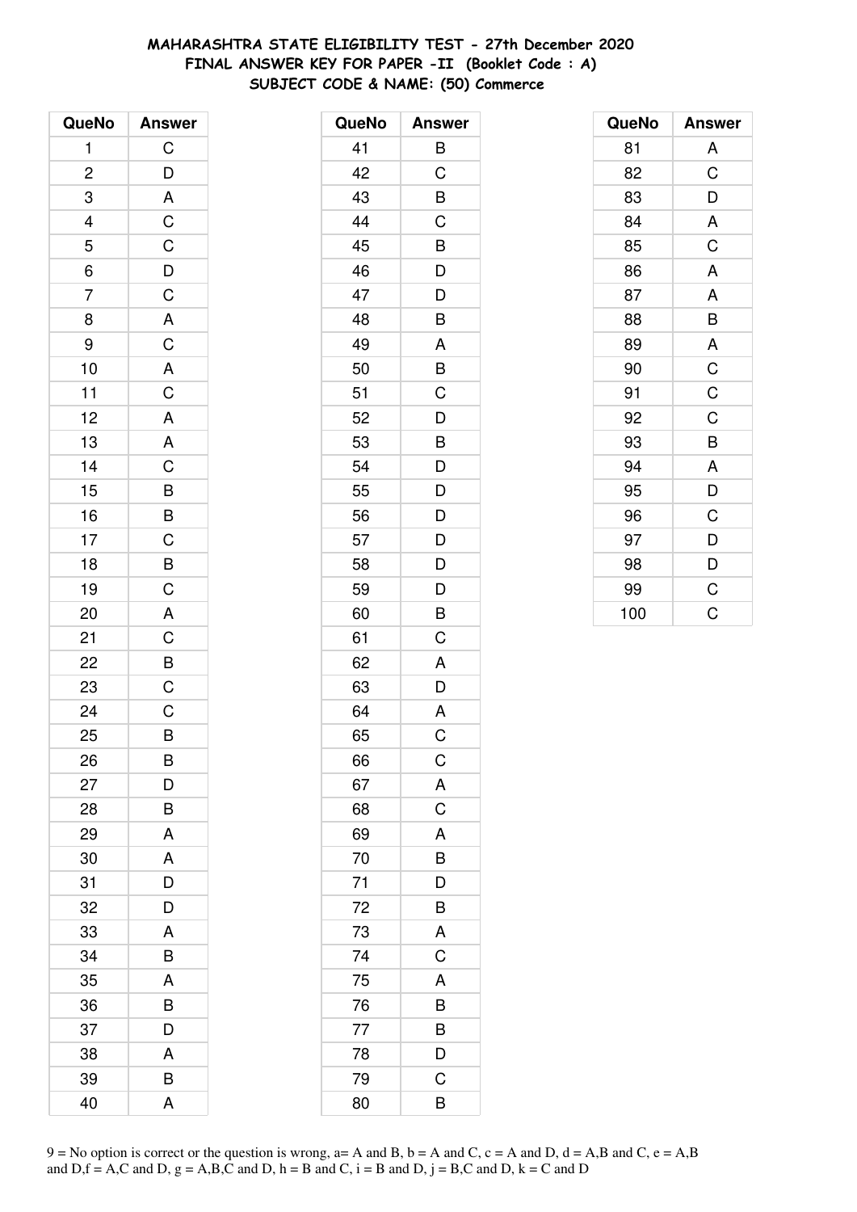# MAHARASHTRA STATE ELIGIBILITY TEST - 27th December 2020
## FINAL ANSWER KEY FOR PAPER -II (Booklet Code : A)
### SUBJECT CODE & NAME: (50) Commerce

| QueNo | Answer |
|---|---|
| 1 | C |
| 2 | D |
| 3 | A |
| 4 | C |
| 5 | C |
| 6 | D |
| 7 | C |
| 8 | A |
| 9 | C |
| 10 | A |
| 11 | C |
| 12 | A |
| 13 | A |
| 14 | C |
| 15 | B |
| 16 | B |
| 17 | C |
| 18 | B |
| 19 | C |
| 20 | A |
| 21 | C |
| 22 | B |
| 23 | C |
| 24 | C |
| 25 | B |
| 26 | B |
| 27 | D |
| 28 | B |
| 29 | A |
| 30 | A |
| 31 | D |
| 32 | D |
| 33 | A |
| 34 | B |
| 35 | A |
| 36 | B |
| 37 | D |
| 38 | A |
| 39 | B |
| 40 | A |

| QueNo | Answer |
|---|---|
| 41 | B |
| 42 | C |
| 43 | B |
| 44 | C |
| 45 | B |
| 46 | D |
| 47 | D |
| 48 | B |
| 49 | A |
| 50 | B |
| 51 | C |
| 52 | D |
| 53 | B |
| 54 | D |
| 55 | D |
| 56 | D |
| 57 | D |
| 58 | D |
| 59 | D |
| 60 | B |
| 61 | C |
| 62 | A |
| 63 | D |
| 64 | A |
| 65 | C |
| 66 | C |
| 67 | A |
| 68 | C |
| 69 | A |
| 70 | B |
| 71 | D |
| 72 | B |
| 73 | A |
| 74 | C |
| 75 | A |
| 76 | B |
| 77 | B |
| 78 | D |
| 79 | C |
| 80 | B |

| QueNo | Answer |
|---|---|
| 81 | A |
| 82 | C |
| 83 | D |
| 84 | A |
| 85 | C |
| 86 | A |
| 87 | A |
| 88 | B |
| 89 | A |
| 90 | C |
| 91 | C |
| 92 | C |
| 93 | B |
| 94 | A |
| 95 | D |
| 96 | C |
| 97 | D |
| 98 | D |
| 99 | C |
| 100 | C |

9 = No option is correct or the question is wrong, a= A and B, b = A and C, c = A and D, d = A,B and C, e = A,B and D,f = A,C and D, g = A,B,C and D, h = B and C, i = B and D, j = B,C and D, k = C and D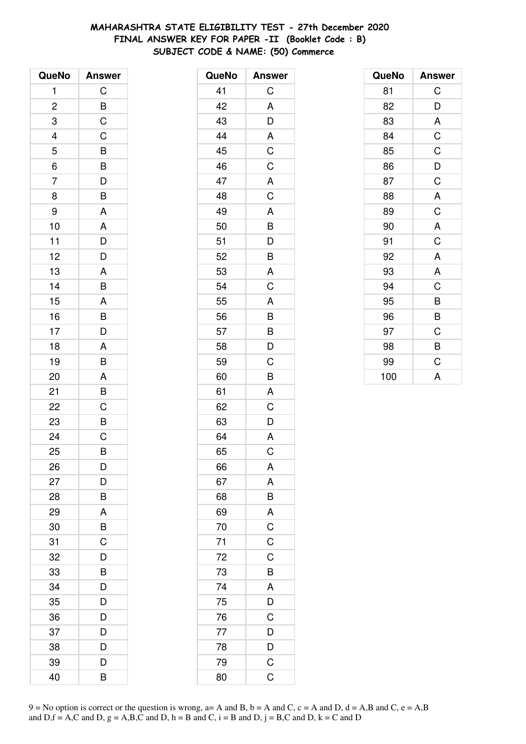**MAHARASHTRA STATE ELIGIBILITY TEST - 27th December 2020**
**FINAL ANSWER KEY FOR PAPER -II (Booklet Code : B)**
**SUBJECT CODE & NAME: (50) Commerce**

| QueNo | Answer |
|---|---|
| 1 | C |
| 2 | B |
| 3 | C |
| 4 | C |
| 5 | B |
| 6 | B |
| 7 | D |
| 8 | B |
| 9 | A |
| 10 | A |
| 11 | D |
| 12 | D |
| 13 | A |
| 14 | B |
| 15 | A |
| 16 | B |
| 17 | D |
| 18 | A |
| 19 | B |
| 20 | A |
| 21 | B |
| 22 | C |
| 23 | B |
| 24 | C |
| 25 | B |
| 26 | D |
| 27 | D |
| 28 | B |
| 29 | A |
| 30 | B |
| 31 | C |
| 32 | D |
| 33 | B |
| 34 | D |
| 35 | D |
| 36 | D |
| 37 | D |
| 38 | D |
| 39 | D |
| 40 | B |

| QueNo | Answer |
|---|---|
| 41 | C |
| 42 | A |
| 43 | D |
| 44 | A |
| 45 | C |
| 46 | C |
| 47 | A |
| 48 | C |
| 49 | A |
| 50 | B |
| 51 | D |
| 52 | B |
| 53 | A |
| 54 | C |
| 55 | A |
| 56 | B |
| 57 | B |
| 58 | D |
| 59 | C |
| 60 | B |
| 61 | A |
| 62 | C |
| 63 | D |
| 64 | A |
| 65 | C |
| 66 | A |
| 67 | A |
| 68 | B |
| 69 | A |
| 70 | C |
| 71 | C |
| 72 | C |
| 73 | B |
| 74 | A |
| 75 | D |
| 76 | C |
| 77 | D |
| 78 | D |
| 79 | C |
| 80 | C |

| QueNo | Answer |
|---|---|
| 81 | C |
| 82 | D |
| 83 | A |
| 84 | C |
| 85 | C |
| 86 | D |
| 87 | C |
| 88 | A |
| 89 | C |
| 90 | A |
| 91 | C |
| 92 | A |
| 93 | A |
| 94 | C |
| 95 | B |
| 96 | B |
| 97 | C |
| 98 | B |
| 99 | C |
| 100 | A |

9 = No option is correct or the question is wrong, a= A and B, b = A and C, c = A and D, d = A,B and C, e = A,B and D,f = A,C and D, g = A,B,C and D, h = B and C, i = B and D, j = B,C and D, k = C and D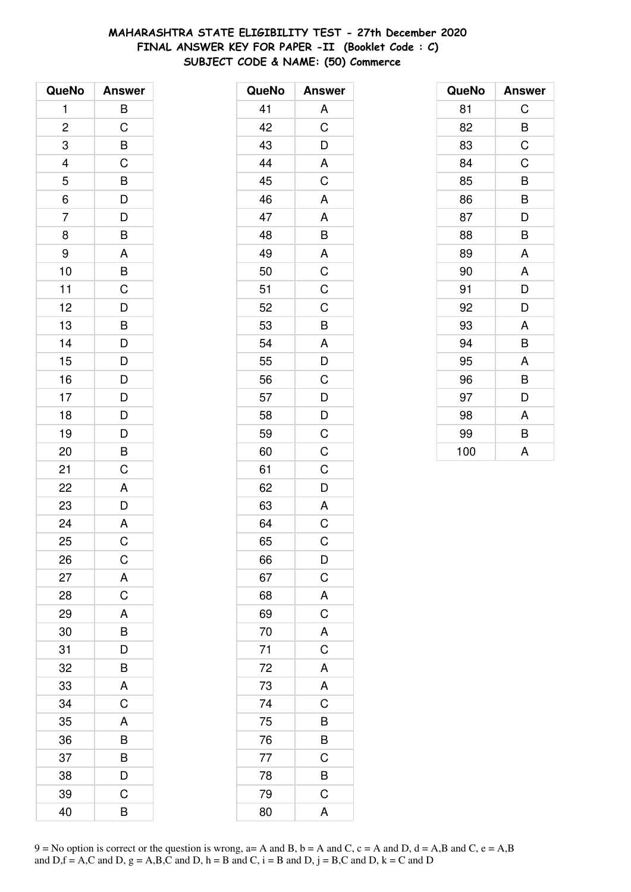**MAHARASHTRA STATE ELIGIBILITY TEST - 27th December 2020**
**FINAL ANSWER KEY FOR PAPER -II (Booklet Code : C)**
**SUBJECT CODE & NAME: (50) Commerce**

| QueNo | Answer |
|---|---|
| 1 | B |
| 2 | C |
| 3 | B |
| 4 | C |
| 5 | B |
| 6 | D |
| 7 | D |
| 8 | B |
| 9 | A |
| 10 | B |
| 11 | C |
| 12 | D |
| 13 | B |
| 14 | D |
| 15 | D |
| 16 | D |
| 17 | D |
| 18 | D |
| 19 | D |
| 20 | B |
| 21 | C |
| 22 | A |
| 23 | D |
| 24 | A |
| 25 | C |
| 26 | C |
| 27 | A |
| 28 | C |
| 29 | A |
| 30 | B |
| 31 | D |
| 32 | B |
| 33 | A |
| 34 | C |
| 35 | A |
| 36 | B |
| 37 | B |
| 38 | D |
| 39 | C |
| 40 | B |

| QueNo | Answer |
|---|---|
| 41 | A |
| 42 | C |
| 43 | D |
| 44 | A |
| 45 | C |
| 46 | A |
| 47 | A |
| 48 | B |
| 49 | A |
| 50 | C |
| 51 | C |
| 52 | C |
| 53 | B |
| 54 | A |
| 55 | D |
| 56 | C |
| 57 | D |
| 58 | D |
| 59 | C |
| 60 | C |
| 61 | C |
| 62 | D |
| 63 | A |
| 64 | C |
| 65 | C |
| 66 | D |
| 67 | C |
| 68 | A |
| 69 | C |
| 70 | A |
| 71 | C |
| 72 | A |
| 73 | A |
| 74 | C |
| 75 | B |
| 76 | B |
| 77 | C |
| 78 | B |
| 79 | C |
| 80 | A |

| QueNo | Answer |
|---|---|
| 81 | C |
| 82 | B |
| 83 | C |
| 84 | C |
| 85 | B |
| 86 | B |
| 87 | D |
| 88 | B |
| 89 | A |
| 90 | A |
| 91 | D |
| 92 | D |
| 93 | A |
| 94 | B |
| 95 | A |
| 96 | B |
| 97 | D |
| 98 | A |
| 99 | B |
| 100 | A |

9 = No option is correct or the question is wrong, a= A and B, b = A and C, c = A and D, d = A,B and C, e = A,B and D,f = A,C and D, g = A,B,C and D, h = B and C, i = B and D, j = B,C and D, k = C and D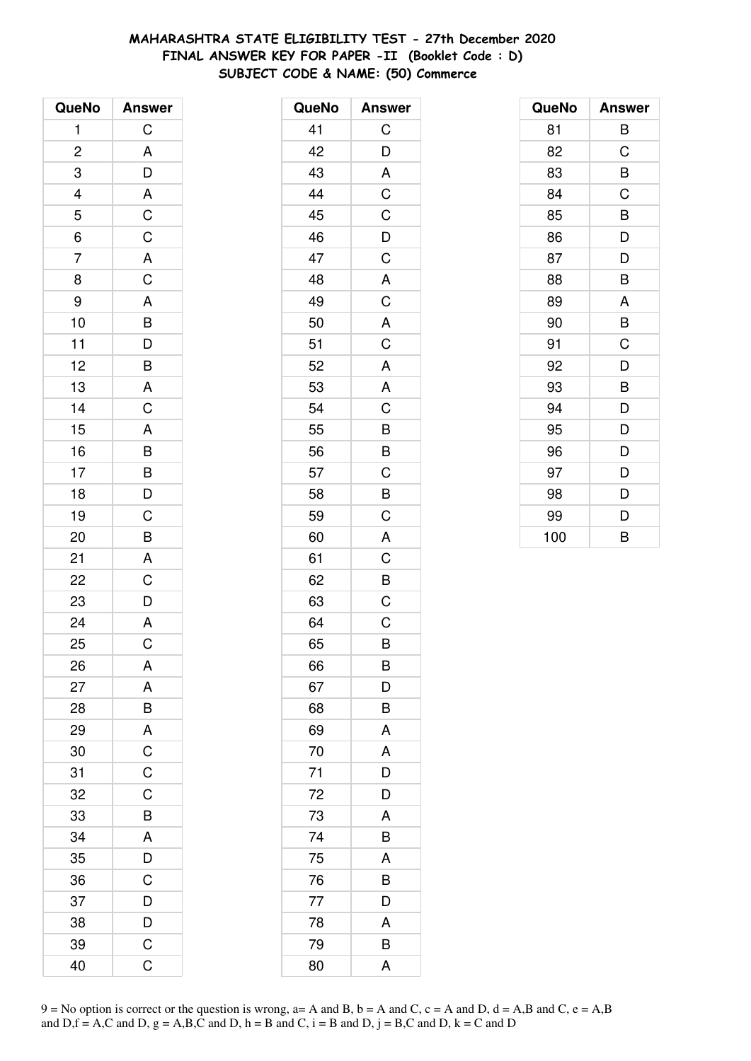# MAHARASHTRA STATE ELIGIBILITY TEST - 27th December 2020
## FINAL ANSWER KEY FOR PAPER -II (Booklet Code : D)
### SUBJECT CODE & NAME: (50) Commerce

| QueNo | Answer |
|---|---|
| 1 | C |
| 2 | A |
| 3 | D |
| 4 | A |
| 5 | C |
| 6 | C |
| 7 | A |
| 8 | C |
| 9 | A |
| 10 | B |
| 11 | D |
| 12 | B |
| 13 | A |
| 14 | C |
| 15 | A |
| 16 | B |
| 17 | B |
| 18 | D |
| 19 | C |
| 20 | B |
| 21 | A |
| 22 | C |
| 23 | D |
| 24 | A |
| 25 | C |
| 26 | A |
| 27 | A |
| 28 | B |
| 29 | A |
| 30 | C |
| 31 | C |
| 32 | C |
| 33 | B |
| 34 | A |
| 35 | D |
| 36 | C |
| 37 | D |
| 38 | D |
| 39 | C |
| 40 | C |

| QueNo | Answer |
|---|---|
| 41 | C |
| 42 | D |
| 43 | A |
| 44 | C |
| 45 | C |
| 46 | D |
| 47 | C |
| 48 | A |
| 49 | C |
| 50 | A |
| 51 | C |
| 52 | A |
| 53 | A |
| 54 | C |
| 55 | B |
| 56 | B |
| 57 | C |
| 58 | B |
| 59 | C |
| 60 | A |
| 61 | C |
| 62 | B |
| 63 | C |
| 64 | C |
| 65 | B |
| 66 | B |
| 67 | D |
| 68 | B |
| 69 | A |
| 70 | A |
| 71 | D |
| 72 | D |
| 73 | A |
| 74 | B |
| 75 | A |
| 76 | B |
| 77 | D |
| 78 | A |
| 79 | B |
| 80 | A |

| QueNo | Answer |
|---|---|
| 81 | B |
| 82 | C |
| 83 | B |
| 84 | C |
| 85 | B |
| 86 | D |
| 87 | D |
| 88 | B |
| 89 | A |
| 90 | B |
| 91 | C |
| 92 | D |
| 93 | B |
| 94 | D |
| 95 | D |
| 96 | D |
| 97 | D |
| 98 | D |
| 99 | D |
| 100 | B |

9 = No option is correct or the question is wrong, a= A and B, b = A and C, c = A and D, d = A,B and C, e = A,B and D,f = A,C and D, g = A,B,C and D, h = B and C, i = B and D, j = B,C and D, k = C and D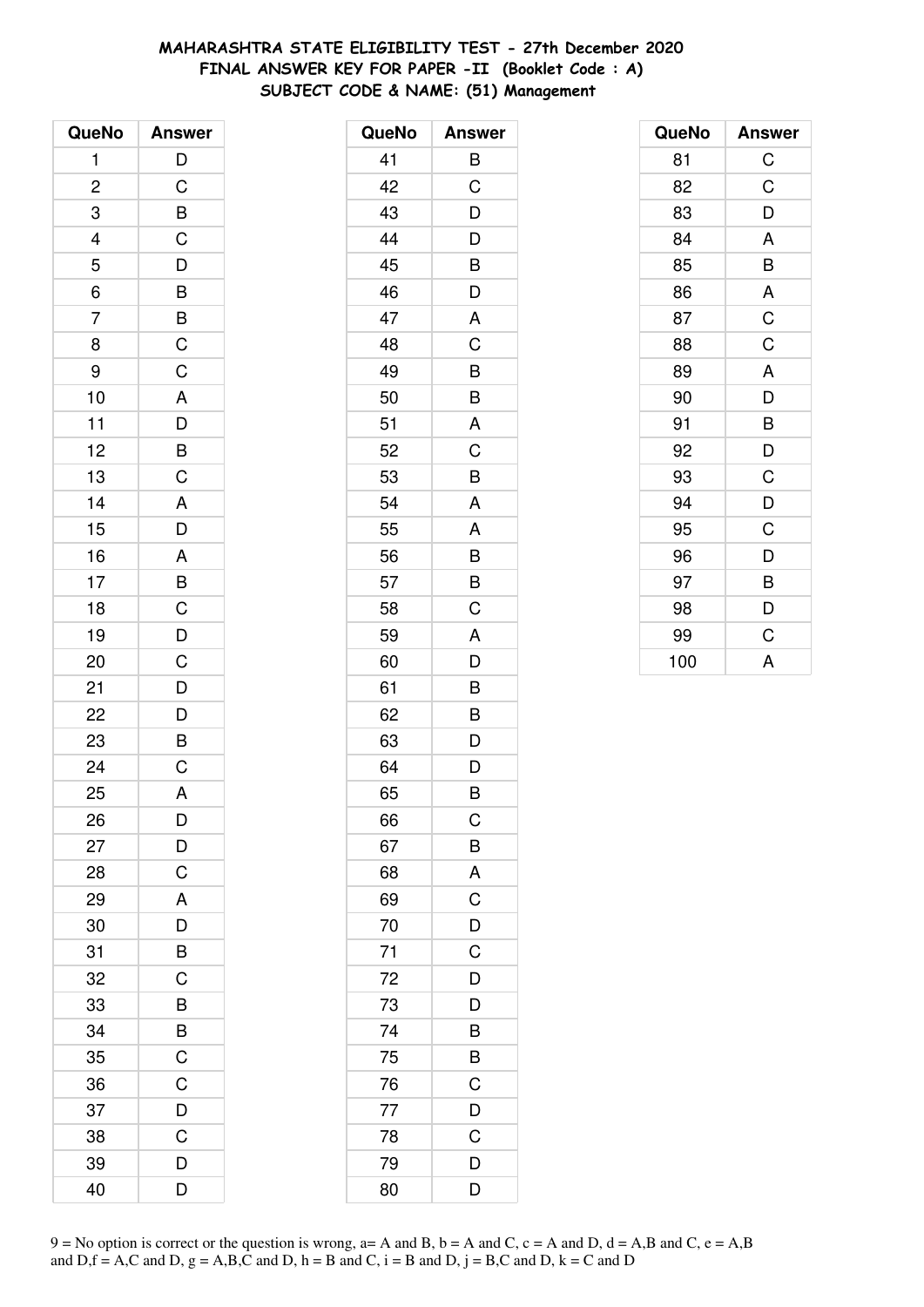**MAHARASHTRA STATE ELIGIBILITY TEST - 27th December 2020**
**FINAL ANSWER KEY FOR PAPER -II (Booklet Code : A)**
**SUBJECT CODE & NAME: (51) Management**

| QueNo | Answer |
|---|---|
| 1 | D |
| 2 | C |
| 3 | B |
| 4 | C |
| 5 | D |
| 6 | B |
| 7 | B |
| 8 | C |
| 9 | C |
| 10 | A |
| 11 | D |
| 12 | B |
| 13 | C |
| 14 | A |
| 15 | D |
| 16 | A |
| 17 | B |
| 18 | C |
| 19 | D |
| 20 | C |
| 21 | D |
| 22 | D |
| 23 | B |
| 24 | C |
| 25 | A |
| 26 | D |
| 27 | D |
| 28 | C |
| 29 | A |
| 30 | D |
| 31 | B |
| 32 | C |
| 33 | B |
| 34 | B |
| 35 | C |
| 36 | C |
| 37 | D |
| 38 | C |
| 39 | D |
| 40 | D |

| QueNo | Answer |
|---|---|
| 41 | B |
| 42 | C |
| 43 | D |
| 44 | D |
| 45 | B |
| 46 | D |
| 47 | A |
| 48 | C |
| 49 | B |
| 50 | B |
| 51 | A |
| 52 | C |
| 53 | B |
| 54 | A |
| 55 | A |
| 56 | B |
| 57 | B |
| 58 | C |
| 59 | A |
| 60 | D |
| 61 | B |
| 62 | B |
| 63 | D |
| 64 | D |
| 65 | B |
| 66 | C |
| 67 | B |
| 68 | A |
| 69 | C |
| 70 | D |
| 71 | C |
| 72 | D |
| 73 | D |
| 74 | B |
| 75 | B |
| 76 | C |
| 77 | D |
| 78 | C |
| 79 | D |
| 80 | D |

| QueNo | Answer |
|---|---|
| 81 | C |
| 82 | C |
| 83 | D |
| 84 | A |
| 85 | B |
| 86 | A |
| 87 | C |
| 88 | C |
| 89 | A |
| 90 | D |
| 91 | B |
| 92 | D |
| 93 | C |
| 94 | D |
| 95 | C |
| 96 | D |
| 97 | B |
| 98 | D |
| 99 | C |
| 100 | A |

9 = No option is correct or the question is wrong, a= A and B, b = A and C, c = A and D, d = A,B and C, e = A,B and D,f = A,C and D, g = A,B,C and D, h = B and C, i = B and D, j = B,C and D, k = C and D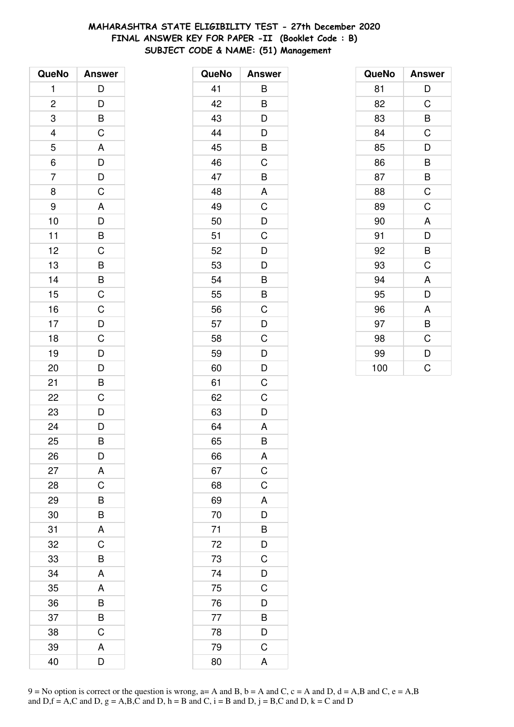**MAHARASHTRA STATE ELIGIBILITY TEST - 27th December 2020**
**FINAL ANSWER KEY FOR PAPER -II (Booklet Code : B)**
**SUBJECT CODE & NAME: (51) Management**

| QueNo | Answer |
|---|---|
| 1 | D |
| 2 | D |
| 3 | B |
| 4 | C |
| 5 | A |
| 6 | D |
| 7 | D |
| 8 | C |
| 9 | A |
| 10 | D |
| 11 | B |
| 12 | C |
| 13 | B |
| 14 | B |
| 15 | C |
| 16 | C |
| 17 | D |
| 18 | C |
| 19 | D |
| 20 | D |
| 21 | B |
| 22 | C |
| 23 | D |
| 24 | D |
| 25 | B |
| 26 | D |
| 27 | A |
| 28 | C |
| 29 | B |
| 30 | B |
| 31 | A |
| 32 | C |
| 33 | B |
| 34 | A |
| 35 | A |
| 36 | B |
| 37 | B |
| 38 | C |
| 39 | A |
| 40 | D |

| QueNo | Answer |
|---|---|
| 41 | B |
| 42 | B |
| 43 | D |
| 44 | D |
| 45 | B |
| 46 | C |
| 47 | B |
| 48 | A |
| 49 | C |
| 50 | D |
| 51 | C |
| 52 | D |
| 53 | D |
| 54 | B |
| 55 | B |
| 56 | C |
| 57 | D |
| 58 | C |
| 59 | D |
| 60 | D |
| 61 | C |
| 62 | C |
| 63 | D |
| 64 | A |
| 65 | B |
| 66 | A |
| 67 | C |
| 68 | C |
| 69 | A |
| 70 | D |
| 71 | B |
| 72 | D |
| 73 | C |
| 74 | D |
| 75 | C |
| 76 | D |
| 77 | B |
| 78 | D |
| 79 | C |
| 80 | A |

| QueNo | Answer |
|---|---|
| 81 | D |
| 82 | C |
| 83 | B |
| 84 | C |
| 85 | D |
| 86 | B |
| 87 | B |
| 88 | C |
| 89 | C |
| 90 | A |
| 91 | D |
| 92 | B |
| 93 | C |
| 94 | A |
| 95 | D |
| 96 | A |
| 97 | B |
| 98 | C |
| 99 | D |
| 100 | C |

9 = No option is correct or the question is wrong, a= A and B, b = A and C, c = A and D, d = A,B and C, e = A,B and D,f = A,C and D, g = A,B,C and D, h = B and C, i = B and D, j = B,C and D, k = C and D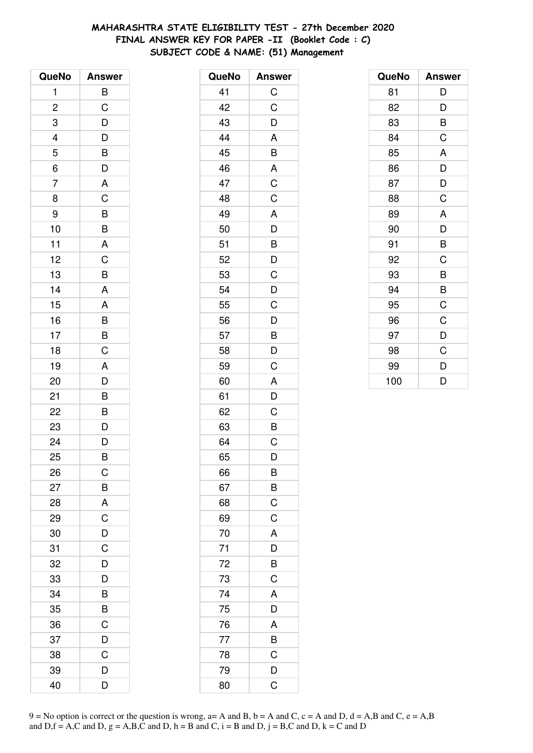# MAHARASHTRA STATE ELIGIBILITY TEST - 27th December 2020
## FINAL ANSWER KEY FOR PAPER -II (Booklet Code : C)
### SUBJECT CODE & NAME: (51) Management

| QueNo | Answer |
|---|---|
| 1 | B |
| 2 | C |
| 3 | D |
| 4 | D |
| 5 | B |
| 6 | D |
| 7 | A |
| 8 | C |
| 9 | B |
| 10 | B |
| 11 | A |
| 12 | C |
| 13 | B |
| 14 | A |
| 15 | A |
| 16 | B |
| 17 | B |
| 18 | C |
| 19 | A |
| 20 | D |
| 21 | B |
| 22 | B |
| 23 | D |
| 24 | D |
| 25 | B |
| 26 | C |
| 27 | B |
| 28 | A |
| 29 | C |
| 30 | D |
| 31 | C |
| 32 | D |
| 33 | D |
| 34 | B |
| 35 | B |
| 36 | C |
| 37 | D |
| 38 | C |
| 39 | D |
| 40 | D |
| 41 | C |
| 42 | C |
| 43 | D |
| 44 | A |
| 45 | B |
| 46 | A |
| 47 | C |
| 48 | C |
| 49 | A |
| 50 | D |
| 51 | B |
| 52 | D |
| 53 | C |
| 54 | D |
| 55 | C |
| 56 | D |
| 57 | B |
| 58 | D |
| 59 | C |
| 60 | A |
| 61 | D |
| 62 | C |
| 63 | B |
| 64 | C |
| 65 | D |
| 66 | B |
| 67 | B |
| 68 | C |
| 69 | C |
| 70 | A |
| 71 | D |
| 72 | B |
| 73 | C |
| 74 | A |
| 75 | D |
| 76 | A |
| 77 | B |
| 78 | C |
| 79 | D |
| 80 | C |
| 81 | D |
| 82 | D |
| 83 | B |
| 84 | C |
| 85 | A |
| 86 | D |
| 87 | D |
| 88 | C |
| 89 | A |
| 90 | D |
| 91 | B |
| 92 | C |
| 93 | B |
| 94 | B |
| 95 | C |
| 96 | C |
| 97 | D |
| 98 | C |
| 99 | D |
| 100 | D |

9 = No option is correct or the question is wrong, a= A and B, b = A and C, c = A and D, d = A,B and C, e = A,B and D,f = A,C and D, g = A,B,C and D, h = B and C, i = B and D, j = B,C and D, k = C and D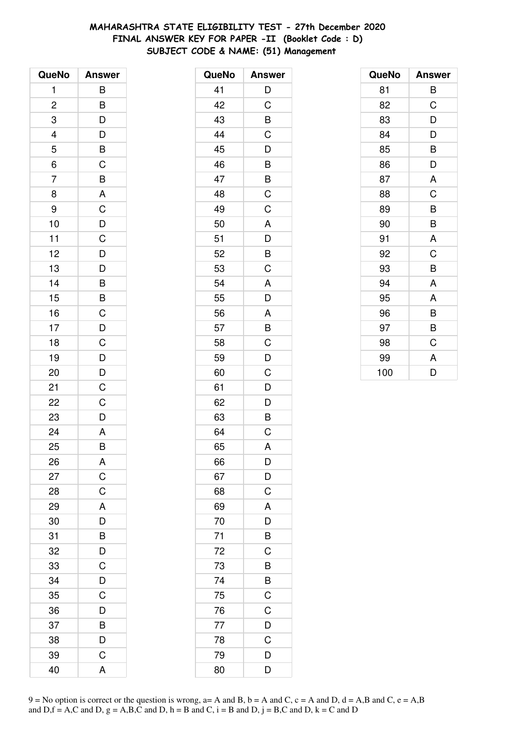**MAHARASHTRA STATE ELIGIBILITY TEST - 27th December 2020**
**FINAL ANSWER KEY FOR PAPER -II (Booklet Code : D)**
**SUBJECT CODE & NAME: (51) Management**

| QueNo | Answer |
|---|---|
| 1 | B |
| 2 | B |
| 3 | D |
| 4 | D |
| 5 | B |
| 6 | C |
| 7 | B |
| 8 | A |
| 9 | C |
| 10 | D |
| 11 | C |
| 12 | D |
| 13 | D |
| 14 | B |
| 15 | B |
| 16 | C |
| 17 | D |
| 18 | C |
| 19 | D |
| 20 | D |
| 21 | C |
| 22 | C |
| 23 | D |
| 24 | A |
| 25 | B |
| 26 | A |
| 27 | C |
| 28 | C |
| 29 | A |
| 30 | D |
| 31 | B |
| 32 | D |
| 33 | C |
| 34 | D |
| 35 | C |
| 36 | D |
| 37 | B |
| 38 | D |
| 39 | C |
| 40 | A |

| QueNo | Answer |
|---|---|
| 41 | D |
| 42 | C |
| 43 | B |
| 44 | C |
| 45 | D |
| 46 | B |
| 47 | B |
| 48 | C |
| 49 | C |
| 50 | A |
| 51 | D |
| 52 | B |
| 53 | C |
| 54 | A |
| 55 | D |
| 56 | A |
| 57 | B |
| 58 | C |
| 59 | D |
| 60 | C |
| 61 | D |
| 62 | D |
| 63 | B |
| 64 | C |
| 65 | A |
| 66 | D |
| 67 | D |
| 68 | C |
| 69 | A |
| 70 | D |
| 71 | B |
| 72 | C |
| 73 | B |
| 74 | B |
| 75 | C |
| 76 | C |
| 77 | D |
| 78 | C |
| 79 | D |
| 80 | D |

| QueNo | Answer |
|---|---|
| 81 | B |
| 82 | C |
| 83 | D |
| 84 | D |
| 85 | B |
| 86 | D |
| 87 | A |
| 88 | C |
| 89 | B |
| 90 | B |
| 91 | A |
| 92 | C |
| 93 | B |
| 94 | A |
| 95 | A |
| 96 | B |
| 97 | B |
| 98 | C |
| 99 | A |
| 100 | D |

9 = No option is correct or the question is wrong, a= A and B, b = A and C, c = A and D, d = A,B and C, e = A,B and D,f = A,C and D, g = A,B,C and D, h = B and C, i = B and D, j = B,C and D, k = C and D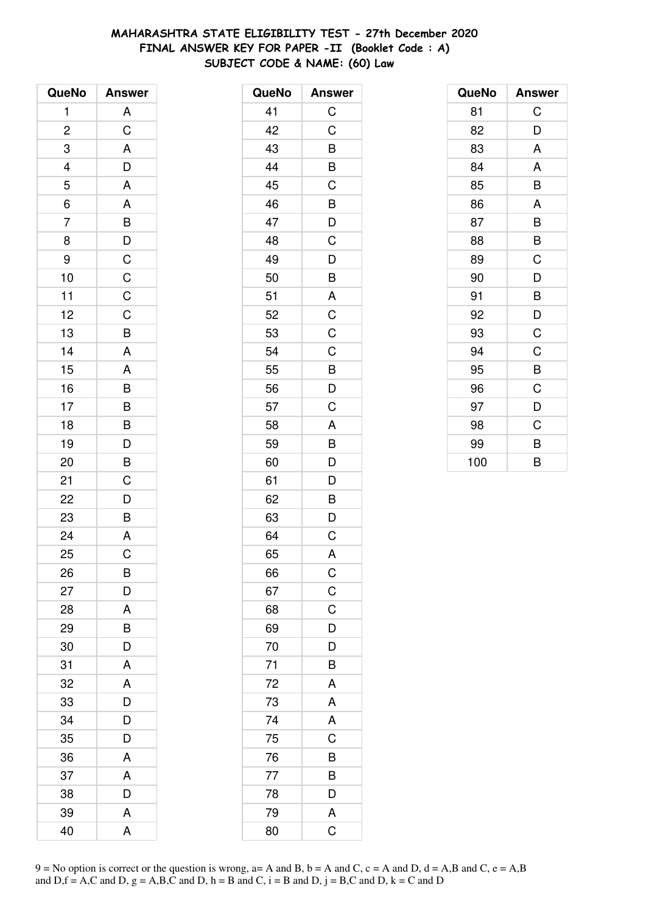**MAHARASHTRA STATE ELIGIBILITY TEST - 27th December 2020**
**FINAL ANSWER KEY FOR PAPER -II (Booklet Code : A)**
**SUBJECT CODE & NAME: (60) Law**

| QueNo | Answer |
|---|---|
| 1 | A |
| 2 | C |
| 3 | A |
| 4 | D |
| 5 | A |
| 6 | A |
| 7 | B |
| 8 | D |
| 9 | C |
| 10 | C |
| 11 | C |
| 12 | C |
| 13 | B |
| 14 | A |
| 15 | A |
| 16 | B |
| 17 | B |
| 18 | B |
| 19 | D |
| 20 | B |
| 21 | C |
| 22 | D |
| 23 | B |
| 24 | A |
| 25 | C |
| 26 | B |
| 27 | D |
| 28 | A |
| 29 | B |
| 30 | D |
| 31 | A |
| 32 | A |
| 33 | D |
| 34 | D |
| 35 | D |
| 36 | A |
| 37 | A |
| 38 | D |
| 39 | A |
| 40 | A |

| QueNo | Answer |
|---|---|
| 41 | C |
| 42 | C |
| 43 | B |
| 44 | B |
| 45 | C |
| 46 | B |
| 47 | D |
| 48 | C |
| 49 | D |
| 50 | B |
| 51 | A |
| 52 | C |
| 53 | C |
| 54 | C |
| 55 | B |
| 56 | D |
| 57 | C |
| 58 | A |
| 59 | B |
| 60 | D |
| 61 | D |
| 62 | B |
| 63 | D |
| 64 | C |
| 65 | A |
| 66 | C |
| 67 | C |
| 68 | C |
| 69 | D |
| 70 | D |
| 71 | B |
| 72 | A |
| 73 | A |
| 74 | A |
| 75 | C |
| 76 | B |
| 77 | B |
| 78 | D |
| 79 | A |
| 80 | C |

| QueNo | Answer |
|---|---|
| 81 | C |
| 82 | D |
| 83 | A |
| 84 | A |
| 85 | B |
| 86 | A |
| 87 | B |
| 88 | B |
| 89 | C |
| 90 | D |
| 91 | B |
| 92 | D |
| 93 | C |
| 94 | C |
| 95 | B |
| 96 | C |
| 97 | D |
| 98 | C |
| 99 | B |
| 100 | B |

9 = No option is correct or the question is wrong, a= A and B, b = A and C, c = A and D, d = A,B and C, e = A,B and D,f = A,C and D, g = A,B,C and D, h = B and C, i = B and D, j = B,C and D, k = C and D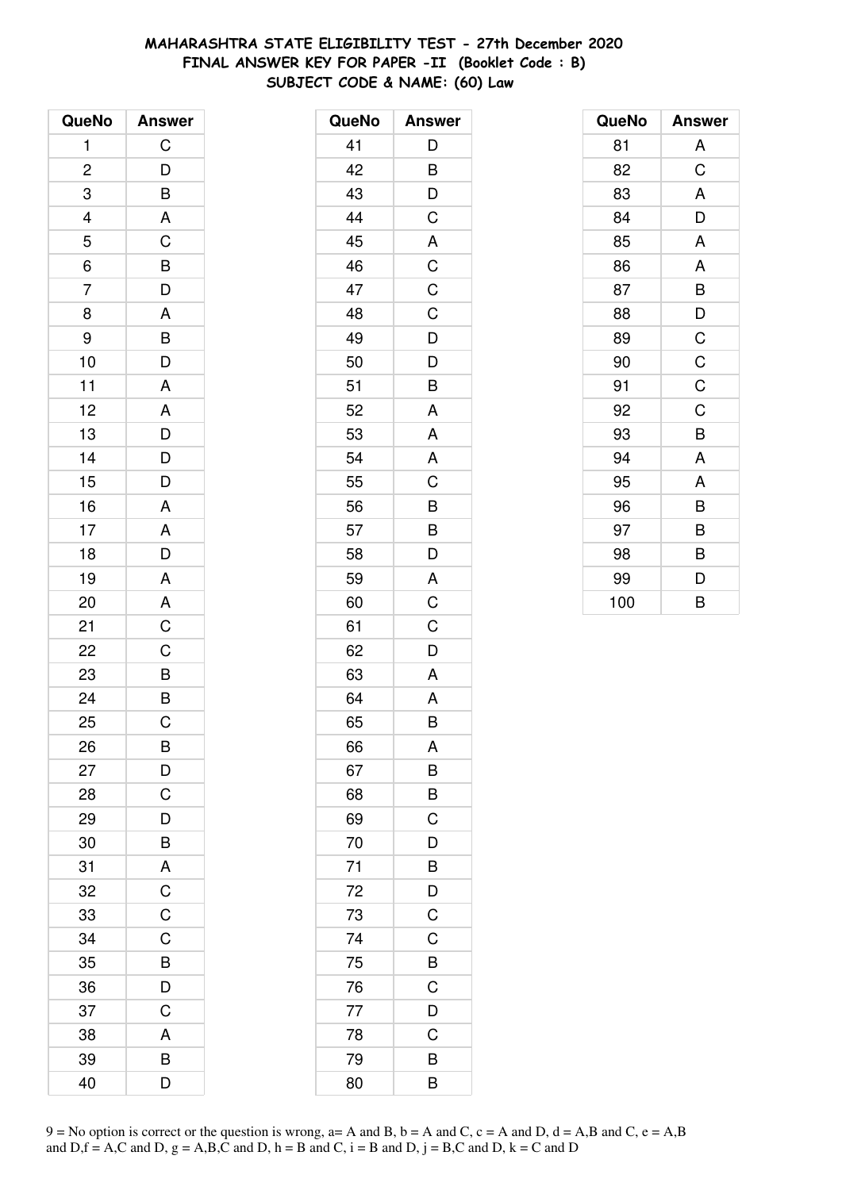**MAHARASHTRA STATE ELIGIBILITY TEST - 27th December 2020**
**FINAL ANSWER KEY FOR PAPER -II (Booklet Code : B)**
**SUBJECT CODE & NAME: (60) Law**

| QueNo | Answer |
|---|---|
| 1 | C |
| 2 | D |
| 3 | B |
| 4 | A |
| 5 | C |
| 6 | B |
| 7 | D |
| 8 | A |
| 9 | B |
| 10 | D |
| 11 | A |
| 12 | A |
| 13 | D |
| 14 | D |
| 15 | D |
| 16 | A |
| 17 | A |
| 18 | D |
| 19 | A |
| 20 | A |
| 21 | C |
| 22 | C |
| 23 | B |
| 24 | B |
| 25 | C |
| 26 | B |
| 27 | D |
| 28 | C |
| 29 | D |
| 30 | B |
| 31 | A |
| 32 | C |
| 33 | C |
| 34 | C |
| 35 | B |
| 36 | D |
| 37 | C |
| 38 | A |
| 39 | B |
| 40 | D |

| QueNo | Answer |
|---|---|
| 41 | D |
| 42 | B |
| 43 | D |
| 44 | C |
| 45 | A |
| 46 | C |
| 47 | C |
| 48 | C |
| 49 | D |
| 50 | D |
| 51 | B |
| 52 | A |
| 53 | A |
| 54 | A |
| 55 | C |
| 56 | B |
| 57 | B |
| 58 | D |
| 59 | A |
| 60 | C |
| 61 | C |
| 62 | D |
| 63 | A |
| 64 | A |
| 65 | B |
| 66 | A |
| 67 | B |
| 68 | B |
| 69 | C |
| 70 | D |
| 71 | B |
| 72 | D |
| 73 | C |
| 74 | C |
| 75 | B |
| 76 | C |
| 77 | D |
| 78 | C |
| 79 | B |
| 80 | B |

| QueNo | Answer |
|---|---|
| 81 | A |
| 82 | C |
| 83 | A |
| 84 | D |
| 85 | A |
| 86 | A |
| 87 | B |
| 88 | D |
| 89 | C |
| 90 | C |
| 91 | C |
| 92 | C |
| 93 | B |
| 94 | A |
| 95 | A |
| 96 | B |
| 97 | B |
| 98 | B |
| 99 | D |
| 100 | B |

9 = No option is correct or the question is wrong, a= A and B, b = A and C, c = A and D, d = A,B and C, e = A,B and D,f = A,C and D, g = A,B,C and D, h = B and C, i = B and D, j = B,C and D, k = C and D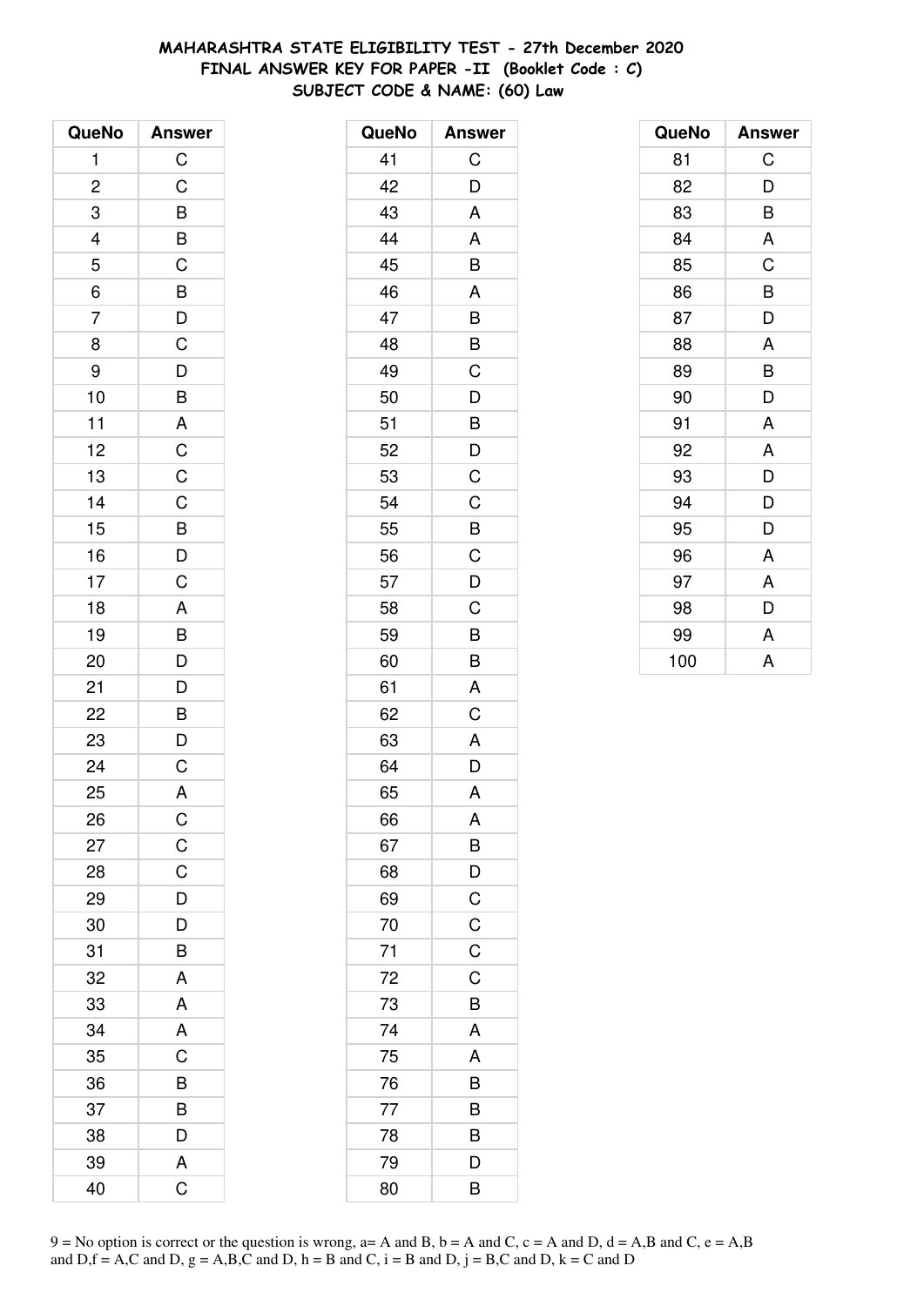**MAHARASHTRA STATE ELIGIBILITY TEST - 27th December 2020**
**FINAL ANSWER KEY FOR PAPER -II (Booklet Code : C)**
**SUBJECT CODE & NAME: (60) Law**

| QueNo | Answer |
|---|---|
| 1 | C |
| 2 | C |
| 3 | B |
| 4 | B |
| 5 | C |
| 6 | B |
| 7 | D |
| 8 | C |
| 9 | D |
| 10 | B |
| 11 | A |
| 12 | C |
| 13 | C |
| 14 | C |
| 15 | B |
| 16 | D |
| 17 | C |
| 18 | A |
| 19 | B |
| 20 | D |
| 21 | D |
| 22 | B |
| 23 | D |
| 24 | C |
| 25 | A |
| 26 | C |
| 27 | C |
| 28 | C |
| 29 | D |
| 30 | D |
| 31 | B |
| 32 | A |
| 33 | A |
| 34 | A |
| 35 | C |
| 36 | B |
| 37 | B |
| 38 | D |
| 39 | A |
| 40 | C |

| QueNo | Answer |
|---|---|
| 41 | C |
| 42 | D |
| 43 | A |
| 44 | A |
| 45 | B |
| 46 | A |
| 47 | B |
| 48 | B |
| 49 | C |
| 50 | D |
| 51 | B |
| 52 | D |
| 53 | C |
| 54 | C |
| 55 | B |
| 56 | C |
| 57 | D |
| 58 | C |
| 59 | B |
| 60 | B |
| 61 | A |
| 62 | C |
| 63 | A |
| 64 | D |
| 65 | A |
| 66 | A |
| 67 | B |
| 68 | D |
| 69 | C |
| 70 | C |
| 71 | C |
| 72 | C |
| 73 | B |
| 74 | A |
| 75 | A |
| 76 | B |
| 77 | B |
| 78 | B |
| 79 | D |
| 80 | B |

| QueNo | Answer |
|---|---|
| 81 | C |
| 82 | D |
| 83 | B |
| 84 | A |
| 85 | C |
| 86 | B |
| 87 | D |
| 88 | A |
| 89 | B |
| 90 | D |
| 91 | A |
| 92 | A |
| 93 | D |
| 94 | D |
| 95 | D |
| 96 | A |
| 97 | A |
| 98 | D |
| 99 | A |
| 100 | A |

9 = No option is correct or the question is wrong, a= A and B, b = A and C, c = A and D, d = A,B and C, e = A,B and D,f = A,C and D, g = A,B,C and D, h = B and C, i = B and D, j = B,C and D, k = C and D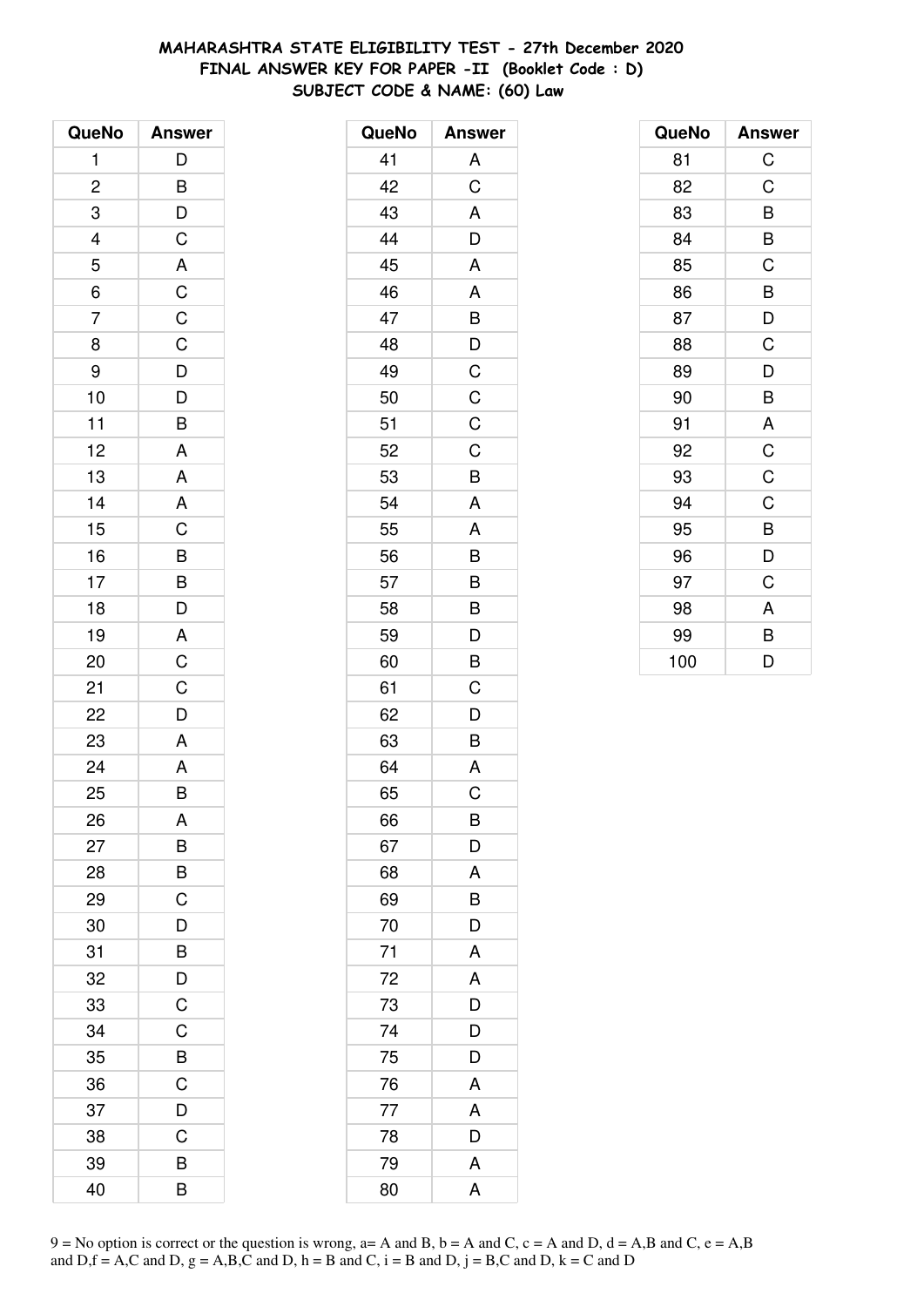# MAHARASHTRA STATE ELIGIBILITY TEST - 27th December 2020
## FINAL ANSWER KEY FOR PAPER -II (Booklet Code : D)
## SUBJECT CODE & NAME: (60) Law

| QueNo | Answer |
|---|---|
| 1 | D |
| 2 | B |
| 3 | D |
| 4 | C |
| 5 | A |
| 6 | C |
| 7 | C |
| 8 | C |
| 9 | D |
| 10 | D |
| 11 | B |
| 12 | A |
| 13 | A |
| 14 | A |
| 15 | C |
| 16 | B |
| 17 | B |
| 18 | D |
| 19 | A |
| 20 | C |
| 21 | C |
| 22 | D |
| 23 | A |
| 24 | A |
| 25 | B |
| 26 | A |
| 27 | B |
| 28 | B |
| 29 | C |
| 30 | D |
| 31 | B |
| 32 | D |
| 33 | C |
| 34 | C |
| 35 | B |
| 36 | C |
| 37 | D |
| 38 | C |
| 39 | B |
| 40 | B |

| QueNo | Answer |
|---|---|
| 41 | A |
| 42 | C |
| 43 | A |
| 44 | D |
| 45 | A |
| 46 | A |
| 47 | B |
| 48 | D |
| 49 | C |
| 50 | C |
| 51 | C |
| 52 | C |
| 53 | B |
| 54 | A |
| 55 | A |
| 56 | B |
| 57 | B |
| 58 | B |
| 59 | D |
| 60 | B |
| 61 | C |
| 62 | D |
| 63 | B |
| 64 | A |
| 65 | C |
| 66 | B |
| 67 | D |
| 68 | A |
| 69 | B |
| 70 | D |
| 71 | A |
| 72 | A |
| 73 | D |
| 74 | D |
| 75 | D |
| 76 | A |
| 77 | A |
| 78 | D |
| 79 | A |
| 80 | A |

| QueNo | Answer |
|---|---|
| 81 | C |
| 82 | C |
| 83 | B |
| 84 | B |
| 85 | C |
| 86 | B |
| 87 | D |
| 88 | C |
| 89 | D |
| 90 | B |
| 91 | A |
| 92 | C |
| 93 | C |
| 94 | C |
| 95 | B |
| 96 | D |
| 97 | C |
| 98 | A |
| 99 | B |
| 100 | D |

9 = No option is correct or the question is wrong, a= A and B, b = A and C, c = A and D, d = A,B and C, e = A,B and D,f = A,C and D, g = A,B,C and D, h = B and C, i = B and D, j = B,C and D, k = C and D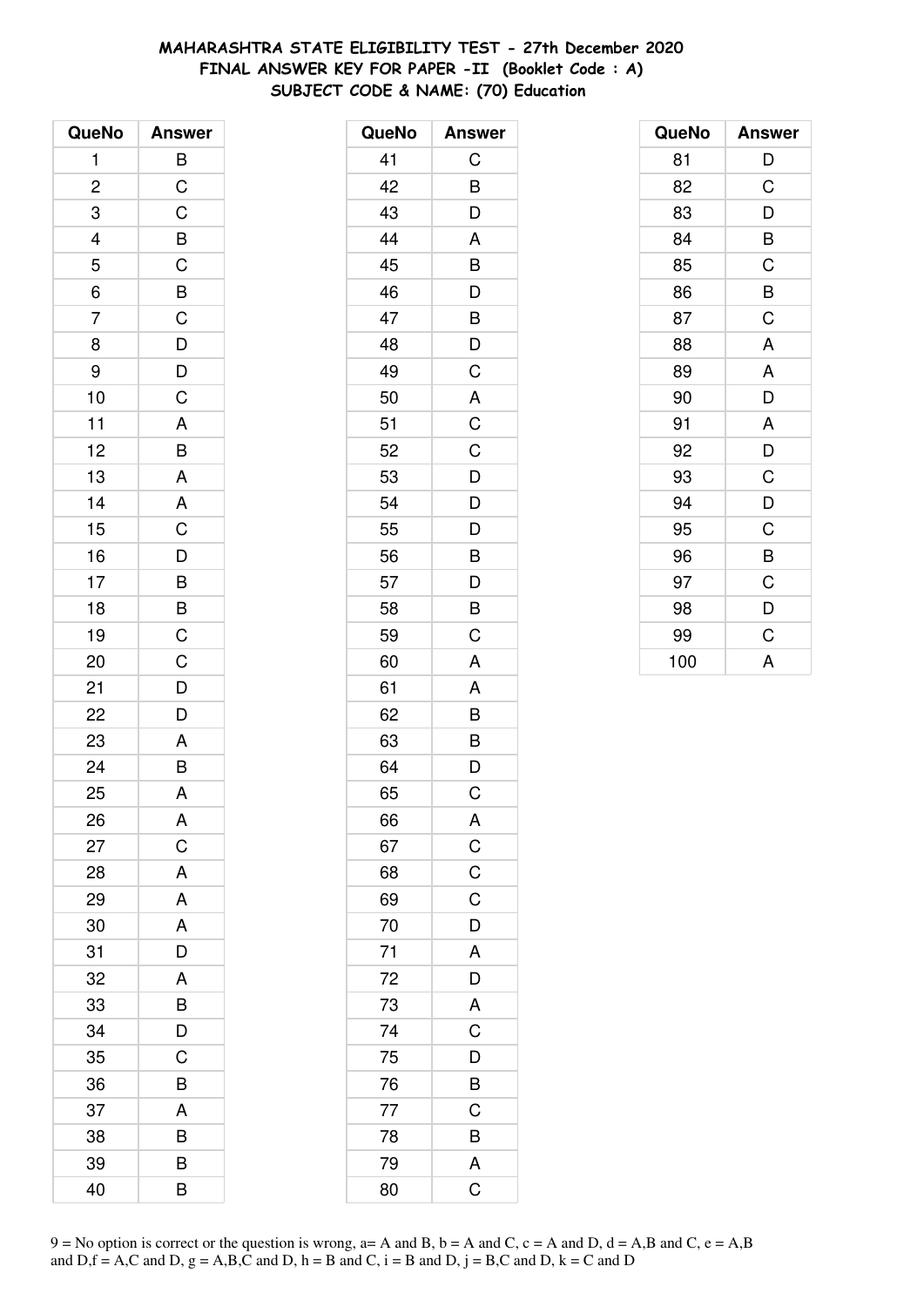**MAHARASHTRA STATE ELIGIBILITY TEST - 27th December 2020**
**FINAL ANSWER KEY FOR PAPER -II (Booklet Code : A)**
**SUBJECT CODE & NAME: (70) Education**

| QueNo | Answer |
|---|---|
| 1 | B |
| 2 | C |
| 3 | C |
| 4 | B |
| 5 | C |
| 6 | B |
| 7 | C |
| 8 | D |
| 9 | D |
| 10 | C |
| 11 | A |
| 12 | B |
| 13 | A |
| 14 | A |
| 15 | C |
| 16 | D |
| 17 | B |
| 18 | B |
| 19 | C |
| 20 | C |
| 21 | D |
| 22 | D |
| 23 | A |
| 24 | B |
| 25 | A |
| 26 | A |
| 27 | C |
| 28 | A |
| 29 | A |
| 30 | A |
| 31 | D |
| 32 | A |
| 33 | B |
| 34 | D |
| 35 | C |
| 36 | B |
| 37 | A |
| 38 | B |
| 39 | B |
| 40 | B |

| QueNo | Answer |
|---|---|
| 41 | C |
| 42 | B |
| 43 | D |
| 44 | A |
| 45 | B |
| 46 | D |
| 47 | B |
| 48 | D |
| 49 | C |
| 50 | A |
| 51 | C |
| 52 | C |
| 53 | D |
| 54 | D |
| 55 | D |
| 56 | B |
| 57 | D |
| 58 | B |
| 59 | C |
| 60 | A |
| 61 | A |
| 62 | B |
| 63 | B |
| 64 | D |
| 65 | C |
| 66 | A |
| 67 | C |
| 68 | C |
| 69 | C |
| 70 | D |
| 71 | A |
| 72 | D |
| 73 | A |
| 74 | C |
| 75 | D |
| 76 | B |
| 77 | C |
| 78 | B |
| 79 | A |
| 80 | C |

| QueNo | Answer |
|---|---|
| 81 | D |
| 82 | C |
| 83 | D |
| 84 | B |
| 85 | C |
| 86 | B |
| 87 | C |
| 88 | A |
| 89 | A |
| 90 | D |
| 91 | A |
| 92 | D |
| 93 | C |
| 94 | D |
| 95 | C |
| 96 | B |
| 97 | C |
| 98 | D |
| 99 | C |
| 100 | A |

9 = No option is correct or the question is wrong, a= A and B, b = A and C, c = A and D, d = A,B and C, e = A,B and D,f = A,C and D, g = A,B,C and D, h = B and C, i = B and D, j = B,C and D, k = C and D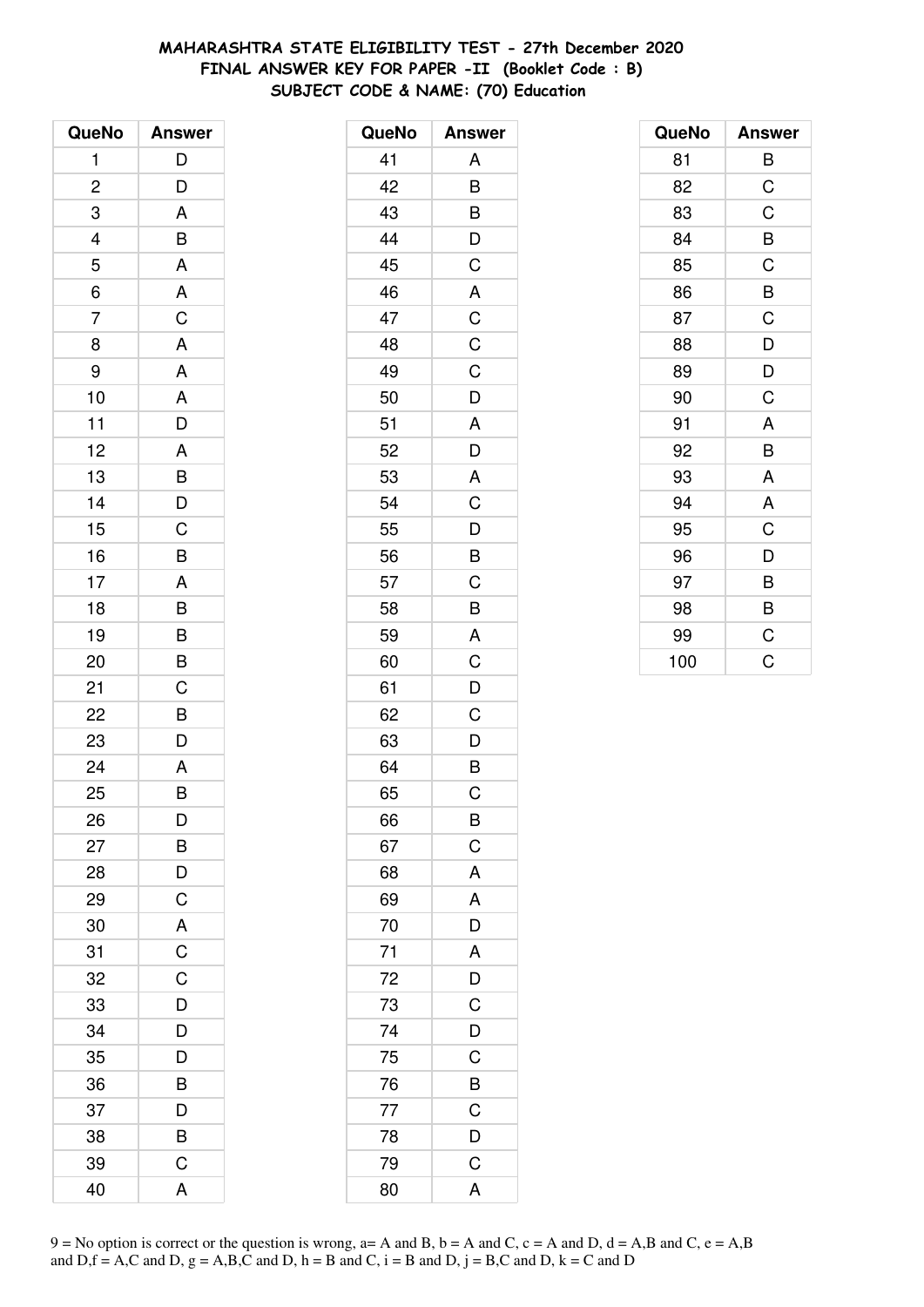**MAHARASHTRA STATE ELIGIBILITY TEST - 27th December 2020**
**FINAL ANSWER KEY FOR PAPER -II (Booklet Code : B)**
**SUBJECT CODE & NAME: (70) Education**

| QueNo | Answer |
|---|---|
| 1 | D |
| 2 | D |
| 3 | A |
| 4 | B |
| 5 | A |
| 6 | A |
| 7 | C |
| 8 | A |
| 9 | A |
| 10 | A |
| 11 | D |
| 12 | A |
| 13 | B |
| 14 | D |
| 15 | C |
| 16 | B |
| 17 | A |
| 18 | B |
| 19 | B |
| 20 | B |
| 21 | C |
| 22 | B |
| 23 | D |
| 24 | A |
| 25 | B |
| 26 | D |
| 27 | B |
| 28 | D |
| 29 | C |
| 30 | A |
| 31 | C |
| 32 | C |
| 33 | D |
| 34 | D |
| 35 | D |
| 36 | B |
| 37 | D |
| 38 | B |
| 39 | C |
| 40 | A |

| QueNo | Answer |
|---|---|
| 41 | A |
| 42 | B |
| 43 | B |
| 44 | D |
| 45 | C |
| 46 | A |
| 47 | C |
| 48 | C |
| 49 | C |
| 50 | D |
| 51 | A |
| 52 | D |
| 53 | A |
| 54 | C |
| 55 | D |
| 56 | B |
| 57 | C |
| 58 | B |
| 59 | A |
| 60 | C |
| 61 | D |
| 62 | C |
| 63 | D |
| 64 | B |
| 65 | C |
| 66 | B |
| 67 | C |
| 68 | A |
| 69 | A |
| 70 | D |
| 71 | A |
| 72 | D |
| 73 | C |
| 74 | D |
| 75 | C |
| 76 | B |
| 77 | C |
| 78 | D |
| 79 | C |
| 80 | A |

| QueNo | Answer |
|---|---|
| 81 | B |
| 82 | C |
| 83 | C |
| 84 | B |
| 85 | C |
| 86 | B |
| 87 | C |
| 88 | D |
| 89 | D |
| 90 | C |
| 91 | A |
| 92 | B |
| 93 | A |
| 94 | A |
| 95 | C |
| 96 | D |
| 97 | B |
| 98 | B |
| 99 | C |
| 100 | C |

9 = No option is correct or the question is wrong, a= A and B, b = A and C, c = A and D, d = A,B and C, e = A,B and D,f = A,C and D, g = A,B,C and D, h = B and C, i = B and D, j = B,C and D, k = C and D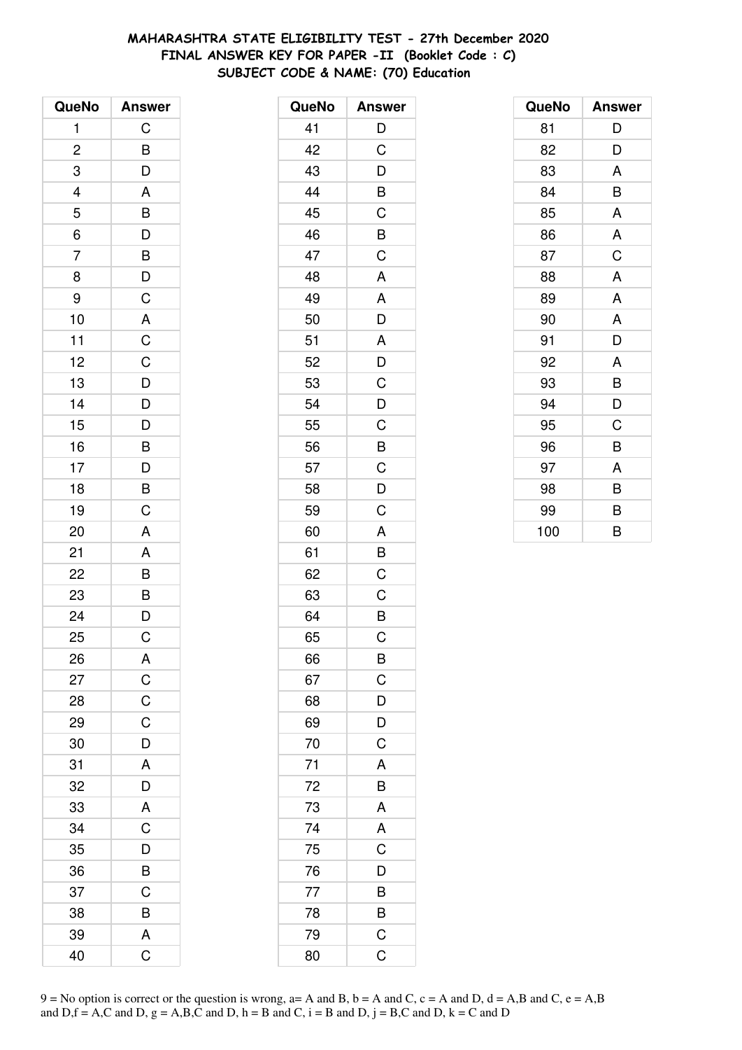# MAHARASHTRA STATE ELIGIBILITY TEST - 27th December 2020
## FINAL ANSWER KEY FOR PAPER -II (Booklet Code : C)
### SUBJECT CODE & NAME: (70) Education

| QueNo | Answer |
|---|---|
| 1 | C |
| 2 | B |
| 3 | D |
| 4 | A |
| 5 | B |
| 6 | D |
| 7 | B |
| 8 | D |
| 9 | C |
| 10 | A |
| 11 | C |
| 12 | C |
| 13 | D |
| 14 | D |
| 15 | D |
| 16 | B |
| 17 | D |
| 18 | B |
| 19 | C |
| 20 | A |
| 21 | A |
| 22 | B |
| 23 | B |
| 24 | D |
| 25 | C |
| 26 | A |
| 27 | C |
| 28 | C |
| 29 | C |
| 30 | D |
| 31 | A |
| 32 | D |
| 33 | A |
| 34 | C |
| 35 | D |
| 36 | B |
| 37 | C |
| 38 | B |
| 39 | A |
| 40 | C |

| QueNo | Answer |
|---|---|
| 41 | D |
| 42 | C |
| 43 | D |
| 44 | B |
| 45 | C |
| 46 | B |
| 47 | C |
| 48 | A |
| 49 | A |
| 50 | D |
| 51 | A |
| 52 | D |
| 53 | C |
| 54 | D |
| 55 | C |
| 56 | B |
| 57 | C |
| 58 | D |
| 59 | C |
| 60 | A |
| 61 | B |
| 62 | C |
| 63 | C |
| 64 | B |
| 65 | C |
| 66 | B |
| 67 | C |
| 68 | D |
| 69 | D |
| 70 | C |
| 71 | A |
| 72 | B |
| 73 | A |
| 74 | A |
| 75 | C |
| 76 | D |
| 77 | B |
| 78 | B |
| 79 | C |
| 80 | C |

| QueNo | Answer |
|---|---|
| 81 | D |
| 82 | D |
| 83 | A |
| 84 | B |
| 85 | A |
| 86 | A |
| 87 | C |
| 88 | A |
| 89 | A |
| 90 | A |
| 91 | D |
| 92 | A |
| 93 | B |
| 94 | D |
| 95 | C |
| 96 | B |
| 97 | A |
| 98 | B |
| 99 | B |
| 100 | B |

9 = No option is correct or the question is wrong, a= A and B, b = A and C, c = A and D, d = A,B and C, e = A,B and D,f = A,C and D, g = A,B,C and D, h = B and C, i = B and D, j = B,C and D, k = C and D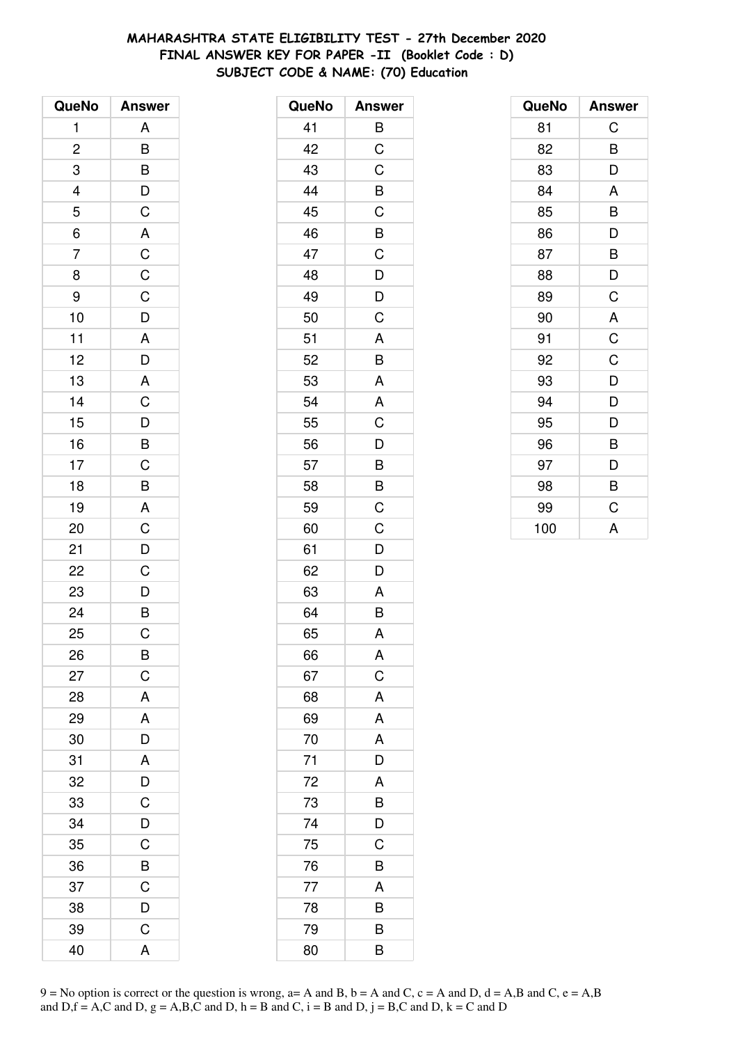# MAHARASHTRA STATE ELIGIBILITY TEST - 27th December 2020
## FINAL ANSWER KEY FOR PAPER -II (Booklet Code : D)
### SUBJECT CODE & NAME: (70) Education

| QueNo | Answer |
|---|---|
| 1 | A |
| 2 | B |
| 3 | B |
| 4 | D |
| 5 | C |
| 6 | A |
| 7 | C |
| 8 | C |
| 9 | C |
| 10 | D |
| 11 | A |
| 12 | D |
| 13 | A |
| 14 | C |
| 15 | D |
| 16 | B |
| 17 | C |
| 18 | B |
| 19 | A |
| 20 | C |
| 21 | D |
| 22 | C |
| 23 | D |
| 24 | B |
| 25 | C |
| 26 | B |
| 27 | C |
| 28 | A |
| 29 | A |
| 30 | D |
| 31 | A |
| 32 | D |
| 33 | C |
| 34 | D |
| 35 | C |
| 36 | B |
| 37 | C |
| 38 | D |
| 39 | C |
| 40 | A |

| QueNo | Answer |
|---|---|
| 41 | B |
| 42 | C |
| 43 | C |
| 44 | B |
| 45 | C |
| 46 | B |
| 47 | C |
| 48 | D |
| 49 | D |
| 50 | C |
| 51 | A |
| 52 | B |
| 53 | A |
| 54 | A |
| 55 | C |
| 56 | D |
| 57 | B |
| 58 | B |
| 59 | C |
| 60 | C |
| 61 | D |
| 62 | D |
| 63 | A |
| 64 | B |
| 65 | A |
| 66 | A |
| 67 | C |
| 68 | A |
| 69 | A |
| 70 | A |
| 71 | D |
| 72 | A |
| 73 | B |
| 74 | D |
| 75 | C |
| 76 | B |
| 77 | A |
| 78 | B |
| 79 | B |
| 80 | B |

| QueNo | Answer |
|---|---|
| 81 | C |
| 82 | B |
| 83 | D |
| 84 | A |
| 85 | B |
| 86 | D |
| 87 | B |
| 88 | D |
| 89 | C |
| 90 | A |
| 91 | C |
| 92 | C |
| 93 | D |
| 94 | D |
| 95 | D |
| 96 | B |
| 97 | D |
| 98 | B |
| 99 | C |
| 100 | A |

9 = No option is correct or the question is wrong, a= A and B, b = A and C, c = A and D, d = A,B and C, e = A,B and D,f = A,C and D, g = A,B,C and D, h = B and C, i = B and D, j = B,C and D, k = C and D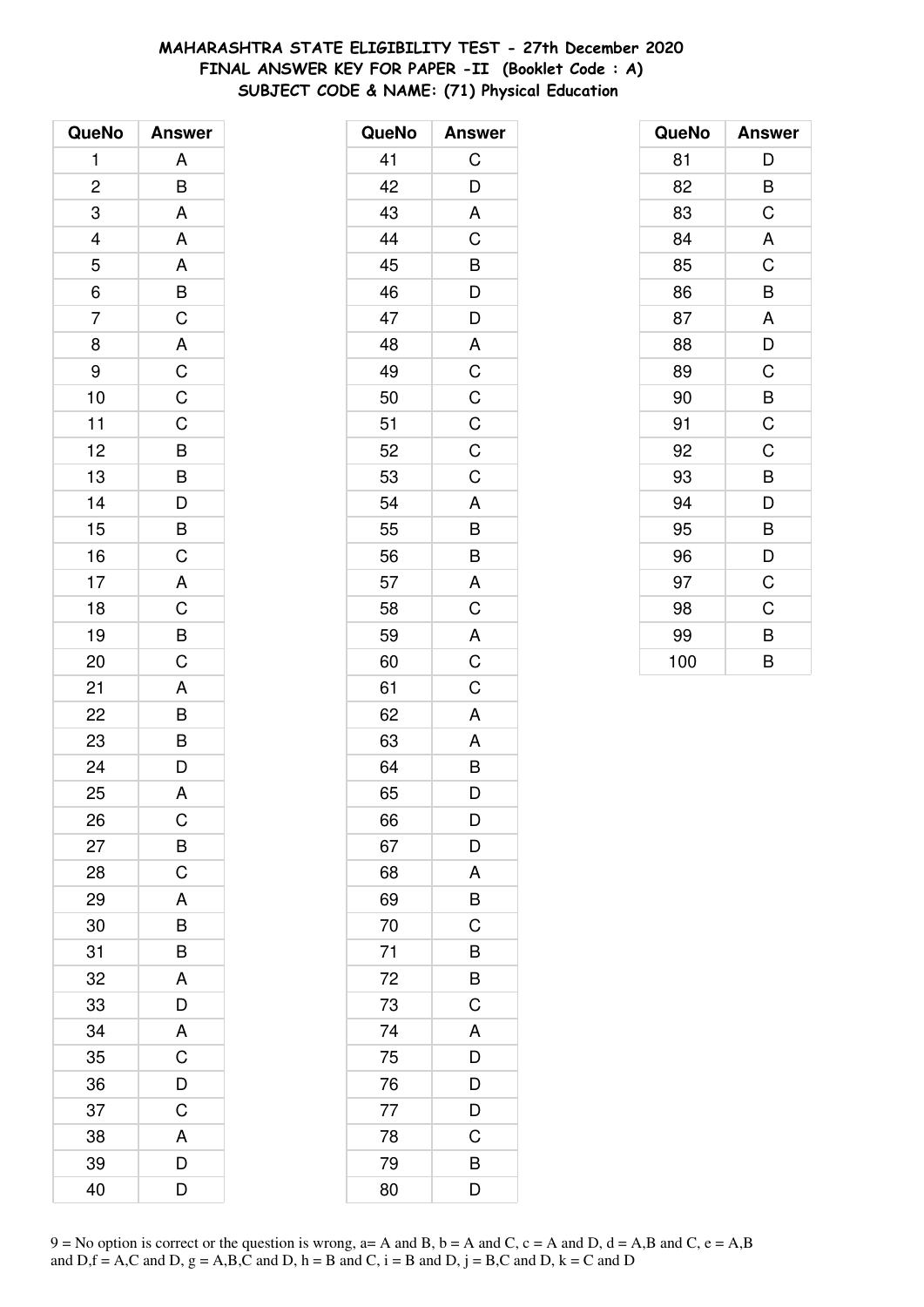**MAHARASHTRA STATE ELIGIBILITY TEST - 27th December 2020**
**FINAL ANSWER KEY FOR PAPER -II (Booklet Code : A)**
**SUBJECT CODE & NAME: (71) Physical Education**

| QueNo | Answer |
|---|---|
| 1 | A |
| 2 | B |
| 3 | A |
| 4 | A |
| 5 | A |
| 6 | B |
| 7 | C |
| 8 | A |
| 9 | C |
| 10 | C |
| 11 | C |
| 12 | B |
| 13 | B |
| 14 | D |
| 15 | B |
| 16 | C |
| 17 | A |
| 18 | C |
| 19 | B |
| 20 | C |
| 21 | A |
| 22 | B |
| 23 | B |
| 24 | D |
| 25 | A |
| 26 | C |
| 27 | B |
| 28 | C |
| 29 | A |
| 30 | B |
| 31 | B |
| 32 | A |
| 33 | D |
| 34 | A |
| 35 | C |
| 36 | D |
| 37 | C |
| 38 | A |
| 39 | D |
| 40 | D |

| QueNo | Answer |
|---|---|
| 41 | C |
| 42 | D |
| 43 | A |
| 44 | C |
| 45 | B |
| 46 | D |
| 47 | D |
| 48 | A |
| 49 | C |
| 50 | C |
| 51 | C |
| 52 | C |
| 53 | C |
| 54 | A |
| 55 | B |
| 56 | B |
| 57 | A |
| 58 | C |
| 59 | A |
| 60 | C |
| 61 | C |
| 62 | A |
| 63 | A |
| 64 | B |
| 65 | D |
| 66 | D |
| 67 | D |
| 68 | A |
| 69 | B |
| 70 | C |
| 71 | B |
| 72 | B |
| 73 | C |
| 74 | A |
| 75 | D |
| 76 | D |
| 77 | D |
| 78 | C |
| 79 | B |
| 80 | D |

| QueNo | Answer |
|---|---|
| 81 | D |
| 82 | B |
| 83 | C |
| 84 | A |
| 85 | C |
| 86 | B |
| 87 | A |
| 88 | D |
| 89 | C |
| 90 | B |
| 91 | C |
| 92 | C |
| 93 | B |
| 94 | D |
| 95 | B |
| 96 | D |
| 97 | C |
| 98 | C |
| 99 | B |
| 100 | B |

9 = No option is correct or the question is wrong, a= A and B, b = A and C, c = A and D, d = A,B and C, e = A,B and D,f = A,C and D, g = A,B,C and D, h = B and C, i = B and D, j = B,C and D, k = C and D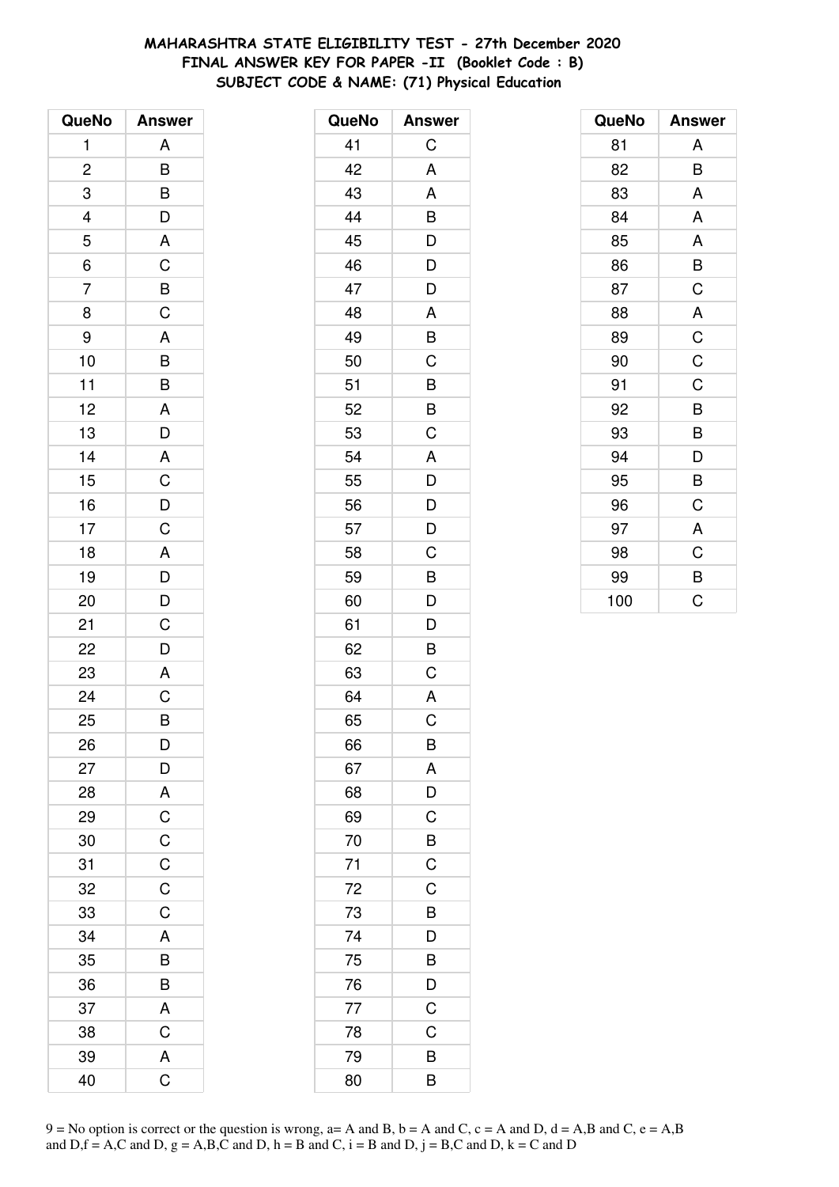# MAHARASHTRA STATE ELIGIBILITY TEST - 27th December 2020
## FINAL ANSWER KEY FOR PAPER -II (Booklet Code : B)
### SUBJECT CODE & NAME: (71) Physical Education

| QueNo | Answer |
|---|---|
| 1 | A |
| 2 | B |
| 3 | B |
| 4 | D |
| 5 | A |
| 6 | C |
| 7 | B |
| 8 | C |
| 9 | A |
| 10 | B |
| 11 | B |
| 12 | A |
| 13 | D |
| 14 | A |
| 15 | C |
| 16 | D |
| 17 | C |
| 18 | A |
| 19 | D |
| 20 | D |
| 21 | C |
| 22 | D |
| 23 | A |
| 24 | C |
| 25 | B |
| 26 | D |
| 27 | D |
| 28 | A |
| 29 | C |
| 30 | C |
| 31 | C |
| 32 | C |
| 33 | C |
| 34 | A |
| 35 | B |
| 36 | B |
| 37 | A |
| 38 | C |
| 39 | A |
| 40 | C |

| QueNo | Answer |
|---|---|
| 41 | C |
| 42 | A |
| 43 | A |
| 44 | B |
| 45 | D |
| 46 | D |
| 47 | D |
| 48 | A |
| 49 | B |
| 50 | C |
| 51 | B |
| 52 | B |
| 53 | C |
| 54 | A |
| 55 | D |
| 56 | D |
| 57 | D |
| 58 | C |
| 59 | B |
| 60 | D |
| 61 | D |
| 62 | B |
| 63 | C |
| 64 | A |
| 65 | C |
| 66 | B |
| 67 | A |
| 68 | D |
| 69 | C |
| 70 | B |
| 71 | C |
| 72 | C |
| 73 | B |
| 74 | D |
| 75 | B |
| 76 | D |
| 77 | C |
| 78 | C |
| 79 | B |
| 80 | B |

| QueNo | Answer |
|---|---|
| 81 | A |
| 82 | B |
| 83 | A |
| 84 | A |
| 85 | A |
| 86 | B |
| 87 | C |
| 88 | A |
| 89 | C |
| 90 | C |
| 91 | C |
| 92 | B |
| 93 | B |
| 94 | D |
| 95 | B |
| 96 | C |
| 97 | A |
| 98 | C |
| 99 | B |
| 100 | C |

9 = No option is correct or the question is wrong, a= A and B, b = A and C, c = A and D, d = A,B and C, e = A,B and D,f = A,C and D, g = A,B,C and D, h = B and C, i = B and D, j = B,C and D, k = C and D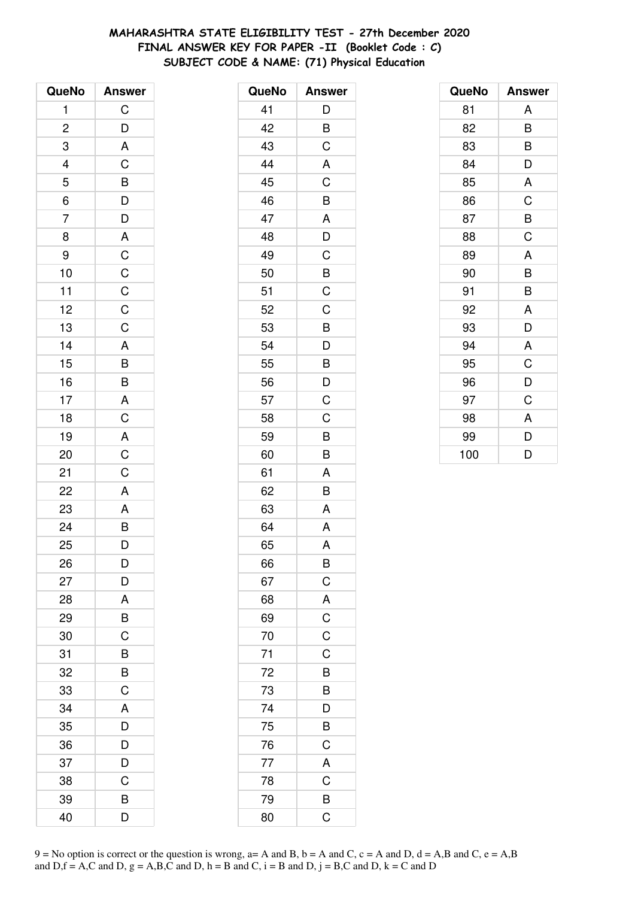# MAHARASHTRA STATE ELIGIBILITY TEST - 27th December 2020
## FINAL ANSWER KEY FOR PAPER -II (Booklet Code : C)
### SUBJECT CODE & NAME: (71) Physical Education

| QueNo | Answer |
|---|---|
| 1 | C |
| 2 | D |
| 3 | A |
| 4 | C |
| 5 | B |
| 6 | D |
| 7 | D |
| 8 | A |
| 9 | C |
| 10 | C |
| 11 | C |
| 12 | C |
| 13 | C |
| 14 | A |
| 15 | B |
| 16 | B |
| 17 | A |
| 18 | C |
| 19 | A |
| 20 | C |
| 21 | C |
| 22 | A |
| 23 | A |
| 24 | B |
| 25 | D |
| 26 | D |
| 27 | D |
| 28 | A |
| 29 | B |
| 30 | C |
| 31 | B |
| 32 | B |
| 33 | C |
| 34 | A |
| 35 | D |
| 36 | D |
| 37 | D |
| 38 | C |
| 39 | B |
| 40 | D |

| QueNo | Answer |
|---|---|
| 41 | D |
| 42 | B |
| 43 | C |
| 44 | A |
| 45 | C |
| 46 | B |
| 47 | A |
| 48 | D |
| 49 | C |
| 50 | B |
| 51 | C |
| 52 | C |
| 53 | B |
| 54 | D |
| 55 | B |
| 56 | D |
| 57 | C |
| 58 | C |
| 59 | B |
| 60 | B |
| 61 | A |
| 62 | B |
| 63 | A |
| 64 | A |
| 65 | A |
| 66 | B |
| 67 | C |
| 68 | A |
| 69 | C |
| 70 | C |
| 71 | C |
| 72 | B |
| 73 | B |
| 74 | D |
| 75 | B |
| 76 | C |
| 77 | A |
| 78 | C |
| 79 | B |
| 80 | C |

| QueNo | Answer |
|---|---|
| 81 | A |
| 82 | B |
| 83 | B |
| 84 | D |
| 85 | A |
| 86 | C |
| 87 | B |
| 88 | C |
| 89 | A |
| 90 | B |
| 91 | B |
| 92 | A |
| 93 | D |
| 94 | A |
| 95 | C |
| 96 | D |
| 97 | C |
| 98 | A |
| 99 | D |
| 100 | D |

9 = No option is correct or the question is wrong, a= A and B, b = A and C, c = A and D, d = A,B and C, e = A,B and D,f = A,C and D, g = A,B,C and D, h = B and C, i = B and D, j = B,C and D, k = C and D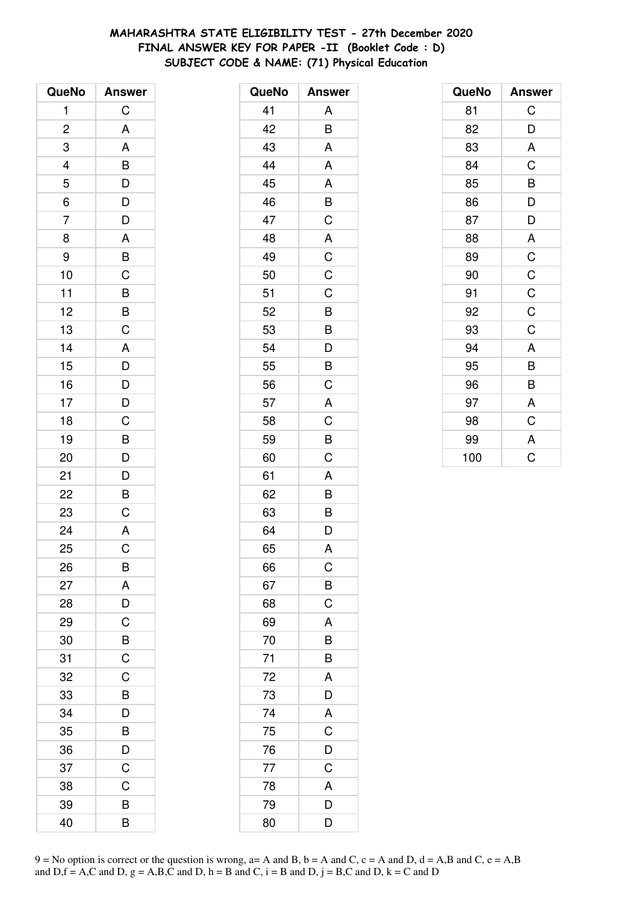**MAHARASHTRA STATE ELIGIBILITY TEST - 27th December 2020**
**FINAL ANSWER KEY FOR PAPER -II (Booklet Code : D)**
**SUBJECT CODE & NAME: (71) Physical Education**

| QueNo | Answer |
|---|---|
| 1 | C |
| 2 | A |
| 3 | A |
| 4 | B |
| 5 | D |
| 6 | D |
| 7 | D |
| 8 | A |
| 9 | B |
| 10 | C |
| 11 | B |
| 12 | B |
| 13 | C |
| 14 | A |
| 15 | D |
| 16 | D |
| 17 | D |
| 18 | C |
| 19 | B |
| 20 | D |
| 21 | D |
| 22 | B |
| 23 | C |
| 24 | A |
| 25 | C |
| 26 | B |
| 27 | A |
| 28 | D |
| 29 | C |
| 30 | B |
| 31 | C |
| 32 | C |
| 33 | B |
| 34 | D |
| 35 | B |
| 36 | D |
| 37 | C |
| 38 | C |
| 39 | B |
| 40 | B |

| QueNo | Answer |
|---|---|
| 41 | A |
| 42 | B |
| 43 | A |
| 44 | A |
| 45 | A |
| 46 | B |
| 47 | C |
| 48 | A |
| 49 | C |
| 50 | C |
| 51 | C |
| 52 | B |
| 53 | B |
| 54 | D |
| 55 | B |
| 56 | C |
| 57 | A |
| 58 | C |
| 59 | B |
| 60 | C |
| 61 | A |
| 62 | B |
| 63 | B |
| 64 | D |
| 65 | A |
| 66 | C |
| 67 | B |
| 68 | C |
| 69 | A |
| 70 | B |
| 71 | B |
| 72 | A |
| 73 | D |
| 74 | A |
| 75 | C |
| 76 | D |
| 77 | C |
| 78 | A |
| 79 | D |
| 80 | D |

| QueNo | Answer |
|---|---|
| 81 | C |
| 82 | D |
| 83 | A |
| 84 | C |
| 85 | B |
| 86 | D |
| 87 | D |
| 88 | A |
| 89 | C |
| 90 | C |
| 91 | C |
| 92 | C |
| 93 | C |
| 94 | A |
| 95 | B |
| 96 | B |
| 97 | A |
| 98 | C |
| 99 | A |
| 100 | C |

9 = No option is correct or the question is wrong, a= A and B, b = A and C, c = A and D, d = A,B and C, e = A,B and D,f = A,C and D, g = A,B,C and D, h = B and C, i = B and D, j = B,C and D, k = C and D